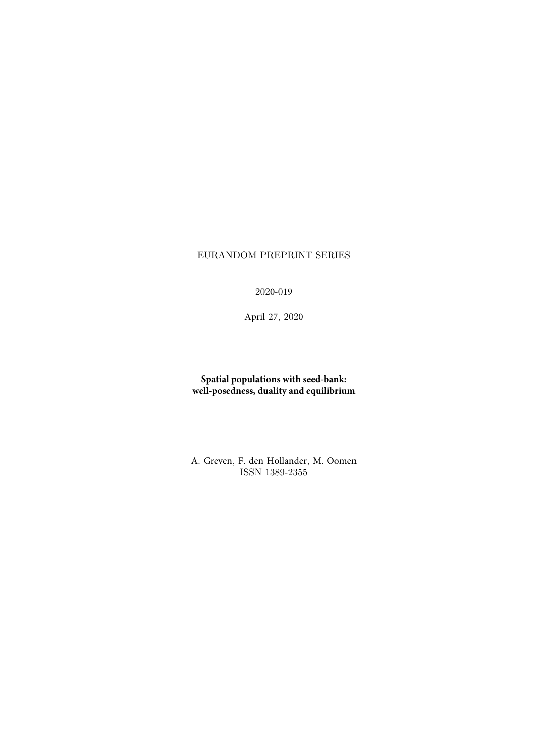EURANDOM PREPRINT SERIES

2020-019

April 27, 2020

**Spatial populations with seed-bank: well-posedness, duality and equilibrium**

A. Greven, F. den Hollander, M. Oomen
ISSN 1389-2355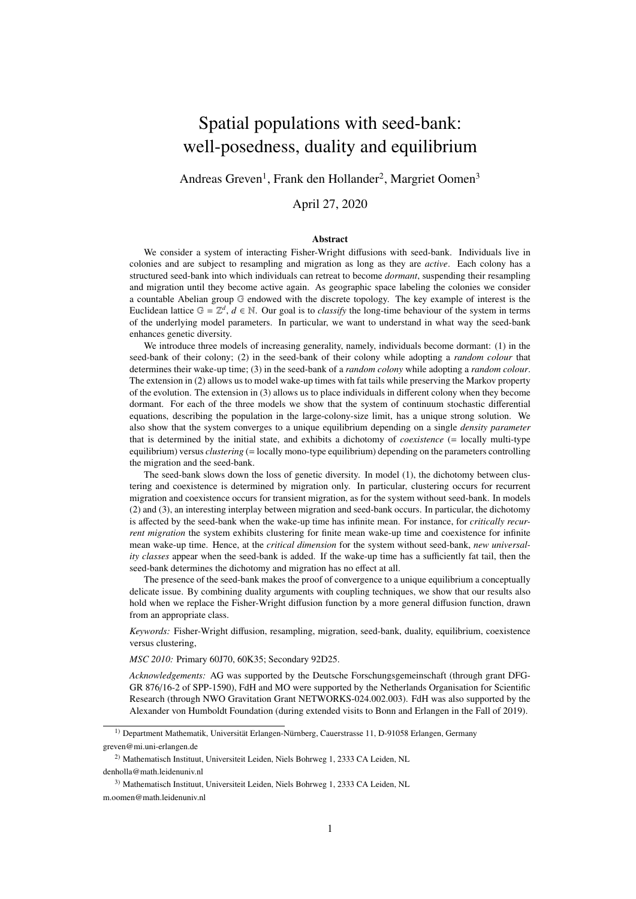# Spatial populations with seed-bank: well-posedness, duality and equilibrium

Andreas Greven[1], Frank den Hollander[2], Margriet Oomen[3]

April 27, 2020

### Abstract

We consider a system of interacting Fisher-Wright diffusions with seed-bank. Individuals live in colonies and are subject to resampling and migration as long as they are *active*. Each colony has a structured seed-bank into which individuals can retreat to become *dormant*, suspending their resampling and migration until they become active again. As geographic space labeling the colonies we consider a countable Abelian group $\mathbb{G}$ endowed with the discrete topology. The key example of interest is the Euclidean lattice $\mathbb{G} = \mathbb{Z}^d$, $d \in \mathbb{N}$. Our goal is to *classify* the long-time behaviour of the system in terms of the underlying model parameters. In particular, we want to understand in what way the seed-bank enhances genetic diversity.

We introduce three models of increasing generality, namely, individuals become dormant: (1) in the seed-bank of their colony; (2) in the seed-bank of their colony while adopting a *random colour* that determines their wake-up time; (3) in the seed-bank of a *random colony* while adopting a *random colour*. The extension in (2) allows us to model wake-up times with fat tails while preserving the Markov property of the evolution. The extension in (3) allows us to place individuals in different colony when they become dormant. For each of the three models we show that the system of continuum stochastic differential equations, describing the population in the large-colony-size limit, has a unique strong solution. We also show that the system converges to a unique equilibrium depending on a single *density parameter* that is determined by the initial state, and exhibits a dichotomy of *coexistence* (= locally multi-type equilibrium) versus *clustering* (= locally mono-type equilibrium) depending on the parameters controlling the migration and the seed-bank.

The seed-bank slows down the loss of genetic diversity. In model (1), the dichotomy between clustering and coexistence is determined by migration only. In particular, clustering occurs for recurrent migration and coexistence occurs for transient migration, as for the system without seed-bank. In models (2) and (3), an interesting interplay between migration and seed-bank occurs. In particular, the dichotomy is affected by the seed-bank when the wake-up time has infinite mean. For instance, for *critically recurrent migration* the system exhibits clustering for finite mean wake-up time and coexistence for infinite mean wake-up time. Hence, at the *critical dimension* for the system without seed-bank, *new universality classes* appear when the seed-bank is added. If the wake-up time has a sufficiently fat tail, then the seed-bank determines the dichotomy and migration has no effect at all.

The presence of the seed-bank makes the proof of convergence to a unique equilibrium a conceptually delicate issue. By combining duality arguments with coupling techniques, we show that our results also hold when we replace the Fisher-Wright diffusion function by a more general diffusion function, drawn from an appropriate class.

*Keywords:* Fisher-Wright diffusion, resampling, migration, seed-bank, duality, equilibrium, coexistence versus clustering,

*MSC 2010:* Primary 60J70, 60K35; Secondary 92D25.

*Acknowledgements:* AG was supported by the Deutsche Forschungsgemeinschaft (through grant DFG-GR 876/16-2 of SPP-1590), FdH and MO were supported by the Netherlands Organisation for Scientific Research (through NWO Gravitation Grant NETWORKS-024.002.003). FdH was also supported by the Alexander von Humboldt Foundation (during extended visits to Bonn and Erlangen in the Fall of 2019).

---

[1] Department Mathematik, Universität Erlangen-Nürnberg, Cauerstrasse 11, D-91058 Erlangen, Germany greven@mi.uni-erlangen.de

[2] Mathematisch Instituut, Universiteit Leiden, Niels Bohrweg 1, 2333 CA Leiden, NL denholla@math.leidenuniv.nl

[3] Mathematisch Instituut, Universiteit Leiden, Niels Bohrweg 1, 2333 CA Leiden, NL m.oomen@math.leidenuniv.nl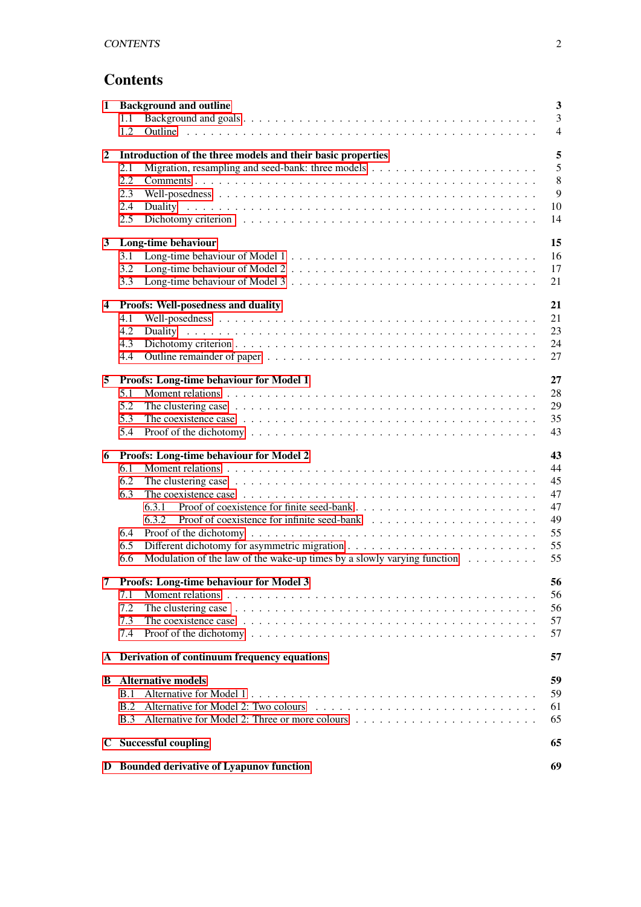# Contents

**1 Background and outline** — **3**
- 1.1 Background and goals — 3
- 1.2 Outline — 4

**2 Introduction of the three models and their basic properties** — **5**
- 2.1 Migration, resampling and seed-bank: three models — 5
- 2.2 Comments — 8
- 2.3 Well-posedness — 9
- 2.4 Duality — 10
- 2.5 Dichotomy criterion — 14

**3 Long-time behaviour** — **15**
- 3.1 Long-time behaviour of Model 1 — 16
- 3.2 Long-time behaviour of Model 2 — 17
- 3.3 Long-time behaviour of Model 3 — 21

**4 Proofs: Well-posedness and duality** — **21**
- 4.1 Well-posedness — 21
- 4.2 Duality — 23
- 4.3 Dichotomy criterion — 24
- 4.4 Outline remainder of paper — 27

**5 Proofs: Long-time behaviour for Model 1** — **27**
- 5.1 Moment relations — 28
- 5.2 The clustering case — 29
- 5.3 The coexistence case — 35
- 5.4 Proof of the dichotomy — 43

**6 Proofs: Long-time behaviour for Model 2** — **43**
- 6.1 Moment relations — 44
- 6.2 The clustering case — 45
- 6.3 The coexistence case — 47
  - 6.3.1 Proof of coexistence for finite seed-bank — 47
  - 6.3.2 Proof of coexistence for infinite seed-bank — 49
- 6.4 Proof of the dichotomy — 55
- 6.5 Different dichotomy for asymmetric migration — 55
- 6.6 Modulation of the law of the wake-up times by a slowly varying function — 55

**7 Proofs: Long-time behaviour for Model 3** — **56**
- 7.1 Moment relations — 56
- 7.2 The clustering case — 56
- 7.3 The coexistence case — 57
- 7.4 Proof of the dichotomy — 57

**A Derivation of continuum frequency equations** — **57**

**B Alternative models** — **59**
- B.1 Alternative for Model 1 — 59
- B.2 Alternative for Model 2: Two colours — 61
- B.3 Alternative for Model 2: Three or more colours — 65

**C Successful coupling** — **65**

**D Bounded derivative of Lyapunov function** — **69**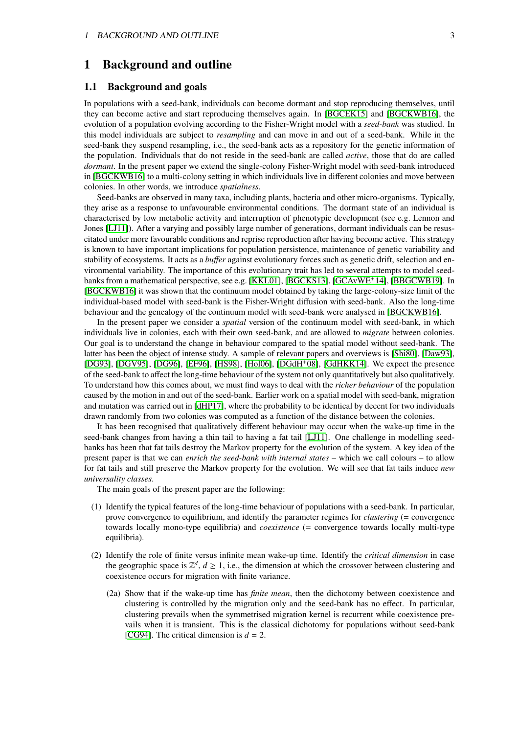# 1 Background and outline

## 1.1 Background and goals

In populations with a seed-bank, individuals can become dormant and stop reproducing themselves, until they can become active and start reproducing themselves again. In [BGCEK15] and [BGCKWB16], the evolution of a population evolving according to the Fisher-Wright model with a *seed-bank* was studied. In this model individuals are subject to *resampling* and can move in and out of a seed-bank. While in the seed-bank they suspend resampling, i.e., the seed-bank acts as a repository for the genetic information of the population. Individuals that do not reside in the seed-bank are called *active*, those that do are called *dormant*. In the present paper we extend the single-colony Fisher-Wright model with seed-bank introduced in [BGCKWB16] to a multi-colony setting in which individuals live in different colonies and move between colonies. In other words, we introduce *spatialness*.

Seed-banks are observed in many taxa, including plants, bacteria and other micro-organisms. Typically, they arise as a response to unfavourable environmental conditions. The dormant state of an individual is characterised by low metabolic activity and interruption of phenotypic development (see e.g. Lennon and Jones [LJ11]). After a varying and possibly large number of generations, dormant individuals can be resuscitated under more favourable conditions and reprise reproduction after having become active. This strategy is known to have important implications for population persistence, maintenance of genetic variability and stability of ecosystems. It acts as a *buffer* against evolutionary forces such as genetic drift, selection and environmental variability. The importance of this evolutionary trait has led to several attempts to model seed-banks from a mathematical perspective, see e.g. [KKL01], [BGCKS13], [GCAvWE+14], [BBGCWB19]. In [BGCKWB16] it was shown that the continuum model obtained by taking the large-colony-size limit of the individual-based model with seed-bank is the Fisher-Wright diffusion with seed-bank. Also the long-time behaviour and the genealogy of the continuum model with seed-bank were analysed in [BGCKWB16].

In the present paper we consider a *spatial* version of the continuum model with seed-bank, in which individuals live in colonies, each with their own seed-bank, and are allowed to *migrate* between colonies. Our goal is to understand the change in behaviour compared to the spatial model without seed-bank. The latter has been the object of intense study. A sample of relevant papers and overviews is [Shi80], [Daw93], [DG93], [DGV95], [DG96], [EF96], [HS98], [Hol06], [DGdH+08], [GdHKK14]. We expect the presence of the seed-bank to affect the long-time behaviour of the system not only quantitatively but also qualitatively. To understand how this comes about, we must find ways to deal with the *richer behaviour* of the population caused by the motion in and out of the seed-bank. Earlier work on a spatial model with seed-bank, migration and mutation was carried out in [dHP17], where the probability to be identical by decent for two individuals drawn randomly from two colonies was computed as a function of the distance between the colonies.

It has been recognised that qualitatively different behaviour may occur when the wake-up time in the seed-bank changes from having a thin tail to having a fat tail [LJ11]. One challenge in modelling seed-banks has been that fat tails destroy the Markov property for the evolution of the system. A key idea of the present paper is that we can *enrich the seed-bank with internal states* – which we call colours – to allow for fat tails and still preserve the Markov property for the evolution. We will see that fat tails induce *new universality classes*.

The main goals of the present paper are the following:

(1) Identify the typical features of the long-time behaviour of populations with a seed-bank. In particular, prove convergence to equilibrium, and identify the parameter regimes for *clustering* (= convergence towards locally mono-type equilibria) and *coexistence* (= convergence towards locally multi-type equilibria).

(2) Identify the role of finite versus infinite mean wake-up time. Identify the *critical dimension* in case the geographic space is $\mathbb{Z}^d$, $d \geq 1$, i.e., the dimension at which the crossover between clustering and coexistence occurs for migration with finite variance.

   (2a) Show that if the wake-up time has *finite mean*, then the dichotomy between coexistence and clustering is controlled by the migration only and the seed-bank has no effect. In particular, clustering prevails when the symmetrised migration kernel is recurrent while coexistence prevails when it is transient. This is the classical dichotomy for populations without seed-bank [CG94]. The critical dimension is $d = 2$.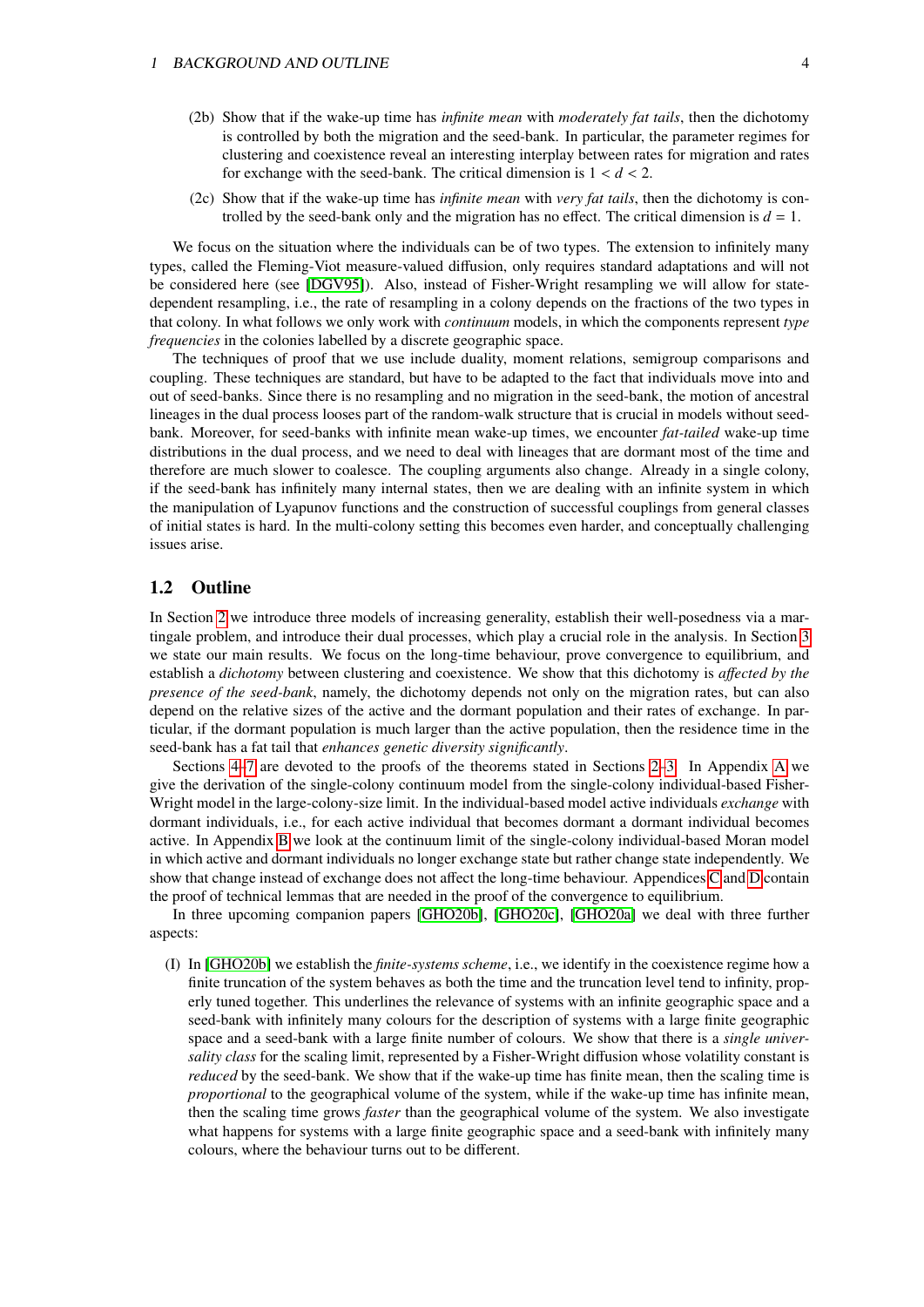(2b) Show that if the wake-up time has *infinite mean* with *moderately fat tails*, then the dichotomy is controlled by both the migration and the seed-bank. In particular, the parameter regimes for clustering and coexistence reveal an interesting interplay between rates for migration and rates for exchange with the seed-bank. The critical dimension is $1 < d < 2$.

(2c) Show that if the wake-up time has *infinite mean* with *very fat tails*, then the dichotomy is controlled by the seed-bank only and the migration has no effect. The critical dimension is $d = 1$.

We focus on the situation where the individuals can be of two types. The extension to infinitely many types, called the Fleming-Viot measure-valued diffusion, only requires standard adaptations and will not be considered here (see [DGV95]). Also, instead of Fisher-Wright resampling we will allow for state-dependent resampling, i.e., the rate of resampling in a colony depends on the fractions of the two types in that colony. In what follows we only work with *continuum* models, in which the components represent *type frequencies* in the colonies labelled by a discrete geographic space.

The techniques of proof that we use include duality, moment relations, semigroup comparisons and coupling. These techniques are standard, but have to be adapted to the fact that individuals move into and out of seed-banks. Since there is no resampling and no migration in the seed-bank, the motion of ancestral lineages in the dual process looses part of the random-walk structure that is crucial in models without seed-bank. Moreover, for seed-banks with infinite mean wake-up times, we encounter *fat-tailed* wake-up time distributions in the dual process, and we need to deal with lineages that are dormant most of the time and therefore are much slower to coalesce. The coupling arguments also change. Already in a single colony, if the seed-bank has infinitely many internal states, then we are dealing with an infinite system in which the manipulation of Lyapunov functions and the construction of successful couplings from general classes of initial states is hard. In the multi-colony setting this becomes even harder, and conceptually challenging issues arise.

## 1.2 Outline

In Section 2 we introduce three models of increasing generality, establish their well-posedness via a martingale problem, and introduce their dual processes, which play a crucial role in the analysis. In Section 3 we state our main results. We focus on the long-time behaviour, prove convergence to equilibrium, and establish a *dichotomy* between clustering and coexistence. We show that this dichotomy is *affected by the presence of the seed-bank*, namely, the dichotomy depends not only on the migration rates, but can also depend on the relative sizes of the active and the dormant population and their rates of exchange. In particular, if the dormant population is much larger than the active population, then the residence time in the seed-bank has a fat tail that *enhances genetic diversity significantly*.

Sections 4–7 are devoted to the proofs of the theorems stated in Sections 2–3. In Appendix A we give the derivation of the single-colony continuum model from the single-colony individual-based Fisher-Wright model in the large-colony-size limit. In the individual-based model active individuals *exchange* with dormant individuals, i.e., for each active individual that becomes dormant a dormant individual becomes active. In Appendix B we look at the continuum limit of the single-colony individual-based Moran model in which active and dormant individuals no longer exchange state but rather change state independently. We show that change instead of exchange does not affect the long-time behaviour. Appendices C and D contain the proof of technical lemmas that are needed in the proof of the convergence to equilibrium.

In three upcoming companion papers [GHO20b], [GHO20c], [GHO20a] we deal with three further aspects:

(I) In [GHO20b] we establish the *finite-systems scheme*, i.e., we identify in the coexistence regime how a finite truncation of the system behaves as both the time and the truncation level tend to infinity, properly tuned together. This underlines the relevance of systems with an infinite geographic space and a seed-bank with infinitely many colours for the description of systems with a large finite geographic space and a seed-bank with a large finite number of colours. We show that there is a *single universality class* for the scaling limit, represented by a Fisher-Wright diffusion whose volatility constant is *reduced* by the seed-bank. We show that if the wake-up time has finite mean, then the scaling time is *proportional* to the geographical volume of the system, while if the wake-up time has infinite mean, then the scaling time grows *faster* than the geographical volume of the system. We also investigate what happens for systems with a large finite geographic space and a seed-bank with infinitely many colours, where the behaviour turns out to be different.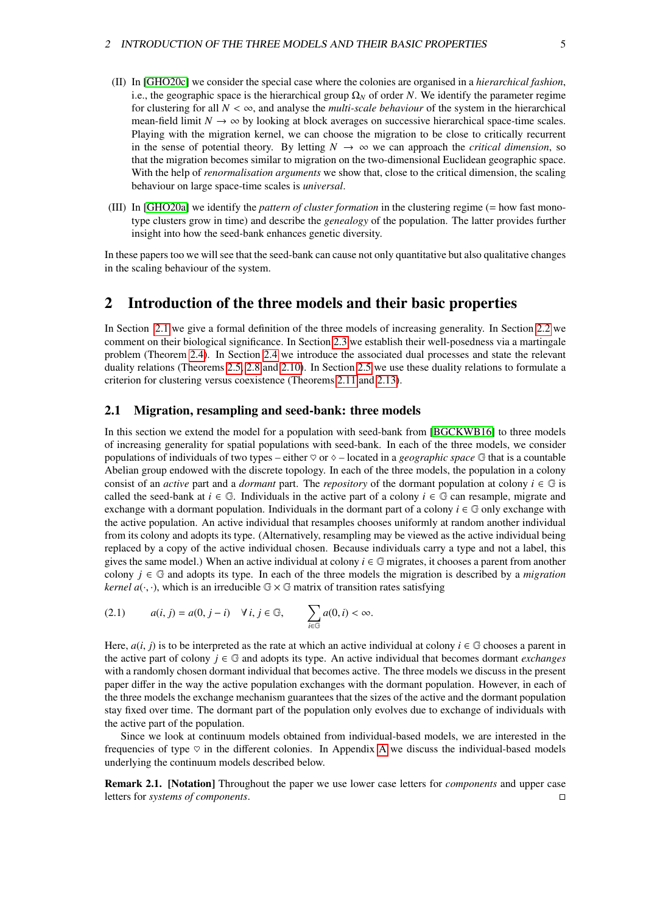(II) In [GHO20c] we consider the special case where the colonies are organised in a *hierarchical fashion*, i.e., the geographic space is the hierarchical group $\Omega_N$ of order $N$. We identify the parameter regime for clustering for all $N < \infty$, and analyse the *multi-scale behaviour* of the system in the hierarchical mean-field limit $N \to \infty$ by looking at block averages on successive hierarchical space-time scales. Playing with the migration kernel, we can choose the migration to be close to critically recurrent in the sense of potential theory. By letting $N \to \infty$ we can approach the *critical dimension*, so that the migration becomes similar to migration on the two-dimensional Euclidean geographic space. With the help of *renormalisation arguments* we show that, close to the critical dimension, the scaling behaviour on large space-time scales is *universal*.

(III) In [GHO20a] we identify the *pattern of cluster formation* in the clustering regime (= how fast mono-type clusters grow in time) and describe the *genealogy* of the population. The latter provides further insight into how the seed-bank enhances genetic diversity.

In these papers too we will see that the seed-bank can cause not only quantitative but also qualitative changes in the scaling behaviour of the system.

# 2 Introduction of the three models and their basic properties

In Section 2.1 we give a formal definition of the three models of increasing generality. In Section 2.2 we comment on their biological significance. In Section 2.3 we establish their well-posedness via a martingale problem (Theorem 2.4). In Section 2.4 we introduce the associated dual processes and state the relevant duality relations (Theorems 2.5, 2.8 and 2.10). In Section 2.5 we use these duality relations to formulate a criterion for clustering versus coexistence (Theorems 2.11 and 2.13).

## 2.1 Migration, resampling and seed-bank: three models

In this section we extend the model for a population with seed-bank from [BGCKWB16] to three models of increasing generality for spatial populations with seed-bank. In each of the three models, we consider populations of individuals of two types – either $\heartsuit$ or $\diamondsuit$ – located in a *geographic space* $\mathbb{G}$ that is a countable Abelian group endowed with the discrete topology. In each of the three models, the population in a colony consist of an *active* part and a *dormant* part. The *repository* of the dormant population at colony $i \in \mathbb{G}$ is called the seed-bank at $i \in \mathbb{G}$. Individuals in the active part of a colony $i \in \mathbb{G}$ can resample, migrate and exchange with a dormant population. Individuals in the dormant part of a colony $i \in \mathbb{G}$ only exchange with the active population. An active individual that resamples chooses uniformly at random another individual from its colony and adopts its type. (Alternatively, resampling may be viewed as the active individual being replaced by a copy of the active individual chosen. Because individuals carry a type and not a label, this gives the same model.) When an active individual at colony $i \in \mathbb{G}$ migrates, it chooses a parent from another colony $j \in \mathbb{G}$ and adopts its type. In each of the three models the migration is described by a *migration kernel* $a(\cdot,\cdot)$, which is an irreducible $\mathbb{G} \times \mathbb{G}$ matrix of transition rates satisfying

$$(2.1) \qquad a(i,j) = a(0, j-i) \quad \forall\, i,j \in \mathbb{G}, \qquad \sum_{i \in \mathbb{G}} a(0,i) < \infty.$$

Here, $a(i,j)$ is to be interpreted as the rate at which an active individual at colony $i \in \mathbb{G}$ chooses a parent in the active part of colony $j \in \mathbb{G}$ and adopts its type. An active individual that becomes dormant *exchanges* with a randomly chosen dormant individual that becomes active. The three models we discuss in the present paper differ in the way the active population exchanges with the dormant population. However, in each of the three models the exchange mechanism guarantees that the sizes of the active and the dormant population stay fixed over time. The dormant part of the population only evolves due to exchange of individuals with the active part of the population.

Since we look at continuum models obtained from individual-based models, we are interested in the frequencies of type $\heartsuit$ in the different colonies. In Appendix A we discuss the individual-based models underlying the continuum models described below.

**Remark 2.1. [Notation]** Throughout the paper we use lower case letters for *components* and upper case letters for *systems of components*. □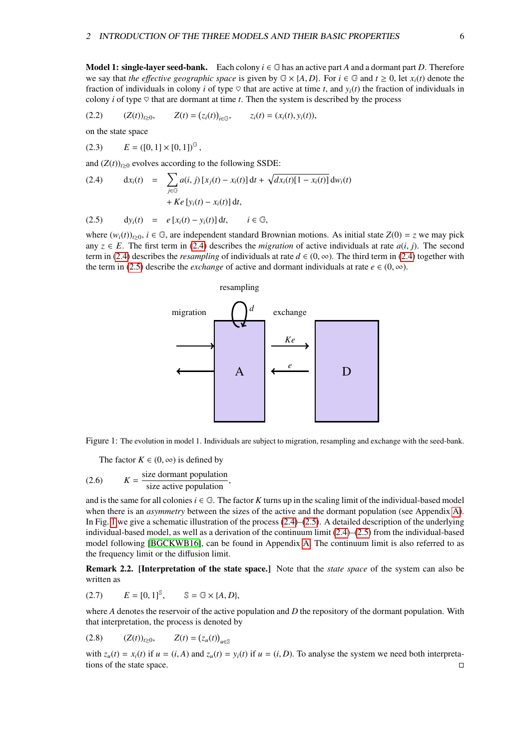**Model 1: single-layer seed-bank.** Each colony $i \in \mathbb{G}$ has an active part $A$ and a dormant part $D$. Therefore we say that *the effective geographic space* is given by $\mathbb{G} \times \{A, D\}$. For $i \in \mathbb{G}$ and $t \geq 0$, let $x_i(t)$ denote the fraction of individuals in colony $i$ of type $\heartsuit$ that are active at time $t$, and $y_i(t)$ the fraction of individuals in colony $i$ of type $\heartsuit$ that are dormant at time $t$. Then the system is described by the process

$$(2.2) \qquad (Z(t))_{t\geq 0}, \qquad Z(t) = (z_i(t))_{i\in\mathbb{G}}, \qquad z_i(t) = (x_i(t), y_i(t)),$$

on the state space

$$(2.3) \qquad E = ([0,1] \times [0,1])^{\mathbb{G}},$$

and $(Z(t))_{t\geq 0}$ evolves according to the following SSDE:

$$(2.4) \qquad \begin{aligned} \mathrm{d}x_i(t) &= \sum_{j\in\mathbb{G}} a(i,j)\,[x_j(t) - x_i(t)]\,\mathrm{d}t + \sqrt{d x_i(t)[1 - x_i(t)]}\,\mathrm{d}w_i(t) \\ &\quad + Ke\,[y_i(t) - x_i(t)]\,\mathrm{d}t, \end{aligned}$$

$$(2.5) \qquad \mathrm{d}y_i(t) = e\,[x_i(t) - y_i(t)]\,\mathrm{d}t, \qquad i \in \mathbb{G},$$

where $(w_i(t))_{t\geq 0}$, $i \in \mathbb{G}$, are independent standard Brownian motions. As initial state $Z(0) = z$ we may pick any $z \in E$. The first term in (2.4) describes the *migration* of active individuals at rate $a(i, j)$. The second term in (2.4) describes the *resampling* of individuals at rate $d \in (0, \infty)$. The third term in (2.4) together with the term in (2.5) describe the *exchange* of active and dormant individuals at rate $e \in (0, \infty)$.

Figure 1: The evolution in model 1. Individuals are subject to migration, resampling and exchange with the seed-bank.

The factor $K \in (0, \infty)$ is defined by

$$(2.6) \qquad K = \frac{\text{size dormant population}}{\text{size active population}},$$

and is the same for all colonies $i \in \mathbb{G}$. The factor $K$ turns up in the scaling limit of the individual-based model when there is an *asymmetry* between the sizes of the active and the dormant population (see Appendix A). In Fig. 1 we give a schematic illustration of the process (2.4)–(2.5). A detailed description of the underlying individual-based model, as well as a derivation of the continuum limit (2.4)–(2.5) from the individual-based model following [BGCKWB16], can be found in Appendix A. The continuum limit is also referred to as the frequency limit or the diffusion limit.

**Remark 2.2. [Interpretation of the state space.]** Note that the *state space* of the system can also be written as

$$(2.7) \qquad E = [0,1]^{\mathbb{S}}, \qquad \mathbb{S} = \mathbb{G} \times \{A, D\},$$

where $A$ denotes the reservoir of the active population and $D$ the repository of the dormant population. With that interpretation, the process is denoted by

$$(2.8) \qquad (Z(t))_{t\geq 0}, \qquad Z(t) = (z_u(t))_{u\in\mathbb{S}}$$

with $z_u(t) = x_i(t)$ if $u = (i, A)$ and $z_u(t) = y_i(t)$ if $u = (i, D)$. To analyse the system we need both interpretations of the state space. □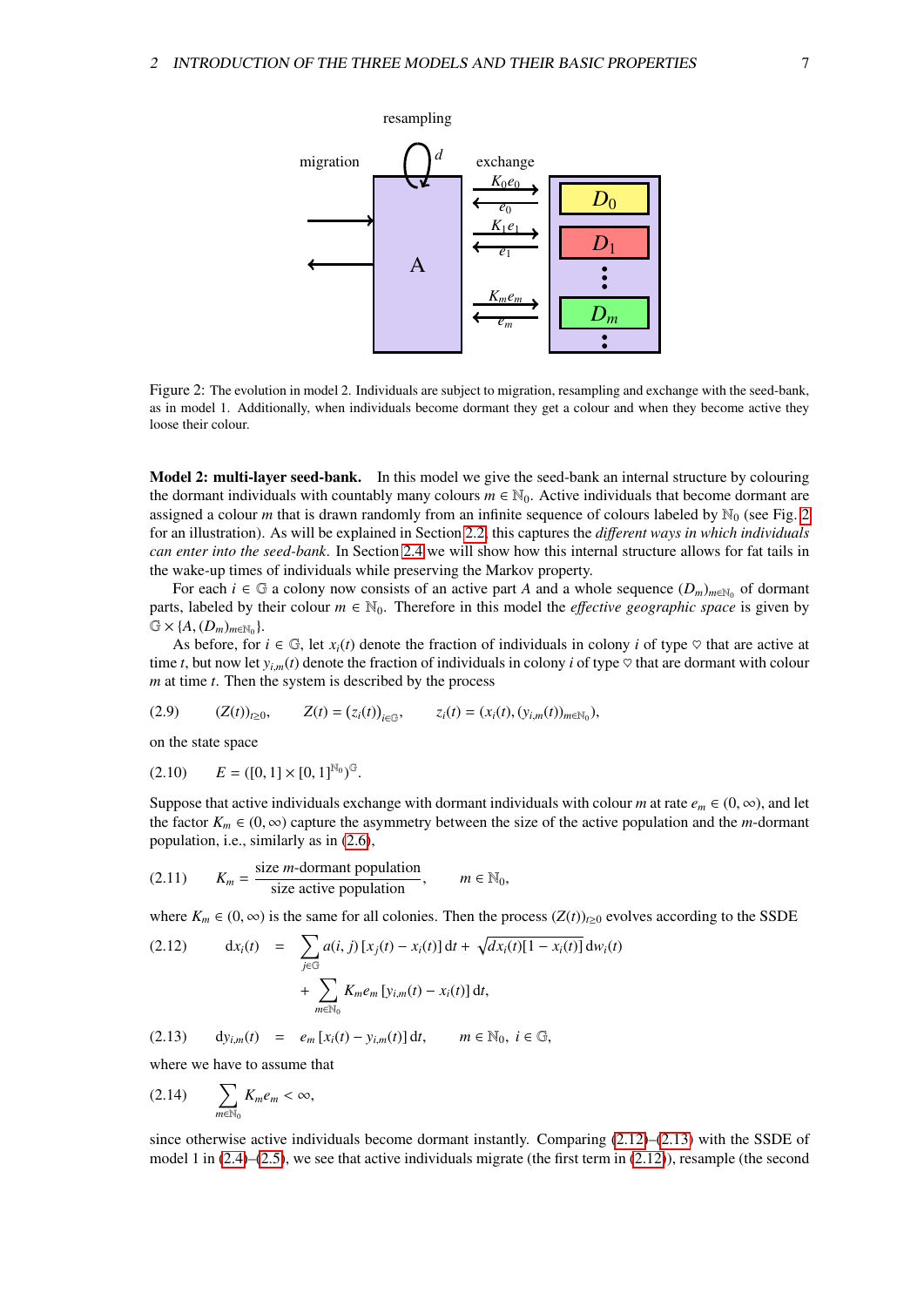Figure 2: The evolution in model 2. Individuals are subject to migration, resampling and exchange with the seed-bank, as in model 1. Additionally, when individuals become dormant they get a colour and when they become active they loose their colour.

**Model 2: multi-layer seed-bank.** In this model we give the seed-bank an internal structure by colouring the dormant individuals with countably many colours $m \in \mathbb{N}_0$. Active individuals that become dormant are assigned a colour $m$ that is drawn randomly from an infinite sequence of colours labeled by $\mathbb{N}_0$ (see Fig. 2 for an illustration). As will be explained in Section 2.2, this captures the *different ways in which individuals can enter into the seed-bank*. In Section 2.4 we will show how this internal structure allows for fat tails in the wake-up times of individuals while preserving the Markov property.

For each $i \in \mathbb{G}$ a colony now consists of an active part $A$ and a whole sequence $(D_m)_{m\in\mathbb{N}_0}$ of dormant parts, labeled by their colour $m \in \mathbb{N}_0$. Therefore in this model the *effective geographic space* is given by $\mathbb{G} \times \{A, (D_m)_{m\in\mathbb{N}_0}\}$.

As before, for $i \in \mathbb{G}$, let $x_i(t)$ denote the fraction of individuals in colony $i$ of type $\heartsuit$ that are active at time $t$, but now let $y_{i,m}(t)$ denote the fraction of individuals in colony $i$ of type $\heartsuit$ that are dormant with colour $m$ at time $t$. Then the system is described by the process

$$(2.9) \qquad (Z(t))_{t\geq 0}, \qquad Z(t) = (z_i(t))_{i\in\mathbb{G}}, \qquad z_i(t) = (x_i(t), (y_{i,m}(t))_{m\in\mathbb{N}_0}),$$

on the state space

$$(2.10) \qquad E = ([0,1] \times [0,1]^{\mathbb{N}_0})^{\mathbb{G}}.$$

Suppose that active individuals exchange with dormant individuals with colour $m$ at rate $e_m \in (0,\infty)$, and let the factor $K_m \in (0,\infty)$ capture the asymmetry between the size of the active population and the $m$-dormant population, i.e., similarly as in (2.6),

$$(2.11) \qquad K_m = \frac{\text{size } m\text{-dormant population}}{\text{size active population}}, \qquad m \in \mathbb{N}_0,$$

where $K_m \in (0,\infty)$ is the same for all colonies. Then the process $(Z(t))_{t\geq 0}$ evolves according to the SSDE

$$(2.12) \qquad \mathrm{d}x_i(t) = \sum_{j\in\mathbb{G}} a(i,j)\,[x_j(t) - x_i(t)]\,\mathrm{d}t + \sqrt{d x_i(t)[1-x_i(t)]}\,\mathrm{d}w_i(t) + \sum_{m\in\mathbb{N}_0} K_m e_m\,[y_{i,m}(t) - x_i(t)]\,\mathrm{d}t,$$

$$(2.13) \qquad \mathrm{d}y_{i,m}(t) = e_m\,[x_i(t) - y_{i,m}(t)]\,\mathrm{d}t, \qquad m \in \mathbb{N}_0,\ i \in \mathbb{G},$$

where we have to assume that

$$(2.14) \qquad \sum_{m\in\mathbb{N}_0} K_m e_m < \infty,$$

since otherwise active individuals become dormant instantly. Comparing (2.12)–(2.13) with the SSDE of model 1 in (2.4)–(2.5), we see that active individuals migrate (the first term in (2.12)), resample (the second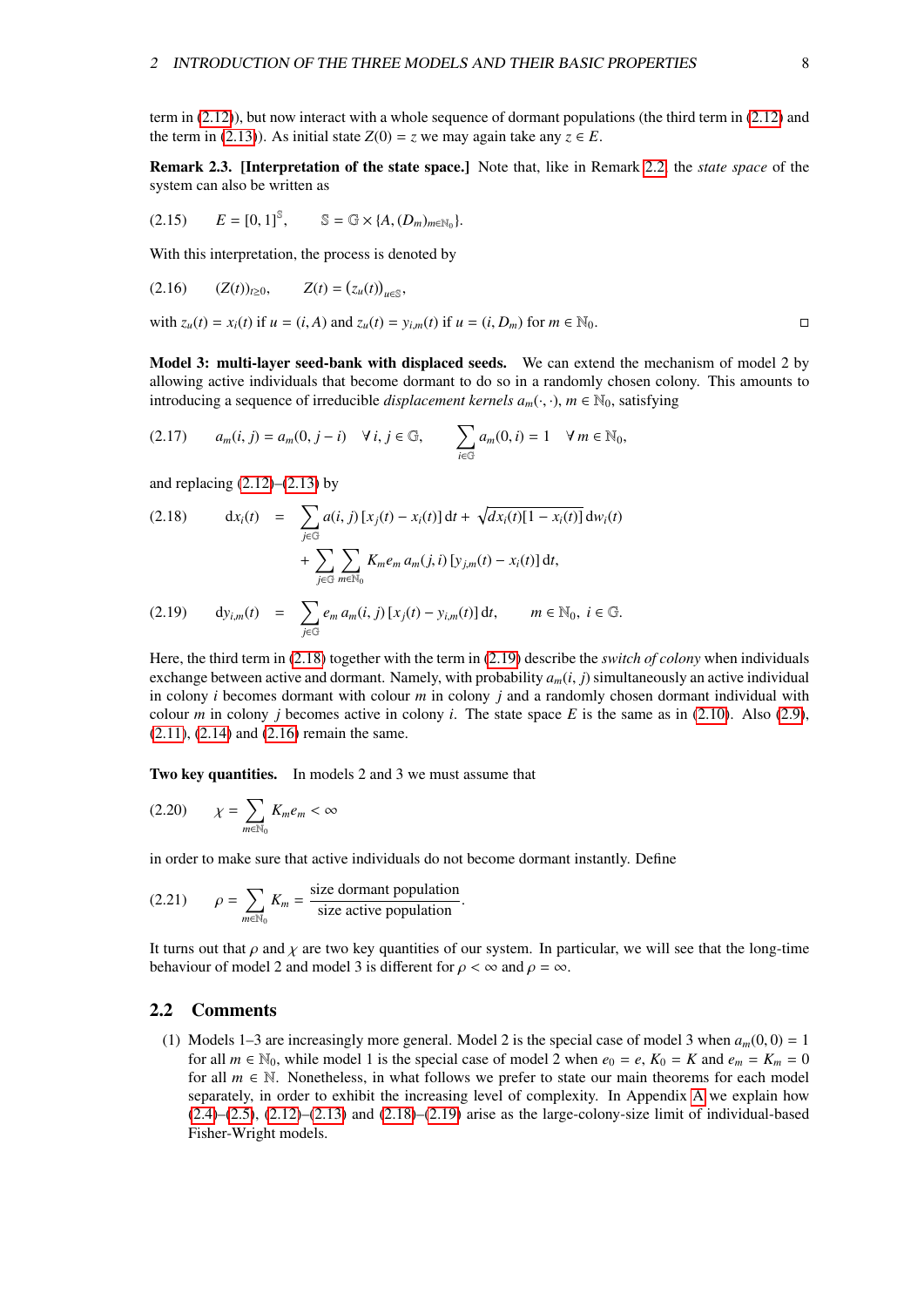term in (2.12)), but now interact with a whole sequence of dormant populations (the third term in (2.12) and the term in (2.13)). As initial state $Z(0) = z$ we may again take any $z \in E$.

**Remark 2.3. [Interpretation of the state space.]** Note that, like in Remark 2.2, the *state space* of the system can also be written as

$$E = [0,1]^{\mathbb{S}}, \qquad \mathbb{S} = \mathbb{G} \times \{A, (D_m)_{m \in \mathbb{N}_0}\}. \tag{2.15}$$

With this interpretation, the process is denoted by

$$(Z(t))_{t \geq 0}, \qquad Z(t) = \big(z_u(t)\big)_{u \in \mathbb{S}}, \tag{2.16}$$

with $z_u(t) = x_i(t)$ if $u = (i, A)$ and $z_u(t) = y_{i,m}(t)$ if $u = (i, D_m)$ for $m \in \mathbb{N}_0$. □

**Model 3: multi-layer seed-bank with displaced seeds.** We can extend the mechanism of model 2 by allowing active individuals that become dormant to do so in a randomly chosen colony. This amounts to introducing a sequence of irreducible *displacement kernels* $a_m(\cdot,\cdot)$, $m \in \mathbb{N}_0$, satisfying

$$a_m(i,j) = a_m(0, j-i) \quad \forall\, i,j \in \mathbb{G}, \qquad \sum_{i \in \mathbb{G}} a_m(0,i) = 1 \quad \forall\, m \in \mathbb{N}_0, \tag{2.17}$$

and replacing (2.12)–(2.13) by

$$\begin{aligned} \mathrm{d}x_i(t) \;&=\; \sum_{j \in \mathbb{G}} a(i,j)\,[x_j(t) - x_i(t)]\,\mathrm{d}t + \sqrt{d x_i(t)[1 - x_i(t)]}\,\mathrm{d}w_i(t) \\ &\quad + \sum_{j \in \mathbb{G}} \sum_{m \in \mathbb{N}_0} K_m e_m\, a_m(j,i)\,[y_{j,m}(t) - x_i(t)]\,\mathrm{d}t, \end{aligned} \tag{2.18}$$

$$\mathrm{d}y_{i,m}(t) \;=\; \sum_{j \in \mathbb{G}} e_m\, a_m(i,j)\,[x_j(t) - y_{i,m}(t)]\,\mathrm{d}t, \qquad m \in \mathbb{N}_0,\ i \in \mathbb{G}. \tag{2.19}$$

Here, the third term in (2.18) together with the term in (2.19) describe the *switch of colony* when individuals exchange between active and dormant. Namely, with probability $a_m(i,j)$ simultaneously an active individual in colony $i$ becomes dormant with colour $m$ in colony $j$ and a randomly chosen dormant individual with colour $m$ in colony $j$ becomes active in colony $i$. The state space $E$ is the same as in (2.10). Also (2.9), (2.11), (2.14) and (2.16) remain the same.

**Two key quantities.** In models 2 and 3 we must assume that

$$\chi = \sum_{m \in \mathbb{N}_0} K_m e_m < \infty \tag{2.20}$$

in order to make sure that active individuals do not become dormant instantly. Define

$$\rho = \sum_{m \in \mathbb{N}_0} K_m = \frac{\text{size dormant population}}{\text{size active population}}. \tag{2.21}$$

It turns out that $\rho$ and $\chi$ are two key quantities of our system. In particular, we will see that the long-time behaviour of model 2 and model 3 is different for $\rho < \infty$ and $\rho = \infty$.

## 2.2 Comments

(1) Models 1–3 are increasingly more general. Model 2 is the special case of model 3 when $a_m(0,0) = 1$ for all $m \in \mathbb{N}_0$, while model 1 is the special case of model 2 when $e_0 = e$, $K_0 = K$ and $e_m = K_m = 0$ for all $m \in \mathbb{N}$. Nonetheless, in what follows we prefer to state our main theorems for each model separately, in order to exhibit the increasing level of complexity. In Appendix A we explain how (2.4)–(2.5), (2.12)–(2.13) and (2.18)–(2.19) arise as the large-colony-size limit of individual-based Fisher-Wright models.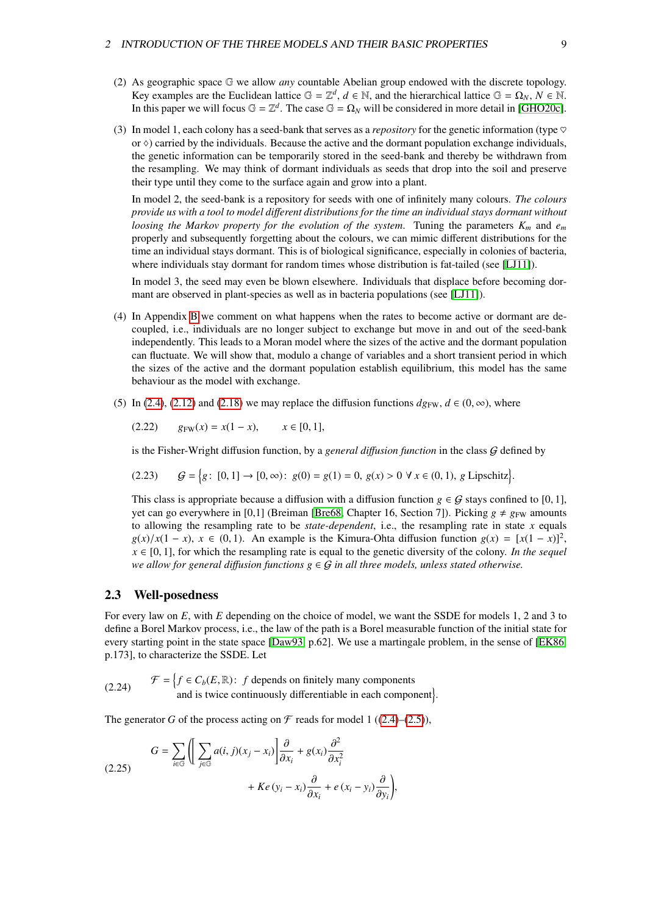(2) As geographic space $\mathbb{G}$ we allow *any* countable Abelian group endowed with the discrete topology. Key examples are the Euclidean lattice $\mathbb{G} = \mathbb{Z}^d$, $d \in \mathbb{N}$, and the hierarchical lattice $\mathbb{G} = \Omega_N$, $N \in \mathbb{N}$. In this paper we will focus $\mathbb{G} = \mathbb{Z}^d$. The case $\mathbb{G} = \Omega_N$ will be considered in more detail in [GHO20c].

(3) In model 1, each colony has a seed-bank that serves as a *repository* for the genetic information (type $\heartsuit$ or $\diamondsuit$) carried by the individuals. Because the active and the dormant population exchange individuals, the genetic information can be temporarily stored in the seed-bank and thereby be withdrawn from the resampling. We may think of dormant individuals as seeds that drop into the soil and preserve their type until they come to the surface again and grow into a plant.

In model 2, the seed-bank is a repository for seeds with one of infinitely many colours. *The colours provide us with a tool to model different distributions for the time an individual stays dormant without loosing the Markov property for the evolution of the system.* Tuning the parameters $K_m$ and $e_m$ properly and subsequently forgetting about the colours, we can mimic different distributions for the time an individual stays dormant. This is of biological significance, especially in colonies of bacteria, where individuals stay dormant for random times whose distribution is fat-tailed (see [LJ11]).

In model 3, the seed may even be blown elsewhere. Individuals that displace before becoming dormant are observed in plant-species as well as in bacteria populations (see [LJ11]).

(4) In Appendix B we comment on what happens when the rates to become active or dormant are decoupled, i.e., individuals are no longer subject to exchange but move in and out of the seed-bank independently. This leads to a Moran model where the sizes of the active and the dormant population can fluctuate. We will show that, modulo a change of variables and a short transient period in which the sizes of the active and the dormant population establish equilibrium, this model has the same behaviour as the model with exchange.

(5) In (2.4), (2.12) and (2.18) we may replace the diffusion functions $dg_{\mathrm{FW}}$, $d \in (0,\infty)$, where

$$g_{\mathrm{FW}}(x) = x(1-x), \qquad x \in [0,1], \tag{2.22}$$

is the Fisher-Wright diffusion function, by a *general diffusion function* in the class $\mathcal{G}$ defined by

$$\mathcal{G} = \Big\{ g\colon\ [0,1] \to [0,\infty)\colon\ g(0) = g(1) = 0,\ g(x) > 0\ \forall\, x \in (0,1),\ g \text{ Lipschitz} \Big\}. \tag{2.23}$$

This class is appropriate because a diffusion with a diffusion function $g \in \mathcal{G}$ stays confined to $[0,1]$, yet can go everywhere in $[0,1]$ (Breiman [Bre68, Chapter 16, Section 7]). Picking $g \neq g_{\mathrm{FW}}$ amounts to allowing the resampling rate to be *state-dependent*, i.e., the resampling rate in state $x$ equals $g(x)/x(1-x)$, $x \in (0,1)$. An example is the Kimura-Ohta diffusion function $g(x) = [x(1-x)]^2$, $x \in [0,1]$, for which the resampling rate is equal to the genetic diversity of the colony. *In the sequel we allow for general diffusion functions $g \in \mathcal{G}$ in all three models, unless stated otherwise.*

## 2.3 Well-posedness

For every law on $E$, with $E$ depending on the choice of model, we want the SSDE for models 1, 2 and 3 to define a Borel Markov process, i.e., the law of the path is a Borel measurable function of the initial state for every starting point in the state space [Daw93, p.62]. We use a martingale problem, in the sense of [EK86, p.173], to characterize the SSDE. Let

$$\mathcal{F} = \Big\{ f \in C_b(E,\mathbb{R})\colon\ f \text{ depends on finitely many components and is twice continuously differentiable in each component} \Big\}. \tag{2.24}$$

The generator $G$ of the process acting on $\mathcal{F}$ reads for model 1 ((2.4)–(2.5)),

$$G = \sum_{i\in\mathbb{G}} \Bigg( \Bigg[ \sum_{j\in\mathbb{G}} a(i,j)(x_j - x_i) \Bigg] \frac{\partial}{\partial x_i} + g(x_i) \frac{\partial^2}{\partial x_i^2} + Ke\,(y_i - x_i) \frac{\partial}{\partial x_i} + e\,(x_i - y_i) \frac{\partial}{\partial y_i} \Bigg), \tag{2.25}$$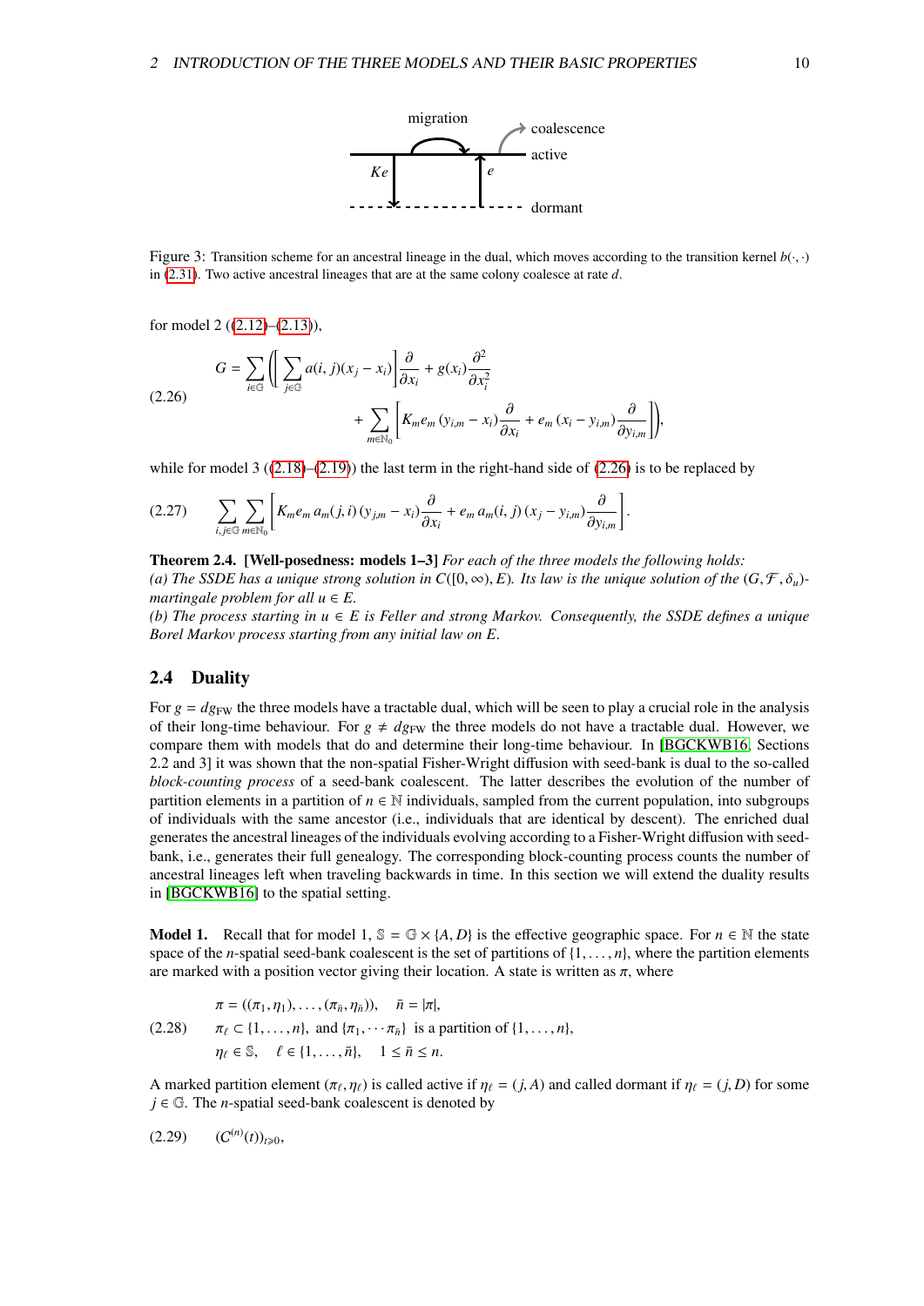Figure 3: Transition scheme for an ancestral lineage in the dual, which moves according to the transition kernel $b(\cdot,\cdot)$ in (2.31). Two active ancestral lineages that are at the same colony coalesce at rate $d$.

for model 2 ((2.12)–(2.13)),

$$G = \sum_{i\in\mathbb{G}} \left( \left[ \sum_{j\in\mathbb{G}} a(i,j)(x_j - x_i) \right] \frac{\partial}{\partial x_i} + g(x_i) \frac{\partial^2}{\partial x_i^2} + \sum_{m\in\mathbb{N}_0} \left[ K_m e_m (y_{i,m} - x_i) \frac{\partial}{\partial x_i} + e_m (x_i - y_{i,m}) \frac{\partial}{\partial y_{i,m}} \right] \right), \tag{2.26}$$

while for model 3 ((2.18)–(2.19)) the last term in the right-hand side of (2.26) is to be replaced by

$$\sum_{i,j\in\mathbb{G}} \sum_{m\in\mathbb{N}_0} \left[ K_m e_m\, a_m(j,i)\, (y_{j,m} - x_i) \frac{\partial}{\partial x_i} + e_m\, a_m(i,j)\, (x_j - y_{i,m}) \frac{\partial}{\partial y_{i,m}} \right]. \tag{2.27}$$

**Theorem 2.4. [Well-posedness: models 1–3]** *For each of the three models the following holds:*
*(a) The SSDE has a unique strong solution in $C([0,\infty), E)$. Its law is the unique solution of the $(G, \mathcal{F}, \delta_u)$-martingale problem for all $u \in E$.*
*(b) The process starting in $u \in E$ is Feller and strong Markov. Consequently, the SSDE defines a unique Borel Markov process starting from any initial law on $E$.*

## 2.4 Duality

For $g = dg_{\mathrm{FW}}$ the three models have a tractable dual, which will be seen to play a crucial role in the analysis of their long-time behaviour. For $g \neq dg_{\mathrm{FW}}$ the three models do not have a tractable dual. However, we compare them with models that do and determine their long-time behaviour. In [BGCKWB16, Sections 2.2 and 3] it was shown that the non-spatial Fisher-Wright diffusion with seed-bank is dual to the so-called *block-counting process* of a seed-bank coalescent. The latter describes the evolution of the number of partition elements in a partition of $n \in \mathbb{N}$ individuals, sampled from the current population, into subgroups of individuals with the same ancestor (i.e., individuals that are identical by descent). The enriched dual generates the ancestral lineages of the individuals evolving according to a Fisher-Wright diffusion with seed-bank, i.e., generates their full genealogy. The corresponding block-counting process counts the number of ancestral lineages left when traveling backwards in time. In this section we will extend the duality results in [BGCKWB16] to the spatial setting.

**Model 1.** Recall that for model 1, $\mathbb{S} = \mathbb{G} \times \{A, D\}$ is the effective geographic space. For $n \in \mathbb{N}$ the state space of the $n$-spatial seed-bank coalescent is the set of partitions of $\{1,\dots,n\}$, where the partition elements are marked with a position vector giving their location. A state is written as $\pi$, where

$$\begin{aligned} &\pi = ((\pi_1,\eta_1),\dots,(\pi_{\bar{n}},\eta_{\bar{n}})), \quad \bar{n} = |\pi|, \\ &\pi_\ell \subset \{1,\dots,n\}, \text{ and } \{\pi_1,\cdots\pi_{\bar{n}}\} \text{ is a partition of } \{1,\dots,n\}, \\ &\eta_\ell \in \mathbb{S}, \quad \ell \in \{1,\dots,\bar{n}\}, \quad 1 \le \bar{n} \le n. \end{aligned} \tag{2.28}$$

A marked partition element $(\pi_\ell, \eta_\ell)$ is called active if $\eta_\ell = (j, A)$ and called dormant if $\eta_\ell = (j, D)$ for some $j \in \mathbb{G}$. The $n$-spatial seed-bank coalescent is denoted by

$$(C^{(n)}(t))_{t\geqslant 0}, \tag{2.29}$$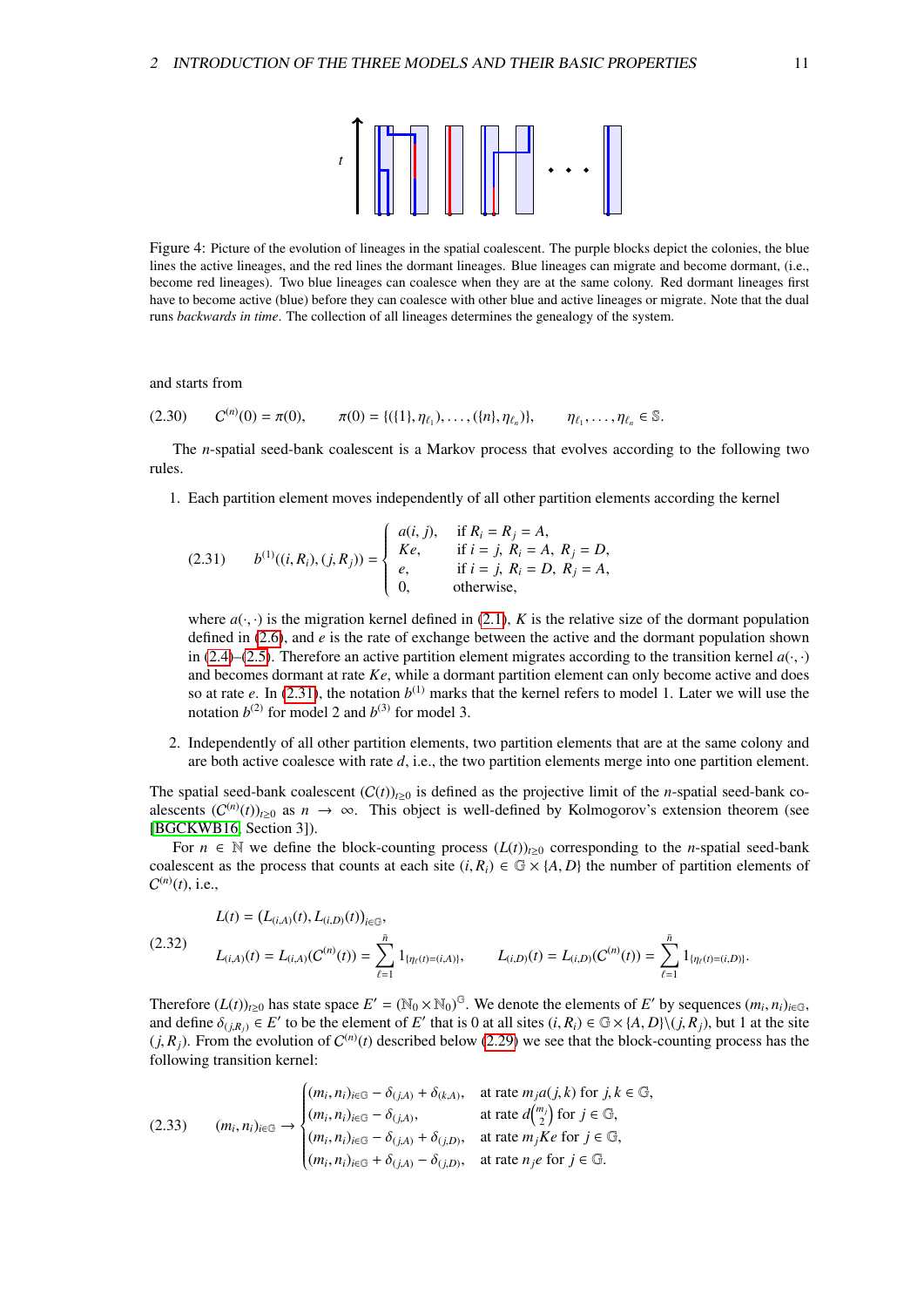Figure 4: Picture of the evolution of lineages in the spatial coalescent. The purple blocks depict the colonies, the blue lines the active lineages, and the red lines the dormant lineages. Blue lineages can migrate and become dormant, (i.e., become red lineages). Two blue lineages can coalesce when they are at the same colony. Red dormant lineages first have to become active (blue) before they can coalesce with other blue and active lineages or migrate. Note that the dual runs *backwards in time*. The collection of all lineages determines the genealogy of the system.

and starts from

$$C^{(n)}(0) = \pi(0), \qquad \pi(0) = \{(\{1\},\eta_{\ell_1}),\dots,(\{n\},\eta_{\ell_n})\}, \qquad \eta_{\ell_1},\dots,\eta_{\ell_n} \in \mathbb{S}. \tag{2.30}$$

The $n$-spatial seed-bank coalescent is a Markov process that evolves according to the following two rules.

1. Each partition element moves independently of all other partition elements according the kernel

$$b^{(1)}((i,R_i),(j,R_j)) = \begin{cases} a(i,j), & \text{if } R_i = R_j = A,\\ Ke, & \text{if } i=j,\ R_i = A,\ R_j = D,\\ e, & \text{if } i=j,\ R_i = D,\ R_j = A,\\ 0, & \text{otherwise,}\end{cases} \tag{2.31}$$

   where $a(\cdot,\cdot)$ is the migration kernel defined in (2.1), $K$ is the relative size of the dormant population defined in (2.6), and $e$ is the rate of exchange between the active and the dormant population shown in (2.4)–(2.5). Therefore an active partition element migrates according to the transition kernel $a(\cdot,\cdot)$ and becomes dormant at rate $Ke$, while a dormant partition element can only become active and does so at rate $e$. In (2.31), the notation $b^{(1)}$ marks that the kernel refers to model 1. Later we will use the notation $b^{(2)}$ for model 2 and $b^{(3)}$ for model 3.

2. Independently of all other partition elements, two partition elements that are at the same colony and are both active coalesce with rate $d$, i.e., the two partition elements merge into one partition element.

The spatial seed-bank coalescent $(C(t))_{t\geq 0}$ is defined as the projective limit of the $n$-spatial seed-bank coalescents $(C^{(n)}(t))_{t\geq 0}$ as $n\to\infty$. This object is well-defined by Kolmogorov's extension theorem (see [BGCKWB16, Section 3]).

For $n\in\mathbb{N}$ we define the block-counting process $(L(t))_{t\geq 0}$ corresponding to the $n$-spatial seed-bank coalescent as the process that counts at each site $(i,R_i)\in\mathbb{G}\times\{A,D\}$ the number of partition elements of $C^{(n)}(t)$, i.e.,

$$\begin{aligned} &L(t) = (L_{(i,A)}(t), L_{(i,D)}(t))_{i\in\mathbb{G}},\\ &L_{(i,A)}(t) = L_{(i,A)}(C^{(n)}(t)) = \sum_{\ell=1}^{\bar n} 1_{\{\eta_\ell(t)=(i,A)\}}, \qquad L_{(i,D)}(t) = L_{(i,D)}(C^{(n)}(t)) = \sum_{\ell=1}^{\bar n} 1_{\{\eta_\ell(t)=(i,D)\}}. \end{aligned} \tag{2.32}$$

Therefore $(L(t))_{t\geq 0}$ has state space $E' = (\mathbb{N}_0\times\mathbb{N}_0)^{\mathbb{G}}$. We denote the elements of $E'$ by sequences $(m_i,n_i)_{i\in\mathbb{G}}$, and define $\delta_{(j,R_j)}\in E'$ to be the element of $E'$ that is 0 at all sites $(i,R_i)\in\mathbb{G}\times\{A,D\}\backslash(j,R_j)$, but 1 at the site $(j,R_j)$. From the evolution of $C^{(n)}(t)$ described below (2.29) we see that the block-counting process has the following transition kernel:

$$(m_i,n_i)_{i\in\mathbb{G}} \to \begin{cases} (m_i,n_i)_{i\in\mathbb{G}} - \delta_{(j,A)} + \delta_{(k,A)}, & \text{at rate } m_j a(j,k) \text{ for } j,k\in\mathbb{G},\\ (m_i,n_i)_{i\in\mathbb{G}} - \delta_{(j,A)}, & \text{at rate } d\binom{m_j}{2} \text{ for } j\in\mathbb{G},\\ (m_i,n_i)_{i\in\mathbb{G}} - \delta_{(j,A)} + \delta_{(j,D)}, & \text{at rate } m_j Ke \text{ for } j\in\mathbb{G},\\ (m_i,n_i)_{i\in\mathbb{G}} + \delta_{(j,A)} - \delta_{(j,D)}, & \text{at rate } n_j e \text{ for } j\in\mathbb{G}.\end{cases} \tag{2.33}$$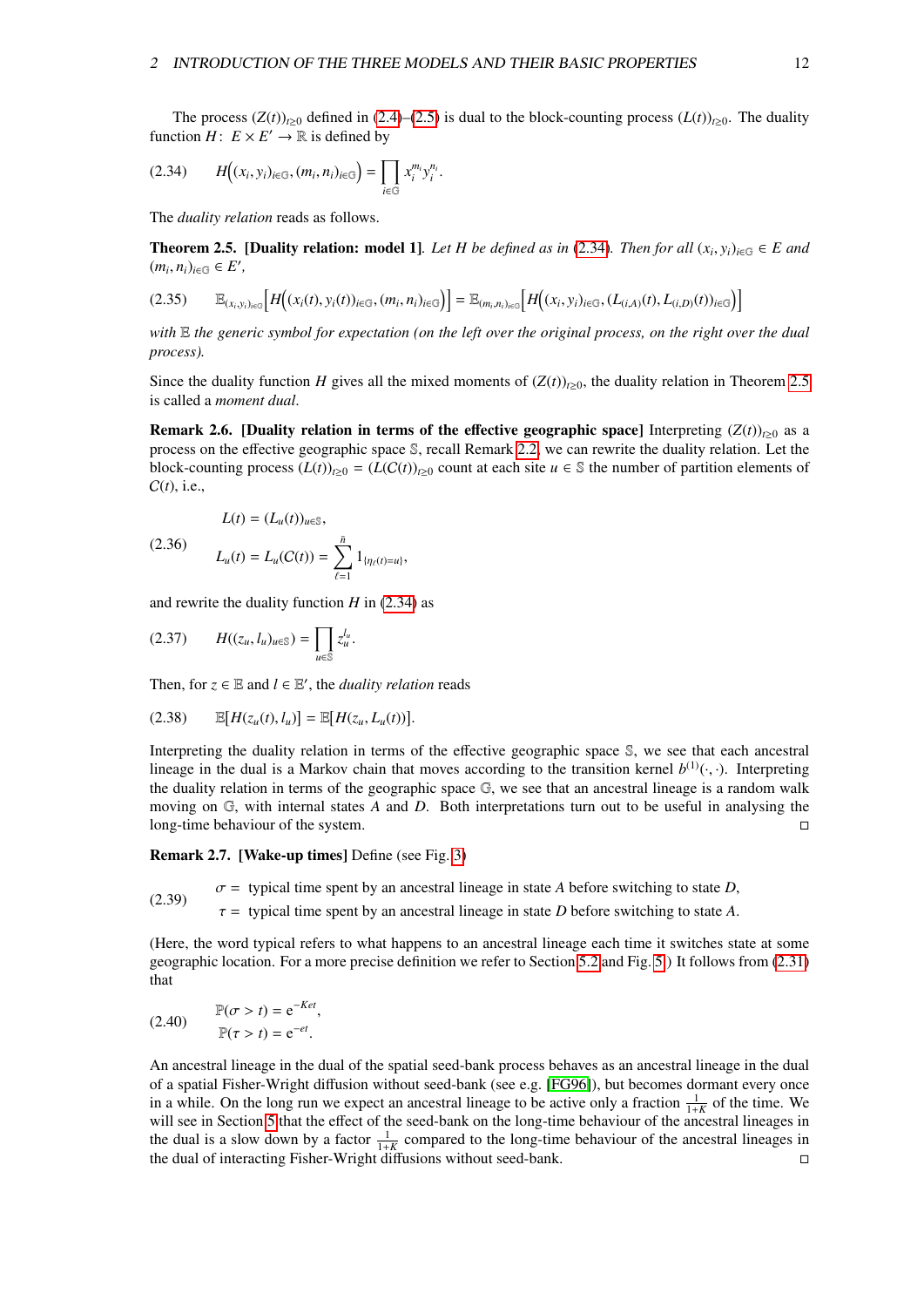The process $(Z(t))_{t\geq 0}$ defined in (2.4)–(2.5) is dual to the block-counting process $(L(t))_{t\geq 0}$. The duality function $H\colon\ E\times E'\to\mathbb{R}$ is defined by

$$
H\Big((x_i,y_i)_{i\in\mathbb{G}},(m_i,n_i)_{i\in\mathbb{G}}\Big)=\prod_{i\in\mathbb{G}}x_i^{m_i}y_i^{n_i}. \tag{2.34}
$$

The *duality relation* reads as follows.

**Theorem 2.5. [Duality relation: model 1]**. *Let $H$ be defined as in (2.34). Then for all $(x_i,y_i)_{i\in\mathbb{G}}\in E$ and $(m_i,n_i)_{i\in\mathbb{G}}\in E'$,*

$$
\mathbb{E}_{(x_i,y_i)_{i\in\mathbb{G}}}\Big[H\Big((x_i(t),y_i(t))_{i\in\mathbb{G}},(m_i,n_i)_{i\in\mathbb{G}}\Big)\Big]=\mathbb{E}_{(m_i,n_i)_{i\in\mathbb{G}}}\Big[H\Big((x_i,y_i)_{i\in\mathbb{G}},(L_{(i,A)}(t),L_{(i,D)}(t))_{i\in\mathbb{G}}\Big)\Big] \tag{2.35}
$$

*with $\mathbb{E}$ the generic symbol for expectation (on the left over the original process, on the right over the dual process).*

Since the duality function $H$ gives all the mixed moments of $(Z(t))_{t\geq 0}$, the duality relation in Theorem 2.5 is called a *moment dual*.

**Remark 2.6. [Duality relation in terms of the effective geographic space]** Interpreting $(Z(t))_{t\geq 0}$ as a process on the effective geographic space $\mathbb{S}$, recall Remark 2.2, we can rewrite the duality relation. Let the block-counting process $(L(t))_{t\geq 0}=(L(C(t))_{t\geq 0}$ count at each site $u\in\mathbb{S}$ the number of partition elements of $C(t)$, i.e.,

$$
\begin{aligned}
&L(t)=(L_u(t))_{u\in\mathbb{S}},\\
&L_u(t)=L_u(C(t))=\sum_{\ell=1}^{\bar{n}}1_{\{\eta_\ell(t)=u\}},
\end{aligned} \tag{2.36}
$$

and rewrite the duality function $H$ in (2.34) as

$$
H((z_u,l_u)_{u\in\mathbb{S}})=\prod_{u\in\mathbb{S}}z_u^{l_u}. \tag{2.37}
$$

Then, for $z\in\mathbb{E}$ and $l\in\mathbb{E}'$, the *duality relation* reads

$$
\mathbb{E}[H(z_u(t),l_u)]=\mathbb{E}[H(z_u,L_u(t))]. \tag{2.38}
$$

Interpreting the duality relation in terms of the effective geographic space $\mathbb{S}$, we see that each ancestral lineage in the dual is a Markov chain that moves according to the transition kernel $b^{(1)}(\cdot,\cdot)$. Interpreting the duality relation in terms of the geographic space $\mathbb{G}$, we see that an ancestral lineage is a random walk moving on $\mathbb{G}$, with internal states $A$ and $D$. Both interpretations turn out to be useful in analysing the long-time behaviour of the system. □

**Remark 2.7. [Wake-up times]** Define (see Fig. 3)

$$
\begin{aligned}
&\sigma=\ \text{typical time spent by an ancestral lineage in state } A \text{ before switching to state } D,\\
&\tau=\ \text{typical time spent by an ancestral lineage in state } D \text{ before switching to state } A.
\end{aligned} \tag{2.39}
$$

(Here, the word typical refers to what happens to an ancestral lineage each time it switches state at some geographic location. For a more precise definition we refer to Section 5.2 and Fig. 5.) It follows from (2.31) that

$$
\begin{aligned}
&\mathbb{P}(\sigma>t)=\mathrm{e}^{-Ket},\\
&\mathbb{P}(\tau>t)=\mathrm{e}^{-et}.
\end{aligned} \tag{2.40}
$$

An ancestral lineage in the dual of the spatial seed-bank process behaves as an ancestral lineage in the dual of a spatial Fisher-Wright diffusion without seed-bank (see e.g. [FG96]), but becomes dormant every once in a while. On the long run we expect an ancestral lineage to be active only a fraction $\frac{1}{1+K}$ of the time. We will see in Section 5 that the effect of the seed-bank on the long-time behaviour of the ancestral lineages in the dual is a slow down by a factor $\frac{1}{1+K}$ compared to the long-time behaviour of the ancestral lineages in the dual of interacting Fisher-Wright diffusions without seed-bank. □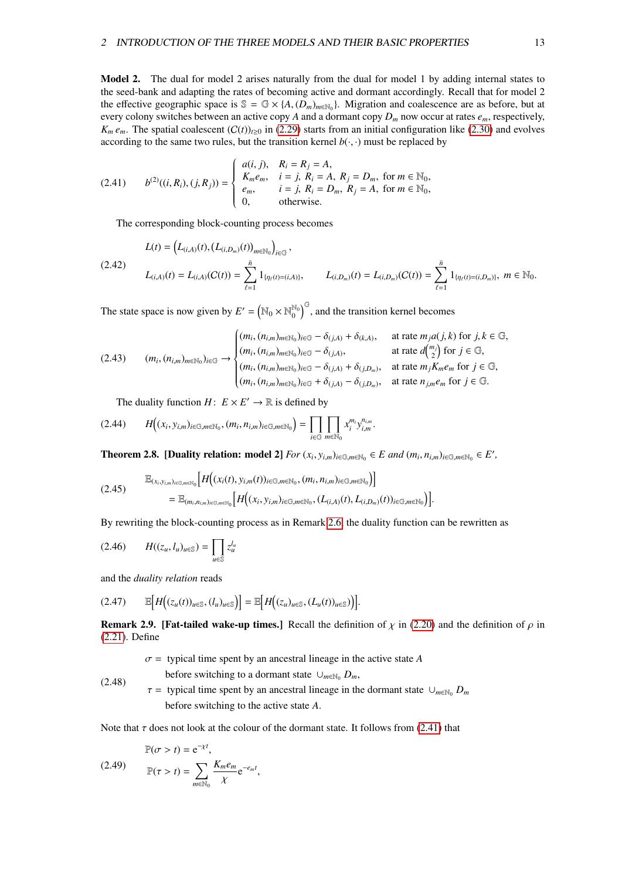**Model 2.** The dual for model 2 arises naturally from the dual for model 1 by adding internal states to the seed-bank and adapting the rates of becoming active and dormant accordingly. Recall that for model 2 the effective geographic space is $\mathbb{S} = \mathbb{G} \times \{A, (D_m)_{m\in\mathbb{N}_0}\}$. Migration and coalescence are as before, but at every colony switches between an active copy $A$ and a dormant copy $D_m$ now occur at rates $e_m$, respectively, $K_m\, e_m$. The spatial coalescent $(C(t))_{t\geq 0}$ in (2.29) starts from an initial configuration like (2.30) and evolves according to the same two rules, but the transition kernel $b(\cdot,\cdot)$ must be replaced by

$$
(2.41) \qquad b^{(2)}((i,R_i),(j,R_j)) = \begin{cases} a(i,j), & R_i = R_j = A, \\ K_m e_m, & i=j,\ R_i = A,\ R_j = D_m,\ \text{for } m\in\mathbb{N}_0, \\ e_m, & i=j,\ R_i = D_m,\ R_j = A,\ \text{for } m\in\mathbb{N}_0, \\ 0, & \text{otherwise.} \end{cases}
$$

The corresponding block-counting process becomes

$$
(2.42) \qquad \begin{aligned} &L(t) = \left(L_{(i,A)}(t), (L_{(i,D_m)}(t))_{m\in\mathbb{N}_0}\right)_{i\in\mathbb{G}}, \\ &L_{(i,A)}(t) = L_{(i,A)}(C(t)) = \sum_{\ell=1}^{\bar{n}} 1_{\{\eta_\ell(t)=(i,A)\}}, \qquad L_{(i,D_m)}(t) = L_{(i,D_m)}(C(t)) = \sum_{\ell=1}^{\bar{n}} 1_{\{\eta_\ell(t)=(i,D_m)\}},\ m\in\mathbb{N}_0. \end{aligned}
$$

The state space is now given by $E' = \left(\mathbb{N}_0 \times \mathbb{N}_0^{\mathbb{N}_0}\right)^{\mathbb{G}}$, and the transition kernel becomes

$$
(2.43) \qquad (m_i,(n_{i,m})_{m\in\mathbb{N}_0})_{i\in\mathbb{G}} \to \begin{cases} (m_i,(n_{i,m})_{m\in\mathbb{N}_0})_{i\in\mathbb{G}} - \delta_{(j,A)} + \delta_{(k,A)}, & \text{at rate } m_j a(j,k) \text{ for } j,k\in\mathbb{G}, \\ (m_i,(n_{i,m})_{m\in\mathbb{N}_0})_{i\in\mathbb{G}} - \delta_{(j,A)}, & \text{at rate } d\binom{m_j}{2} \text{ for } j\in\mathbb{G}, \\ (m_i,(n_{i,m})_{m\in\mathbb{N}_0})_{i\in\mathbb{G}} - \delta_{(j,A)} + \delta_{(j,D_m)}, & \text{at rate } m_j K_m e_m \text{ for } j\in\mathbb{G}, \\ (m_i,(n_{i,m})_{m\in\mathbb{N}_0})_{i\in\mathbb{G}} + \delta_{(j,A)} - \delta_{(j,D_m)}, & \text{at rate } n_{j,m} e_m \text{ for } j\in\mathbb{G}. \end{cases}
$$

The duality function $H\colon E\times E' \to \mathbb{R}$ is defined by

$$
(2.44) \qquad H\Big((x_i,y_{i,m})_{i\in\mathbb{G},m\in\mathbb{N}_0},(m_i,n_{i,m})_{i\in\mathbb{G},m\in\mathbb{N}_0}\Big) = \prod_{i\in\mathbb{G}}\prod_{m\in\mathbb{N}_0} x_i^{m_i} y_{i,m}^{n_{i,m}}.
$$

**Theorem 2.8. [Duality relation: model 2]** *For $(x_i,y_{i,m})_{i\in\mathbb{G},m\in\mathbb{N}_0}\in E$ and $(m_i,n_{i,m})_{i\in\mathbb{G},m\in\mathbb{N}_0}\in E'$,*

$$
(2.45) \qquad \begin{aligned} &\mathbb{E}_{(x_i,y_{i,m})_{i\in\mathbb{G},m\in\mathbb{N}_0}}\Big[H\Big((x_i(t),y_{i,m}(t))_{i\in\mathbb{G},m\in\mathbb{N}_0},(m_i,n_{i,m})_{i\in\mathbb{G},m\in\mathbb{N}_0}\Big)\Big] \\ &\quad = \mathbb{E}_{(m_i,n_{i,m})_{i\in\mathbb{G},m\in\mathbb{N}_0}}\Big[H\Big((x_i,y_{i,m})_{i\in\mathbb{G},m\in\mathbb{N}_0},(L_{(i,A)}(t),L_{(i,D_m)}(t))_{i\in\mathbb{G},m\in\mathbb{N}_0}\Big)\Big]. \end{aligned}
$$

By rewriting the block-counting process as in Remark 2.6, the duality function can be rewritten as

$$
(2.46) \qquad H((z_u,l_u)_{u\in\mathbb{S}}) = \prod_{u\in\mathbb{S}} z_u^{l_u}
$$

and the *duality relation* reads

$$
(2.47) \qquad \mathbb{E}\Big[H\Big((z_u(t))_{u\in\mathbb{S}},(l_u)_{u\in\mathbb{S}}\Big)\Big] = \mathbb{E}\Big[H\Big((z_u)_{u\in\mathbb{S}},(L_u(t))_{u\in\mathbb{S}}\Big)\Big].
$$

**Remark 2.9. [Fat-tailed wake-up times.]** Recall the definition of $\chi$ in (2.20) and the definition of $\rho$ in (2.21). Define

$$
(2.48) \qquad \begin{aligned} \sigma = {} & \text{typical time spent by an ancestral lineage in the active state } A \\ & \text{before switching to a dormant state } \cup_{m\in\mathbb{N}_0} D_m, \\ \tau = {} & \text{typical time spent by an ancestral lineage in the dormant state } \cup_{m\in\mathbb{N}_0} D_m \\ & \text{before switching to the active state } A. \end{aligned}
$$

Note that $\tau$ does not look at the colour of the dormant state. It follows from (2.41) that

$$
(2.49) \qquad \begin{aligned} &\mathbb{P}(\sigma > t) = \mathrm{e}^{-\chi t}, \\ &\mathbb{P}(\tau > t) = \sum_{m\in\mathbb{N}_0} \frac{K_m e_m}{\chi}\mathrm{e}^{-e_m t}, \end{aligned}
$$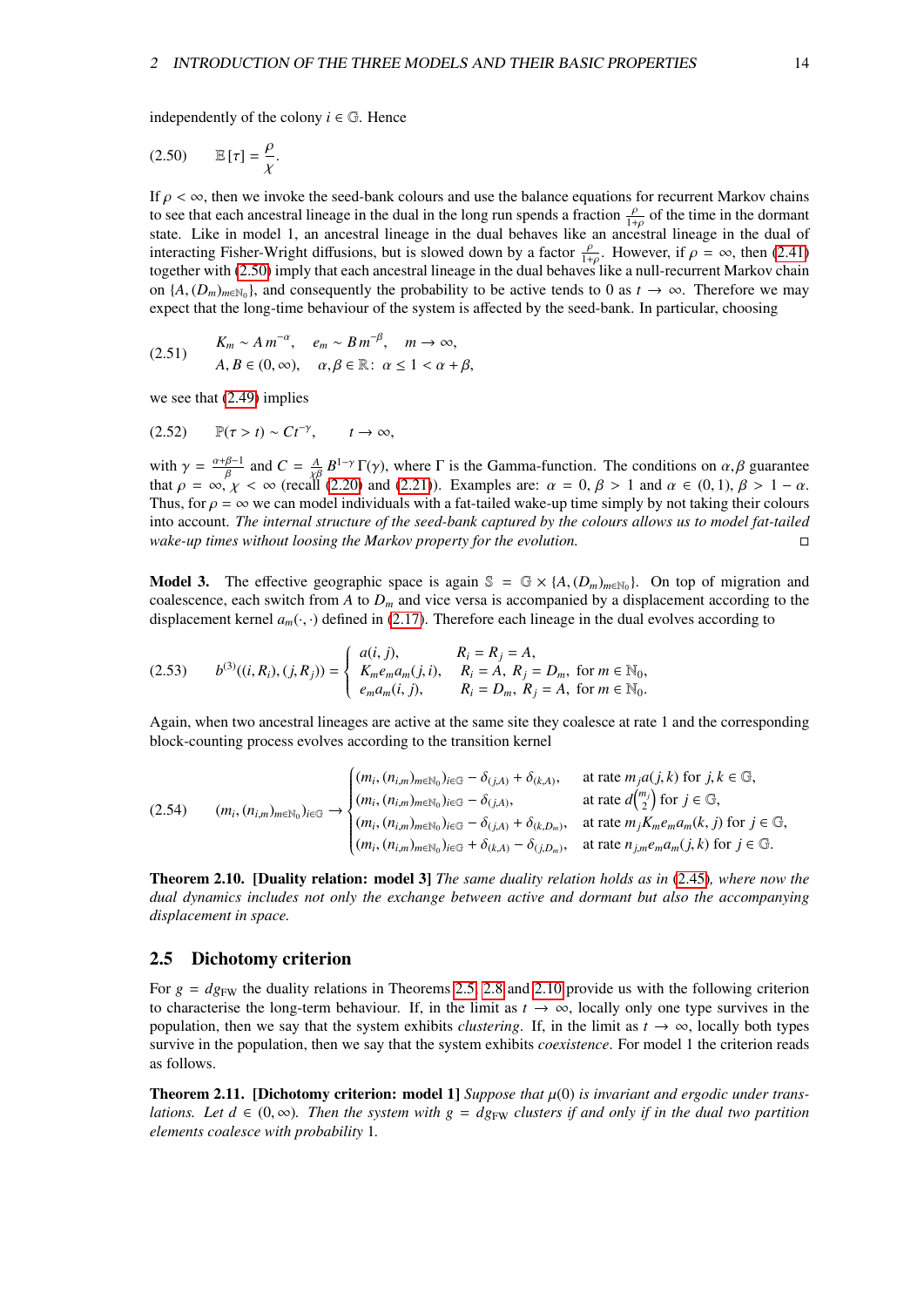independently of the colony $i \in \mathbb{G}$. Hence

$$
\mathbb{E}[\tau] = \frac{\rho}{\chi}. \tag{2.50}
$$

If $\rho < \infty$, then we invoke the seed-bank colours and use the balance equations for recurrent Markov chains to see that each ancestral lineage in the dual in the long run spends a fraction $\frac{\rho}{1+\rho}$ of the time in the dormant state. Like in model 1, an ancestral lineage in the dual behaves like an ancestral lineage in the dual of interacting Fisher-Wright diffusions, but is slowed down by a factor $\frac{\rho}{1+\rho}$. However, if $\rho = \infty$, then (2.41) together with (2.50) imply that each ancestral lineage in the dual behaves like a null-recurrent Markov chain on $\{A, (D_m)_{m\in\mathbb{N}_0}\}$, and consequently the probability to be active tends to 0 as $t \to \infty$. Therefore we may expect that the long-time behaviour of the system is affected by the seed-bank. In particular, choosing

$$
\begin{aligned}
&K_m \sim A\, m^{-\alpha}, \quad e_m \sim B\, m^{-\beta}, \quad m \to \infty,\\
&A, B \in (0,\infty), \quad \alpha, \beta \in \mathbb{R}\colon\ \alpha \leq 1 < \alpha + \beta,
\end{aligned} \tag{2.51}
$$

we see that (2.49) implies

$$
\mathbb{P}(\tau > t) \sim C t^{-\gamma}, \qquad t \to \infty, \tag{2.52}
$$

with $\gamma = \frac{\alpha+\beta-1}{\beta}$ and $C = \frac{A}{\chi\beta} B^{1-\gamma}\,\Gamma(\gamma)$, where $\Gamma$ is the Gamma-function. The conditions on $\alpha, \beta$ guarantee that $\rho = \infty$, $\chi < \infty$ (recall (2.20) and (2.21)). Examples are: $\alpha = 0$, $\beta > 1$ and $\alpha \in (0,1)$, $\beta > 1 - \alpha$. Thus, for $\rho = \infty$ we can model individuals with a fat-tailed wake-up time simply by not taking their colours into account. *The internal structure of the seed-bank captured by the colours allows us to model fat-tailed wake-up times without loosing the Markov property for the evolution.* □

**Model 3.** The effective geographic space is again $\mathbb{S} = \mathbb{G} \times \{A, (D_m)_{m\in\mathbb{N}_0}\}$. On top of migration and coalescence, each switch from $A$ to $D_m$ and vice versa is accompanied by a displacement according to the displacement kernel $a_m(\cdot,\cdot)$ defined in (2.17). Therefore each lineage in the dual evolves according to

$$
b^{(3)}((i,R_i),(j,R_j)) = \begin{cases} a(i,j), & R_i = R_j = A,\\ K_m e_m a_m(j,i), & R_i = A,\ R_j = D_m,\ \text{for } m \in \mathbb{N}_0,\\ e_m a_m(i,j), & R_i = D_m,\ R_j = A,\ \text{for } m \in \mathbb{N}_0. \end{cases} \tag{2.53}
$$

Again, when two ancestral lineages are active at the same site they coalesce at rate 1 and the corresponding block-counting process evolves according to the transition kernel

$$
(m_i, (n_{i,m})_{m\in\mathbb{N}_0})_{i\in\mathbb{G}} \to \begin{cases} (m_i, (n_{i,m})_{m\in\mathbb{N}_0})_{i\in\mathbb{G}} - \delta_{(j,A)} + \delta_{(k,A)}, & \text{at rate } m_j a(j,k) \text{ for } j,k \in \mathbb{G},\\ (m_i, (n_{i,m})_{m\in\mathbb{N}_0})_{i\in\mathbb{G}} - \delta_{(j,A)}, & \text{at rate } d\binom{m_j}{2} \text{ for } j \in \mathbb{G},\\ (m_i, (n_{i,m})_{m\in\mathbb{N}_0})_{i\in\mathbb{G}} - \delta_{(j,A)} + \delta_{(k,D_m)}, & \text{at rate } m_j K_m e_m a_m(k,j) \text{ for } j \in \mathbb{G},\\ (m_i, (n_{i,m})_{m\in\mathbb{N}_0})_{i\in\mathbb{G}} + \delta_{(k,A)} - \delta_{(j,D_m)}, & \text{at rate } n_{j,m} e_m a_m(j,k) \text{ for } j \in \mathbb{G}. \end{cases} \tag{2.54}
$$

**Theorem 2.10. [Duality relation: model 3]** *The same duality relation holds as in (2.45), where now the dual dynamics includes not only the exchange between active and dormant but also the accompanying displacement in space.*

## 2.5 Dichotomy criterion

For $g = dg_{\mathrm{FW}}$ the duality relations in Theorems 2.5, 2.8 and 2.10 provide us with the following criterion to characterise the long-term behaviour. If, in the limit as $t \to \infty$, locally only one type survives in the population, then we say that the system exhibits *clustering*. If, in the limit as $t \to \infty$, locally both types survive in the population, then we say that the system exhibits *coexistence*. For model 1 the criterion reads as follows.

**Theorem 2.11. [Dichotomy criterion: model 1]** *Suppose that $\mu(0)$ is invariant and ergodic under translations. Let $d \in (0,\infty)$. Then the system with $g = dg_{\mathrm{FW}}$ clusters if and only if in the dual two partition elements coalesce with probability 1.*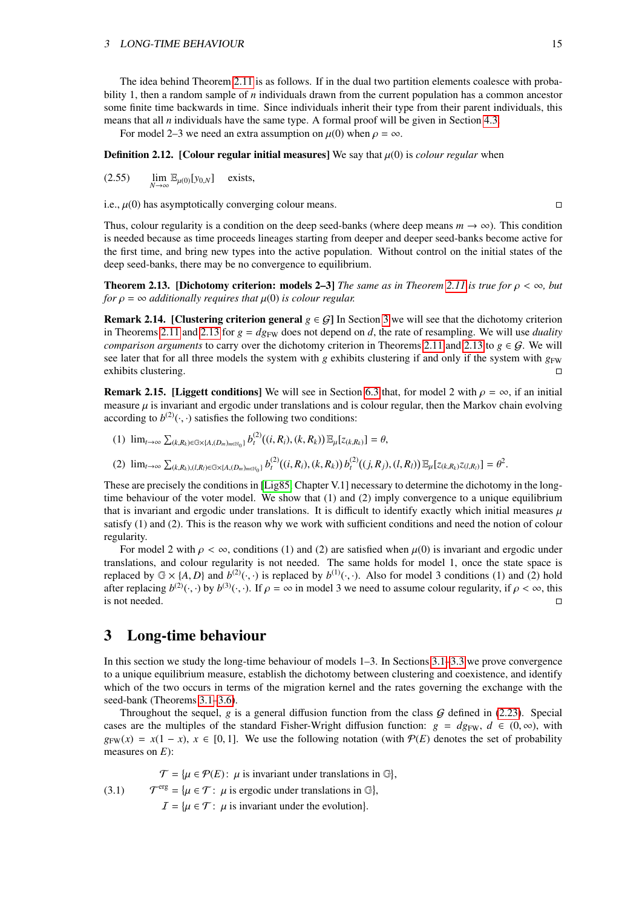The idea behind Theorem 2.11 is as follows. If in the dual two partition elements coalesce with probability 1, then a random sample of $n$ individuals drawn from the current population has a common ancestor some finite time backwards in time. Since individuals inherit their type from their parent individuals, this means that all $n$ individuals have the same type. A formal proof will be given in Section 4.3.

For model 2–3 we need an extra assumption on $\mu(0)$ when $\rho = \infty$.

**Definition 2.12. [Colour regular initial measures]** We say that $\mu(0)$ is *colour regular* when

$$\lim_{N\to\infty} \mathbb{E}_{\mu(0)}[y_{0,N}] \quad \text{exists,} \tag{2.55}$$

i.e., $\mu(0)$ has asymptotically converging colour means. □

Thus, colour regularity is a condition on the deep seed-banks (where deep means $m \to \infty$). This condition is needed because as time proceeds lineages starting from deeper and deeper seed-banks become active for the first time, and bring new types into the active population. Without control on the initial states of the deep seed-banks, there may be no convergence to equilibrium.

**Theorem 2.13. [Dichotomy criterion: models 2–3]** *The same as in Theorem 2.11 is true for $\rho < \infty$, but for $\rho = \infty$ additionally requires that $\mu(0)$ is colour regular.*

**Remark 2.14. [Clustering criterion general $g \in \mathcal{G}$]** In Section 3 we will see that the dichotomy criterion in Theorems 2.11 and 2.13 for $g = dg_{\mathrm{FW}}$ does not depend on $d$, the rate of resampling. We will use *duality comparison arguments* to carry over the dichotomy criterion in Theorems 2.11 and 2.13 to $g \in \mathcal{G}$. We will see later that for all three models the system with $g$ exhibits clustering if and only if the system with $g_{\mathrm{FW}}$ exhibits clustering. □

**Remark 2.15. [Liggett conditions]** We will see in Section 6.3 that, for model 2 with $\rho = \infty$, if an initial measure $\mu$ is invariant and ergodic under translations and is colour regular, then the Markov chain evolving according to $b^{(2)}(\cdot,\cdot)$ satisfies the following two conditions:

(1) $\lim_{t\to\infty} \sum_{(k,R_k)\in\mathbb{G}\times\{A,(D_m)_{m\in\mathbb{N}_0}\}} b_t^{(2)}((i,R_i),(k,R_k))\,\mathbb{E}_\mu[z_{(k,R_k)}] = \theta$,

(2) $\lim_{t\to\infty} \sum_{(k,R_k),(l,R_l)\in\mathbb{G}\times\{A,(D_m)_{m\in\mathbb{N}_0}\}} b_t^{(2)}((i,R_i),(k,R_k))\,b_t^{(2)}((j,R_j),(l,R_l))\,\mathbb{E}_\mu[z_{(k,R_k)}z_{(l,R_l)}] = \theta^2$.

These are precisely the conditions in [Lig85, Chapter V.1] necessary to determine the dichotomy in the long-time behaviour of the voter model. We show that (1) and (2) imply convergence to a unique equilibrium that is invariant under translations. It is difficult to identify exactly which initial measures $\mu$ satisfy (1) and (2). This is the reason why we work with sufficient conditions and need the notion of colour regularity.

For model 2 with $\rho < \infty$, conditions (1) and (2) are satisfied when $\mu(0)$ is invariant and ergodic under translations, and colour regularity is not needed. The same holds for model 1, once the state space is replaced by $\mathbb{G}\times\{A,D\}$ and $b^{(2)}(\cdot,\cdot)$ is replaced by $b^{(1)}(\cdot,\cdot)$. Also for model 3 conditions (1) and (2) hold after replacing $b^{(2)}(\cdot,\cdot)$ by $b^{(3)}(\cdot,\cdot)$. If $\rho = \infty$ in model 3 we need to assume colour regularity, if $\rho < \infty$, this is not needed. □

# 3 Long-time behaviour

In this section we study the long-time behaviour of models 1–3. In Sections 3.1–3.3 we prove convergence to a unique equilibrium measure, establish the dichotomy between clustering and coexistence, and identify which of the two occurs in terms of the migration kernel and the rates governing the exchange with the seed-bank (Theorems 3.1–3.6).

Throughout the sequel, $g$ is a general diffusion function from the class $\mathcal{G}$ defined in (2.23). Special cases are the multiples of the standard Fisher-Wright diffusion function: $g = dg_{\mathrm{FW}}$, $d \in (0,\infty)$, with $g_{\mathrm{FW}}(x) = x(1-x)$, $x \in [0,1]$. We use the following notation (with $\mathcal{P}(E)$ denotes the set of probability measures on $E$):

$$\begin{aligned} \mathcal{T} &= \{\mu \in \mathcal{P}(E)\colon\ \mu \text{ is invariant under translations in } \mathbb{G}\},\\ \mathcal{T}^{\mathrm{erg}} &= \{\mu \in \mathcal{T}\colon\ \mu \text{ is ergodic under translations in } \mathbb{G}\},\\ \mathcal{I} &= \{\mu \in \mathcal{T}\colon\ \mu \text{ is invariant under the evolution}\}. \end{aligned} \tag{3.1}$$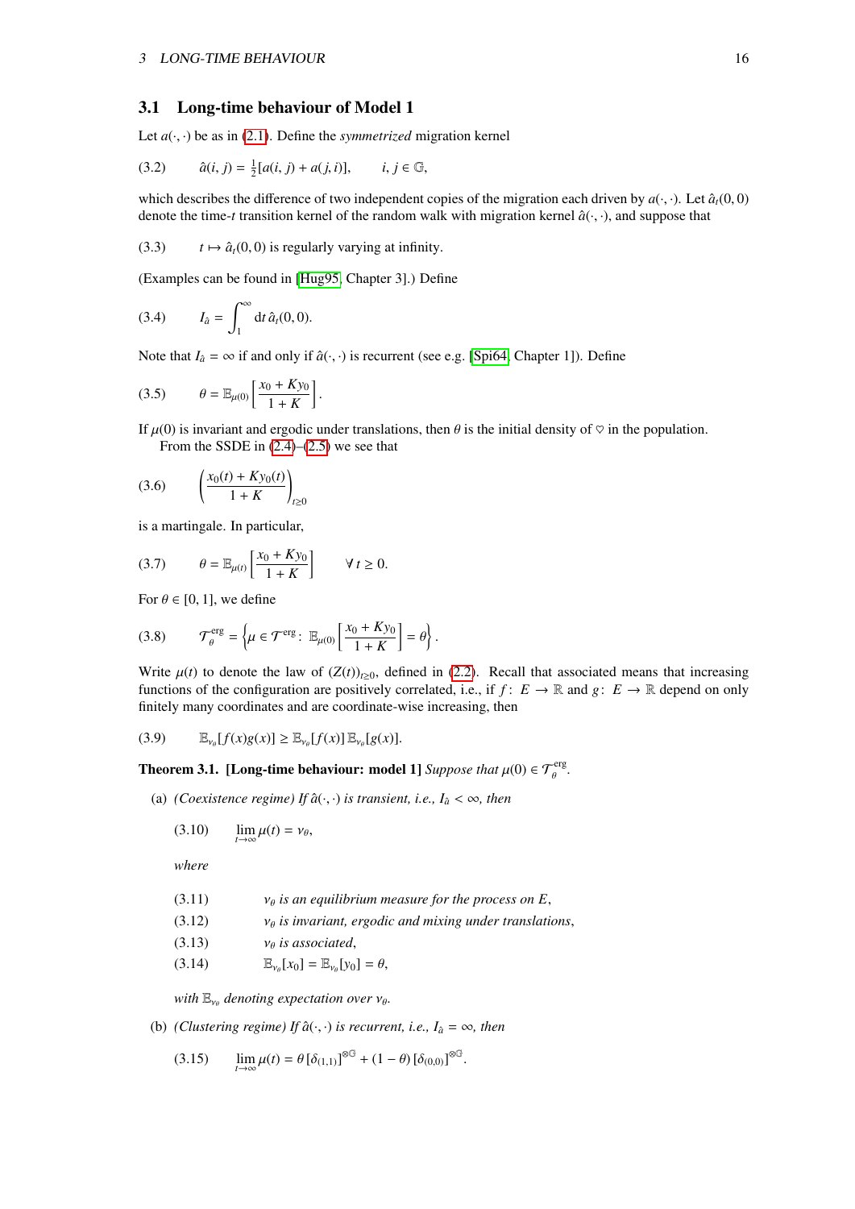## 3.1 Long-time behaviour of Model 1

Let $a(\cdot,\cdot)$ be as in (2.1). Define the *symmetrized* migration kernel

$$\hat{a}(i,j) = \tfrac{1}{2}[a(i,j) + a(j,i)], \qquad i,j \in \mathbb{G}, \tag{3.2}$$

which describes the difference of two independent copies of the migration each driven by $a(\cdot,\cdot)$. Let $\hat{a}_t(0,0)$ denote the time-$t$ transition kernel of the random walk with migration kernel $\hat{a}(\cdot,\cdot)$, and suppose that

$$t \mapsto \hat{a}_t(0,0) \text{ is regularly varying at infinity.} \tag{3.3}$$

(Examples can be found in [Hug95, Chapter 3].) Define

$$I_{\hat{a}} = \int_1^\infty \mathrm{d}t\, \hat{a}_t(0,0). \tag{3.4}$$

Note that $I_{\hat{a}} = \infty$ if and only if $\hat{a}(\cdot,\cdot)$ is recurrent (see e.g. [Spi64, Chapter 1]). Define

$$\theta = \mathbb{E}_{\mu(0)}\left[\frac{x_0 + Ky_0}{1+K}\right]. \tag{3.5}$$

If $\mu(0)$ is invariant and ergodic under translations, then $\theta$ is the initial density of $\heartsuit$ in the population.

From the SSDE in (2.4)–(2.5) we see that

$$\left(\frac{x_0(t) + Ky_0(t)}{1+K}\right)_{t\geq 0} \tag{3.6}$$

is a martingale. In particular,

$$\theta = \mathbb{E}_{\mu(t)}\left[\frac{x_0 + Ky_0}{1+K}\right] \qquad \forall\, t \geq 0. \tag{3.7}$$

For $\theta \in [0,1]$, we define

$$\mathcal{T}_\theta^{\mathrm{erg}} = \left\{\mu \in \mathcal{T}^{\mathrm{erg}} \colon\, \mathbb{E}_{\mu(0)}\left[\frac{x_0 + Ky_0}{1+K}\right] = \theta\right\}. \tag{3.8}$$

Write $\mu(t)$ to denote the law of $(Z(t))_{t\geq 0}$, defined in (2.2). Recall that associated means that increasing functions of the configuration are positively correlated, i.e., if $f\colon\, E \to \mathbb{R}$ and $g\colon\, E \to \mathbb{R}$ depend on only finitely many coordinates and are coordinate-wise increasing, then

$$\mathbb{E}_{\nu_\theta}[f(x)g(x)] \geq \mathbb{E}_{\nu_\theta}[f(x)]\, \mathbb{E}_{\nu_\theta}[g(x)]. \tag{3.9}$$

**Theorem 3.1. [Long-time behaviour: model 1]** *Suppose that $\mu(0) \in \mathcal{T}_\theta^{\mathrm{erg}}$.*

(a) *(Coexistence regime) If $\hat{a}(\cdot,\cdot)$ is transient, i.e., $I_{\hat{a}} < \infty$, then*

$$\lim_{t\to\infty} \mu(t) = \nu_\theta, \tag{3.10}$$

*where*

$$\nu_\theta \text{ is an equilibrium measure for the process on } E, \tag{3.11}$$

$$\nu_\theta \text{ is invariant, ergodic and mixing under translations}, \tag{3.12}$$

$$\nu_\theta \text{ is associated}, \tag{3.13}$$

$$\mathbb{E}_{\nu_\theta}[x_0] = \mathbb{E}_{\nu_\theta}[y_0] = \theta, \tag{3.14}$$

*with $\mathbb{E}_{\nu_\theta}$ denoting expectation over $\nu_\theta$.*

(b) *(Clustering regime) If $\hat{a}(\cdot,\cdot)$ is recurrent, i.e., $I_{\hat{a}} = \infty$, then*

$$\lim_{t\to\infty} \mu(t) = \theta\, [\delta_{(1,1)}]^{\otimes\mathbb{G}} + (1-\theta)\, [\delta_{(0,0)}]^{\otimes\mathbb{G}}. \tag{3.15}$$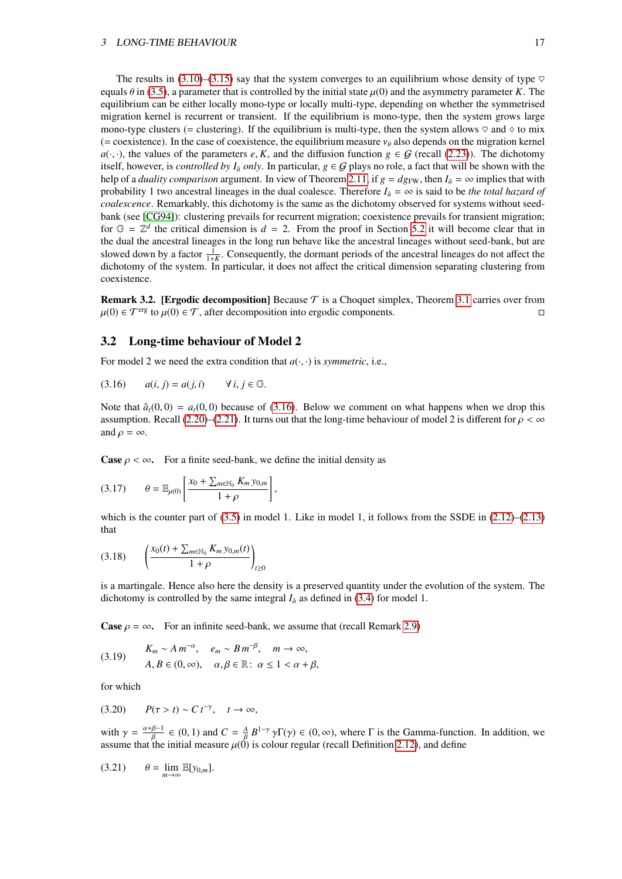The results in (3.10)–(3.15) say that the system converges to an equilibrium whose density of type ♡ equals $\theta$ in (3.5), a parameter that is controlled by the initial state $\mu(0)$ and the asymmetry parameter $K$. The equilibrium can be either locally mono-type or locally multi-type, depending on whether the symmetrised migration kernel is recurrent or transient. If the equilibrium is mono-type, then the system grows large mono-type clusters (= clustering). If the equilibrium is multi-type, then the system allows ♡ and ◇ to mix (= coexistence). In the case of coexistence, the equilibrium measure $\nu_\theta$ also depends on the migration kernel $a(\cdot,\cdot)$, the values of the parameters $e, K$, and the diffusion function $g \in \mathcal{G}$ (recall (2.23)). The dichotomy itself, however, is *controlled by* $I_{\hat{a}}$ *only*. In particular, $g \in \mathcal{G}$ plays no role, a fact that will be shown with the help of a *duality comparison* argument. In view of Theorem 2.11, if $g = dg_{\mathrm{FW}}$, then $I_{\hat{a}} = \infty$ implies that with probability 1 two ancestral lineages in the dual coalesce. Therefore $I_{\hat{a}} = \infty$ is said to be *the total hazard of coalescence*. Remarkably, this dichotomy is the same as the dichotomy observed for systems without seed-bank (see [CG94]): clustering prevails for recurrent migration; coexistence prevails for transient migration; for $\mathbb{G} = \mathbb{Z}^d$ the critical dimension is $d = 2$. From the proof in Section 5.2 it will become clear that in the dual the ancestral lineages in the long run behave like the ancestral lineages without seed-bank, but are slowed down by a factor $\frac{1}{1+K}$. Consequently, the dormant periods of the ancestral lineages do not affect the dichotomy of the system. In particular, it does not affect the critical dimension separating clustering from coexistence.

**Remark 3.2. [Ergodic decomposition]** Because $\mathcal{T}$ is a Choquet simplex, Theorem 3.1 carries over from $\mu(0) \in \mathcal{T}^{\mathrm{erg}}$ to $\mu(0) \in \mathcal{T}$, after decomposition into ergodic components. □

## 3.2 Long-time behaviour of Model 2

For model 2 we need the extra condition that $a(\cdot,\cdot)$ is *symmetric*, i.e.,

$$(3.16) \qquad a(i,j) = a(j,i) \qquad \forall\, i,j \in \mathbb{G}.$$

Note that $\hat{a}_t(0,0) = a_t(0,0)$ because of (3.16). Below we comment on what happens when we drop this assumption. Recall (2.20)–(2.21). It turns out that the long-time behaviour of model 2 is different for $\rho < \infty$ and $\rho = \infty$.

**Case $\rho < \infty$.** For a finite seed-bank, we define the initial density as

$$(3.17) \qquad \theta = \mathbb{E}_{\mu(0)}\left[\frac{x_0 + \sum_{m\in\mathbb{N}_0} K_m\, y_{0,m}}{1+\rho}\right],$$

which is the counter part of (3.5) in model 1. Like in model 1, it follows from the SSDE in (2.12)–(2.13) that

$$(3.18) \qquad \left(\frac{x_0(t) + \sum_{m\in\mathbb{N}_0} K_m\, y_{0,m}(t)}{1+\rho}\right)_{t\geq 0}$$

is a martingale. Hence also here the density is a preserved quantity under the evolution of the system. The dichotomy is controlled by the same integral $I_{\hat{a}}$ as defined in (3.4) for model 1.

**Case $\rho = \infty$.** For an infinite seed-bank, we assume that (recall Remark 2.9)

$$(3.19) \qquad \begin{aligned} &K_m \sim A\, m^{-\alpha}, \quad e_m \sim B\, m^{-\beta}, \quad m \to \infty, \\ &A, B \in (0,\infty), \quad \alpha, \beta \in \mathbb{R}\colon\ \alpha \leq 1 < \alpha + \beta, \end{aligned}$$

for which

$$(3.20) \qquad P(\tau > t) \sim C\, t^{-\gamma}, \quad t \to \infty,$$

with $\gamma = \frac{\alpha+\beta-1}{\beta} \in (0,1)$ and $C = \frac{A}{\beta}\, B^{1-\gamma}\, \gamma\Gamma(\gamma) \in (0,\infty)$, where $\Gamma$ is the Gamma-function. In addition, we assume that the initial measure $\mu(0)$ is colour regular (recall Definition 2.12), and define

$$(3.21) \qquad \theta = \lim_{m\to\infty} \mathbb{E}[y_{0,m}].$$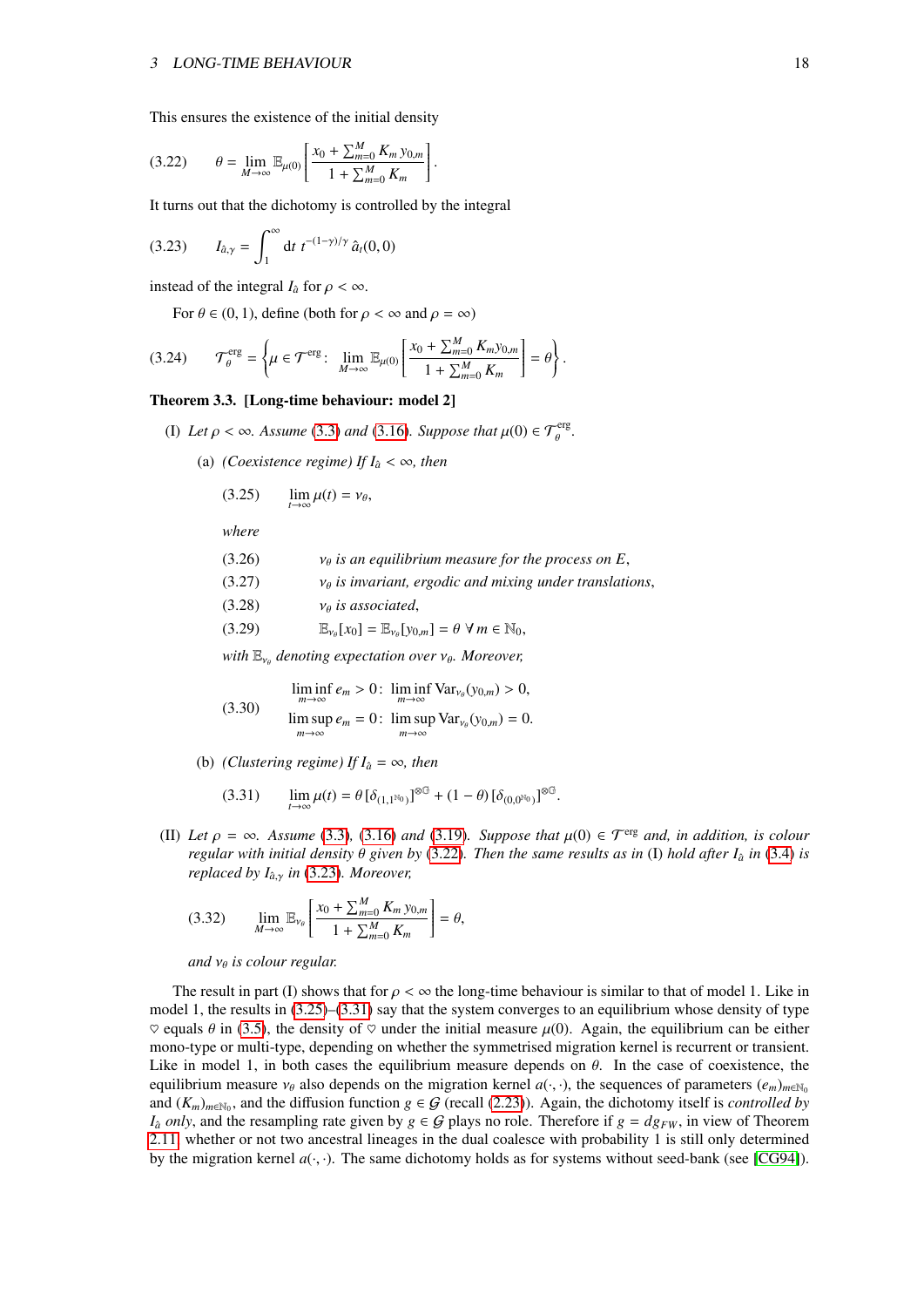This ensures the existence of the initial density

$$\theta = \lim_{M\to\infty} \mathbb{E}_{\mu(0)}\left[\frac{x_0 + \sum_{m=0}^{M} K_m\, y_{0,m}}{1+\sum_{m=0}^{M} K_m}\right]. \tag{3.22}$$

It turns out that the dichotomy is controlled by the integral

$$I_{\hat{a},\gamma} = \int_1^\infty \mathrm{d}t\; t^{-(1-\gamma)/\gamma}\, \hat{a}_t(0,0) \tag{3.23}$$

instead of the integral $I_{\hat{a}}$ for $\rho < \infty$.

For $\theta \in (0,1)$, define (both for $\rho < \infty$ and $\rho = \infty$)

$$\mathcal{T}_\theta^{\mathrm{erg}} = \left\{\mu \in \mathcal{T}^{\mathrm{erg}}\colon\; \lim_{M\to\infty} \mathbb{E}_{\mu(0)}\left[\frac{x_0 + \sum_{m=0}^{M} K_m y_{0,m}}{1+\sum_{m=0}^{M} K_m}\right] = \theta\right\}. \tag{3.24}$$

**Theorem 3.3. [Long-time behaviour: model 2]**

(I) *Let $\rho < \infty$. Assume (3.3) and (3.16). Suppose that $\mu(0) \in \mathcal{T}_\theta^{\mathrm{erg}}$.*

(a) *(Coexistence regime) If $I_{\hat{a}} < \infty$, then*

$$\lim_{t\to\infty} \mu(t) = \nu_\theta, \tag{3.25}$$

*where*

(3.26) $\quad \nu_\theta$ *is an equilibrium measure for the process on $E$,*

(3.27) $\quad \nu_\theta$ *is invariant, ergodic and mixing under translations,*

(3.28) $\quad \nu_\theta$ *is associated,*

(3.29) $\quad \mathbb{E}_{\nu_\theta}[x_0] = \mathbb{E}_{\nu_\theta}[y_{0,m}] = \theta \;\; \forall\, m \in \mathbb{N}_0,$

*with $\mathbb{E}_{\nu_\theta}$ denoting expectation over $\nu_\theta$. Moreover,*

$$\begin{aligned}
&\liminf_{m\to\infty} e_m > 0\colon\; \liminf_{m\to\infty} \mathrm{Var}_{\nu_\theta}(y_{0,m}) > 0,\\
&\limsup_{m\to\infty} e_m = 0\colon\; \limsup_{m\to\infty} \mathrm{Var}_{\nu_\theta}(y_{0,m}) = 0.
\end{aligned} \tag{3.30}$$

(b) *(Clustering regime) If $I_{\hat{a}} = \infty$, then*

$$\lim_{t\to\infty} \mu(t) = \theta\,[\delta_{(1,1^{\mathbb{N}_0})}]^{\otimes\mathbb{G}} + (1-\theta)\,[\delta_{(0,0^{\mathbb{N}_0})}]^{\otimes\mathbb{G}}. \tag{3.31}$$

(II) *Let $\rho = \infty$. Assume (3.3), (3.16) and (3.19). Suppose that $\mu(0) \in \mathcal{T}^{\mathrm{erg}}$ and, in addition, is colour regular with initial density $\theta$ given by (3.22). Then the same results as in* (I) *hold after $I_{\hat{a}}$ in (3.4) is replaced by $I_{\hat{a},\gamma}$ in (3.23). Moreover,*

$$\lim_{M\to\infty} \mathbb{E}_{\nu_\theta}\left[\frac{x_0 + \sum_{m=0}^{M} K_m\, y_{0,m}}{1+\sum_{m=0}^{M} K_m}\right] = \theta, \tag{3.32}$$

*and $\nu_\theta$ is colour regular.*

The result in part (I) shows that for $\rho < \infty$ the long-time behaviour is similar to that of model 1. Like in model 1, the results in (3.25)–(3.31) say that the system converges to an equilibrium whose density of type ♡ equals $\theta$ in (3.5), the density of ♡ under the initial measure $\mu(0)$. Again, the equilibrium can be either mono-type or multi-type, depending on whether the symmetrised migration kernel is recurrent or transient. Like in model 1, in both cases the equilibrium measure depends on $\theta$. In the case of coexistence, the equilibrium measure $\nu_\theta$ also depends on the migration kernel $a(\cdot,\cdot)$, the sequences of parameters $(e_m)_{m\in\mathbb{N}_0}$ and $(K_m)_{m\in\mathbb{N}_0}$, and the diffusion function $g \in \mathcal{G}$ (recall (2.23)). Again, the dichotomy itself is *controlled by $I_{\hat{a}}$ only*, and the resampling rate given by $g \in \mathcal{G}$ plays no role. Therefore if $g = dg_{FW}$, in view of Theorem 2.11 whether or not two ancestral lineages in the dual coalesce with probability 1 is still only determined by the migration kernel $a(\cdot,\cdot)$. The same dichotomy holds as for systems without seed-bank (see [CG94]).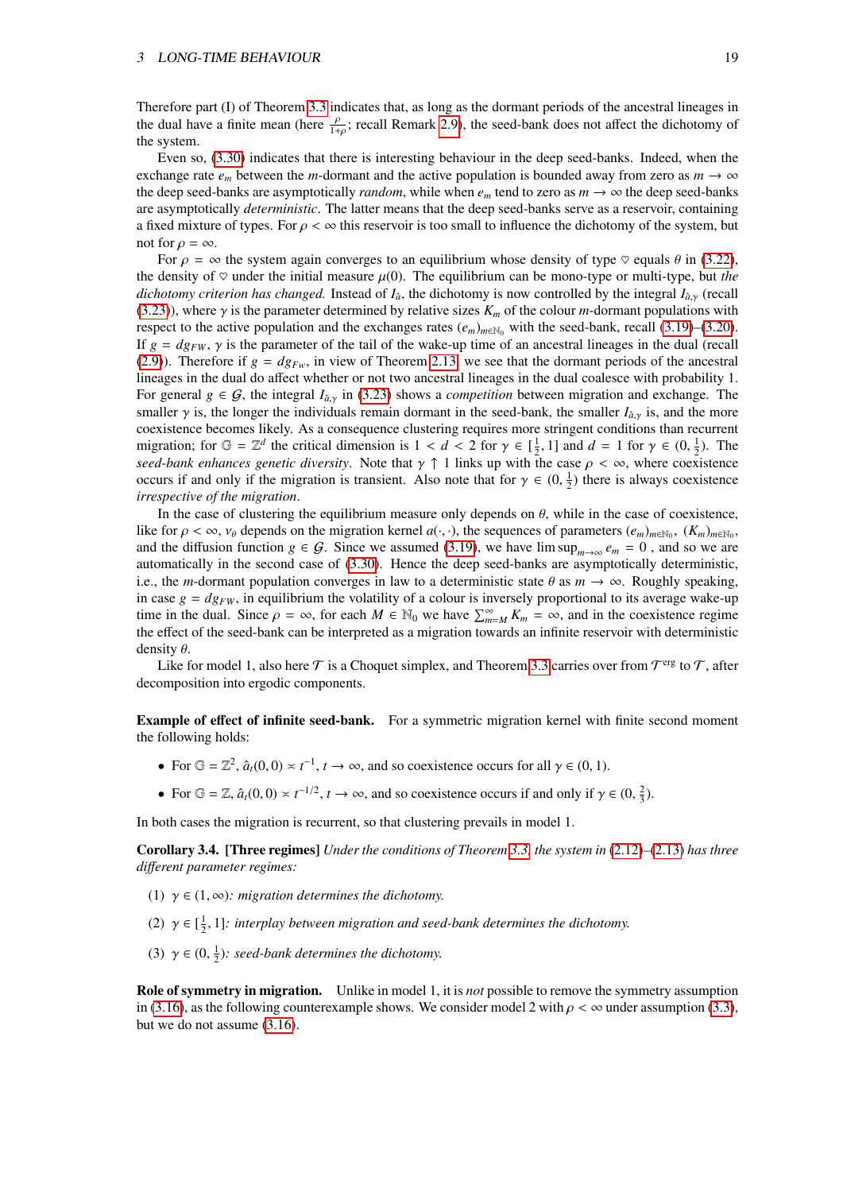Therefore part (I) of Theorem 3.3 indicates that, as long as the dormant periods of the ancestral lineages in the dual have a finite mean (here $\frac{\rho}{1+\rho}$; recall Remark 2.9), the seed-bank does not affect the dichotomy of the system.

Even so, (3.30) indicates that there is interesting behaviour in the deep seed-banks. Indeed, when the exchange rate $e_m$ between the $m$-dormant and the active population is bounded away from zero as $m \to \infty$ the deep seed-banks are asymptotically *random*, while when $e_m$ tend to zero as $m \to \infty$ the deep seed-banks are asymptotically *deterministic*. The latter means that the deep seed-banks serve as a reservoir, containing a fixed mixture of types. For $\rho < \infty$ this reservoir is too small to influence the dichotomy of the system, but not for $\rho = \infty$.

For $\rho = \infty$ the system again converges to an equilibrium whose density of type $\heartsuit$ equals $\theta$ in (3.22), the density of $\heartsuit$ under the initial measure $\mu(0)$. The equilibrium can be mono-type or multi-type, but *the dichotomy criterion has changed.* Instead of $I_{\hat{a}}$, the dichotomy is now controlled by the integral $I_{\hat{a},\gamma}$ (recall (3.23)), where $\gamma$ is the parameter determined by relative sizes $K_m$ of the colour $m$-dormant populations with respect to the active population and the exchanges rates $(e_m)_{m\in\mathbb{N}_0}$ with the seed-bank, recall (3.19)–(3.20). If $g = dg_{FW}$, $\gamma$ is the parameter of the tail of the wake-up time of an ancestral lineages in the dual (recall (2.9)). Therefore if $g = dg_{Fw}$, in view of Theorem 2.13, we see that the dormant periods of the ancestral lineages in the dual do affect whether or not two ancestral lineages in the dual coalesce with probability 1. For general $g \in \mathcal{G}$, the integral $I_{\hat{a},\gamma}$ in (3.23) shows a *competition* between migration and exchange. The smaller $\gamma$ is, the longer the individuals remain dormant in the seed-bank, the smaller $I_{\hat{a},\gamma}$ is, and the more coexistence becomes likely. As a consequence clustering requires more stringent conditions than recurrent migration; for $\mathbb{G} = \mathbb{Z}^d$ the critical dimension is $1 < d < 2$ for $\gamma \in [\frac{1}{2}, 1]$ and $d = 1$ for $\gamma \in (0, \frac{1}{2})$. The *seed-bank enhances genetic diversity*. Note that $\gamma \uparrow 1$ links up with the case $\rho < \infty$, where coexistence occurs if and only if the migration is transient. Also note that for $\gamma \in (0, \frac{1}{2})$ there is always coexistence *irrespective of the migration*.

In the case of clustering the equilibrium measure only depends on $\theta$, while in the case of coexistence, like for $\rho < \infty$, $\nu_\theta$ depends on the migration kernel $a(\cdot,\cdot)$, the sequences of parameters $(e_m)_{m\in\mathbb{N}_0}$, $(K_m)_{m\in\mathbb{N}_0}$, and the diffusion function $g \in \mathcal{G}$. Since we assumed (3.19), we have $\limsup_{m\to\infty} e_m = 0$ , and so we are automatically in the second case of (3.30). Hence the deep seed-banks are asymptotically deterministic, i.e., the $m$-dormant population converges in law to a deterministic state $\theta$ as $m \to \infty$. Roughly speaking, in case $g = dg_{FW}$, in equilibrium the volatility of a colour is inversely proportional to its average wake-up time in the dual. Since $\rho = \infty$, for each $M \in \mathbb{N}_0$ we have $\sum_{m=M}^{\infty} K_m = \infty$, and in the coexistence regime the effect of the seed-bank can be interpreted as a migration towards an infinite reservoir with deterministic density $\theta$.

Like for model 1, also here $\mathcal{T}$ is a Choquet simplex, and Theorem 3.3 carries over from $\mathcal{T}^{\mathrm{erg}}$ to $\mathcal{T}$, after decomposition into ergodic components.

**Example of effect of infinite seed-bank.** For a symmetric migration kernel with finite second moment the following holds:

- For $\mathbb{G} = \mathbb{Z}^2$, $\hat{a}_t(0,0) \asymp t^{-1}$, $t \to \infty$, and so coexistence occurs for all $\gamma \in (0, 1)$.
- For $\mathbb{G} = \mathbb{Z}$, $\hat{a}_t(0,0) \asymp t^{-1/2}$, $t \to \infty$, and so coexistence occurs if and only if $\gamma \in (0, \frac{2}{3})$.

In both cases the migration is recurrent, so that clustering prevails in model 1.

**Corollary 3.4. [Three regimes]** *Under the conditions of Theorem 3.3, the system in (2.12)–(2.13) has three different parameter regimes:*

(1) $\gamma \in (1, \infty)$*: migration determines the dichotomy.*

(2) $\gamma \in [\frac{1}{2}, 1]$*: interplay between migration and seed-bank determines the dichotomy.*

(3) $\gamma \in (0, \frac{1}{2})$*: seed-bank determines the dichotomy.*

**Role of symmetry in migration.** Unlike in model 1, it is *not* possible to remove the symmetry assumption in (3.16), as the following counterexample shows. We consider model 2 with $\rho < \infty$ under assumption (3.3), but we do not assume (3.16).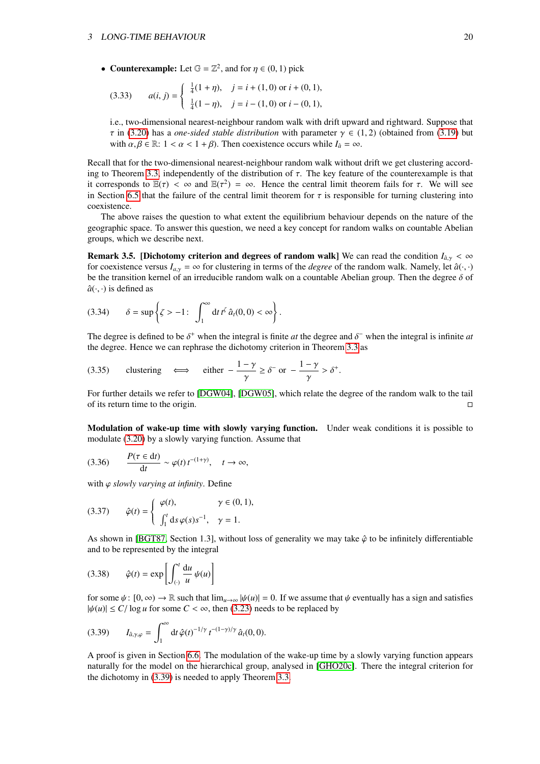- **Counterexample:** Let $\mathbb{G} = \mathbb{Z}^2$, and for $\eta \in (0,1)$ pick

$$
(3.33) \qquad a(i,j) = \begin{cases} \frac{1}{4}(1+\eta), & j = i+(1,0) \text{ or } i+(0,1), \\ \frac{1}{4}(1-\eta), & j = i-(1,0) \text{ or } i-(0,1), \end{cases}
$$

i.e., two-dimensional nearest-neighbour random walk with drift upward and rightward. Suppose that $\tau$ in (3.20) has a *one-sided stable distribution* with parameter $\gamma \in (1,2)$ (obtained from (3.19) but with $\alpha, \beta \in \mathbb{R}$: $1 < \alpha < 1+\beta$). Then coexistence occurs while $I_{\hat{a}} = \infty$.

Recall that for the two-dimensional nearest-neighbour random walk without drift we get clustering according to Theorem 3.3, independently of the distribution of $\tau$. The key feature of the counterexample is that it corresponds to $\mathbb{E}(\tau) < \infty$ and $\mathbb{E}(\tau^2) = \infty$. Hence the central limit theorem fails for $\tau$. We will see in Section 6.5 that the failure of the central limit theorem for $\tau$ is responsible for turning clustering into coexistence.

The above raises the question to what extent the equilibrium behaviour depends on the nature of the geographic space. To answer this question, we need a key concept for random walks on countable Abelian groups, which we describe next.

**Remark 3.5. [Dichotomy criterion and degrees of random walk]** We can read the condition $I_{\hat{a},\gamma} < \infty$ for coexistence versus $I_{a,\gamma} = \infty$ for clustering in terms of the *degree* of the random walk. Namely, let $\hat{a}(\cdot,\cdot)$ be the transition kernel of an irreducible random walk on a countable Abelian group. Then the degree $\delta$ of $\hat{a}(\cdot,\cdot)$ is defined as

$$
(3.34) \qquad \delta = \sup\left\{\zeta > -1 \colon \int_1^\infty \mathrm{d}t\, t^{\zeta}\, \hat{a}_t(0,0) < \infty\right\}.
$$

The degree is defined to be $\delta^+$ when the integral is finite *at* the degree and $\delta^-$ when the integral is infinite *at* the degree. Hence we can rephrase the dichotomy criterion in Theorem 3.3 as

$$
(3.35) \qquad \text{clustering} \quad \Longleftrightarrow \quad \text{either } -\frac{1-\gamma}{\gamma} \geq \delta^- \text{ or } -\frac{1-\gamma}{\gamma} > \delta^+.
$$

For further details we refer to [DGW04], [DGW05], which relate the degree of the random walk to the tail of its return time to the origin. □

**Modulation of wake-up time with slowly varying function.** Under weak conditions it is possible to modulate (3.20) by a slowly varying function. Assume that

$$
(3.36) \qquad \frac{P(\tau \in \mathrm{d}t)}{\mathrm{d}t} \sim \varphi(t)\, t^{-(1+\gamma)}, \quad t \to \infty,
$$

with $\varphi$ *slowly varying at infinity*. Define

$$
(3.37) \qquad \hat{\varphi}(t) = \begin{cases} \varphi(t), & \gamma \in (0,1), \\ \int_1^t \mathrm{d}s\, \varphi(s) s^{-1}, & \gamma = 1. \end{cases}
$$

As shown in [BGT87, Section 1.3], without loss of generality we may take $\hat{\varphi}$ to be infinitely differentiable and to be represented by the integral

$$
(3.38) \qquad \hat{\varphi}(t) = \exp\left[\int_{(\cdot)}^t \frac{\mathrm{d}u}{u}\, \psi(u)\right]
$$

for some $\psi \colon [0,\infty) \to \mathbb{R}$ such that $\lim_{u\to\infty} |\psi(u)| = 0$. If we assume that $\psi$ eventually has a sign and satisfies $|\psi(u)| \leq C/\log u$ for some $C < \infty$, then (3.23) needs to be replaced by

$$
(3.39) \qquad I_{\hat{a},\gamma,\varphi} = \int_1^\infty \mathrm{d}t\, \hat{\varphi}(t)^{-1/\gamma}\, t^{-(1-\gamma)/\gamma}\, \hat{a}_t(0,0).
$$

A proof is given in Section 6.6. The modulation of the wake-up time by a slowly varying function appears naturally for the model on the hierarchical group, analysed in [GHO20c]. There the integral criterion for the dichotomy in (3.39) is needed to apply Theorem 3.3.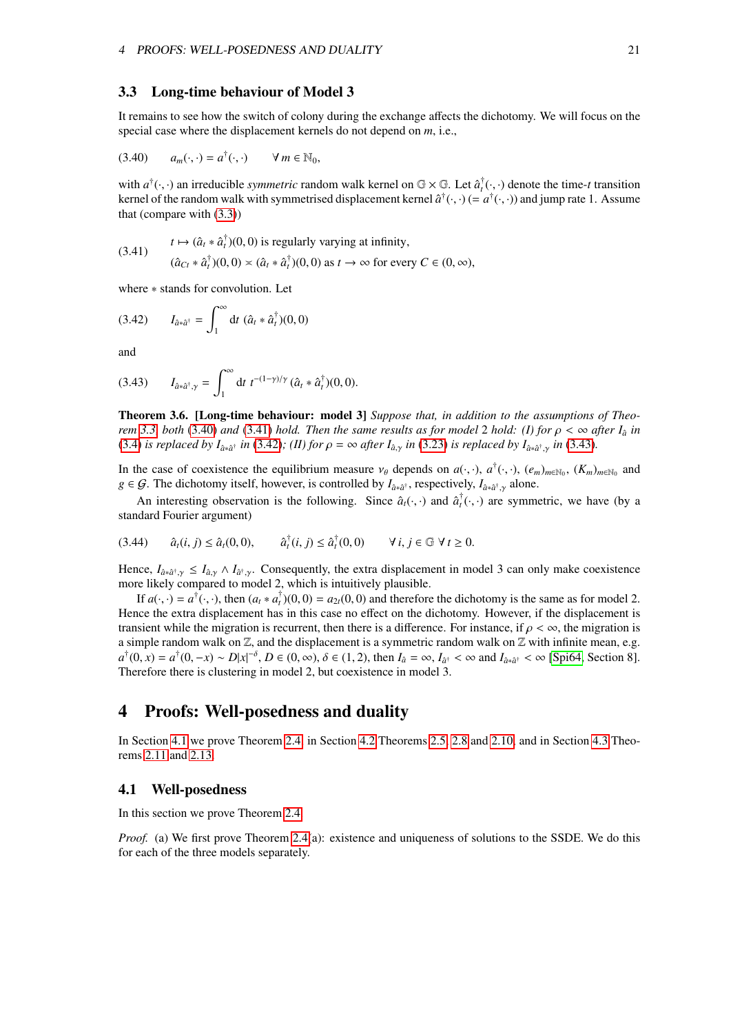### 3.3 Long-time behaviour of Model 3

It remains to see how the switch of colony during the exchange affects the dichotomy. We will focus on the special case where the displacement kernels do not depend on $m$, i.e.,

$$a_m(\cdot,\cdot) = a^\dagger(\cdot,\cdot) \qquad \forall\, m \in \mathbb{N}_0, \tag{3.40}$$

with $a^\dagger(\cdot,\cdot)$ an irreducible *symmetric* random walk kernel on $\mathbb{G}\times\mathbb{G}$. Let $\hat{a}_t^\dagger(\cdot,\cdot)$ denote the time-$t$ transition kernel of the random walk with symmetrised displacement kernel $\hat{a}^\dagger(\cdot,\cdot)$ $(= a^\dagger(\cdot,\cdot))$ and jump rate 1. Assume that (compare with (3.3))

$$\begin{aligned} &t \mapsto (\hat{a}_t * \hat{a}_t^\dagger)(0,0) \text{ is regularly varying at infinity,}\\ &(\hat{a}_{Ct} * \hat{a}_t^\dagger)(0,0) \asymp (\hat{a}_t * \hat{a}_t^\dagger)(0,0) \text{ as } t\to\infty \text{ for every } C \in (0,\infty), \end{aligned} \tag{3.41}$$

where $*$ stands for convolution. Let

$$I_{\hat{a}*\hat{a}^\dagger} = \int_1^\infty \mathrm{d}t\; (\hat{a}_t * \hat{a}_t^\dagger)(0,0) \tag{3.42}$$

and

$$I_{\hat{a}*\hat{a}^\dagger,\gamma} = \int_1^\infty \mathrm{d}t\; t^{-(1-\gamma)/\gamma}\, (\hat{a}_t * \hat{a}_t^\dagger)(0,0). \tag{3.43}$$

**Theorem 3.6. [Long-time behaviour: model 3]** *Suppose that, in addition to the assumptions of Theorem 3.3, both (3.40) and (3.41) hold. Then the same results as for model 2 hold: (I) for $\rho<\infty$ after $I_{\hat{a}}$ in (3.4) is replaced by $I_{\hat{a}*\hat{a}^\dagger}$ in (3.42); (II) for $\rho=\infty$ after $I_{\hat{a},\gamma}$ in (3.23) is replaced by $I_{\hat{a}*\hat{a}^\dagger,\gamma}$ in (3.43).*

In the case of coexistence the equilibrium measure $\nu_\theta$ depends on $a(\cdot,\cdot)$, $a^\dagger(\cdot,\cdot)$, $(e_m)_{m\in\mathbb{N}_0}$, $(K_m)_{m\in\mathbb{N}_0}$ and $g\in\mathcal{G}$. The dichotomy itself, however, is controlled by $I_{\hat{a}*\hat{a}^\dagger}$, respectively, $I_{\hat{a}*\hat{a}^\dagger,\gamma}$ alone.

An interesting observation is the following. Since $\hat{a}_t(\cdot,\cdot)$ and $\hat{a}_t^\dagger(\cdot,\cdot)$ are symmetric, we have (by a standard Fourier argument)

$$\hat{a}_t(i,j) \le \hat{a}_t(0,0), \qquad \hat{a}_t^\dagger(i,j) \le \hat{a}_t^\dagger(0,0) \qquad \forall\, i,j\in\mathbb{G}\;\forall\, t\ge 0. \tag{3.44}$$

Hence, $I_{\hat{a}*\hat{a}^\dagger,\gamma} \le I_{\hat{a},\gamma}\wedge I_{\hat{a}^\dagger,\gamma}$. Consequently, the extra displacement in model 3 can only make coexistence more likely compared to model 2, which is intuitively plausible.

If $a(\cdot,\cdot)=a^\dagger(\cdot,\cdot)$, then $(a_t * a_t^\dagger)(0,0) = a_{2t}(0,0)$ and therefore the dichotomy is the same as for model 2. Hence the extra displacement has in this case no effect on the dichotomy. However, if the displacement is transient while the migration is recurrent, then there is a difference. For instance, if $\rho<\infty$, the migration is a simple random walk on $\mathbb{Z}$, and the displacement is a symmetric random walk on $\mathbb{Z}$ with infinite mean, e.g. $a^\dagger(0,x) = a^\dagger(0,-x) \sim D|x|^{-\delta}$, $D\in(0,\infty)$, $\delta\in(1,2)$, then $I_{\hat{a}}=\infty$, $I_{\hat{a}^\dagger}<\infty$ and $I_{\hat{a}*\hat{a}^\dagger}<\infty$ [Spi64, Section 8]. Therefore there is clustering in model 2, but coexistence in model 3.

## 4 Proofs: Well-posedness and duality

In Section 4.1 we prove Theorem 2.4, in Section 4.2 Theorems 2.5, 2.8 and 2.10, and in Section 4.3 Theorems 2.11 and 2.13.

### 4.1 Well-posedness

In this section we prove Theorem 2.4.

*Proof.* (a) We first prove Theorem 2.4(a): existence and uniqueness of solutions to the SSDE. We do this for each of the three models separately.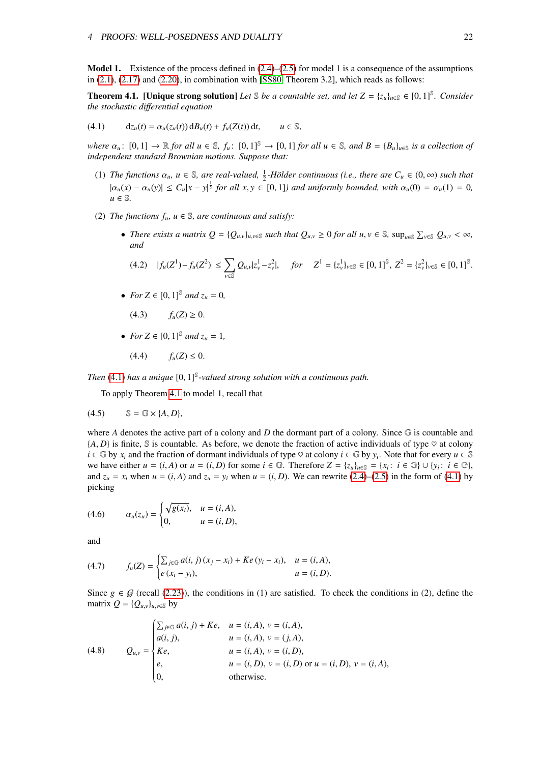**Model 1.** Existence of the process defined in (2.4)–(2.5) for model 1 is a consequence of the assumptions in (2.1), (2.17) and (2.20), in combination with [SS80, Theorem 3.2], which reads as follows:

**Theorem 4.1. [Unique strong solution]** *Let $\mathbb{S}$ be a countable set, and let $Z = \{z_u\}_{u\in\mathbb{S}} \in [0,1]^{\mathbb{S}}$. Consider the stochastic differential equation*

$$\mathrm{d}z_u(t) = \alpha_u(z_u(t))\,\mathrm{d}B_u(t) + f_u(Z(t))\,\mathrm{d}t, \qquad u \in \mathbb{S}, \tag{4.1}$$

*where $\alpha_u\colon [0,1] \to \mathbb{R}$ for all $u \in \mathbb{S}$, $f_u\colon [0,1]^{\mathbb{S}} \to [0,1]$ for all $u \in \mathbb{S}$, and $B = \{B_u\}_{u\in\mathbb{S}}$ is a collection of independent standard Brownian motions. Suppose that:*

1. *The functions $\alpha_u$, $u \in \mathbb{S}$, are real-valued, $\frac{1}{2}$-Hölder continuous (i.e., there are $C_u \in (0,\infty)$ such that $|\alpha_u(x) - \alpha_u(y)| \le C_u|x-y|^{\frac{1}{2}}$ for all $x, y \in [0,1]$) and uniformly bounded, with $\alpha_u(0) = \alpha_u(1) = 0$, $u \in \mathbb{S}$.*
2. *The functions $f_u$, $u \in \mathbb{S}$, are continuous and satisfy:*
   - *There exists a matrix $Q = \{Q_{u,v}\}_{u,v\in\mathbb{S}}$ such that $Q_{u,v} \ge 0$ for all $u, v \in \mathbb{S}$, $\sup_{u\in\mathbb{S}} \sum_{v\in\mathbb{S}} Q_{u,v} < \infty$, and*
   $$|f_u(Z^1) - f_u(Z^2)| \le \sum_{v\in\mathbb{S}} Q_{u,v}|z^1_v - z^2_v|, \quad \text{for} \quad Z^1 = \{z^1_v\}_{v\in\mathbb{S}} \in [0,1]^{\mathbb{S}},\ Z^2 = \{z^2_v\}_{v\in\mathbb{S}} \in [0,1]^{\mathbb{S}}. \tag{4.2}$$
   - *For $Z \in [0,1]^{\mathbb{S}}$ and $z_u = 0$,*
   $$f_u(Z) \ge 0. \tag{4.3}$$
   - *For $Z \in [0,1]^{\mathbb{S}}$ and $z_u = 1$,*
   $$f_u(Z) \le 0. \tag{4.4}$$

*Then (4.1) has a unique $[0,1]^{\mathbb{S}}$-valued strong solution with a continuous path.*

To apply Theorem 4.1 to model 1, recall that

$$\mathbb{S} = \mathbb{G} \times \{A, D\}, \tag{4.5}$$

where $A$ denotes the active part of a colony and $D$ the dormant part of a colony. Since $\mathbb{G}$ is countable and $\{A, D\}$ is finite, $\mathbb{S}$ is countable. As before, we denote the fraction of active individuals of type $\heartsuit$ at colony $i \in \mathbb{G}$ by $x_i$ and the fraction of dormant individuals of type $\heartsuit$ at colony $i \in \mathbb{G}$ by $y_i$. Note that for every $u \in \mathbb{S}$ we have either $u = (i,A)$ or $u = (i,D)$ for some $i \in \mathbb{G}$. Therefore $Z = \{z_u\}_{u\in\mathbb{S}} = \{x_i \colon i \in \mathbb{G}\} \cup \{y_i \colon i \in \mathbb{G}\}$, and $z_u = x_i$ when $u = (i,A)$ and $z_u = y_i$ when $u = (i,D)$. We can rewrite (2.4)–(2.5) in the form of (4.1) by picking

$$\alpha_u(z_u) = \begin{cases} \sqrt{g(x_i)}, & u = (i,A), \\ 0, & u = (i,D), \end{cases} \tag{4.6}$$

and

$$f_u(Z) = \begin{cases} \sum_{j\in\mathbb{G}} a(i,j)\,(x_j - x_i) + Ke\,(y_i - x_i), & u = (i,A), \\ e\,(x_i - y_i), & u = (i,D). \end{cases} \tag{4.7}$$

Since $g \in \mathcal{G}$ (recall (2.23)), the conditions in (1) are satisfied. To check the conditions in (2), define the matrix $Q = \{Q_{u,v}\}_{u,v\in\mathbb{S}}$ by

$$Q_{u,v} = \begin{cases} \sum_{j\in\mathbb{G}} a(i,j) + Ke, & u = (i,A),\ v = (i,A), \\ a(i,j), & u = (i,A),\ v = (j,A), \\ Ke, & u = (i,A),\ v = (i,D), \\ e, & u = (i,D),\ v = (i,D) \text{ or } u = (i,D),\ v = (i,A), \\ 0, & \text{otherwise.} \end{cases} \tag{4.8}$$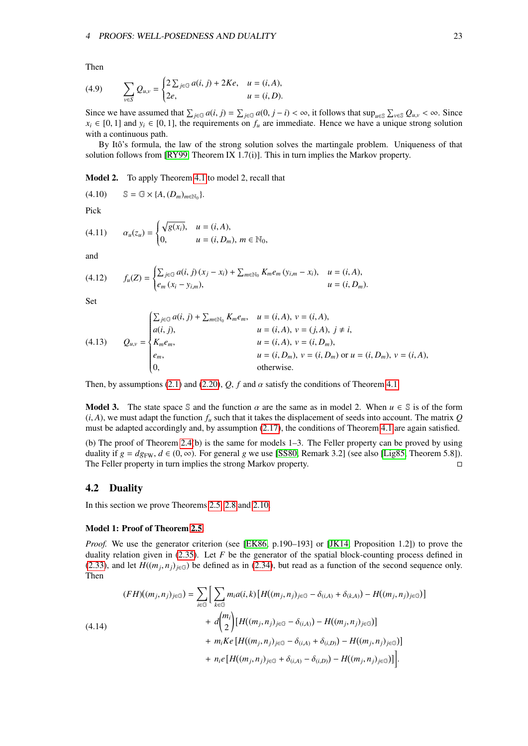Then

$$\sum_{v\in S} Q_{u,v} = \begin{cases} 2\sum_{j\in\mathbb{G}} a(i,j) + 2Ke, & u=(i,A),\\ 2e, & u=(i,D). \end{cases} \tag{4.9}$$

Since we have assumed that $\sum_{j\in\mathbb{G}} a(i,j) = \sum_{j\in\mathbb{G}} a(0,j-i) < \infty$, it follows that $\sup_{u\in\mathbb{S}} \sum_{v\in\mathbb{S}} Q_{u,v} < \infty$. Since $x_i \in [0,1]$ and $y_i \in [0,1]$, the requirements on $f_u$ are immediate. Hence we have a unique strong solution with a continuous path.

By Itô's formula, the law of the strong solution solves the martingale problem. Uniqueness of that solution follows from [RY99, Theorem IX 1.7(i)]. This in turn implies the Markov property.

**Model 2.** To apply Theorem 4.1 to model 2, recall that

$$\mathbb{S} = \mathbb{G} \times \{A, (D_m)_{m\in\mathbb{N}_0}\}. \tag{4.10}$$

Pick

$$\alpha_u(z_u) = \begin{cases} \sqrt{g(x_i)}, & u=(i,A),\\ 0, & u=(i,D_m),\ m\in\mathbb{N}_0, \end{cases} \tag{4.11}$$

and

$$f_u(Z) = \begin{cases} \sum_{j\in\mathbb{G}} a(i,j)\,(x_j - x_i) + \sum_{m\in\mathbb{N}_0} K_m e_m\,(y_{i,m} - x_i), & u=(i,A),\\ e_m\,(x_i - y_{i,m}), & u=(i,D_m). \end{cases} \tag{4.12}$$

Set

$$Q_{u,v} = \begin{cases} \sum_{j\in\mathbb{G}} a(i,j) + \sum_{m\in\mathbb{N}_0} K_m e_m, & u=(i,A),\ v=(i,A),\\ a(i,j), & u=(i,A),\ v=(j,A),\ j\neq i,\\ K_m e_m, & u=(i,A),\ v=(i,D_m),\\ e_m, & u=(i,D_m),\ v=(i,D_m) \text{ or } u=(i,D_m),\ v=(i,A),\\ 0, & \text{otherwise.} \end{cases} \tag{4.13}$$

Then, by assumptions (2.1) and (2.20), $Q$, $f$ and $\alpha$ satisfy the conditions of Theorem 4.1.

**Model 3.** The state space $\mathbb{S}$ and the function $\alpha$ are the same as in model 2. When $u\in\mathbb{S}$ is of the form $(i,A)$, we must adapt the function $f_u$ such that it takes the displacement of seeds into account. The matrix $Q$ must be adapted accordingly and, by assumption (2.17), the conditions of Theorem 4.1 are again satisfied.

(b) The proof of Theorem 2.4(b) is the same for models 1–3. The Feller property can be proved by using duality if $g = dg_{\mathrm{FW}}$, $d\in(0,\infty)$. For general $g$ we use [SS80, Remark 3.2] (see also [Lig85, Theorem 5.8]). The Feller property in turn implies the strong Markov property. □

## 4.2 Duality

In this section we prove Theorems 2.5, 2.8 and 2.10.

### Model 1: Proof of Theorem 2.5

*Proof.* We use the generator criterion (see [EK86, p.190–193] or [JK14, Proposition 1.2]) to prove the duality relation given in (2.35). Let $F$ be the generator of the spatial block-counting process defined in (2.33), and let $H((m_j,n_j)_{j\in\mathbb{G}})$ be defined as in (2.34), but read as a function of the second sequence only. Then

$$\begin{aligned}(FH)((m_j,n_j)_{j\in\mathbb{G}}) = \sum_{i\in\mathbb{G}}\Bigg[ &\sum_{k\in\mathbb{G}} m_i a(i,k)\left[H((m_j,n_j)_{j\in\mathbb{G}} - \delta_{(i,A)} + \delta_{(k,A)}) - H((m_j,n_j)_{j\in\mathbb{G}})\right]\\ &+ d\binom{m_i}{2}\left[H((m_j,n_j)_{j\in\mathbb{G}} - \delta_{(i,A)}) - H((m_j,n_j)_{j\in\mathbb{G}})\right]\\ &+ m_i K e\left[H((m_j,n_j)_{j\in\mathbb{G}} - \delta_{(i,A)} + \delta_{(i,D)}) - H((m_j,n_j)_{j\in\mathbb{G}})\right]\\ &+ n_i e\left[H((m_j,n_j)_{j\in\mathbb{G}} + \delta_{(i,A)} - \delta_{(i,D)}) - H((m_j,n_j)_{j\in\mathbb{G}})\right]\Bigg]. \end{aligned} \tag{4.14}$$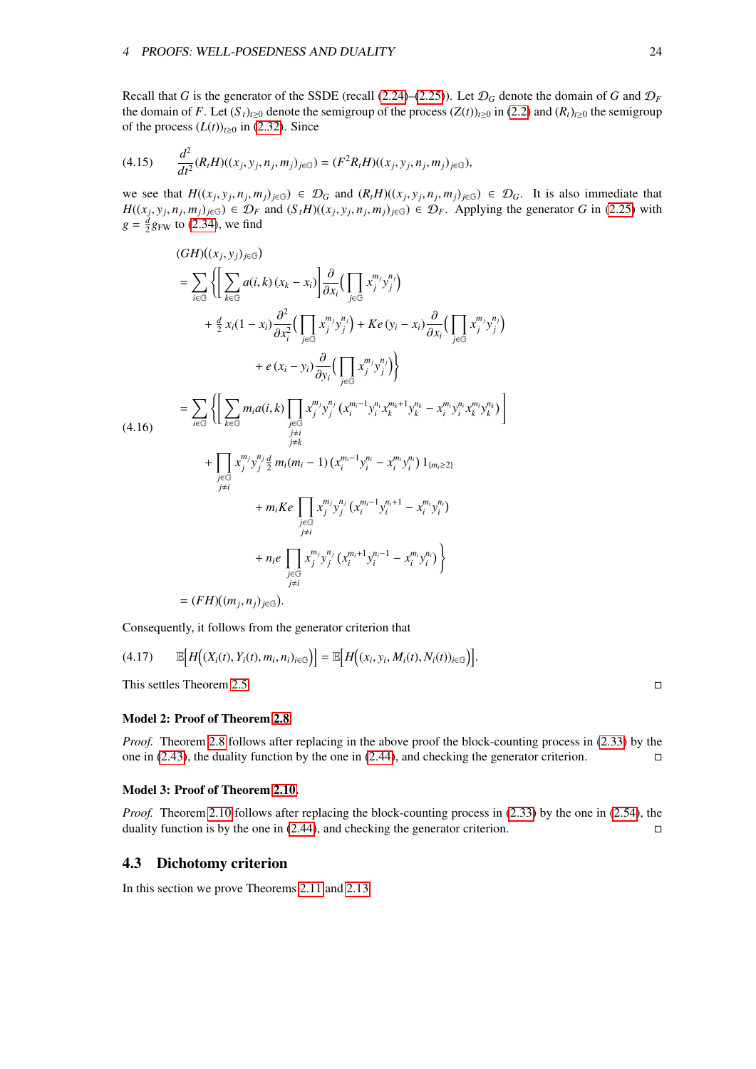Recall that $G$ is the generator of the SSDE (recall (2.24)–(2.25)). Let $\mathcal{D}_G$ denote the domain of $G$ and $\mathcal{D}_F$ the domain of $F$. Let $(S_t)_{t\geq 0}$ denote the semigroup of the process $(Z(t))_{t\geq 0}$ in (2.2) and $(R_t)_{t\geq 0}$ the semigroup of the process $(L(t))_{t\geq 0}$ in (2.32). Since

$$\frac{d^2}{dt^2}(R_t H)((x_j, y_j, n_j, m_j)_{j\in\mathbb{G}}) = (F^2 R_t H)((x_j, y_j, n_j, m_j)_{j\in\mathbb{G}}), \tag{4.15}$$

we see that $H((x_j, y_j, n_j, m_j)_{j\in\mathbb{G}}) \in \mathcal{D}_G$ and $(R_t H)((x_j, y_j, n_j, m_j)_{j\in\mathbb{G}}) \in \mathcal{D}_G$. It is also immediate that $H((x_j, y_j, n_j, m_j)_{j\in\mathbb{G}}) \in \mathcal{D}_F$ and $(S_t H)((x_j, y_j, n_j, m_j)_{j\in\mathbb{G}}) \in \mathcal{D}_F$. Applying the generator $G$ in (2.25) with $g = \frac{d}{2} g_{\mathrm{FW}}$ to (2.34), we find

$$\begin{aligned}
&(GH)((x_j, y_j)_{j\in\mathbb{G}})\\
&= \sum_{i\in\mathbb{G}} \Bigg\{ \Bigg[ \sum_{k\in\mathbb{G}} a(i,k)\,(x_k - x_i) \Bigg] \frac{\partial}{\partial x_i} \Big( \prod_{j\in\mathbb{G}} x_j^{m_j} y_j^{n_j} \Big)\\
&\qquad + \tfrac{d}{2}\, x_i(1-x_i) \frac{\partial^2}{\partial x_i^2} \Big( \prod_{j\in\mathbb{G}} x_j^{m_j} y_j^{n_j} \Big) + Ke\,(y_i - x_i) \frac{\partial}{\partial x_i} \Big( \prod_{j\in\mathbb{G}} x_j^{m_j} y_j^{n_j} \Big)\\
&\qquad + e\,(x_i - y_i) \frac{\partial}{\partial y_i} \Big( \prod_{j\in\mathbb{G}} x_j^{m_j} y_j^{n_j} \Big) \Bigg\}\\
&= \sum_{i\in\mathbb{G}} \Bigg\{ \Bigg[ \sum_{k\in\mathbb{G}} m_i a(i,k) \prod_{\substack{j\in\mathbb{G}\\ j\neq i\\ j\neq k}} x_j^{m_j} y_j^{n_j} \left( x_i^{m_i-1} y_i^{n_i} x_k^{m_k+1} y_k^{n_k} - x_i^{m_i} y_i^{n_i} x_k^{m_k} y_k^{n_k} \right) \Bigg]\\
&\qquad + \prod_{\substack{j\in\mathbb{G}\\ j\neq i}} x_j^{m_j} y_j^{n_j}\, \tfrac{d}{2}\, m_i(m_i-1) \left( x_i^{m_i-1} y_i^{n_i} - x_i^{m_i} y_i^{n_i} \right) 1_{\{m_i\geq 2\}}\\
&\qquad + m_i Ke \prod_{\substack{j\in\mathbb{G}\\ j\neq i}} x_j^{m_j} y_j^{n_j} \left( x_i^{m_i-1} y_i^{n_i+1} - x_i^{m_i} y_i^{n_i} \right)\\
&\qquad + n_i e \prod_{\substack{j\in\mathbb{G}\\ j\neq i}} x_j^{m_j} y_j^{n_j} \left( x_i^{m_i+1} y_i^{n_i-1} - x_i^{m_i} y_i^{n_i} \right) \Bigg\}\\
&= (FH)((m_j, n_j)_{j\in\mathbb{G}}).
\end{aligned} \tag{4.16}$$

Consequently, it follows from the generator criterion that

$$\mathbb{E}\Big[ H\Big( (X_i(t), Y_i(t), m_i, n_i)_{i\in\mathbb{G}} \Big) \Big] = \mathbb{E}\Big[ H\Big( (x_i, y_i, M_i(t), N_i(t))_{i\in\mathbb{G}} \Big) \Big]. \tag{4.17}$$

This settles Theorem 2.5. □

**Model 2: Proof of Theorem 2.8**

*Proof.* Theorem 2.8 follows after replacing in the above proof the block-counting process in (2.33) by the one in (2.43), the duality function by the one in (2.44), and checking the generator criterion. □

**Model 3: Proof of Theorem 2.10.**

*Proof.* Theorem 2.10 follows after replacing the block-counting process in (2.33) by the one in (2.54), the duality function is by the one in (2.44), and checking the generator criterion. □

## 4.3 Dichotomy criterion

In this section we prove Theorems 2.11 and 2.13.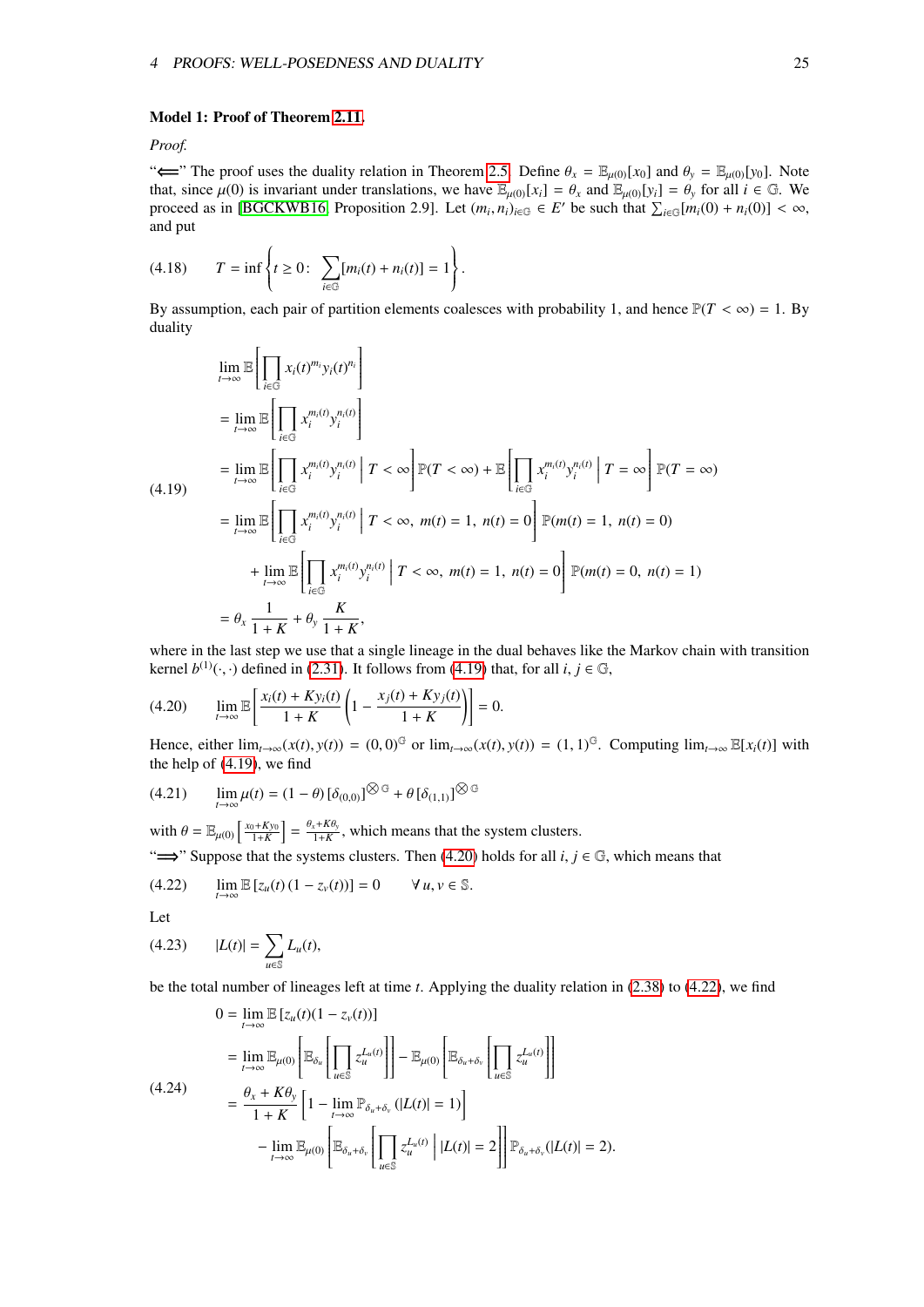**Model 1: Proof of Theorem 2.11.**

*Proof.*

"$\Longleftarrow$" The proof uses the duality relation in Theorem 2.5. Define $\theta_x = \mathbb{E}_{\mu(0)}[x_0]$ and $\theta_y = \mathbb{E}_{\mu(0)}[y_0]$. Note that, since $\mu(0)$ is invariant under translations, we have $\mathbb{E}_{\mu(0)}[x_i] = \theta_x$ and $\mathbb{E}_{\mu(0)}[y_i] = \theta_y$ for all $i \in \mathbb{G}$. We proceed as in [BGCKWB16, Proposition 2.9]. Let $(m_i, n_i)_{i\in\mathbb{G}} \in E'$ be such that $\sum_{i\in\mathbb{G}}[m_i(0) + n_i(0)] < \infty$, and put

$$T = \inf\left\{t \geq 0\colon\; \sum_{i\in\mathbb{G}}[m_i(t) + n_i(t)] = 1\right\}. \tag{4.18}$$

By assumption, each pair of partition elements coalesces with probability 1, and hence $\mathbb{P}(T < \infty) = 1$. By duality

$$\begin{aligned}
&\lim_{t\to\infty} \mathbb{E}\left[\prod_{i\in\mathbb{G}} x_i(t)^{m_i} y_i(t)^{n_i}\right]\\
&= \lim_{t\to\infty} \mathbb{E}\left[\prod_{i\in\mathbb{G}} x_i^{m_i(t)} y_i^{n_i(t)}\right]\\
&= \lim_{t\to\infty} \mathbb{E}\left[\prod_{i\in\mathbb{G}} x_i^{m_i(t)} y_i^{n_i(t)} \;\middle|\; T < \infty\right]\mathbb{P}(T<\infty) + \mathbb{E}\left[\prod_{i\in\mathbb{G}} x_i^{m_i(t)} y_i^{n_i(t)} \;\middle|\; T = \infty\right]\mathbb{P}(T=\infty)\\
&= \lim_{t\to\infty} \mathbb{E}\left[\prod_{i\in\mathbb{G}} x_i^{m_i(t)} y_i^{n_i(t)} \;\middle|\; T < \infty,\; m(t) = 1,\; n(t) = 0\right]\mathbb{P}(m(t) = 1,\; n(t) = 0)\\
&\qquad + \lim_{t\to\infty} \mathbb{E}\left[\prod_{i\in\mathbb{G}} x_i^{m_i(t)} y_i^{n_i(t)} \;\middle|\; T < \infty,\; m(t) = 1,\; n(t) = 0\right]\mathbb{P}(m(t) = 0,\; n(t) = 1)\\
&= \theta_x \frac{1}{1+K} + \theta_y \frac{K}{1+K},
\end{aligned} \tag{4.19}$$

where in the last step we use that a single lineage in the dual behaves like the Markov chain with transition kernel $b^{(1)}(\cdot,\cdot)$ defined in (2.31). It follows from (4.19) that, for all $i, j \in \mathbb{G}$,

$$\lim_{t\to\infty} \mathbb{E}\left[\frac{x_i(t) + Ky_i(t)}{1+K}\left(1 - \frac{x_j(t) + Ky_j(t)}{1+K}\right)\right] = 0. \tag{4.20}$$

Hence, either $\lim_{t\to\infty}(x(t), y(t)) = (0,0)^{\mathbb{G}}$ or $\lim_{t\to\infty}(x(t), y(t)) = (1,1)^{\mathbb{G}}$. Computing $\lim_{t\to\infty}\mathbb{E}[x_i(t)]$ with the help of (4.19), we find

$$\lim_{t\to\infty} \mu(t) = (1-\theta)\,[\delta_{(0,0)}]^{\bigotimes \mathbb{G}} + \theta\,[\delta_{(1,1)}]^{\bigotimes \mathbb{G}} \tag{4.21}$$

with $\theta = \mathbb{E}_{\mu(0)}\left[\frac{x_0 + Ky_0}{1+K}\right] = \frac{\theta_x + K\theta_y}{1+K}$, which means that the system clusters.

"$\Longrightarrow$" Suppose that the systems clusters. Then (4.20) holds for all $i, j \in \mathbb{G}$, which means that

$$\lim_{t\to\infty} \mathbb{E}\left[z_u(t)\,(1 - z_v(t))\right] = 0 \qquad \forall\, u, v \in \mathbb{S}. \tag{4.22}$$

Let

$$|L(t)| = \sum_{u\in\mathbb{S}} L_u(t), \tag{4.23}$$

be the total number of lineages left at time $t$. Applying the duality relation in (2.38) to (4.22), we find

$$\begin{aligned}
0 &= \lim_{t\to\infty} \mathbb{E}\left[z_u(t)(1 - z_v(t))\right]\\
&= \lim_{t\to\infty} \mathbb{E}_{\mu(0)}\left[\mathbb{E}_{\delta_u}\left[\prod_{u\in\mathbb{S}} z_u^{L_u(t)}\right]\right] - \mathbb{E}_{\mu(0)}\left[\mathbb{E}_{\delta_u+\delta_v}\left[\prod_{u\in\mathbb{S}} z_u^{L_u(t)}\right]\right]\\
&= \frac{\theta_x + K\theta_y}{1+K}\left[1 - \lim_{t\to\infty}\mathbb{P}_{\delta_u+\delta_v}(|L(t)| = 1)\right]\\
&\qquad - \lim_{t\to\infty}\mathbb{E}_{\mu(0)}\left[\mathbb{E}_{\delta_u+\delta_v}\left[\prod_{u\in\mathbb{S}} z_u^{L_u(t)} \;\middle|\; |L(t)| = 2\right]\right]\mathbb{P}_{\delta_u+\delta_v}(|L(t)| = 2).
\end{aligned} \tag{4.24}$$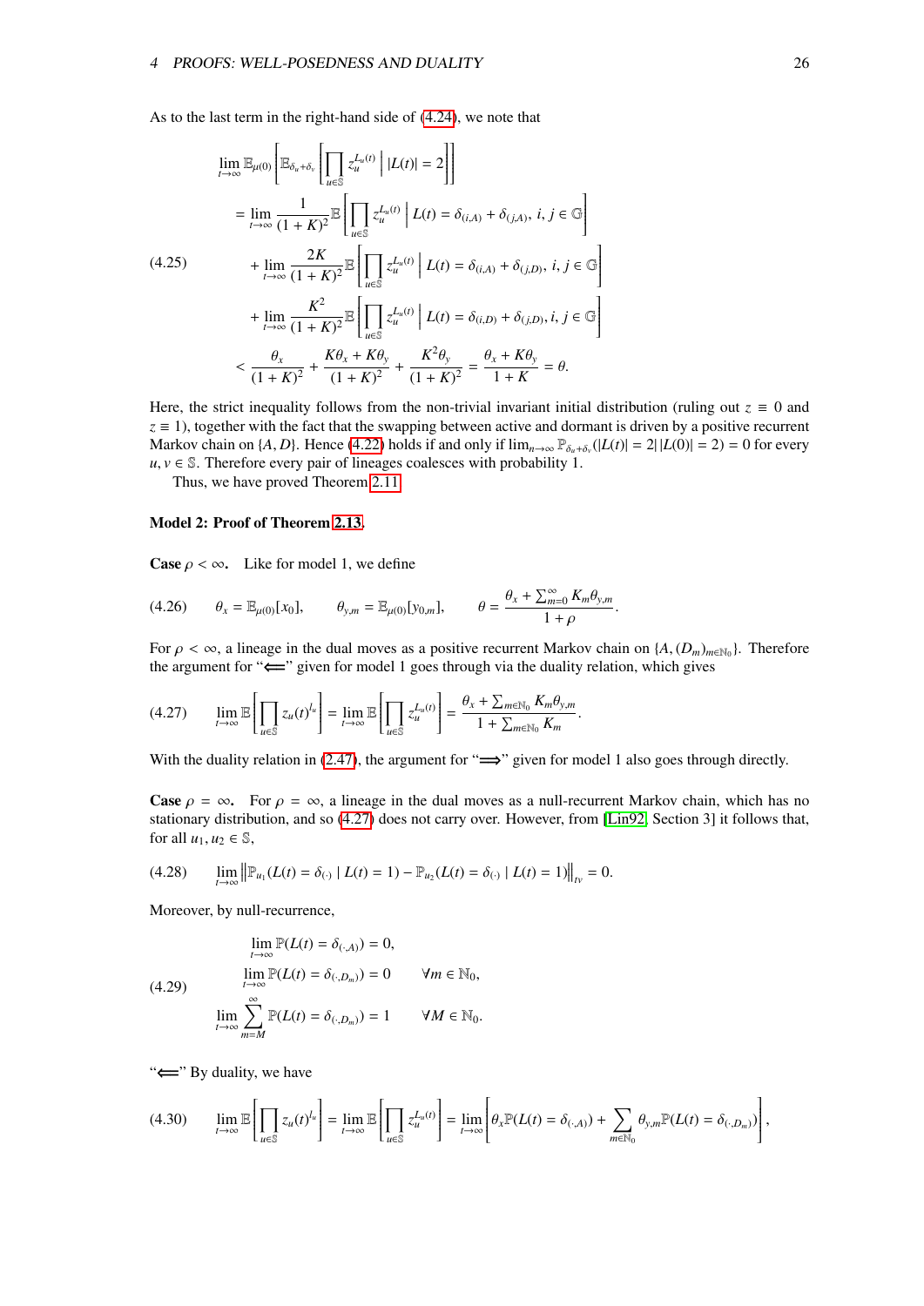As to the last term in the right-hand side of (4.24), we note that

$$
\begin{aligned}
&\lim_{t\to\infty} \mathbb{E}_{\mu(0)}\left[\mathbb{E}_{\delta_u+\delta_v}\left[\prod_{u\in\mathbb{S}} z_u^{L_u(t)} \,\Big|\, |L(t)|=2\right]\right] \\
&= \lim_{t\to\infty} \frac{1}{(1+K)^2}\mathbb{E}\left[\prod_{u\in\mathbb{S}} z_u^{L_u(t)} \,\Big|\, L(t)=\delta_{(i,A)}+\delta_{(j,A)},\ i,j\in\mathbb{G}\right] \\
&\quad + \lim_{t\to\infty} \frac{2K}{(1+K)^2}\mathbb{E}\left[\prod_{u\in\mathbb{S}} z_u^{L_u(t)} \,\Big|\, L(t)=\delta_{(i,A)}+\delta_{(j,D)},\ i,j\in\mathbb{G}\right] \\
&\quad + \lim_{t\to\infty} \frac{K^2}{(1+K)^2}\mathbb{E}\left[\prod_{u\in\mathbb{S}} z_u^{L_u(t)} \,\Big|\, L(t)=\delta_{(i,D)}+\delta_{(j,D)},\ i,j\in\mathbb{G}\right] \\
&< \frac{\theta_x}{(1+K)^2} + \frac{K\theta_x+K\theta_y}{(1+K)^2} + \frac{K^2\theta_y}{(1+K)^2} = \frac{\theta_x+K\theta_y}{1+K} = \theta.
\end{aligned}
\tag{4.25}
$$

Here, the strict inequality follows from the non-trivial invariant initial distribution (ruling out $z\equiv 0$ and $z\equiv 1$), together with the fact that the swapping between active and dormant is driven by a positive recurrent Markov chain on $\{A,D\}$. Hence (4.22) holds if and only if $\lim_{n\to\infty}\mathbb{P}_{\delta_u+\delta_v}(|L(t)|=2\,|\,|L(0)|=2)=0$ for every $u,v\in\mathbb{S}$. Therefore every pair of lineages coalesces with probability 1.

Thus, we have proved Theorem 2.11.

**Model 2: Proof of Theorem 2.13.**

**Case $\rho<\infty$.** Like for model 1, we define

$$
\theta_x = \mathbb{E}_{\mu(0)}[x_0], \qquad \theta_{y,m} = \mathbb{E}_{\mu(0)}[y_{0,m}], \qquad \theta = \frac{\theta_x + \sum_{m=0}^{\infty} K_m\theta_{y,m}}{1+\rho}. \tag{4.26}
$$

For $\rho<\infty$, a lineage in the dual moves as a positive recurrent Markov chain on $\{A,(D_m)_{m\in\mathbb{N}_0}\}$. Therefore the argument for "$\Longleftarrow$" given for model 1 goes through via the duality relation, which gives

$$
\lim_{t\to\infty}\mathbb{E}\left[\prod_{u\in\mathbb{S}} z_u(t)^{l_u}\right] = \lim_{t\to\infty}\mathbb{E}\left[\prod_{u\in\mathbb{S}} z_u^{L_u(t)}\right] = \frac{\theta_x+\sum_{m\in\mathbb{N}_0} K_m\theta_{y,m}}{1+\sum_{m\in\mathbb{N}_0}K_m}. \tag{4.27}
$$

With the duality relation in (2.47), the argument for "$\Longrightarrow$" given for model 1 also goes through directly.

**Case $\rho=\infty$.** For $\rho=\infty$, a lineage in the dual moves as a null-recurrent Markov chain, which has no stationary distribution, and so (4.27) does not carry over. However, from [Lin92, Section 3] it follows that, for all $u_1,u_2\in\mathbb{S}$,

$$
\lim_{t\to\infty}\left\|\mathbb{P}_{u_1}(L(t)=\delta_{(\cdot)}\mid L(t)=1)-\mathbb{P}_{u_2}(L(t)=\delta_{(\cdot)}\mid L(t)=1)\right\|_{tv}=0. \tag{4.28}
$$

Moreover, by null-recurrence,

$$
\begin{aligned}
&\lim_{t\to\infty}\mathbb{P}(L(t)=\delta_{(\cdot,A)})=0, \\
&\lim_{t\to\infty}\mathbb{P}(L(t)=\delta_{(\cdot,D_m)})=0 \qquad \forall m\in\mathbb{N}_0, \\
&\lim_{t\to\infty}\sum_{m=M}^{\infty}\mathbb{P}(L(t)=\delta_{(\cdot,D_m)})=1 \qquad \forall M\in\mathbb{N}_0.
\end{aligned}
\tag{4.29}
$$

"$\Longleftarrow$" By duality, we have

$$
\lim_{t\to\infty}\mathbb{E}\left[\prod_{u\in\mathbb{S}} z_u(t)^{l_u}\right] = \lim_{t\to\infty}\mathbb{E}\left[\prod_{u\in\mathbb{S}} z_u^{L_u(t)}\right] = \lim_{t\to\infty}\left[\theta_x\mathbb{P}(L(t)=\delta_{(\cdot,A)}) + \sum_{m\in\mathbb{N}_0}\theta_{y,m}\mathbb{P}(L(t)=\delta_{(\cdot,D_m)})\right], \tag{4.30}
$$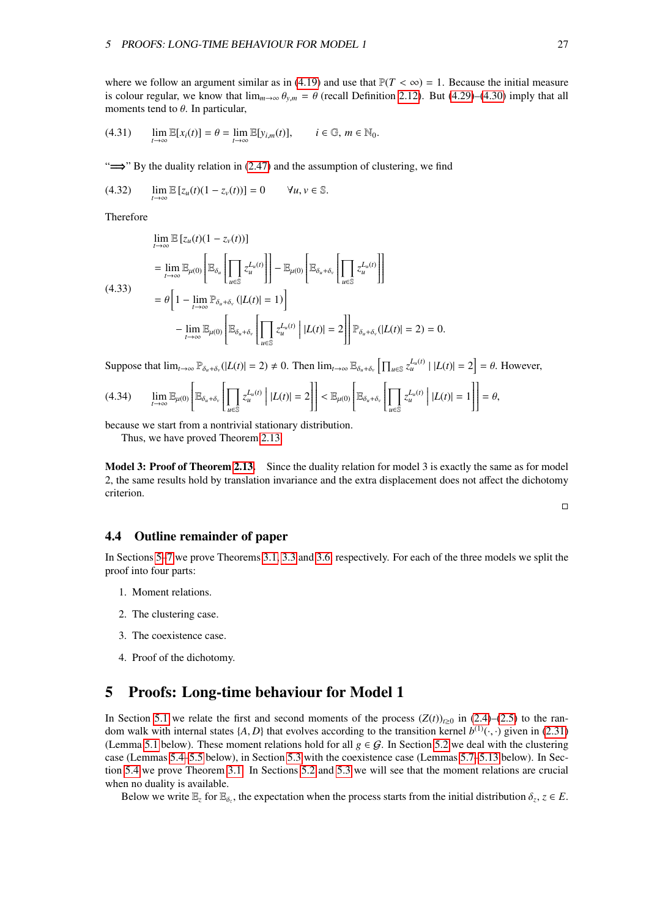where we follow an argument similar as in (4.19) and use that $\mathbb{P}(T < \infty) = 1$. Because the initial measure is colour regular, we know that $\lim_{m\to\infty} \theta_{y,m} = \theta$ (recall Definition 2.12). But (4.29)–(4.30) imply that all moments tend to $\theta$. In particular,

$$\lim_{t\to\infty} \mathbb{E}[x_i(t)] = \theta = \lim_{t\to\infty} \mathbb{E}[y_{i,m}(t)], \qquad i \in \mathbb{G},\ m \in \mathbb{N}_0. \tag{4.31}$$

"$\Longrightarrow$" By the duality relation in (2.47) and the assumption of clustering, we find

$$\lim_{t\to\infty} \mathbb{E}\left[z_u(t)(1 - z_v(t))\right] = 0 \qquad \forall u, v \in \mathbb{S}. \tag{4.32}$$

Therefore

$$\begin{aligned}
&\lim_{t\to\infty} \mathbb{E}\left[z_u(t)(1 - z_v(t))\right]\\
&= \lim_{t\to\infty} \mathbb{E}_{\mu(0)}\left[\mathbb{E}_{\delta_u}\left[\prod_{u\in\mathbb{S}} z_u^{L_u(t)}\right]\right] - \mathbb{E}_{\mu(0)}\left[\mathbb{E}_{\delta_u+\delta_v}\left[\prod_{u\in\mathbb{S}} z_u^{L_u(t)}\right]\right]\\
&= \theta\left[1 - \lim_{t\to\infty} \mathbb{P}_{\delta_u+\delta_v}\left(|L(t)| = 1\right)\right]\\
&\quad - \lim_{t\to\infty} \mathbb{E}_{\mu(0)}\left[\mathbb{E}_{\delta_u+\delta_v}\left[\prod_{u\in\mathbb{S}} z_u^{L_u(t)} \;\middle|\; |L(t)| = 2\right]\right] \mathbb{P}_{\delta_u+\delta_v}(|L(t)| = 2) = 0.
\end{aligned} \tag{4.33}$$

Suppose that $\lim_{t\to\infty} \mathbb{P}_{\delta_u+\delta_v}(|L(t)| = 2) \neq 0$. Then $\lim_{t\to\infty} \mathbb{E}_{\delta_u+\delta_v}\left[\prod_{u\in\mathbb{S}} z_u^{L_u(t)} \mid |L(t)| = 2\right] = \theta$. However,

$$\lim_{t\to\infty} \mathbb{E}_{\mu(0)}\left[\mathbb{E}_{\delta_u+\delta_v}\left[\prod_{u\in\mathbb{S}} z_u^{L_u(t)} \;\middle|\; |L(t)| = 2\right]\right] < \mathbb{E}_{\mu(0)}\left[\mathbb{E}_{\delta_u+\delta_v}\left[\prod_{u\in\mathbb{S}} z_u^{L_u(t)} \;\middle|\; |L(t)| = 1\right]\right] = \theta, \tag{4.34}$$

because we start from a nontrivial stationary distribution.

Thus, we have proved Theorem 2.13.

**Model 3: Proof of Theorem 2.13.** Since the duality relation for model 3 is exactly the same as for model 2, the same results hold by translation invariance and the extra displacement does not affect the dichotomy criterion.

□

### 4.4 Outline remainder of paper

In Sections 5–7 we prove Theorems 3.1, 3.3 and 3.6, respectively. For each of the three models we split the proof into four parts:

1. Moment relations.
2. The clustering case.
3. The coexistence case.
4. Proof of the dichotomy.

## 5 Proofs: Long-time behaviour for Model 1

In Section 5.1 we relate the first and second moments of the process $(Z(t))_{t\geq 0}$ in (2.4)–(2.5) to the random walk with internal states $\{A, D\}$ that evolves according to the transition kernel $b^{(1)}(\cdot,\cdot)$ given in (2.31) (Lemma 5.1 below). These moment relations hold for all $g \in \mathcal{G}$. In Section 5.2 we deal with the clustering case (Lemmas 5.4–5.5 below), in Section 5.3 with the coexistence case (Lemmas 5.7–5.13 below). In Section 5.4 we prove Theorem 3.1. In Sections 5.2 and 5.3 we will see that the moment relations are crucial when no duality is available.

Below we write $\mathbb{E}_z$ for $\mathbb{E}_{\delta_z}$, the expectation when the process starts from the initial distribution $\delta_z$, $z \in E$.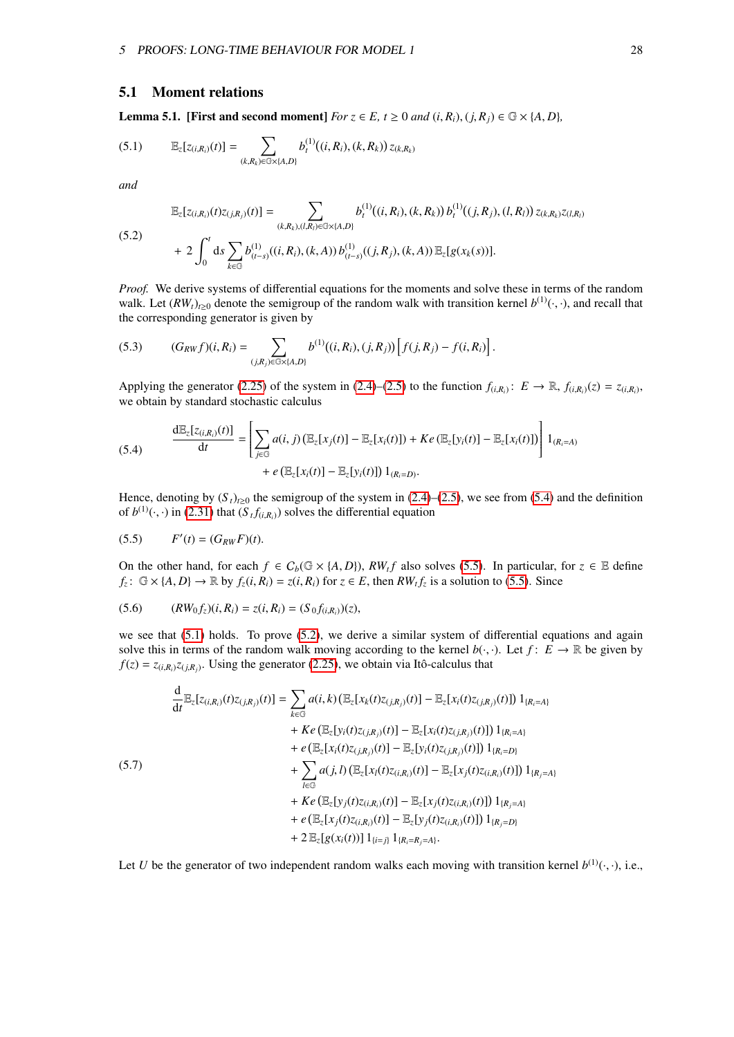## 5.1 Moment relations

**Lemma 5.1. [First and second moment]** *For $z \in E$, $t \geq 0$ and $(i,R_i),(j,R_j) \in \mathbb{G}\times\{A,D\}$,*

$$\mathbb{E}_z[z_{(i,R_i)}(t)] = \sum_{(k,R_k)\in\mathbb{G}\times\{A,D\}} b_t^{(1)}((i,R_i),(k,R_k))\, z_{(k,R_k)} \tag{5.1}$$

*and*

$$\begin{aligned}\mathbb{E}_z[z_{(i,R_i)}(t) z_{(j,R_j)}(t)] &= \sum_{(k,R_k),(l,R_l)\in\mathbb{G}\times\{A,D\}} b_t^{(1)}((i,R_i),(k,R_k))\, b_t^{(1)}((j,R_j),(l,R_l))\, z_{(k,R_k)} z_{(l,R_l)}\\ &+ 2\int_0^t \mathrm{d}s \sum_{k\in\mathbb{G}} b_{(t-s)}^{(1)}((i,R_i),(k,A))\, b_{(t-s)}^{(1)}((j,R_j),(k,A))\, \mathbb{E}_z[g(x_k(s))].\end{aligned} \tag{5.2}$$

*Proof.* We derive systems of differential equations for the moments and solve these in terms of the random walk. Let $(RW_t)_{t\geq 0}$ denote the semigroup of the random walk with transition kernel $b^{(1)}(\cdot,\cdot)$, and recall that the corresponding generator is given by

$$(G_{RW} f)(i,R_i) = \sum_{(j,R_j)\in\mathbb{G}\times\{A,D\}} b^{(1)}((i,R_i),(j,R_j)) \left[f(j,R_j) - f(i,R_i)\right]. \tag{5.3}$$

Applying the generator (2.25) of the system in (2.4)–(2.5) to the function $f_{(i,R_i)}\colon E \to \mathbb{R}$, $f_{(i,R_i)}(z) = z_{(i,R_i)}$, we obtain by standard stochastic calculus

$$\begin{aligned}\frac{\mathrm{d}\mathbb{E}_z[z_{(i,R_i)}(t)]}{\mathrm{d}t} &= \left[\sum_{j\in\mathbb{G}} a(i,j)\left(\mathbb{E}_z[x_j(t)] - \mathbb{E}_z[x_i(t)]\right) + Ke\left(\mathbb{E}_z[y_i(t)] - \mathbb{E}_z[x_i(t)]\right)\right] 1_{(R_i=A)}\\ &\quad + e\left(\mathbb{E}_z[x_i(t)] - \mathbb{E}_z[y_i(t)]\right) 1_{(R_i=D)}.\end{aligned} \tag{5.4}$$

Hence, denoting by $(S_t)_{t\geq 0}$ the semigroup of the system in (2.4)–(2.5), we see from (5.4) and the definition of $b^{(1)}(\cdot,\cdot)$ in (2.31) that $(S_t f_{(i,R_i)})$ solves the differential equation

$$F'(t) = (G_{RW} F)(t). \tag{5.5}$$

On the other hand, for each $f \in C_b(\mathbb{G}\times\{A,D\})$, $RW_t f$ also solves (5.5). In particular, for $z \in \mathbb{E}$ define $f_z\colon \mathbb{G}\times\{A,D\} \to \mathbb{R}$ by $f_z(i,R_i) = z(i,R_i)$ for $z \in E$, then $RW_t f_z$ is a solution to (5.5). Since

$$(RW_0 f_z)(i,R_i) = z(i,R_i) = (S_0 f_{(i,R_i)})(z), \tag{5.6}$$

we see that (5.1) holds. To prove (5.2), we derive a similar system of differential equations and again solve this in terms of the random walk moving according to the kernel $b(\cdot,\cdot)$. Let $f\colon E \to \mathbb{R}$ be given by $f(z) = z_{(i,R_i)} z_{(j,R_j)}$. Using the generator (2.25), we obtain via Itô-calculus that

$$\begin{aligned}\frac{\mathrm{d}}{\mathrm{d}t}\mathbb{E}_z[z_{(i,R_i)}(t) z_{(j,R_j)}(t)] &= \sum_{k\in\mathbb{G}} a(i,k)\left(\mathbb{E}_z[x_k(t) z_{(j,R_j)}(t)] - \mathbb{E}_z[x_i(t) z_{(j,R_j)}(t)]\right) 1_{\{R_i=A\}}\\ &+ Ke\left(\mathbb{E}_z[y_i(t) z_{(j,R_j)}(t)] - \mathbb{E}_z[x_i(t) z_{(j,R_j)}(t)]\right) 1_{\{R_i=A\}}\\ &+ e\left(\mathbb{E}_z[x_i(t) z_{(j,R_j)}(t)] - \mathbb{E}_z[y_i(t) z_{(j,R_j)}(t)]\right) 1_{\{R_i=D\}}\\ &+ \sum_{l\in\mathbb{G}} a(j,l)\left(\mathbb{E}_z[x_l(t) z_{(i,R_i)}(t)] - \mathbb{E}_z[x_j(t) z_{(i,R_i)}(t)]\right) 1_{\{R_j=A\}}\\ &+ Ke\left(\mathbb{E}_z[y_j(t) z_{(i,R_i)}(t)] - \mathbb{E}_z[x_j(t) z_{(i,R_i)}(t)]\right) 1_{\{R_j=A\}}\\ &+ e\left(\mathbb{E}_z[x_j(t) z_{(i,R_i)}(t)] - \mathbb{E}_z[y_j(t) z_{(i,R_i)}(t)]\right) 1_{\{R_j=D\}}\\ &+ 2\,\mathbb{E}_z[g(x_i(t))]\, 1_{\{i=j\}}\, 1_{\{R_i=R_j=A\}}.\end{aligned} \tag{5.7}$$

Let $U$ be the generator of two independent random walks each moving with transition kernel $b^{(1)}(\cdot,\cdot)$, i.e.,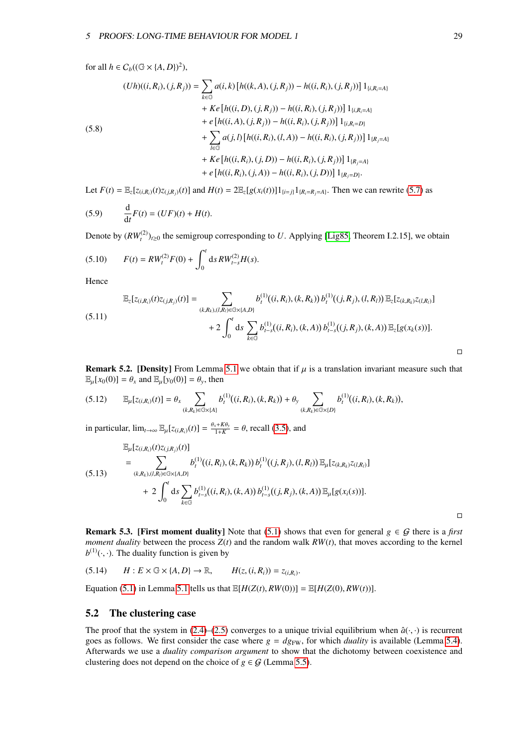for all $h \in \mathcal{C}_b((\mathbb{G}\times\{A,D\})^2)$,

$$
\begin{aligned}
(Uh)((i,R_i),(j,R_j)) &= \sum_{k\in\mathbb{G}} a(i,k)\left[h((k,A),(j,R_j)) - h((i,R_i),(j,R_j))\right] 1_{\{i,R_i=A\}}\\
&\quad + Ke\left[h((i,D),(j,R_j)) - h((i,R_i),(j,R_j))\right] 1_{\{i,R_i=A\}}\\
&\quad + e\left[h((i,A),(j,R_j)) - h((i,R_i),(j,R_j))\right] 1_{\{i,R_i=D\}}\\
&\quad + \sum_{l\in\mathbb{G}} a(j,l)\left[h((i,R_i),(l,A)) - h((i,R_i),(j,R_j))\right] 1_{\{R_j=A\}}\\
&\quad + Ke\left[h((i,R_i),(j,D)) - h((i,R_i),(j,R_j))\right] 1_{\{R_j=A\}}\\
&\quad + e\left[h((i,R_i),(j,A)) - h((i,R_i),(j,D))\right] 1_{\{R_j=D\}}.
\end{aligned}
\tag{5.8}
$$

Let $F(t) = \mathbb{E}_z[z_{(i,R_i)}(t)z_{(j,R_j)}(t)]$ and $H(t) = 2\mathbb{E}_z[g(x_i(t))]1_{\{i=j\}}1_{\{R_i=R_j=A\}}$. Then we can rewrite (5.7) as

$$
\frac{\mathrm{d}}{\mathrm{d}t}F(t) = (UF)(t) + H(t). \tag{5.9}
$$

Denote by $(RW^{(2)}_t)_{t\geq 0}$ the semigroup corresponding to $U$. Applying [Lig85, Theorem I.2.15], we obtain

$$
F(t) = RW^{(2)}_t F(0) + \int_0^t \mathrm{d}s\, RW^{(2)}_{t-s} H(s). \tag{5.10}
$$

Hence

$$
\begin{aligned}
\mathbb{E}_z[z_{(i,R_i)}(t)z_{(j,R_j)}(t)] &= \sum_{(k,R_k),(l,R_l)\in\mathbb{G}\times\{A,D\}} b^{(1)}_t((i,R_i),(k,R_k))\, b^{(1)}_t((j,R_j),(l,R_l))\, \mathbb{E}_z[z_{(k,R_k)}z_{(l,R_l)}]\\
&\quad + 2\int_0^t \mathrm{d}s \sum_{k\in\mathbb{G}} b^{(1)}_{t-s}((i,R_i),(k,A))\, b^{(1)}_{t-s}((j,R_j),(k,A))\, \mathbb{E}_z[g(x_k(s))].
\end{aligned}
\tag{5.11}
$$

□

**Remark 5.2. [Density]** From Lemma 5.1 we obtain that if $\mu$ is a translation invariant measure such that $\mathbb{E}_\mu[x_0(0)] = \theta_x$ and $\mathbb{E}_\mu[y_0(0)] = \theta_y$, then

$$
\mathbb{E}_\mu[z_{(i,R_i)}(t)] = \theta_x \sum_{(k,R_k)\in\mathbb{G}\times\{A\}} b^{(1)}_t((i,R_i),(k,R_k)) + \theta_y \sum_{(k,R_k)\in\mathbb{G}\times\{D\}} b^{(1)}_t((i,R_i),(k,R_k)), \tag{5.12}
$$

in particular, $\lim_{t\to\infty}\mathbb{E}_\mu[z_{(i,R_i)}(t)] = \frac{\theta_x + K\theta_y}{1+K} = \theta$, recall (3.5), and

$$
\begin{aligned}
&\mathbb{E}_\mu[z_{(i,R_i)}(t)z_{(j,R_j)}(t)]\\
&= \sum_{(k,R_k),(l,R_l)\in\mathbb{G}\times\{A,D\}} b^{(1)}_t((i,R_i),(k,R_k))\, b^{(1)}_t((j,R_j),(l,R_l))\, \mathbb{E}_\mu[z_{(k,R_k)}z_{(l,R_l)}]\\
&\quad + 2\int_0^t \mathrm{d}s \sum_{k\in\mathbb{G}} b^{(1)}_{t-s}((i,R_i),(k,A))\, b^{(1)}_{t-s}((j,R_j),(k,A))\, \mathbb{E}_\mu[g(x_i(s))].
\end{aligned}
\tag{5.13}
$$

□

**Remark 5.3. [First moment duality]** Note that (5.1) shows that even for general $g \in \mathcal{G}$ there is a *first moment duality* between the process $Z(t)$ and the random walk $RW(t)$, that moves according to the kernel $b^{(1)}(\cdot,\cdot)$. The duality function is given by

$$
H : E \times \mathbb{G}\times\{A,D\} \to \mathbb{R}, \qquad H(z,(i,R_i)) = z_{(i,R_i)}. \tag{5.14}
$$

Equation (5.1) in Lemma 5.1 tells us that $\mathbb{E}[H(Z(t),RW(0))] = \mathbb{E}[H(Z(0),RW(t))]$.

## 5.2 The clustering case

The proof that the system in (2.4)–(2.5) converges to a unique trivial equilibrium when $\hat{a}(\cdot,\cdot)$ is recurrent goes as follows. We first consider the case where $g = dg_{\mathrm{FW}}$, for which *duality* is available (Lemma 5.4). Afterwards we use a *duality comparison argument* to show that the dichotomy between coexistence and clustering does not depend on the choice of $g \in \mathcal{G}$ (Lemma 5.5).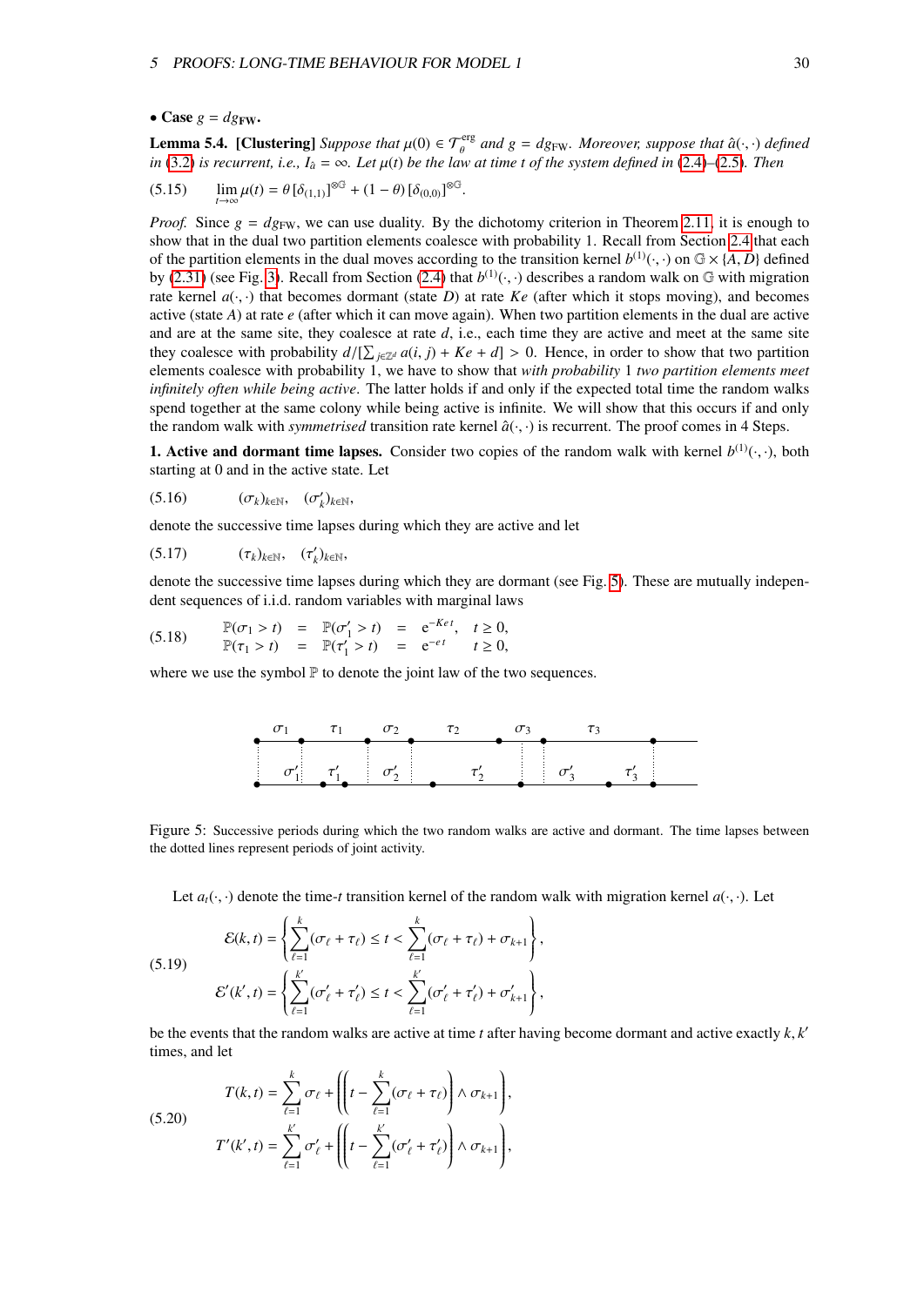• **Case $g = dg_{\text{FW}}$.**

**Lemma 5.4.** **[Clustering]** *Suppose that $\mu(0) \in \mathcal{T}_\theta^{\text{erg}}$ and $g = dg_{\text{FW}}$. Moreover, suppose that $\hat{a}(\cdot,\cdot)$ defined in (3.2) is recurrent, i.e., $I_{\hat{a}} = \infty$. Let $\mu(t)$ be the law at time $t$ of the system defined in (2.4)–(2.5). Then*

$$\lim_{t\to\infty} \mu(t) = \theta\,[\delta_{(1,1)}]^{\otimes\mathbb{G}} + (1-\theta)\,[\delta_{(0,0)}]^{\otimes\mathbb{G}}. \tag{5.15}$$

*Proof.* Since $g = dg_{\text{FW}}$, we can use duality. By the dichotomy criterion in Theorem 2.11, it is enough to show that in the dual two partition elements coalesce with probability 1. Recall from Section 2.4 that each of the partition elements in the dual moves according to the transition kernel $b^{(1)}(\cdot,\cdot)$ on $\mathbb{G}\times\{A,D\}$ defined by (2.31) (see Fig. 3). Recall from Section (2.4) that $b^{(1)}(\cdot,\cdot)$ describes a random walk on $\mathbb{G}$ with migration rate kernel $a(\cdot,\cdot)$ that becomes dormant (state $D$) at rate $Ke$ (after which it stops moving), and becomes active (state $A$) at rate $e$ (after which it can move again). When two partition elements in the dual are active and are at the same site, they coalesce at rate $d$, i.e., each time they are active and meet at the same site they coalesce with probability $d/[\sum_{j\in\mathbb{Z}^d} a(i,j) + Ke + d] > 0$. Hence, in order to show that two partition elements coalesce with probability 1, we have to show that *with probability* 1 *two partition elements meet infinitely often while being active*. The latter holds if and only if the expected total time the random walks spend together at the same colony while being active is infinite. We will show that this occurs if and only the random walk with *symmetrised* transition rate kernel $\hat{a}(\cdot,\cdot)$ is recurrent. The proof comes in 4 Steps.

**1. Active and dormant time lapses.** Consider two copies of the random walk with kernel $b^{(1)}(\cdot,\cdot)$, both starting at 0 and in the active state. Let

$$(\sigma_k)_{k\in\mathbb{N}}, \quad (\sigma'_k)_{k\in\mathbb{N}}, \tag{5.16}$$

denote the successive time lapses during which they are active and let

$$(\tau_k)_{k\in\mathbb{N}}, \quad (\tau'_k)_{k\in\mathbb{N}}, \tag{5.17}$$

denote the successive time lapses during which they are dormant (see Fig. 5). These are mutually independent sequences of i.i.d. random variables with marginal laws

$$\begin{aligned} \mathbb{P}(\sigma_1 > t) &= \mathbb{P}(\sigma'_1 > t) = e^{-Ket}, \quad t \geq 0,\\ \mathbb{P}(\tau_1 > t) &= \mathbb{P}(\tau'_1 > t) = e^{-et} \quad t \geq 0, \end{aligned} \tag{5.18}$$

where we use the symbol $\mathbb{P}$ to denote the joint law of the two sequences.

Figure 5: Successive periods during which the two random walks are active and dormant. The time lapses between the dotted lines represent periods of joint activity.

Let $a_t(\cdot,\cdot)$ denote the time-$t$ transition kernel of the random walk with migration kernel $a(\cdot,\cdot)$. Let

$$\begin{aligned} \mathcal{E}(k,t) &= \left\{\sum_{\ell=1}^{k}(\sigma_\ell+\tau_\ell) \leq t < \sum_{\ell=1}^{k}(\sigma_\ell+\tau_\ell)+\sigma_{k+1}\right\},\\ \mathcal{E}'(k',t) &= \left\{\sum_{\ell=1}^{k'}(\sigma'_\ell+\tau'_\ell) \leq t < \sum_{\ell=1}^{k'}(\sigma'_\ell+\tau'_\ell)+\sigma'_{k+1}\right\}, \end{aligned} \tag{5.19}$$

be the events that the random walks are active at time $t$ after having become dormant and active exactly $k, k'$ times, and let

$$\begin{aligned} T(k,t) &= \sum_{\ell=1}^{k}\sigma_\ell + \left(\left(t - \sum_{\ell=1}^{k}(\sigma_\ell+\tau_\ell)\right)\wedge \sigma_{k+1}\right),\\ T'(k',t) &= \sum_{\ell=1}^{k'}\sigma'_\ell + \left(\left(t - \sum_{\ell=1}^{k'}(\sigma'_\ell+\tau'_\ell)\right)\wedge \sigma_{k+1}\right), \end{aligned} \tag{5.20}$$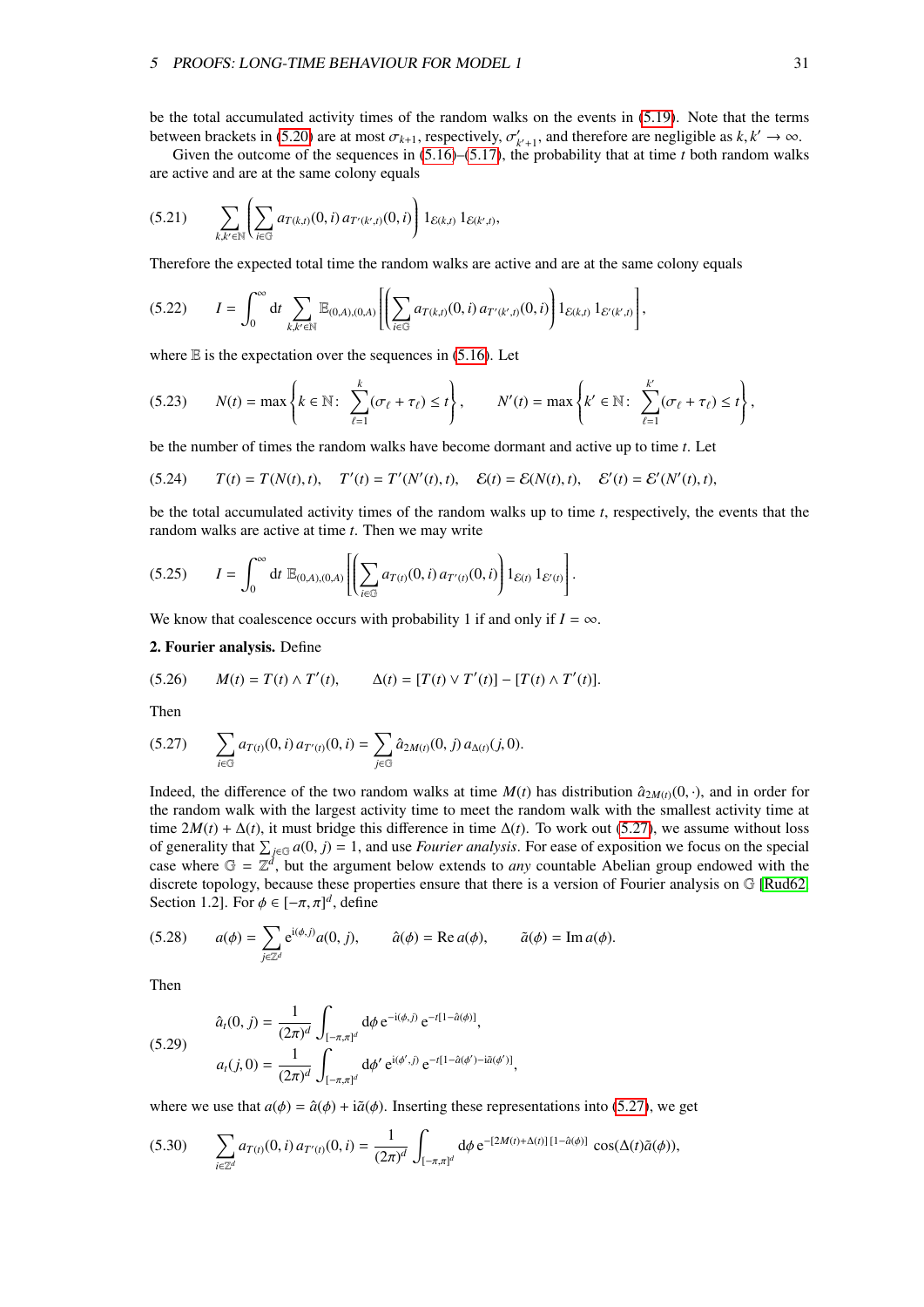be the total accumulated activity times of the random walks on the events in (5.19). Note that the terms between brackets in (5.20) are at most $\sigma_{k+1}$, respectively, $\sigma'_{k'+1}$, and therefore are negligible as $k,k' \to \infty$.

Given the outcome of the sequences in (5.16)–(5.17), the probability that at time $t$ both random walks are active and are at the same colony equals

$$\sum_{k,k'\in\mathbb{N}} \left( \sum_{i\in\mathbb{G}} a_{T(k,t)}(0,i)\, a_{T'(k',t)}(0,i) \right) 1_{\mathcal{E}(k,t)}\, 1_{\mathcal{E}(k',t)}, \tag{5.21}$$

Therefore the expected total time the random walks are active and are at the same colony equals

$$I = \int_0^\infty \mathrm{d}t \sum_{k,k'\in\mathbb{N}} \mathbb{E}_{(0,A),(0,A)} \left[ \left( \sum_{i\in\mathbb{G}} a_{T(k,t)}(0,i)\, a_{T'(k',t)}(0,i) \right) 1_{\mathcal{E}(k,t)}\, 1_{\mathcal{E}'(k',t)} \right], \tag{5.22}$$

where $\mathbb{E}$ is the expectation over the sequences in (5.16). Let

$$N(t) = \max\left\{ k \in \mathbb{N} \colon \sum_{\ell=1}^{k} (\sigma_\ell + \tau_\ell) \le t \right\}, \qquad N'(t) = \max\left\{ k' \in \mathbb{N} \colon \sum_{\ell=1}^{k'} (\sigma_\ell + \tau_\ell) \le t \right\}, \tag{5.23}$$

be the number of times the random walks have become dormant and active up to time $t$. Let

$$T(t) = T(N(t),t), \quad T'(t) = T'(N'(t),t), \quad \mathcal{E}(t) = \mathcal{E}(N(t),t), \quad \mathcal{E}'(t) = \mathcal{E}'(N'(t),t), \tag{5.24}$$

be the total accumulated activity times of the random walks up to time $t$, respectively, the events that the random walks are active at time $t$. Then we may write

$$I = \int_0^\infty \mathrm{d}t\, \mathbb{E}_{(0,A),(0,A)} \left[ \left( \sum_{i\in\mathbb{G}} a_{T(t)}(0,i)\, a_{T'(t)}(0,i) \right) 1_{\mathcal{E}(t)}\, 1_{\mathcal{E}'(t)} \right]. \tag{5.25}$$

We know that coalescence occurs with probability 1 if and only if $I = \infty$.

**2. Fourier analysis.** Define

$$M(t) = T(t) \wedge T'(t), \qquad \Delta(t) = [T(t) \vee T'(t)] - [T(t) \wedge T'(t)]. \tag{5.26}$$

Then

$$\sum_{i\in\mathbb{G}} a_{T(t)}(0,i)\, a_{T'(t)}(0,i) = \sum_{j\in\mathbb{G}} \hat{a}_{2M(t)}(0,j)\, a_{\Delta(t)}(j,0). \tag{5.27}$$

Indeed, the difference of the two random walks at time $M(t)$ has distribution $\hat{a}_{2M(t)}(0,\cdot)$, and in order for the random walk with the largest activity time to meet the random walk with the smallest activity time at time $2M(t)+\Delta(t)$, it must bridge this difference in time $\Delta(t)$. To work out (5.27), we assume without loss of generality that $\sum_{j\in\mathbb{G}} a(0,j) = 1$, and use *Fourier analysis*. For ease of exposition we focus on the special case where $\mathbb{G} = \mathbb{Z}^d$, but the argument below extends to *any* countable Abelian group endowed with the discrete topology, because these properties ensure that there is a version of Fourier analysis on $\mathbb{G}$ [Rud62, Section 1.2]. For $\phi \in [-\pi,\pi]^d$, define

$$a(\phi) = \sum_{j\in\mathbb{Z}^d} \mathrm{e}^{\mathrm{i}(\phi,j)} a(0,j), \qquad \hat{a}(\phi) = \mathrm{Re}\, a(\phi), \qquad \tilde{a}(\phi) = \mathrm{Im}\, a(\phi). \tag{5.28}$$

Then

$$\begin{aligned} \hat{a}_t(0,j) &= \frac{1}{(2\pi)^d} \int_{[-\pi,\pi]^d} \mathrm{d}\phi\, \mathrm{e}^{-\mathrm{i}(\phi,j)}\, \mathrm{e}^{-t[1-\hat{a}(\phi)]}, \\ a_t(j,0) &= \frac{1}{(2\pi)^d} \int_{[-\pi,\pi]^d} \mathrm{d}\phi'\, \mathrm{e}^{\mathrm{i}(\phi',j)}\, \mathrm{e}^{-t[1-\hat{a}(\phi')-\mathrm{i}\tilde{a}(\phi')]}, \end{aligned} \tag{5.29}$$

where we use that $a(\phi) = \hat{a}(\phi) + \mathrm{i}\tilde{a}(\phi)$. Inserting these representations into (5.27), we get

$$\sum_{i\in\mathbb{Z}^d} a_{T(t)}(0,i)\, a_{T'(t)}(0,i) = \frac{1}{(2\pi)^d} \int_{[-\pi,\pi]^d} \mathrm{d}\phi\, \mathrm{e}^{-[2M(t)+\Delta(t)][1-\hat{a}(\phi)]} \cos(\Delta(t)\tilde{a}(\phi)), \tag{5.30}$$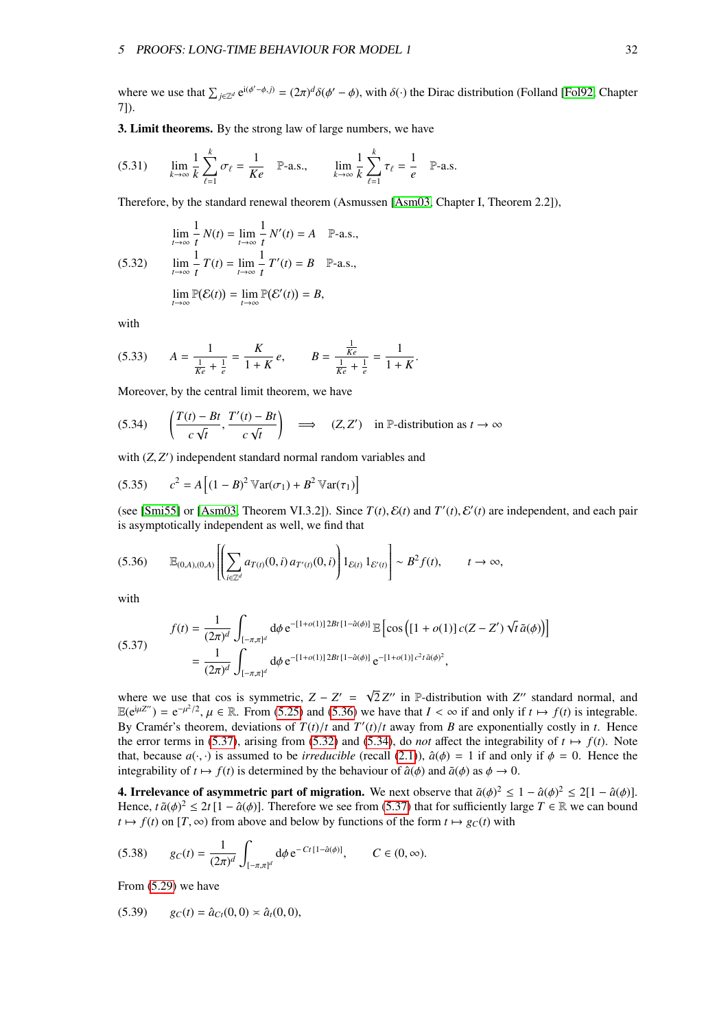where we use that $\sum_{j\in\mathbb{Z}^d} e^{i\langle\phi'-\phi,j\rangle} = (2\pi)^d\delta(\phi'-\phi)$, with $\delta(\cdot)$ the Dirac distribution (Folland [Fol92, Chapter 7]).

**3. Limit theorems.** By the strong law of large numbers, we have

$$
(5.31)\qquad \lim_{k\to\infty}\frac{1}{k}\sum_{\ell=1}^{k}\sigma_\ell = \frac{1}{Ke}\quad \mathbb{P}\text{-a.s.},\qquad \lim_{k\to\infty}\frac{1}{k}\sum_{\ell=1}^{k}\tau_\ell = \frac{1}{e}\quad \mathbb{P}\text{-a.s.}
$$

Therefore, by the standard renewal theorem (Asmussen [Asm03, Chapter I, Theorem 2.2]),

$$
(5.32)\qquad
\begin{aligned}
&\lim_{t\to\infty}\frac{1}{t}\,N(t) = \lim_{t\to\infty}\frac{1}{t}\,N'(t) = A \quad \mathbb{P}\text{-a.s.},\\
&\lim_{t\to\infty}\frac{1}{t}\,T(t) = \lim_{t\to\infty}\frac{1}{t}\,T'(t) = B \quad \mathbb{P}\text{-a.s.},\\
&\lim_{t\to\infty}\mathbb{P}(\mathcal{E}(t)) = \lim_{t\to\infty}\mathbb{P}(\mathcal{E}'(t)) = B,
\end{aligned}
$$

with

$$
(5.33)\qquad A = \frac{1}{\frac{1}{Ke}+\frac{1}{e}} = \frac{K}{1+K}\,e,\qquad B = \frac{\frac{1}{Ke}}{\frac{1}{Ke}+\frac{1}{e}} = \frac{1}{1+K}.
$$

Moreover, by the central limit theorem, we have

$$
(5.34)\qquad \left(\frac{T(t)-Bt}{c\sqrt{t}},\frac{T'(t)-Bt}{c\sqrt{t}}\right) \implies (Z,Z')\quad \text{in } \mathbb{P}\text{-distribution as } t\to\infty
$$

with $(Z,Z')$ independent standard normal random variables and

$$
(5.35)\qquad c^2 = A\left[(1-B)^2\,\mathbb{V}\mathrm{ar}(\sigma_1) + B^2\,\mathbb{V}\mathrm{ar}(\tau_1)\right]
$$

(see [Smi55] or [Asm03, Theorem VI.3.2]). Since $T(t),\mathcal{E}(t)$ and $T'(t),\mathcal{E}'(t)$ are independent, and each pair is asymptotically independent as well, we find that

$$
(5.36)\qquad \mathbb{E}_{(0,A),(0,A)}\left[\left(\sum_{i\in\mathbb{Z}^d} a_{T(t)}(0,i)\,a_{T'(t)}(0,i)\right)1_{\mathcal{E}(t)}\,1_{\mathcal{E}'(t)}\right] \sim B^2 f(t),\qquad t\to\infty,
$$

with

$$
(5.37)\qquad
\begin{aligned}
f(t) &= \frac{1}{(2\pi)^d}\int_{[-\pi,\pi]^d}\mathrm{d}\phi\, e^{-[1+o(1)]\,2Bt\,[1-\hat{a}(\phi)]}\,\mathbb{E}\left[\cos\left([1+o(1)]\,c(Z-Z')\sqrt{t}\,\tilde{a}(\phi)\right)\right]\\
&= \frac{1}{(2\pi)^d}\int_{[-\pi,\pi]^d}\mathrm{d}\phi\, e^{-[1+o(1)]\,2Bt\,[1-\hat{a}(\phi)]}\,e^{-[1+o(1)]\,c^2 t\,\tilde{a}(\phi)^2},
\end{aligned}
$$

where we use that cos is symmetric, $Z-Z' = \sqrt{2}\,Z''$ in $\mathbb{P}$-distribution with $Z''$ standard normal, and $\mathbb{E}(e^{i\mu Z''}) = e^{-\mu^2/2}$, $\mu\in\mathbb{R}$. From (5.25) and (5.36) we have that $I<\infty$ if and only if $t\mapsto f(t)$ is integrable. By Cramér's theorem, deviations of $T(t)/t$ and $T'(t)/t$ away from $B$ are exponentially costly in $t$. Hence the error terms in (5.37), arising from (5.32) and (5.34), do *not* affect the integrability of $t\mapsto f(t)$. Note that, because $a(\cdot,\cdot)$ is assumed to be *irreducible* (recall (2.1)), $\hat{a}(\phi)=1$ if and only if $\phi=0$. Hence the integrability of $t\mapsto f(t)$ is determined by the behaviour of $\hat{a}(\phi)$ and $\tilde{a}(\phi)$ as $\phi\to 0$.

**4. Irrelevance of asymmetric part of migration.** We next observe that $\tilde{a}(\phi)^2 \le 1-\hat{a}(\phi)^2 \le 2[1-\hat{a}(\phi)]$. Hence, $t\,\tilde{a}(\phi)^2 \le 2t\,[1-\hat{a}(\phi)]$. Therefore we see from (5.37) that for sufficiently large $T\in\mathbb{R}$ we can bound $t\mapsto f(t)$ on $[T,\infty)$ from above and below by functions of the form $t\mapsto g_C(t)$ with

$$
(5.38)\qquad g_C(t) = \frac{1}{(2\pi)^d}\int_{[-\pi,\pi]^d}\mathrm{d}\phi\, e^{-Ct\,[1-\hat{a}(\phi)]},\qquad C\in(0,\infty).
$$

From (5.29) we have

$$
(5.39)\qquad g_C(t) = \hat{a}_{Ct}(0,0) \asymp \hat{a}_t(0,0),
$$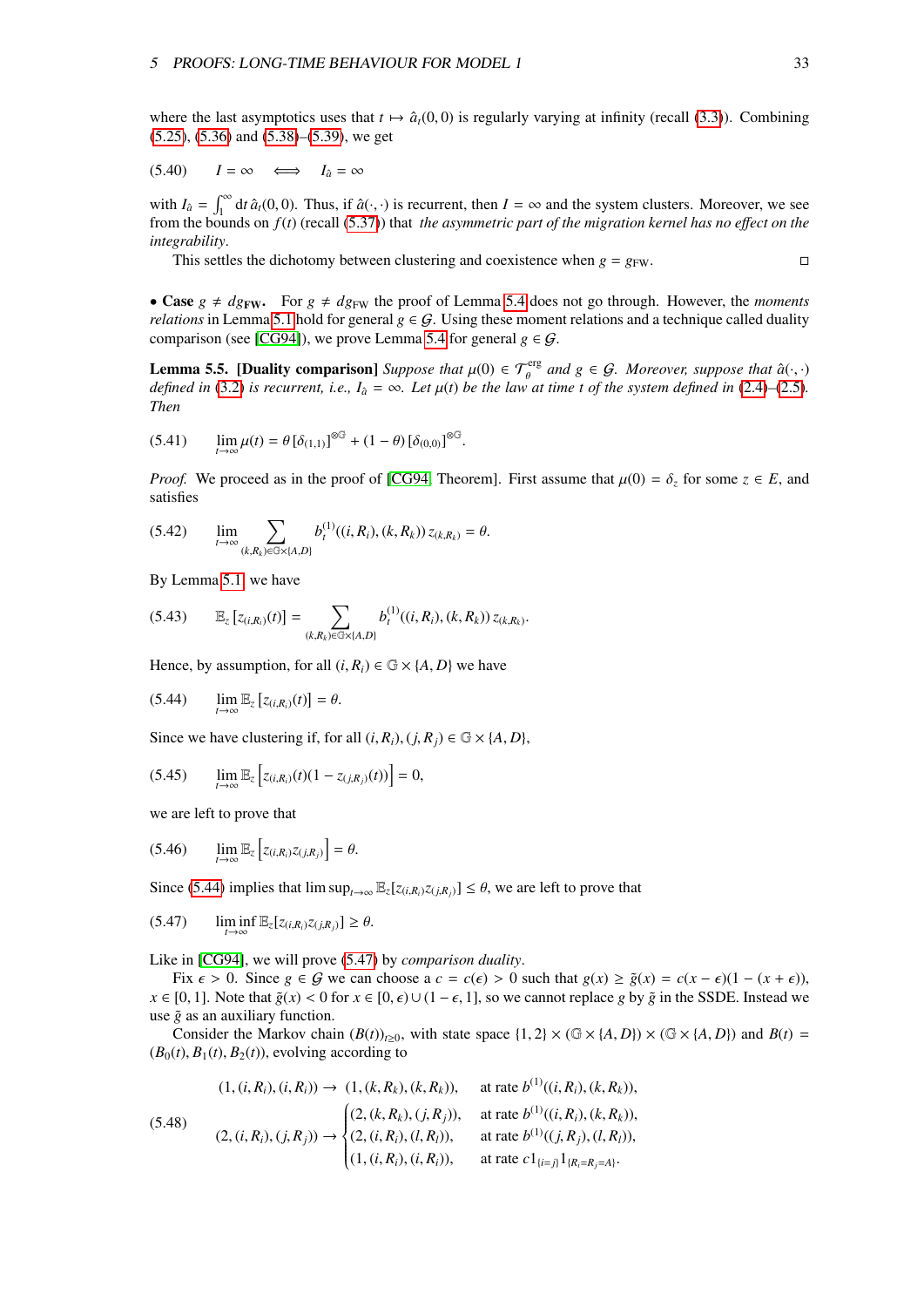where the last asymptotics uses that $t \mapsto \hat{a}_t(0,0)$ is regularly varying at infinity (recall (3.3)). Combining (5.25), (5.36) and (5.38)–(5.39), we get

$$(5.40) \qquad I = \infty \quad \Longleftrightarrow \quad I_{\hat{a}} = \infty$$

with $I_{\hat{a}} = \int_1^\infty \mathrm{d}t\, \hat{a}_t(0,0)$. Thus, if $\hat{a}(\cdot,\cdot)$ is recurrent, then $I = \infty$ and the system clusters. Moreover, we see from the bounds on $f(t)$ (recall (5.37)) that *the asymmetric part of the migration kernel has no effect on the integrability*.

This settles the dichotomy between clustering and coexistence when $g = g_{\mathrm{FW}}$. □

• **Case** $g \neq dg_{\mathbf{FW}}$. For $g \neq dg_{\mathrm{FW}}$ the proof of Lemma 5.4 does not go through. However, the *moments relations* in Lemma 5.1 hold for general $g \in \mathcal{G}$. Using these moment relations and a technique called duality comparison (see [CG94]), we prove Lemma 5.4 for general $g \in \mathcal{G}$.

**Lemma 5.5. [Duality comparison]** *Suppose that $\mu(0) \in \mathcal{T}_\theta^{\mathrm{erg}}$ and $g \in \mathcal{G}$. Moreover, suppose that $\hat{a}(\cdot,\cdot)$ defined in (3.2) is recurrent, i.e., $I_{\hat{a}} = \infty$. Let $\mu(t)$ be the law at time $t$ of the system defined in (2.4)–(2.5). Then*

$$(5.41) \qquad \lim_{t\to\infty} \mu(t) = \theta\, [\delta_{(1,1)}]^{\otimes \mathbb{G}} + (1-\theta)\, [\delta_{(0,0)}]^{\otimes \mathbb{G}}.$$

*Proof.* We proceed as in the proof of [CG94, Theorem]. First assume that $\mu(0) = \delta_z$ for some $z \in E$, and satisfies

$$(5.42) \qquad \lim_{t\to\infty} \sum_{(k,R_k)\in \mathbb{G}\times\{A,D\}} b_t^{(1)}((i,R_i),(k,R_k))\, z_{(k,R_k)} = \theta.$$

By Lemma 5.1 we have

$$(5.43) \qquad \mathbb{E}_z\left[z_{(i,R_i)}(t)\right] = \sum_{(k,R_k)\in \mathbb{G}\times\{A,D\}} b_t^{(1)}((i,R_i),(k,R_k))\, z_{(k,R_k)}.$$

Hence, by assumption, for all $(i,R_i) \in \mathbb{G}\times\{A,D\}$ we have

$$(5.44) \qquad \lim_{t\to\infty} \mathbb{E}_z\left[z_{(i,R_i)}(t)\right] = \theta.$$

Since we have clustering if, for all $(i,R_i),(j,R_j) \in \mathbb{G}\times\{A,D\}$,

$$(5.45) \qquad \lim_{t\to\infty} \mathbb{E}_z\left[z_{(i,R_i)}(t)(1 - z_{(j,R_j)}(t))\right] = 0,$$

we are left to prove that

$$(5.46) \qquad \lim_{t\to\infty} \mathbb{E}_z\left[z_{(i,R_i)} z_{(j,R_j)}\right] = \theta.$$

Since (5.44) implies that $\limsup_{t\to\infty} \mathbb{E}_z[z_{(i,R_i)} z_{(j,R_j)}] \leq \theta$, we are left to prove that

$$(5.47) \qquad \liminf_{t\to\infty} \mathbb{E}_z[z_{(i,R_i)} z_{(j,R_j)}] \geq \theta.$$

Like in [CG94], we will prove (5.47) by *comparison duality*.

Fix $\epsilon > 0$. Since $g \in \mathcal{G}$ we can choose a $c = c(\epsilon) > 0$ such that $g(x) \geq \tilde{g}(x) = c(x-\epsilon)(1-(x+\epsilon))$, $x \in [0,1]$. Note that $\tilde{g}(x) < 0$ for $x \in [0,\epsilon) \cup (1-\epsilon, 1]$, so we cannot replace $g$ by $\tilde{g}$ in the SSDE. Instead we use $\tilde{g}$ as an auxiliary function.

Consider the Markov chain $(B(t))_{t\geq 0}$, with state space $\{1,2\} \times (\mathbb{G}\times\{A,D\}) \times (\mathbb{G}\times\{A,D\})$ and $B(t) = (B_0(t), B_1(t), B_2(t))$, evolving according to

$$(5.48) \qquad \begin{aligned} &(1,(i,R_i),(i,R_i)) \to (1,(k,R_k),(k,R_k)), && \text{at rate } b^{(1)}((i,R_i),(k,R_k)),\\ &(2,(i,R_i),(j,R_j)) \to \begin{cases} (2,(k,R_k),(j,R_j)), & \text{at rate } b^{(1)}((i,R_i),(k,R_k)),\\ (2,(i,R_i),(l,R_l)), & \text{at rate } b^{(1)}((j,R_j),(l,R_l)),\\ (1,(i,R_i),(i,R_i)), & \text{at rate } c 1_{\{i=j\}} 1_{\{R_i=R_j=A\}}. \end{cases} \end{aligned}$$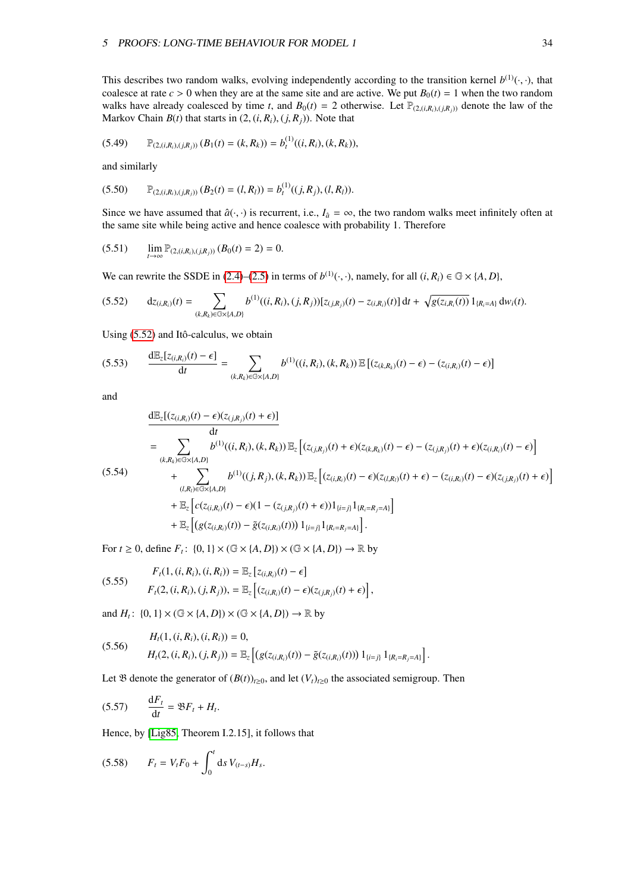This describes two random walks, evolving independently according to the transition kernel $b^{(1)}(\cdot,\cdot)$, that coalesce at rate $c > 0$ when they are at the same site and are active. We put $B_0(t) = 1$ when the two random walks have already coalesced by time $t$, and $B_0(t) = 2$ otherwise. Let $\mathbb{P}_{(2,(i,R_i),(j,R_j))}$ denote the law of the Markov Chain $B(t)$ that starts in $(2,(i,R_i),(j,R_j))$. Note that

$$\mathbb{P}_{(2,(i,R_i),(j,R_j))}\left(B_1(t) = (k,R_k)\right) = b^{(1)}_t((i,R_i),(k,R_k)), \tag{5.49}$$

and similarly

$$\mathbb{P}_{(2,(i,R_i),(j,R_j))}\left(B_2(t) = (l,R_l)\right) = b^{(1)}_t((j,R_j),(l,R_l)). \tag{5.50}$$

Since we have assumed that $\hat{a}(\cdot,\cdot)$ is recurrent, i.e., $I_{\hat{a}} = \infty$, the two random walks meet infinitely often at the same site while being active and hence coalesce with probability 1. Therefore

$$\lim_{t\to\infty} \mathbb{P}_{(2,(i,R_i),(j,R_j))}\left(B_0(t) = 2\right) = 0. \tag{5.51}$$

We can rewrite the SSDE in (2.4)–(2.5) in terms of $b^{(1)}(\cdot,\cdot)$, namely, for all $(i,R_i) \in \mathbb{G}\times\{A,D\}$,

$$\mathrm{d}z_{(i,R_i)}(t) = \sum_{(k,R_k)\in\mathbb{G}\times\{A,D\}} b^{(1)}((i,R_i),(j,R_j))[z_{(j,R_j)}(t) - z_{(i,R_i)}(t)]\,\mathrm{d}t + \sqrt{g(z_{i,R_i}(t))}\,1_{\{R_i=A\}}\,\mathrm{d}w_i(t). \tag{5.52}$$

Using (5.52) and Itô-calculus, we obtain

$$\frac{\mathrm{d}\mathbb{E}_z[z_{(i,R_i)}(t)-\epsilon]}{\mathrm{d}t} = \sum_{(k,R_k)\in\mathbb{G}\times\{A,D\}} b^{(1)}((i,R_i),(k,R_k))\,\mathbb{E}\left[(z_{(k,R_k)}(t)-\epsilon) - (z_{(i,R_i)}(t)-\epsilon)\right] \tag{5.53}$$

and

$$\begin{aligned}
&\frac{\mathrm{d}\mathbb{E}_z[(z_{(i,R_i)}(t)-\epsilon)(z_{(j,R_j)}(t)+\epsilon)]}{\mathrm{d}t}\\
&= \sum_{(k,R_k)\in\mathbb{G}\times\{A,D\}} b^{(1)}((i,R_i),(k,R_k))\,\mathbb{E}_z\Big[(z_{(j,R_j)}(t)+\epsilon)(z_{(k,R_k)}(t)-\epsilon) - (z_{(j,R_j)}(t)+\epsilon)(z_{(i,R_i)}(t)-\epsilon)\Big]\\
&\quad + \sum_{(l,R_l)\in\mathbb{G}\times\{A,D\}} b^{(1)}((j,R_j),(k,R_k))\,\mathbb{E}_z\Big[(z_{(i,R_i)}(t)-\epsilon)(z_{(l,R_l)}(t)+\epsilon) - (z_{(i,R_i)}(t)-\epsilon)(z_{(j,R_j)}(t)+\epsilon)\Big]\\
&\quad + \mathbb{E}_z\Big[c(z_{(i,R_i)}(t)-\epsilon)(1-(z_{(j,R_j)}(t)+\epsilon))1_{\{i=j\}}1_{\{R_i=R_j=A\}}\Big]\\
&\quad + \mathbb{E}_z\Big[(g(z_{(i,R_i)}(t)) - \tilde{g}(z_{(i,R_i)}(t)))\,1_{\{i=j\}}1_{\{R_i=R_j=A\}}\Big].
\end{aligned} \tag{5.54}$$

For $t \geq 0$, define $F_t\colon \{0,1\}\times(\mathbb{G}\times\{A,D\})\times(\mathbb{G}\times\{A,D\}) \to \mathbb{R}$ by

$$\begin{aligned}
&F_t(1,(i,R_i),(i,R_i)) = \mathbb{E}_z\left[z_{(i,R_i)}(t)-\epsilon\right]\\
&F_t(2,(i,R_i),(j,R_j)), = \mathbb{E}_z\Big[(z_{(i,R_i)}(t)-\epsilon)(z_{(j,R_j)}(t)+\epsilon)\Big],
\end{aligned} \tag{5.55}$$

and $H_t\colon \{0,1\}\times(\mathbb{G}\times\{A,D\})\times(\mathbb{G}\times\{A,D\}) \to \mathbb{R}$ by

$$\begin{aligned}
&H_t(1,(i,R_i),(i,R_i)) = 0,\\
&H_t(2,(i,R_i),(j,R_j)) = \mathbb{E}_z\Big[(g(z_{(i,R_i)}(t)) - \tilde{g}(z_{(i,R_i)}(t)))\,1_{\{i=j\}}\,1_{\{R_i=R_j=A\}}\Big].
\end{aligned} \tag{5.56}$$

Let $\mathfrak{B}$ denote the generator of $(B(t))_{t\geq 0}$, and let $(V_t)_{t\geq 0}$ the associated semigroup. Then

$$\frac{\mathrm{d}F_t}{\mathrm{d}t} = \mathfrak{B}F_t + H_t. \tag{5.57}$$

Hence, by [Lig85, Theorem I.2.15], it follows that

$$F_t = V_tF_0 + \int_0^t \mathrm{d}s\, V_{(t-s)}H_s. \tag{5.58}$$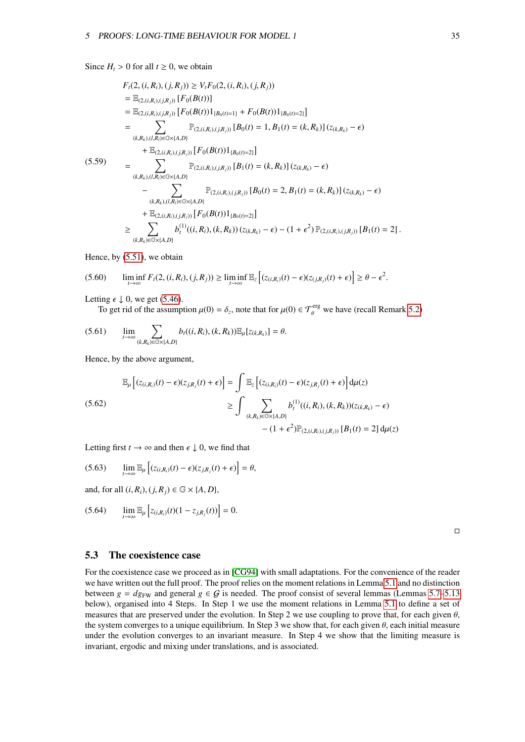Since $H_t > 0$ for all $t \geq 0$, we obtain

$$
\begin{aligned}
&F_t(2,(i,R_i),(j,R_j)) \geq V_t F_0(2,(i,R_i),(j,R_j)) \\
&= \mathbb{E}_{(2,(i,R_i),(j,R_j))}\left[F_0(B(t))\right] \\
&= \mathbb{E}_{(2,(i,R_i),(j,R_j))}\left[F_0(B(t))1_{\{B_0(t)=1\}} + F_0(B(t))1_{\{B_0(t)=2\}}\right] \\
&= \sum_{(k,R_k),(l,R_l)\in\mathbb{G}\times\{A,D\}} \mathbb{P}_{(2,(i,R_i),(j,R_j))}\left[B_0(t)=1, B_1(t)=(k,R_k)\right](z_{(k,R_k)}-\epsilon) \\
&\quad + \mathbb{E}_{(2,(i,R_i),(j,R_j))}\left[F_0(B(t))1_{\{B_0(t)=2\}}\right] \\
(5.59)\qquad &= \sum_{(k,R_k),(l,R_l)\in\mathbb{G}\times\{A,D\}} \mathbb{P}_{(2,(i,R_i),(j,R_j))}\left[B_1(t)=(k,R_k)\right](z_{(k,R_k)}-\epsilon) \\
&\quad - \sum_{(k,R_k),(l,R_l)\in\mathbb{G}\times\{A,D\}} \mathbb{P}_{(2,(i,R_i),(j,R_j))}\left[B_0(t)=2, B_1(t)=(k,R_k)\right](z_{(k,R_k)}-\epsilon) \\
&\quad + \mathbb{E}_{(2,(i,R_i),(j,R_j))}\left[F_0(B(t))1_{\{B_0(t)=2\}}\right] \\
&\geq \sum_{(k,R_k)\in\mathbb{G}\times\{A,D\}} b_t^{(1)}((i,R_i),(k,R_k))(z_{(k,R_k)}-\epsilon) - (1+\epsilon^2)\,\mathbb{P}_{(2,(i,R_i),(j,R_j))}\left[B_1(t)=2\right].
\end{aligned}
$$

Hence, by (5.51), we obtain

$$
(5.60)\qquad \liminf_{t\to\infty} F_t(2,(i,R_i),(j,R_j)) \geq \liminf_{t\to\infty} \mathbb{E}_z\left[(z_{(i,R_i)}(t)-\epsilon)(z_{(j,R_j)}(t)+\epsilon)\right] \geq \theta - \epsilon^2.
$$

Letting $\epsilon \downarrow 0$, we get (5.46).

To get rid of the assumption $\mu(0) = \delta_z$, note that for $\mu(0) \in \mathcal{T}_\theta^{\mathrm{erg}}$ we have (recall Remark 5.2)

$$
(5.61)\qquad \lim_{t\to\infty} \sum_{(k,R_k)\in\mathbb{G}\times\{A,D\}} b_t((i,R_i),(k,R_k))\mathbb{E}_\mu[z_{(k,R_k)}] = \theta.
$$

Hence, by the above argument,

$$
\begin{aligned}
\mathbb{E}_\mu\left[(z_{(i,R_i)}(t)-\epsilon)(z_{j,R_j}(t)+\epsilon)\right] &= \int \mathbb{E}_z\left[(z_{(i,R_i)}(t)-\epsilon)(z_{j,R_j}(t)+\epsilon)\right]\mathrm{d}\mu(z) \\
(5.62)\qquad &\geq \int \sum_{(k,R_k)\in\mathbb{G}\times\{A,D\}} b_t^{(1)}((i,R_i),(k,R_k))(z_{(k,R_k)}-\epsilon) \\
&\qquad - (1+\epsilon^2)\mathbb{P}_{(2,(i,R_i),(j,R_j))}\left[B_1(t)=2\right]\mathrm{d}\mu(z)
\end{aligned}
$$

Letting first $t \to \infty$ and then $\epsilon \downarrow 0$, we find that

$$
(5.63)\qquad \lim_{t\to\infty} \mathbb{E}_\mu\left[(z_{(i,R_i)}(t)-\epsilon)(z_{j,R_j}(t)+\epsilon)\right] = \theta,
$$

and, for all $(i,R_i),(j,R_j) \in \mathbb{G}\times\{A,D\}$,

$$
(5.64)\qquad \lim_{t\to\infty} \mathbb{E}_\mu\left[z_{(i,R_i)}(t)(1-z_{j,R_j}(t))\right] = 0.
$$

□

## 5.3 The coexistence case

For the coexistence case we proceed as in [CG94] with small adaptations. For the convenience of the reader we have written out the full proof. The proof relies on the moment relations in Lemma 5.1 and no distinction between $g = dg_{\mathrm{FW}}$ and general $g \in \mathcal{G}$ is needed. The proof consist of several lemmas (Lemmas 5.7–5.13 below), organised into 4 Steps. In Step 1 we use the moment relations in Lemma 5.1 to define a set of measures that are preserved under the evolution. In Step 2 we use coupling to prove that, for each given $\theta$, the system converges to a unique equilibrium. In Step 3 we show that, for each given $\theta$, each initial measure under the evolution converges to an invariant measure. In Step 4 we show that the limiting measure is invariant, ergodic and mixing under translations, and is associated.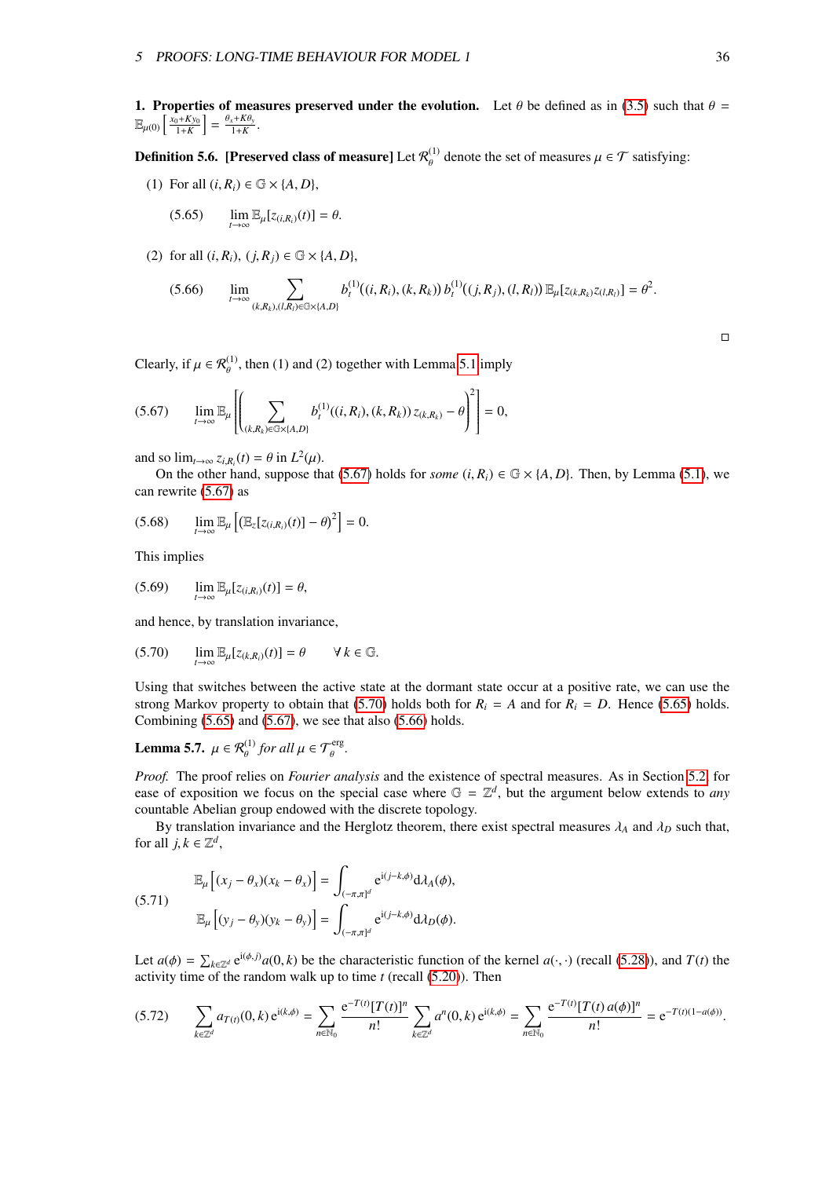**1. Properties of measures preserved under the evolution.** Let $\theta$ be defined as in (3.5) such that $\theta = \mathbb{E}_{\mu(0)}\left[\frac{x_0+Ky_0}{1+K}\right] = \frac{\theta_x+K\theta_y}{1+K}$.

**Definition 5.6. [Preserved class of measure]** Let $\mathcal{R}^{(1)}_\theta$ denote the set of measures $\mu \in \mathcal{T}$ satisfying:

(1) For all $(i, R_i) \in \mathbb{G} \times \{A, D\}$,

$$\lim_{t\to\infty} \mathbb{E}_\mu[z_{(i,R_i)}(t)] = \theta. \tag{5.65}$$

(2) for all $(i, R_i)$, $(j, R_j) \in \mathbb{G} \times \{A, D\}$,

$$\lim_{t\to\infty} \sum_{(k,R_k),(l,R_l)\in\mathbb{G}\times\{A,D\}} b^{(1)}_t((i,R_i),(k,R_k))\, b^{(1)}_t((j,R_j),(l,R_l))\, \mathbb{E}_\mu[z_{(k,R_k)}z_{(l,R_l)}] = \theta^2. \tag{5.66}$$

□

Clearly, if $\mu \in \mathcal{R}^{(1)}_\theta$, then (1) and (2) together with Lemma 5.1 imply

$$\lim_{t\to\infty} \mathbb{E}_\mu\left[\left(\sum_{(k,R_k)\in\mathbb{G}\times\{A,D\}} b^{(1)}_t((i,R_i),(k,R_k))\, z_{(k,R_k)} - \theta\right)^2\right] = 0, \tag{5.67}$$

and so $\lim_{t\to\infty} z_{i,R_i}(t) = \theta$ in $L^2(\mu)$.

On the other hand, suppose that (5.67) holds for *some* $(i, R_i) \in \mathbb{G} \times \{A, D\}$. Then, by Lemma (5.1), we can rewrite (5.67) as

$$\lim_{t\to\infty} \mathbb{E}_\mu\left[(\mathbb{E}_z[z_{(i,R_i)}(t)] - \theta)^2\right] = 0. \tag{5.68}$$

This implies

$$\lim_{t\to\infty} \mathbb{E}_\mu[z_{(i,R_i)}(t)] = \theta, \tag{5.69}$$

and hence, by translation invariance,

$$\lim_{t\to\infty} \mathbb{E}_\mu[z_{(k,R_i)}(t)] = \theta \qquad \forall\, k \in \mathbb{G}. \tag{5.70}$$

Using that switches between the active state at the dormant state occur at a positive rate, we can use the strong Markov property to obtain that (5.70) holds both for $R_i = A$ and for $R_i = D$. Hence (5.65) holds. Combining (5.65) and (5.67), we see that also (5.66) holds.

**Lemma 5.7.** *$\mu \in \mathcal{R}^{(1)}_\theta$ for all $\mu \in \mathcal{T}^{\mathrm{erg}}_\theta$.*

*Proof.* The proof relies on *Fourier analysis* and the existence of spectral measures. As in Section 5.2, for ease of exposition we focus on the special case where $\mathbb{G} = \mathbb{Z}^d$, but the argument below extends to *any* countable Abelian group endowed with the discrete topology.

By translation invariance and the Herglotz theorem, there exist spectral measures $\lambda_A$ and $\lambda_D$ such that, for all $j, k \in \mathbb{Z}^d$,

$$\begin{aligned}
\mathbb{E}_\mu\left[(x_j - \theta_x)(x_k - \theta_x)\right] &= \int_{(-\pi,\pi]^d} \mathrm{e}^{\mathrm{i}\langle j-k,\phi\rangle}\,\mathrm{d}\lambda_A(\phi),\\
\mathbb{E}_\mu\left[(y_j - \theta_y)(y_k - \theta_y)\right] &= \int_{(-\pi,\pi]^d} \mathrm{e}^{\mathrm{i}\langle j-k,\phi\rangle}\,\mathrm{d}\lambda_D(\phi).
\end{aligned} \tag{5.71}$$

Let $a(\phi) = \sum_{k\in\mathbb{Z}^d} \mathrm{e}^{\mathrm{i}\langle\phi,j\rangle} a(0,k)$ be the characteristic function of the kernel $a(\cdot,\cdot)$ (recall (5.28)), and $T(t)$ the activity time of the random walk up to time $t$ (recall (5.20)). Then

$$\sum_{k\in\mathbb{Z}^d} a_{T(t)}(0,k)\,\mathrm{e}^{\mathrm{i}\langle k,\phi\rangle} = \sum_{n\in\mathbb{N}_0} \frac{\mathrm{e}^{-T(t)}[T(t)]^n}{n!} \sum_{k\in\mathbb{Z}^d} a^n(0,k)\,\mathrm{e}^{\mathrm{i}\langle k,\phi\rangle} = \sum_{n\in\mathbb{N}_0} \frac{\mathrm{e}^{-T(t)}[T(t)\,a(\phi)]^n}{n!} = \mathrm{e}^{-T(t)(1-a(\phi))}. \tag{5.72}$$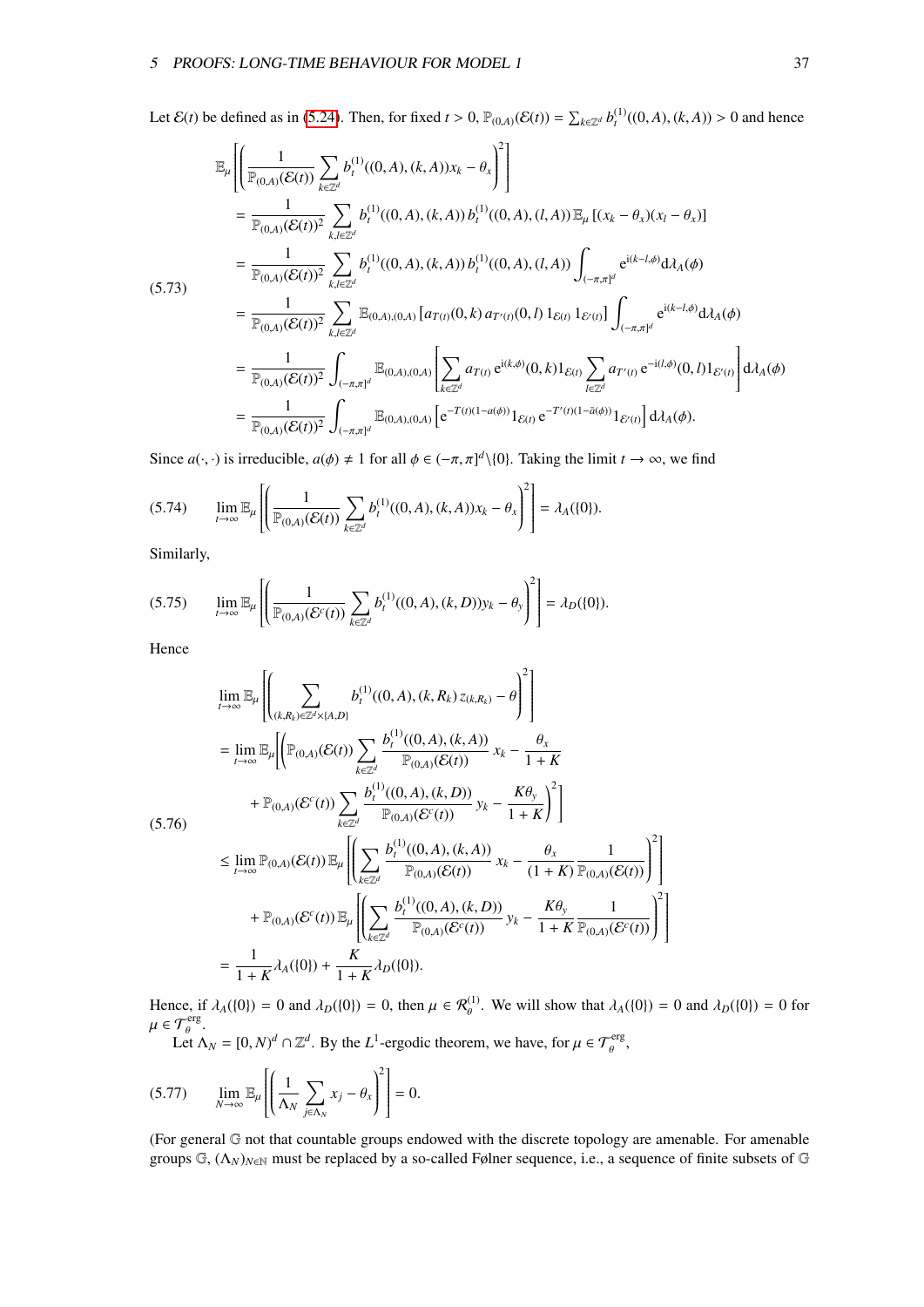Let $\mathcal{E}(t)$ be defined as in (5.24). Then, for fixed $t > 0$, $\mathbb{P}_{(0,A)}(\mathcal{E}(t)) = \sum_{k\in\mathbb{Z}^d} b_t^{(1)}((0,A),(k,A)) > 0$ and hence

$$
\begin{aligned}
&\mathbb{E}_\mu\left[\left(\frac{1}{\mathbb{P}_{(0,A)}(\mathcal{E}(t))}\sum_{k\in\mathbb{Z}^d} b_t^{(1)}((0,A),(k,A))x_k - \theta_x\right)^2\right]\\
&= \frac{1}{\mathbb{P}_{(0,A)}(\mathcal{E}(t))^2}\sum_{k,l\in\mathbb{Z}^d} b_t^{(1)}((0,A),(k,A))\, b_t^{(1)}((0,A),(l,A))\,\mathbb{E}_\mu\left[(x_k-\theta_x)(x_l-\theta_x)\right]\\
&= \frac{1}{\mathbb{P}_{(0,A)}(\mathcal{E}(t))^2}\sum_{k,l\in\mathbb{Z}^d} b_t^{(1)}((0,A),(k,A))\, b_t^{(1)}((0,A),(l,A))\int_{(-\pi,\pi]^d} \mathrm{e}^{\mathrm{i}\langle k-l,\phi\rangle}\mathrm{d}\lambda_A(\phi)\\
&= \frac{1}{\mathbb{P}_{(0,A)}(\mathcal{E}(t))^2}\sum_{k,l\in\mathbb{Z}^d} \mathbb{E}_{(0,A),(0,A)}\left[a_{T(t)}(0,k)\,a_{T'(t)}(0,l)\,1_{\mathcal{E}(t)}\,1_{\mathcal{E}'(t)}\right]\int_{(-\pi,\pi]^d} \mathrm{e}^{\mathrm{i}\langle k-l,\phi\rangle}\mathrm{d}\lambda_A(\phi)\\
&= \frac{1}{\mathbb{P}_{(0,A)}(\mathcal{E}(t))^2}\int_{(-\pi,\pi]^d}\mathbb{E}_{(0,A),(0,A)}\left[\sum_{k\in\mathbb{Z}^d} a_{T(t)}\,\mathrm{e}^{\mathrm{i}\langle k,\phi\rangle}(0,k)1_{\mathcal{E}(t)}\sum_{l\in\mathbb{Z}^d} a_{T'(t)}\,\mathrm{e}^{-\mathrm{i}\langle l,\phi\rangle}(0,l)1_{\mathcal{E}'(t)}\right]\mathrm{d}\lambda_A(\phi)\\
&= \frac{1}{\mathbb{P}_{(0,A)}(\mathcal{E}(t))^2}\int_{(-\pi,\pi]^d}\mathbb{E}_{(0,A),(0,A)}\left[\mathrm{e}^{-T(t)(1-a(\phi))}1_{\mathcal{E}(t)}\,\mathrm{e}^{-T'(t)(1-\bar{a}(\phi))}1_{\mathcal{E}'(t)}\right]\mathrm{d}\lambda_A(\phi).
\end{aligned}
\tag{5.73}
$$

Since $a(\cdot,\cdot)$ is irreducible, $a(\phi) \neq 1$ for all $\phi \in (-\pi,\pi]^d\backslash\{0\}$. Taking the limit $t\to\infty$, we find

$$
\lim_{t\to\infty}\mathbb{E}_\mu\left[\left(\frac{1}{\mathbb{P}_{(0,A)}(\mathcal{E}(t))}\sum_{k\in\mathbb{Z}^d} b_t^{(1)}((0,A),(k,A))x_k - \theta_x\right)^2\right] = \lambda_A(\{0\}).
\tag{5.74}
$$

Similarly,

$$
\lim_{t\to\infty}\mathbb{E}_\mu\left[\left(\frac{1}{\mathbb{P}_{(0,A)}(\mathcal{E}^c(t))}\sum_{k\in\mathbb{Z}^d} b_t^{(1)}((0,A),(k,D))y_k - \theta_y\right)^2\right] = \lambda_D(\{0\}).
\tag{5.75}
$$

Hence

$$
\begin{aligned}
&\lim_{t\to\infty}\mathbb{E}_\mu\left[\left(\sum_{(k,R_k)\in\mathbb{Z}^d\times\{A,D\}} b_t^{(1)}((0,A),(k,R_k))\,z_{(k,R_k)} - \theta\right)^2\right]\\
&= \lim_{t\to\infty}\mathbb{E}_\mu\Bigg[\Bigg(\mathbb{P}_{(0,A)}(\mathcal{E}(t))\sum_{k\in\mathbb{Z}^d}\frac{b_t^{(1)}((0,A),(k,A))}{\mathbb{P}_{(0,A)}(\mathcal{E}(t))}\,x_k - \frac{\theta_x}{1+K}\\
&\qquad + \mathbb{P}_{(0,A)}(\mathcal{E}^c(t))\sum_{k\in\mathbb{Z}^d}\frac{b_t^{(1)}((0,A),(k,D))}{\mathbb{P}_{(0,A)}(\mathcal{E}^c(t))}\,y_k - \frac{K\theta_y}{1+K}\Bigg)^2\Bigg]\\
&\leq \lim_{t\to\infty}\mathbb{P}_{(0,A)}(\mathcal{E}(t))\,\mathbb{E}_\mu\left[\left(\sum_{k\in\mathbb{Z}^d}\frac{b_t^{(1)}((0,A),(k,A))}{\mathbb{P}_{(0,A)}(\mathcal{E}(t))}\,x_k - \frac{\theta_x}{(1+K)}\frac{1}{\mathbb{P}_{(0,A)}(\mathcal{E}(t))}\right)^2\right]\\
&\qquad + \mathbb{P}_{(0,A)}(\mathcal{E}^c(t))\,\mathbb{E}_\mu\left[\left(\sum_{k\in\mathbb{Z}^d}\frac{b_t^{(1)}((0,A),(k,D))}{\mathbb{P}_{(0,A)}(\mathcal{E}^c(t))}\,y_k - \frac{K\theta_y}{1+K}\frac{1}{\mathbb{P}_{(0,A)}(\mathcal{E}^c(t))}\right)^2\right]\\
&= \frac{1}{1+K}\lambda_A(\{0\}) + \frac{K}{1+K}\lambda_D(\{0\}).
\end{aligned}
\tag{5.76}
$$

Hence, if $\lambda_A(\{0\}) = 0$ and $\lambda_D(\{0\}) = 0$, then $\mu \in \mathcal{R}_\theta^{(1)}$. We will show that $\lambda_A(\{0\}) = 0$ and $\lambda_D(\{0\}) = 0$ for $\mu \in \mathcal{T}_\theta^{\mathrm{erg}}$.

Let $\Lambda_N = [0,N)^d \cap \mathbb{Z}^d$. By the $L^1$-ergodic theorem, we have, for $\mu \in \mathcal{T}_\theta^{\mathrm{erg}}$,

$$
\lim_{N\to\infty}\mathbb{E}_\mu\left[\left(\frac{1}{\Lambda_N}\sum_{j\in\Lambda_N} x_j - \theta_x\right)^2\right] = 0.
\tag{5.77}
$$

(For general $\mathbb{G}$ not that countable groups endowed with the discrete topology are amenable. For amenable groups $\mathbb{G}$, $(\Lambda_N)_{N\in\mathbb{N}}$ must be replaced by a so-called Følner sequence, i.e., a sequence of finite subsets of $\mathbb{G}$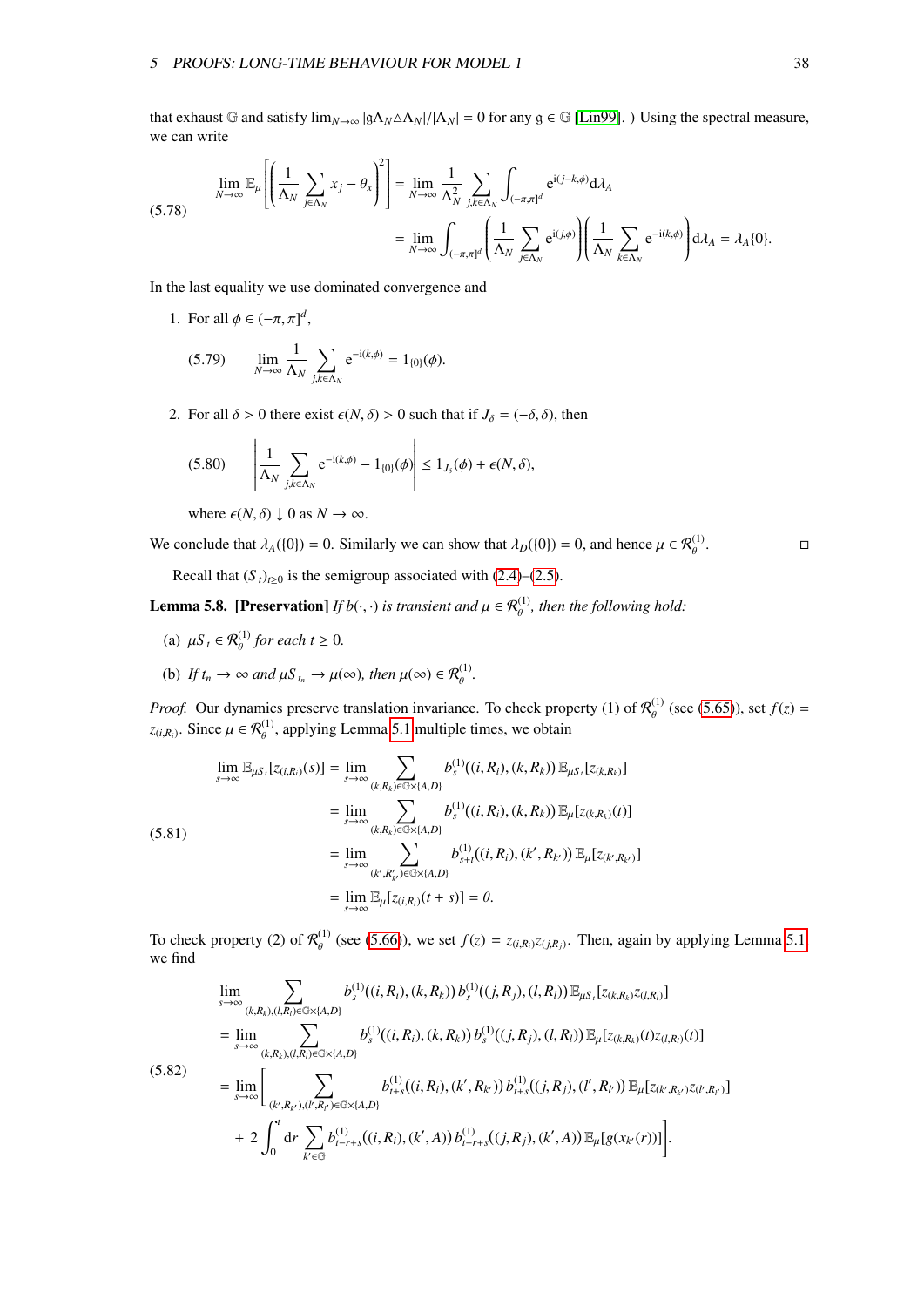that exhaust $\mathbb{G}$ and satisfy $\lim_{N\to\infty} |\mathfrak{g}\Lambda_N \triangle \Lambda_N|/|\Lambda_N| = 0$ for any $\mathfrak{g} \in \mathbb{G}$ [Lin99]. ) Using the spectral measure, we can write

$$
\begin{aligned}
\lim_{N\to\infty} \mathbb{E}_\mu\left[\left(\frac{1}{\Lambda_N}\sum_{j\in\Lambda_N} x_j - \theta_x\right)^2\right] &= \lim_{N\to\infty} \frac{1}{\Lambda_N^2} \sum_{j,k\in\Lambda_N} \int_{(-\pi,\pi]^d} \mathrm{e}^{\mathrm{i}(j-k,\phi)} \mathrm{d}\lambda_A \\
&= \lim_{N\to\infty} \int_{(-\pi,\pi]^d} \left(\frac{1}{\Lambda_N}\sum_{j\in\Lambda_N} \mathrm{e}^{\mathrm{i}(j,\phi)}\right)\left(\frac{1}{\Lambda_N}\sum_{k\in\Lambda_N} \mathrm{e}^{-\mathrm{i}(k,\phi)}\right) \mathrm{d}\lambda_A = \lambda_A\{0\}.
\end{aligned} \tag{5.78}
$$

In the last equality we use dominated convergence and

1. For all $\phi \in (-\pi,\pi]^d$,

$$
\lim_{N\to\infty} \frac{1}{\Lambda_N} \sum_{j,k\in\Lambda_N} \mathrm{e}^{-\mathrm{i}(k,\phi)} = 1_{\{0\}}(\phi). \tag{5.79}
$$

2. For all $\delta > 0$ there exist $\epsilon(N,\delta) > 0$ such that if $J_\delta = (-\delta,\delta)$, then

$$
\left| \frac{1}{\Lambda_N} \sum_{j,k\in\Lambda_N} \mathrm{e}^{-\mathrm{i}(k,\phi)} - 1_{\{0\}}(\phi) \right| \leq 1_{J_\delta}(\phi) + \epsilon(N,\delta), \tag{5.80}
$$

where $\epsilon(N,\delta) \downarrow 0$ as $N \to \infty$.

We conclude that $\lambda_A(\{0\}) = 0$. Similarly we can show that $\lambda_D(\{0\}) = 0$, and hence $\mu \in \mathcal{R}^{(1)}_\theta$. □

Recall that $(S_t)_{t\geq 0}$ is the semigroup associated with (2.4)–(2.5).

**Lemma 5.8. [Preservation]** *If $b(\cdot,\cdot)$ is transient and $\mu \in \mathcal{R}^{(1)}_\theta$, then the following hold:*

(a) *$\mu S_t \in \mathcal{R}^{(1)}_\theta$ for each $t \geq 0$.*

(b) *If $t_n \to \infty$ and $\mu S_{t_n} \to \mu(\infty)$, then $\mu(\infty) \in \mathcal{R}^{(1)}_\theta$.*

*Proof.* Our dynamics preserve translation invariance. To check property (1) of $\mathcal{R}^{(1)}_\theta$ (see (5.65)), set $f(z) = z_{(i,R_i)}$. Since $\mu \in \mathcal{R}^{(1)}_\theta$, applying Lemma 5.1 multiple times, we obtain

$$
\begin{aligned}
\lim_{s\to\infty} \mathbb{E}_{\mu S_t}[z_{(i,R_i)}(s)] &= \lim_{s\to\infty} \sum_{(k,R_k)\in\mathbb{G}\times\{A,D\}} b^{(1)}_s((i,R_i),(k,R_k))\, \mathbb{E}_{\mu S_t}[z_{(k,R_k)}] \\
&= \lim_{s\to\infty} \sum_{(k,R_k)\in\mathbb{G}\times\{A,D\}} b^{(1)}_s((i,R_i),(k,R_k))\, \mathbb{E}_{\mu}[z_{(k,R_k)}(t)] \\
&= \lim_{s\to\infty} \sum_{(k',R'_{k'})\in\mathbb{G}\times\{A,D\}} b^{(1)}_{s+t}((i,R_i),(k',R_{k'}))\, \mathbb{E}_{\mu}[z_{(k',R_{k'})}] \\
&= \lim_{s\to\infty} \mathbb{E}_\mu[z_{(i,R_i)}(t+s)] = \theta.
\end{aligned} \tag{5.81}
$$

To check property (2) of $\mathcal{R}^{(1)}_\theta$ (see (5.66)), we set $f(z) = z_{(i,R_i)} z_{(j,R_j)}$. Then, again by applying Lemma 5.1 we find

$$
\begin{aligned}
&\lim_{s\to\infty} \sum_{(k,R_k),(l,R_l)\in\mathbb{G}\times\{A,D\}} b^{(1)}_s((i,R_i),(k,R_k))\, b^{(1)}_s((j,R_j),(l,R_l))\, \mathbb{E}_{\mu S_t}[z_{(k,R_k)} z_{(l,R_l)}] \\
&= \lim_{s\to\infty} \sum_{(k,R_k),(l,R_l)\in\mathbb{G}\times\{A,D\}} b^{(1)}_s((i,R_i),(k,R_k))\, b^{(1)}_s((j,R_j),(l,R_l))\, \mathbb{E}_{\mu}[z_{(k,R_k)}(t) z_{(l,R_l)}(t)] \\
&= \lim_{s\to\infty} \Bigg[ \sum_{(k',R_{k'}),(l',R_{l'})\in\mathbb{G}\times\{A,D\}} b^{(1)}_{t+s}((i,R_i),(k',R_{k'}))\, b^{(1)}_{t+s}((j,R_j),(l',R_{l'}))\, \mathbb{E}_\mu[z_{(k',R_{k'})} z_{(l',R_{l'})}] \\
&\quad + 2\int_0^t \mathrm{d}r \sum_{k'\in\mathbb{G}} b^{(1)}_{t-r+s}((i,R_i),(k',A))\, b^{(1)}_{t-r+s}((j,R_j),(k',A))\, \mathbb{E}_\mu[g(x_{k'}(r))] \Bigg].
\end{aligned} \tag{5.82}
$$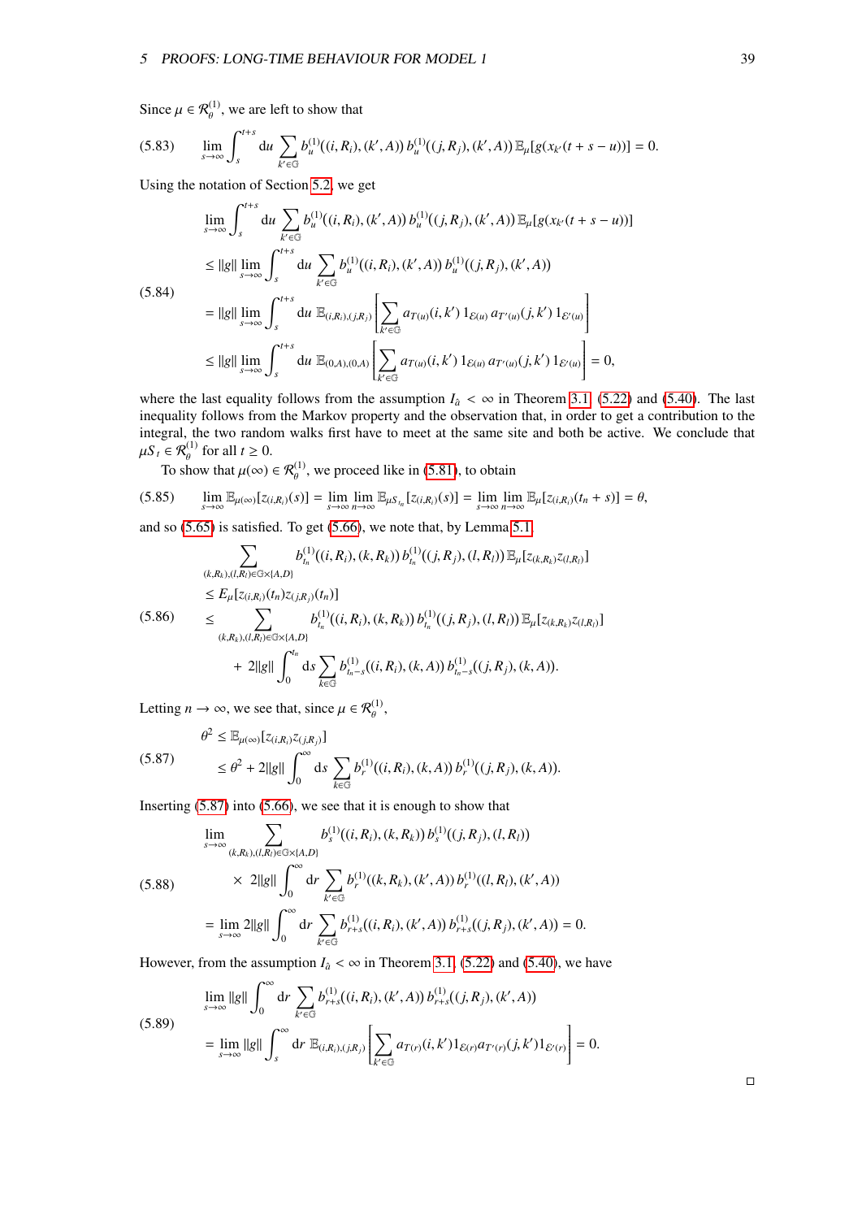Since $\mu \in \mathcal{R}_\theta^{(1)}$, we are left to show that

$$\lim_{s\to\infty} \int_s^{t+s} \mathrm{d}u \sum_{k'\in\mathbb{G}} b_u^{(1)}((i,R_i),(k',A))\, b_u^{(1)}((j,R_j),(k',A))\, \mathbb{E}_\mu[g(x_{k'}(t+s-u))] = 0. \tag{5.83}$$

Using the notation of Section 5.2, we get

$$\begin{aligned}
&\lim_{s\to\infty} \int_s^{t+s} \mathrm{d}u \sum_{k'\in\mathbb{G}} b_u^{(1)}((i,R_i),(k',A))\, b_u^{(1)}((j,R_j),(k',A))\, \mathbb{E}_\mu[g(x_{k'}(t+s-u))] \\
&\leq \|g\| \lim_{s\to\infty} \int_s^{t+s} \mathrm{d}u \sum_{k'\in\mathbb{G}} b_u^{(1)}((i,R_i),(k',A))\, b_u^{(1)}((j,R_j),(k',A)) \\
&= \|g\| \lim_{s\to\infty} \int_s^{t+s} \mathrm{d}u\; \mathbb{E}_{(i,R_i),(j,R_j)}\left[\sum_{k'\in\mathbb{G}} a_{T(u)}(i,k')\, 1_{\mathcal{E}(u)}\, a_{T'(u)}(j,k')\, 1_{\mathcal{E}'(u)}\right] \\
&\leq \|g\| \lim_{s\to\infty} \int_s^{t+s} \mathrm{d}u\; \mathbb{E}_{(0,A),(0,A)}\left[\sum_{k'\in\mathbb{G}} a_{T(u)}(i,k')\, 1_{\mathcal{E}(u)}\, a_{T'(u)}(j,k')\, 1_{\mathcal{E}'(u)}\right] = 0,
\end{aligned} \tag{5.84}$$

where the last equality follows from the assumption $I_{\hat{a}} < \infty$ in Theorem 3.1, (5.22) and (5.40). The last inequality follows from the Markov property and the observation that, in order to get a contribution to the integral, the two random walks first have to meet at the same site and both be active. We conclude that $\mu S_t \in \mathcal{R}_\theta^{(1)}$ for all $t \geq 0$.

To show that $\mu(\infty) \in \mathcal{R}_\theta^{(1)}$, we proceed like in (5.81), to obtain

$$\lim_{s\to\infty} \mathbb{E}_{\mu(\infty)}[z_{(i,R_i)}(s)] = \lim_{s\to\infty}\lim_{n\to\infty} \mathbb{E}_{\mu S_{t_n}}[z_{(i,R_i)}(s)] = \lim_{s\to\infty}\lim_{n\to\infty} \mathbb{E}_\mu[z_{(i,R_i)}(t_n+s)] = \theta, \tag{5.85}$$

and so (5.65) is satisfied. To get (5.66), we note that, by Lemma 5.1,

$$\begin{aligned}
&\sum_{(k,R_k),(l,R_l)\in\mathbb{G}\times\{A,D\}} b_{t_n}^{(1)}((i,R_i),(k,R_k))\, b_{t_n}^{(1)}((j,R_j),(l,R_l))\, \mathbb{E}_\mu[z_{(k,R_k)}z_{(l,R_l)}] \\
&\leq E_\mu[z_{(i,R_i)}(t_n) z_{(j,R_j)}(t_n)] \\
&\leq \sum_{(k,R_k),(l,R_l)\in\mathbb{G}\times\{A,D\}} b_{t_n}^{(1)}((i,R_i),(k,R_k))\, b_{t_n}^{(1)}((j,R_j),(l,R_l))\, \mathbb{E}_\mu[z_{(k,R_k)}z_{(l,R_l)}] \\
&\qquad + 2\|g\| \int_0^{t_n} \mathrm{d}s \sum_{k\in\mathbb{G}} b_{t_n-s}^{(1)}((i,R_i),(k,A))\, b_{t_n-s}^{(1)}((j,R_j),(k,A)).
\end{aligned} \tag{5.86}$$

Letting $n\to\infty$, we see that, since $\mu \in \mathcal{R}_\theta^{(1)}$,

$$\begin{aligned}
&\theta^2 \leq \mathbb{E}_{\mu(\infty)}[z_{(i,R_i)} z_{(j,R_j)}] \\
&\leq \theta^2 + 2\|g\| \int_0^\infty \mathrm{d}s \sum_{k\in\mathbb{G}} b_r^{(1)}((i,R_i),(k,A))\, b_r^{(1)}((j,R_j),(k,A)).
\end{aligned} \tag{5.87}$$

Inserting (5.87) into (5.66), we see that it is enough to show that

$$\begin{aligned}
&\lim_{s\to\infty} \sum_{(k,R_k),(l,R_l)\in\mathbb{G}\times\{A,D\}} b_s^{(1)}((i,R_i),(k,R_k))\, b_s^{(1)}((j,R_j),(l,R_l)) \\
&\qquad \times 2\|g\| \int_0^\infty \mathrm{d}r \sum_{k'\in\mathbb{G}} b_r^{(1)}((k,R_k),(k',A))\, b_r^{(1)}((l,R_l),(k',A)) \\
&= \lim_{s\to\infty} 2\|g\| \int_0^\infty \mathrm{d}r \sum_{k'\in\mathbb{G}} b_{r+s}^{(1)}((i,R_i),(k',A))\, b_{r+s}^{(1)}((j,R_j),(k',A)) = 0.
\end{aligned} \tag{5.88}$$

However, from the assumption $I_{\hat{a}} < \infty$ in Theorem 3.1, (5.22) and (5.40), we have

$$\begin{aligned}
&\lim_{s\to\infty} \|g\| \int_0^\infty \mathrm{d}r \sum_{k'\in\mathbb{G}} b_{r+s}^{(1)}((i,R_i),(k',A))\, b_{r+s}^{(1)}((j,R_j),(k',A)) \\
&= \lim_{s\to\infty} \|g\| \int_s^\infty \mathrm{d}r\; \mathbb{E}_{(i,R_i),(j,R_j)}\left[\sum_{k'\in\mathbb{G}} a_{T(r)}(i,k') 1_{\mathcal{E}(r)} a_{T'(r)}(j,k') 1_{\mathcal{E}'(r)}\right] = 0.
\end{aligned} \tag{5.89}$$

□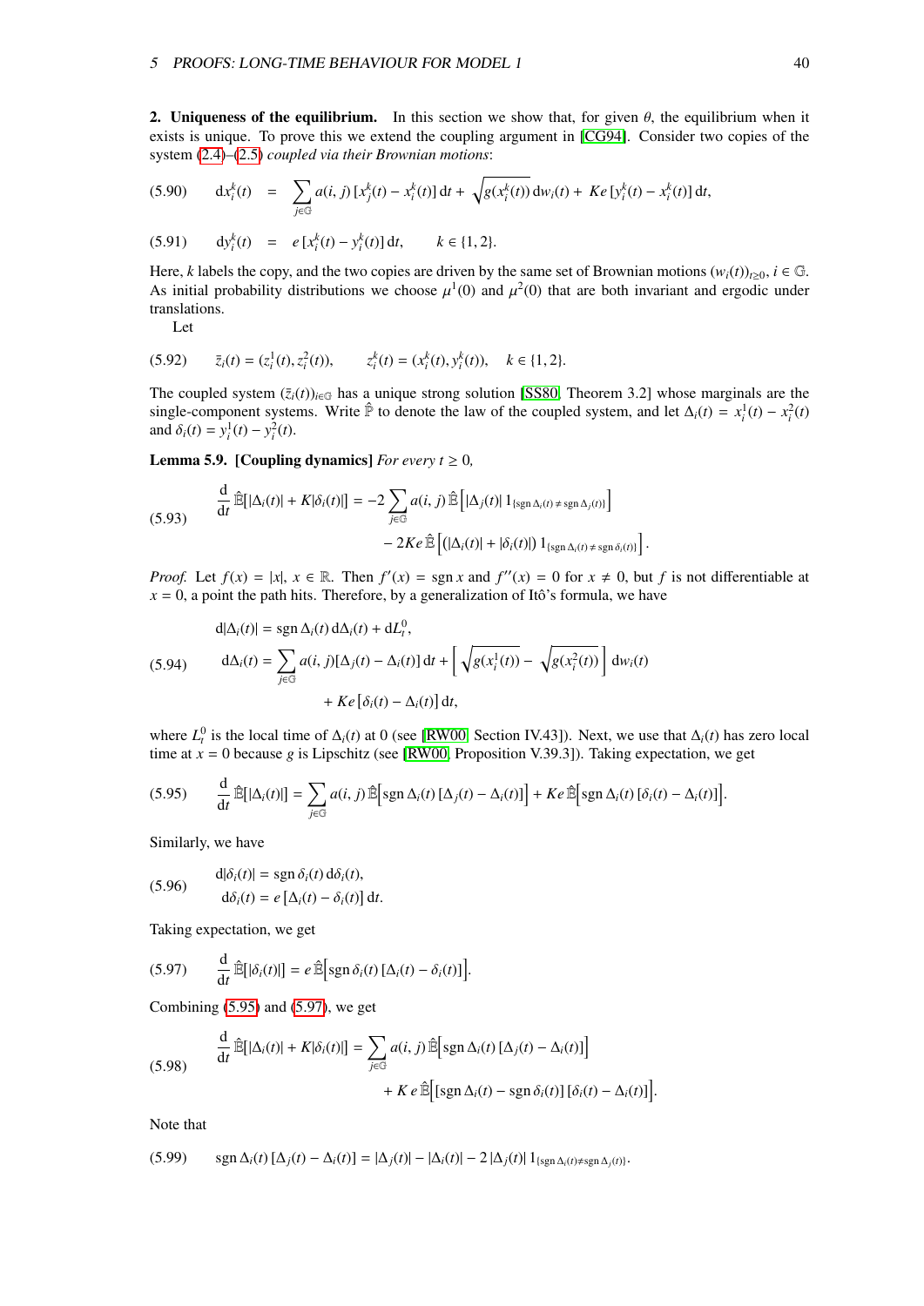**2. Uniqueness of the equilibrium.** In this section we show that, for given $\theta$, the equilibrium when it exists is unique. To prove this we extend the coupling argument in [CG94]. Consider two copies of the system (2.4)–(2.5) *coupled via their Brownian motions*:

$$
\text{(5.90)} \qquad \mathrm{d}x_i^k(t) \;=\; \sum_{j\in\mathbb{G}} a(i,j)\,[x_j^k(t)-x_i^k(t)]\,\mathrm{d}t + \sqrt{g(x_i^k(t))}\,\mathrm{d}w_i(t) + Ke\,[y_i^k(t)-x_i^k(t)]\,\mathrm{d}t,
$$

$$
\text{(5.91)} \qquad \mathrm{d}y_i^k(t) \;=\; e\,[x_i^k(t)-y_i^k(t)]\,\mathrm{d}t, \qquad k\in\{1,2\}.
$$

Here, $k$ labels the copy, and the two copies are driven by the same set of Brownian motions $(w_i(t))_{t\geq 0}$, $i\in\mathbb{G}$. As initial probability distributions we choose $\mu^1(0)$ and $\mu^2(0)$ that are both invariant and ergodic under translations.

Let

$$
\text{(5.92)} \qquad \bar{z}_i(t) = (z_i^1(t), z_i^2(t)), \qquad z_i^k(t) = (x_i^k(t), y_i^k(t)), \quad k\in\{1,2\}.
$$

The coupled system $(\bar{z}_i(t))_{i\in\mathbb{G}}$ has a unique strong solution [SS80, Theorem 3.2] whose marginals are the single-component systems. Write $\hat{\mathbb{P}}$ to denote the law of the coupled system, and let $\Delta_i(t) = x_i^1(t) - x_i^2(t)$ and $\delta_i(t) = y_i^1(t) - y_i^2(t)$.

**Lemma 5.9. [Coupling dynamics]** *For every $t\geq 0$,*

$$
\text{(5.93)} \qquad \begin{aligned}
\frac{\mathrm{d}}{\mathrm{d}t}\,\hat{\mathbb{E}}[|\Delta_i(t)| + K|\delta_i(t)|] &= -2\sum_{j\in\mathbb{G}} a(i,j)\,\hat{\mathbb{E}}\Big[|\Delta_j(t)|\,1_{\{\operatorname{sgn}\Delta_i(t)\neq\operatorname{sgn}\Delta_j(t)\}}\Big]\\
&\quad - 2Ke\,\hat{\mathbb{E}}\Big[(|\Delta_i(t)| + |\delta_i(t)|)\,1_{\{\operatorname{sgn}\Delta_i(t)\neq\operatorname{sgn}\delta_i(t)\}}\Big].
\end{aligned}
$$

*Proof.* Let $f(x) = |x|$, $x\in\mathbb{R}$. Then $f'(x) = \operatorname{sgn} x$ and $f''(x) = 0$ for $x\neq 0$, but $f$ is not differentiable at $x=0$, a point the path hits. Therefore, by a generalization of Itô's formula, we have

$$
\text{(5.94)} \qquad \begin{aligned}
&\mathrm{d}|\Delta_i(t)| = \operatorname{sgn}\Delta_i(t)\,\mathrm{d}\Delta_i(t) + \mathrm{d}L_t^0,\\
&\mathrm{d}\Delta_i(t) = \sum_{j\in\mathbb{G}} a(i,j)[\Delta_j(t)-\Delta_i(t)]\,\mathrm{d}t + \Big[\sqrt{g(x_i^1(t))} - \sqrt{g(x_i^2(t))}\Big]\,\mathrm{d}w_i(t)\\
&\qquad\qquad + Ke\,[\delta_i(t)-\Delta_i(t)]\,\mathrm{d}t,
\end{aligned}
$$

where $L_t^0$ is the local time of $\Delta_i(t)$ at 0 (see [RW00, Section IV.43]). Next, we use that $\Delta_i(t)$ has zero local time at $x=0$ because $g$ is Lipschitz (see [RW00, Proposition V.39.3]). Taking expectation, we get

$$
\text{(5.95)} \qquad \frac{\mathrm{d}}{\mathrm{d}t}\,\hat{\mathbb{E}}[|\Delta_i(t)|] = \sum_{j\in\mathbb{G}} a(i,j)\,\hat{\mathbb{E}}\Big[\operatorname{sgn}\Delta_i(t)\,[\Delta_j(t)-\Delta_i(t)]\Big] + Ke\,\hat{\mathbb{E}}\Big[\operatorname{sgn}\Delta_i(t)\,[\delta_i(t)-\Delta_i(t)]\Big].
$$

Similarly, we have

$$
\text{(5.96)} \qquad \begin{aligned}
&\mathrm{d}|\delta_i(t)| = \operatorname{sgn}\delta_i(t)\,\mathrm{d}\delta_i(t),\\
&\mathrm{d}\delta_i(t) = e\,[\Delta_i(t)-\delta_i(t)]\,\mathrm{d}t.
\end{aligned}
$$

Taking expectation, we get

$$
\text{(5.97)} \qquad \frac{\mathrm{d}}{\mathrm{d}t}\,\hat{\mathbb{E}}[|\delta_i(t)|] = e\,\hat{\mathbb{E}}\Big[\operatorname{sgn}\delta_i(t)\,[\Delta_i(t)-\delta_i(t)]\Big].
$$

Combining (5.95) and (5.97), we get

$$
\text{(5.98)} \qquad \begin{aligned}
\frac{\mathrm{d}}{\mathrm{d}t}\,\hat{\mathbb{E}}[|\Delta_i(t)| + K|\delta_i(t)|] &= \sum_{j\in\mathbb{G}} a(i,j)\,\hat{\mathbb{E}}\Big[\operatorname{sgn}\Delta_i(t)\,[\Delta_j(t)-\Delta_i(t)]\Big]\\
&\quad + K\,e\,\hat{\mathbb{E}}\Big[[\operatorname{sgn}\Delta_i(t) - \operatorname{sgn}\delta_i(t)]\,[\delta_i(t)-\Delta_i(t)]\Big].
\end{aligned}
$$

Note that

$$
\text{(5.99)} \qquad \operatorname{sgn}\Delta_i(t)\,[\Delta_j(t)-\Delta_i(t)] = |\Delta_j(t)| - |\Delta_i(t)| - 2\,|\Delta_j(t)|\,1_{\{\operatorname{sgn}\Delta_i(t)\neq\operatorname{sgn}\Delta_j(t)\}}.
$$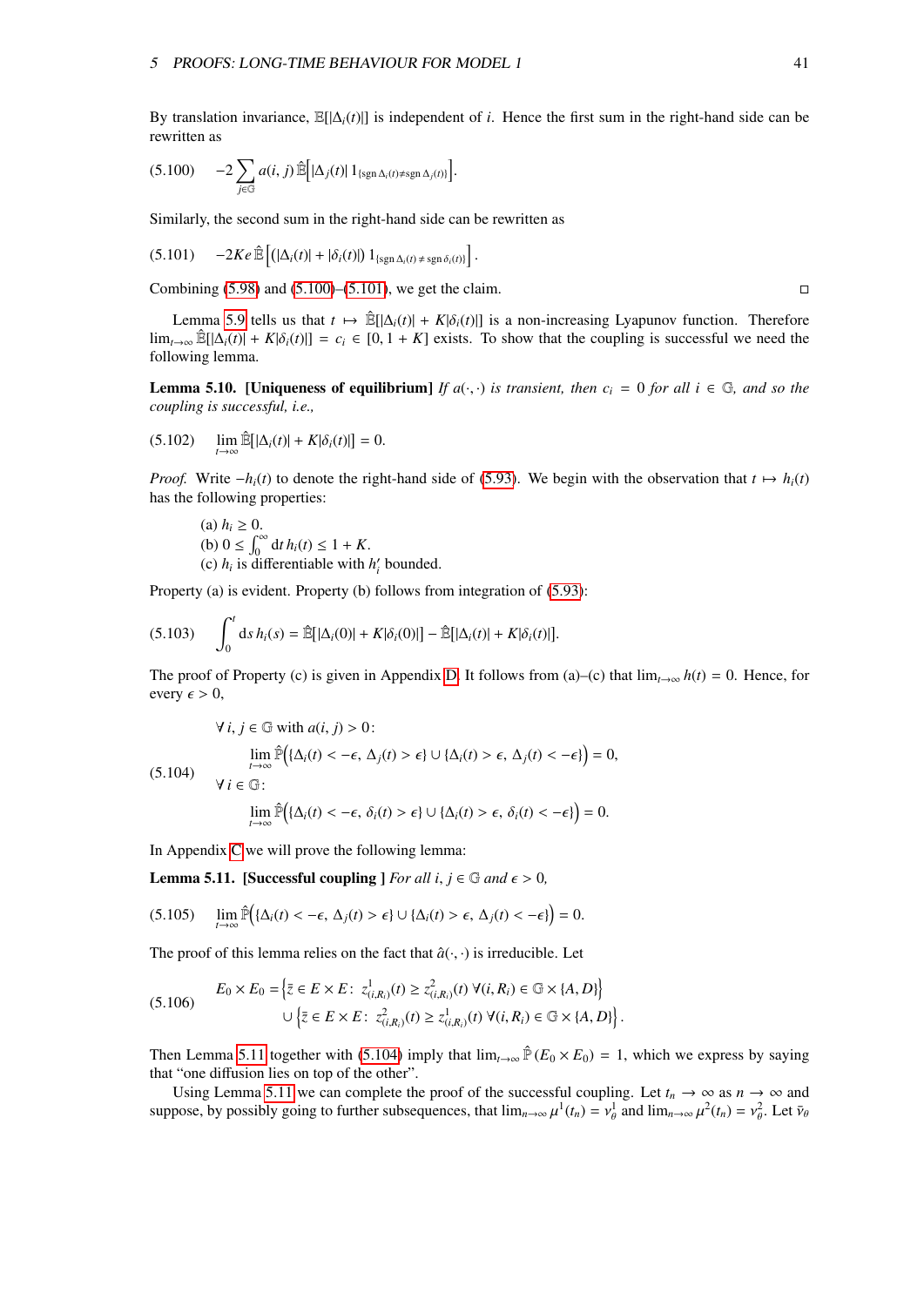By translation invariance, $\mathbb{E}[|\Delta_i(t)|]$ is independent of $i$. Hence the first sum in the right-hand side can be rewritten as

$$(5.100) \qquad -2\sum_{j\in\mathbb{G}} a(i,j)\,\hat{\mathbb{E}}\Big[|\Delta_j(t)|\,1_{\{\mathrm{sgn}\,\Delta_i(t)\neq \mathrm{sgn}\,\Delta_j(t)\}}\Big].$$

Similarly, the second sum in the right-hand side can be rewritten as

$$(5.101) \qquad -2Ke\,\hat{\mathbb{E}}\Big[(|\Delta_i(t)|+|\delta_i(t)|)\,1_{\{\mathrm{sgn}\,\Delta_i(t)\,\neq\,\mathrm{sgn}\,\delta_i(t)\}}\Big].$$

Combining (5.98) and (5.100)–(5.101), we get the claim. □

Lemma 5.9 tells us that $t\mapsto \hat{\mathbb{E}}[|\Delta_i(t)|+K|\delta_i(t)|]$ is a non-increasing Lyapunov function. Therefore $\lim_{t\to\infty}\hat{\mathbb{E}}[|\Delta_i(t)|+K|\delta_i(t)|]=c_i\in[0,1+K]$ exists. To show that the coupling is successful we need the following lemma.

**Lemma 5.10. [Uniqueness of equilibrium]** *If $a(\cdot,\cdot)$ is transient, then $c_i=0$ for all $i\in\mathbb{G}$, and so the coupling is successful, i.e.,*

$$(5.102) \qquad \lim_{t\to\infty}\hat{\mathbb{E}}[|\Delta_i(t)|+K|\delta_i(t)|]=0.$$

*Proof.* Write $-h_i(t)$ to denote the right-hand side of (5.93). We begin with the observation that $t\mapsto h_i(t)$ has the following properties:

(a) $h_i\geq 0$.
(b) $0\leq\int_0^\infty \mathrm{d}t\,h_i(t)\leq 1+K$.
(c) $h_i$ is differentiable with $h_i'$ bounded.

Property (a) is evident. Property (b) follows from integration of (5.93):

$$(5.103) \qquad \int_0^t \mathrm{d}s\,h_i(s)=\hat{\mathbb{E}}[|\Delta_i(0)|+K|\delta_i(0)|]-\hat{\mathbb{E}}[|\Delta_i(t)|+K|\delta_i(t)|].$$

The proof of Property (c) is given in Appendix D. It follows from (a)–(c) that $\lim_{t\to\infty}h(t)=0$. Hence, for every $\epsilon>0$,

$$(5.104) \qquad \begin{aligned}&\forall\, i,j\in\mathbb{G}\text{ with } a(i,j)>0:\\ &\qquad \lim_{t\to\infty}\hat{\mathbb{P}}\Big(\{\Delta_i(t)<-\epsilon,\,\Delta_j(t)>\epsilon\}\cup\{\Delta_i(t)>\epsilon,\,\Delta_j(t)<-\epsilon\}\Big)=0,\\ &\forall\, i\in\mathbb{G}:\\ &\qquad \lim_{t\to\infty}\hat{\mathbb{P}}\Big(\{\Delta_i(t)<-\epsilon,\,\delta_i(t)>\epsilon\}\cup\{\Delta_i(t)>\epsilon,\,\delta_i(t)<-\epsilon\}\Big)=0.\end{aligned}$$

In Appendix C we will prove the following lemma:

**Lemma 5.11. [Successful coupling ]** *For all $i,j\in\mathbb{G}$ and $\epsilon>0$,*

$$(5.105) \qquad \lim_{t\to\infty}\hat{\mathbb{P}}\Big(\{\Delta_i(t)<-\epsilon,\,\Delta_j(t)>\epsilon\}\cup\{\Delta_i(t)>\epsilon,\,\Delta_j(t)<-\epsilon\}\Big)=0.$$

The proof of this lemma relies on the fact that $\hat{a}(\cdot,\cdot)$ is irreducible. Let

$$(5.106) \qquad \begin{aligned}E_0\times E_0=&\Big\{\bar{z}\in E\times E\colon\ z^1_{(i,R_i)}(t)\geq z^2_{(i,R_i)}(t)\ \forall (i,R_i)\in\mathbb{G}\times\{A,D\}\Big\}\\ &\cup\Big\{\bar{z}\in E\times E\colon\ z^2_{(i,R_i)}(t)\geq z^1_{(i,R_i)}(t)\ \forall (i,R_i)\in\mathbb{G}\times\{A,D\}\Big\}.\end{aligned}$$

Then Lemma 5.11 together with (5.104) imply that $\lim_{t\to\infty}\hat{\mathbb{P}}(E_0\times E_0)=1$, which we express by saying that "one diffusion lies on top of the other".

Using Lemma 5.11 we can complete the proof of the successful coupling. Let $t_n\to\infty$ as $n\to\infty$ and suppose, by possibly going to further subsequences, that $\lim_{n\to\infty}\mu^1(t_n)=\nu^1_\theta$ and $\lim_{n\to\infty}\mu^2(t_n)=\nu^2_\theta$. Let $\bar{\nu}_\theta$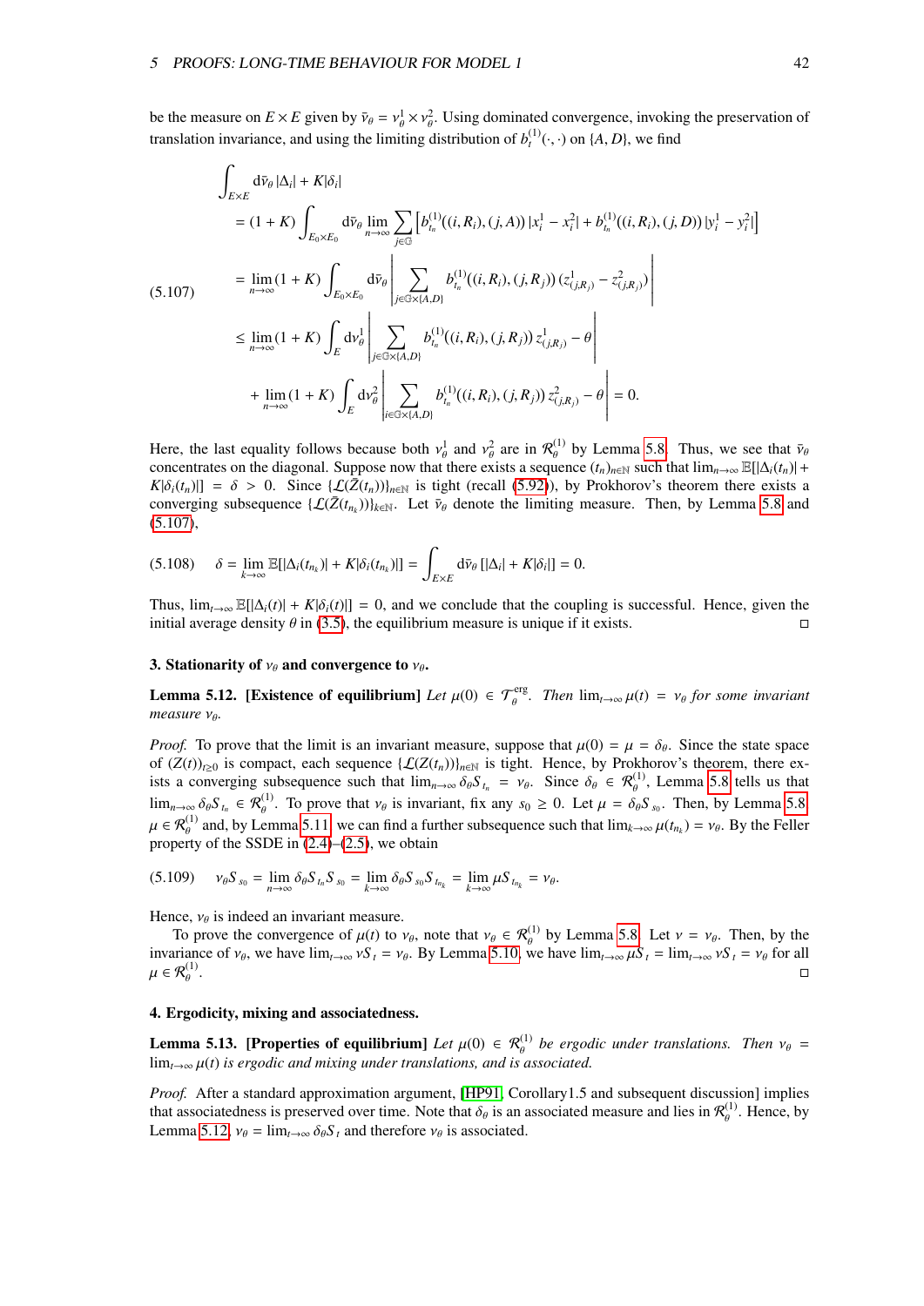be the measure on $E \times E$ given by $\bar{\nu}_\theta = \nu^1_\theta \times \nu^2_\theta$. Using dominated convergence, invoking the preservation of translation invariance, and using the limiting distribution of $b^{(1)}_t(\cdot,\cdot)$ on $\{A, D\}$, we find

$$
\begin{aligned}
&\int_{E\times E} \mathrm{d}\bar{\nu}_\theta \, |\Delta_i| + K|\delta_i| \\
&= (1+K) \int_{E_0\times E_0} \mathrm{d}\bar{\nu}_\theta \lim_{n\to\infty} \sum_{j\in\mathbb{G}} \left[ b^{(1)}_{t_n}((i,R_i),(j,A))\,|x^1_i - x^2_i| + b^{(1)}_{t_n}((i,R_i),(j,D))\,|y^1_i - y^2_i| \right] \\
&= \lim_{n\to\infty} (1+K) \int_{E_0\times E_0} \mathrm{d}\bar{\nu}_\theta \left| \sum_{j\in\mathbb{G}\times\{A,D\}} b^{(1)}_{t_n}((i,R_i),(j,R_j))\,(z^1_{(j,R_j)} - z^2_{(j,R_j)}) \right| \\
&\leq \lim_{n\to\infty} (1+K) \int_E \mathrm{d}\nu^1_\theta \left| \sum_{j\in\mathbb{G}\times\{A,D\}} b^{(1)}_{t_n}((i,R_i),(j,R_j))\, z^1_{(j,R_j)} - \theta \right| \\
&\quad + \lim_{n\to\infty} (1+K) \int_E \mathrm{d}\nu^2_\theta \left| \sum_{i\in\mathbb{G}\times\{A,D\}} b^{(1)}_{t_n}((i,R_i),(j,R_j))\, z^2_{(j,R_j)} - \theta \right| = 0.
\end{aligned} \tag{5.107}
$$

Here, the last equality follows because both $\nu^1_\theta$ and $\nu^2_\theta$ are in $\mathcal{R}^{(1)}_\theta$ by Lemma 5.8. Thus, we see that $\bar{\nu}_\theta$ concentrates on the diagonal. Suppose now that there exists a sequence $(t_n)_{n\in\mathbb{N}}$ such that $\lim_{n\to\infty} \mathbb{E}[|\Delta_i(t_n)| + K|\delta_i(t_n)|] = \delta > 0$. Since $\{\mathcal{L}(\bar{Z}(t_n))\}_{n\in\mathbb{N}}$ is tight (recall (5.92)), by Prokhorov's theorem there exists a converging subsequence $\{\mathcal{L}(\bar{Z}(t_{n_k}))\}_{k\in\mathbb{N}}$. Let $\bar{\nu}_\theta$ denote the limiting measure. Then, by Lemma 5.8 and (5.107),

$$
\delta = \lim_{k\to\infty} \mathbb{E}[|\Delta_i(t_{n_k})| + K|\delta_i(t_{n_k})|] = \int_{E\times E} \mathrm{d}\bar{\nu}_\theta \, [|\Delta_i| + K|\delta_i|] = 0. \tag{5.108}
$$

Thus, $\lim_{t\to\infty} \mathbb{E}[|\Delta_i(t)| + K|\delta_i(t)|] = 0$, and we conclude that the coupling is successful. Hence, given the initial average density $\theta$ in (3.5), the equilibrium measure is unique if it exists. □

**3. Stationarity of $\nu_\theta$ and convergence to $\nu_\theta$.**

**Lemma 5.12. [Existence of equilibrium]** *Let $\mu(0) \in \mathcal{T}^{\mathrm{erg}}_\theta$. Then $\lim_{t\to\infty} \mu(t) = \nu_\theta$ for some invariant measure $\nu_\theta$.*

*Proof.* To prove that the limit is an invariant measure, suppose that $\mu(0) = \mu = \delta_\theta$. Since the state space of $(Z(t))_{t\geq 0}$ is compact, each sequence $\{\mathcal{L}(Z(t_n))\}_{n\in\mathbb{N}}$ is tight. Hence, by Prokhorov's theorem, there exists a converging subsequence such that $\lim_{n\to\infty} \delta_\theta S_{t_n} = \nu_\theta$. Since $\delta_\theta \in \mathcal{R}^{(1)}_\theta$, Lemma 5.8 tells us that $\lim_{n\to\infty} \delta_\theta S_{t_n} \in \mathcal{R}^{(1)}_\theta$. To prove that $\nu_\theta$ is invariant, fix any $s_0 \geq 0$. Let $\mu = \delta_\theta S_{s_0}$. Then, by Lemma 5.8 $\mu \in \mathcal{R}^{(1)}_\theta$ and, by Lemma 5.11 we can find a further subsequence such that $\lim_{k\to\infty} \mu(t_{n_k}) = \nu_\theta$. By the Feller property of the SSDE in (2.4)–(2.5), we obtain

$$
\nu_\theta S_{s_0} = \lim_{n\to\infty} \delta_\theta S_{t_n} S_{s_0} = \lim_{k\to\infty} \delta_\theta S_{s_0} S_{t_{n_k}} = \lim_{k\to\infty} \mu S_{t_{n_k}} = \nu_\theta. \tag{5.109}
$$

Hence, $\nu_\theta$ is indeed an invariant measure.

To prove the convergence of $\mu(t)$ to $\nu_\theta$, note that $\nu_\theta \in \mathcal{R}^{(1)}_\theta$ by Lemma 5.8. Let $\nu = \nu_\theta$. Then, by the invariance of $\nu_\theta$, we have $\lim_{t\to\infty} \nu S_t = \nu_\theta$. By Lemma 5.10, we have $\lim_{t\to\infty} \mu S_t = \lim_{t\to\infty} \nu S_t = \nu_\theta$ for all $\mu \in \mathcal{R}^{(1)}_\theta$. □

**4. Ergodicity, mixing and associatedness.**

**Lemma 5.13. [Properties of equilibrium]** *Let $\mu(0) \in \mathcal{R}^{(1)}_\theta$ be ergodic under translations. Then $\nu_\theta = \lim_{t\to\infty} \mu(t)$ is ergodic and mixing under translations, and is associated.*

*Proof.* After a standard approximation argument, [HP91, Corollary1.5 and subsequent discussion] implies that associatedness is preserved over time. Note that $\delta_\theta$ is an associated measure and lies in $\mathcal{R}^{(1)}_\theta$. Hence, by Lemma 5.12, $\nu_\theta = \lim_{t\to\infty} \delta_\theta S_t$ and therefore $\nu_\theta$ is associated.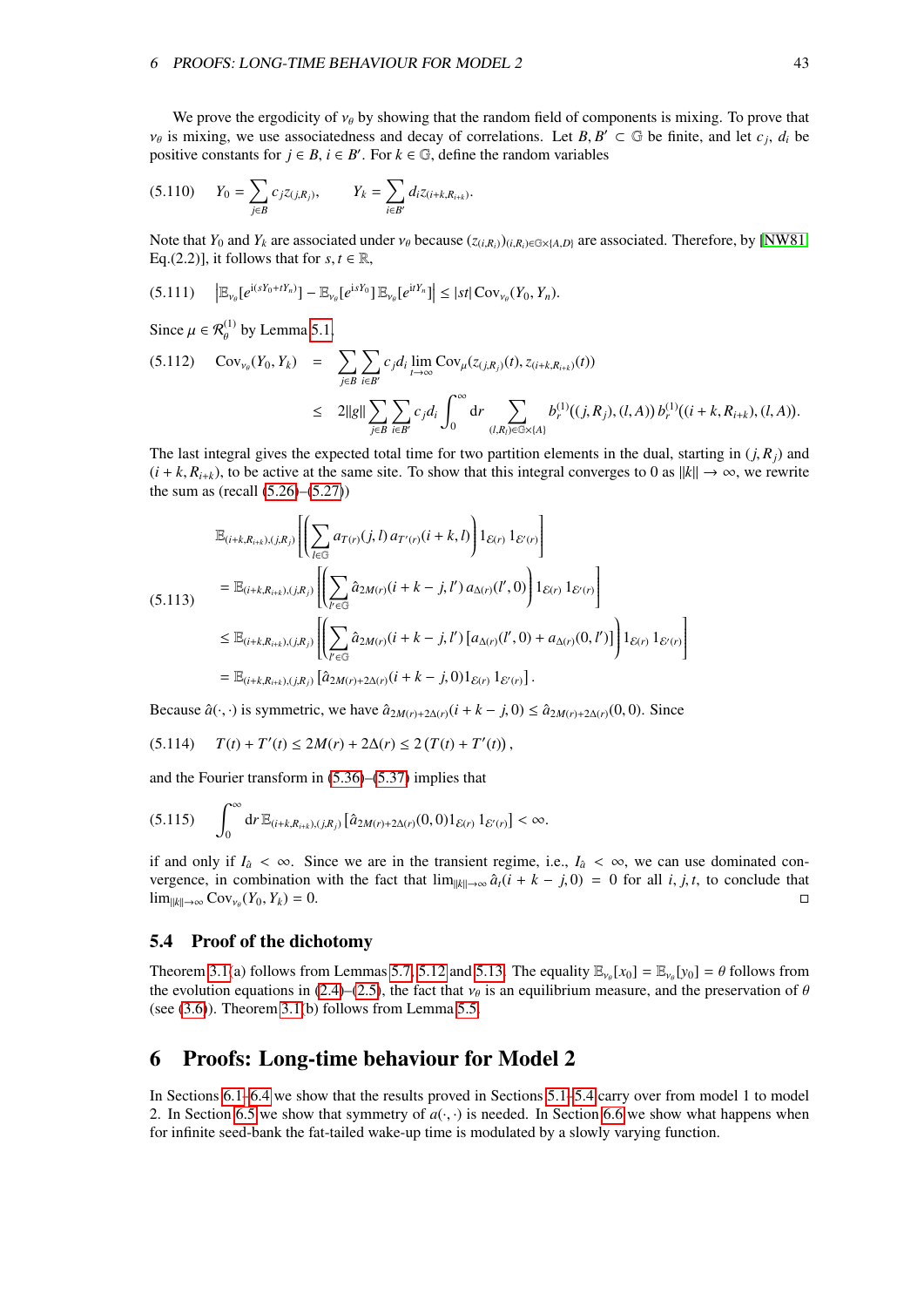We prove the ergodicity of $\nu_\theta$ by showing that the random field of components is mixing. To prove that $\nu_\theta$ is mixing, we use associatedness and decay of correlations. Let $B, B' \subset \mathbb{G}$ be finite, and let $c_j$, $d_i$ be positive constants for $j \in B$, $i \in B'$. For $k \in \mathbb{G}$, define the random variables

$$Y_0 = \sum_{j \in B} c_j z_{(j,R_j)}, \qquad Y_k = \sum_{i \in B'} d_i z_{(i+k,R_{i+k})}. \tag{5.110}$$

Note that $Y_0$ and $Y_k$ are associated under $\nu_\theta$ because $(z_{(i,R_i)})_{(i,R_i)\in\mathbb{G}\times\{A,D\}}$ are associated. Therefore, by [NW81, Eq.(2.2)], it follows that for $s, t \in \mathbb{R}$,

$$\left|\mathbb{E}_{\nu_\theta}[e^{\mathrm{i}(sY_0+tY_n)}] - \mathbb{E}_{\nu_\theta}[e^{\mathrm{i}sY_0}]\,\mathbb{E}_{\nu_\theta}[e^{\mathrm{i}tY_n}]\right| \leq |st| \operatorname{Cov}_{\nu_\theta}(Y_0, Y_n). \tag{5.111}$$

Since $\mu \in \mathcal{R}_\theta^{(1)}$ by Lemma 5.1,

$$\begin{aligned} \operatorname{Cov}_{\nu_\theta}(Y_0, Y_k) &= \sum_{j\in B}\sum_{i\in B'} c_j d_i \lim_{t\to\infty} \operatorname{Cov}_\mu(z_{(j,R_j)}(t), z_{(i+k,R_{i+k})}(t)) \\ &\leq 2\|g\| \sum_{j\in B}\sum_{i\in B'} c_j d_i \int_0^\infty \mathrm{d}r \sum_{(l,R_l)\in\mathbb{G}\times\{A\}} b_r^{(1)}((j,R_j),(l,A))\, b_r^{(1)}((i+k,R_{i+k}),(l,A)). \end{aligned} \tag{5.112}$$

The last integral gives the expected total time for two partition elements in the dual, starting in $(j,R_j)$ and $(i+k,R_{i+k})$, to be active at the same site. To show that this integral converges to 0 as $\|k\|\to\infty$, we rewrite the sum as (recall (5.26)–(5.27))

$$\begin{aligned} &\mathbb{E}_{(i+k,R_{i+k}),(j,R_j)}\left[\left(\sum_{l\in\mathbb{G}} a_{T(r)}(j,l)\, a_{T'(r)}(i+k,l)\right) 1_{\mathcal{E}(r)}\, 1_{\mathcal{E}'(r)}\right] \\ &= \mathbb{E}_{(i+k,R_{i+k}),(j,R_j)}\left[\left(\sum_{l'\in\mathbb{G}} \hat{a}_{2M(r)}(i+k-j,l')\, a_{\Delta(r)}(l',0)\right) 1_{\mathcal{E}(r)}\, 1_{\mathcal{E}'(r)}\right] \\ &\leq \mathbb{E}_{(i+k,R_{i+k}),(j,R_j)}\left[\left(\sum_{l'\in\mathbb{G}} \hat{a}_{2M(r)}(i+k-j,l')\, [a_{\Delta(r)}(l',0) + a_{\Delta(r)}(0,l')]\right) 1_{\mathcal{E}(r)}\, 1_{\mathcal{E}'(r)}\right] \\ &= \mathbb{E}_{(i+k,R_{i+k}),(j,R_j)}\left[\hat{a}_{2M(r)+2\Delta(r)}(i+k-j,0) 1_{\mathcal{E}(r)}\, 1_{\mathcal{E}'(r)}\right]. \end{aligned} \tag{5.113}$$

Because $\hat{a}(\cdot,\cdot)$ is symmetric, we have $\hat{a}_{2M(r)+2\Delta(r)}(i+k-j,0) \leq \hat{a}_{2M(r)+2\Delta(r)}(0,0)$. Since

$$T(t) + T'(t) \leq 2M(r) + 2\Delta(r) \leq 2\,(T(t) + T'(t)), \tag{5.114}$$

and the Fourier transform in (5.36)–(5.37) implies that

$$\int_0^\infty \mathrm{d}r\, \mathbb{E}_{(i+k,R_{i+k}),(j,R_j)}\left[\hat{a}_{2M(r)+2\Delta(r)}(0,0) 1_{\mathcal{E}(r)}\, 1_{\mathcal{E}'(r)}\right] < \infty. \tag{5.115}$$

if and only if $I_{\hat{a}} < \infty$. Since we are in the transient regime, i.e., $I_{\hat{a}} < \infty$, we can use dominated convergence, in combination with the fact that $\lim_{\|k\|\to\infty} \hat{a}_t(i+k-j,0) = 0$ for all $i,j,t$, to conclude that $\lim_{\|k\|\to\infty} \operatorname{Cov}_{\nu_\theta}(Y_0,Y_k) = 0$. □

## 5.4 Proof of the dichotomy

Theorem 3.1(a) follows from Lemmas 5.7, 5.12 and 5.13. The equality $\mathbb{E}_{\nu_\theta}[x_0] = \mathbb{E}_{\nu_\theta}[y_0] = \theta$ follows from the evolution equations in (2.4)–(2.5), the fact that $\nu_\theta$ is an equilibrium measure, and the preservation of $\theta$ (see (3.6)). Theorem 3.1(b) follows from Lemma 5.5.

# 6 Proofs: Long-time behaviour for Model 2

In Sections 6.1–6.4 we show that the results proved in Sections 5.1–5.4 carry over from model 1 to model 2. In Section 6.5 we show that symmetry of $a(\cdot,\cdot)$ is needed. In Section 6.6 we show what happens when for infinite seed-bank the fat-tailed wake-up time is modulated by a slowly varying function.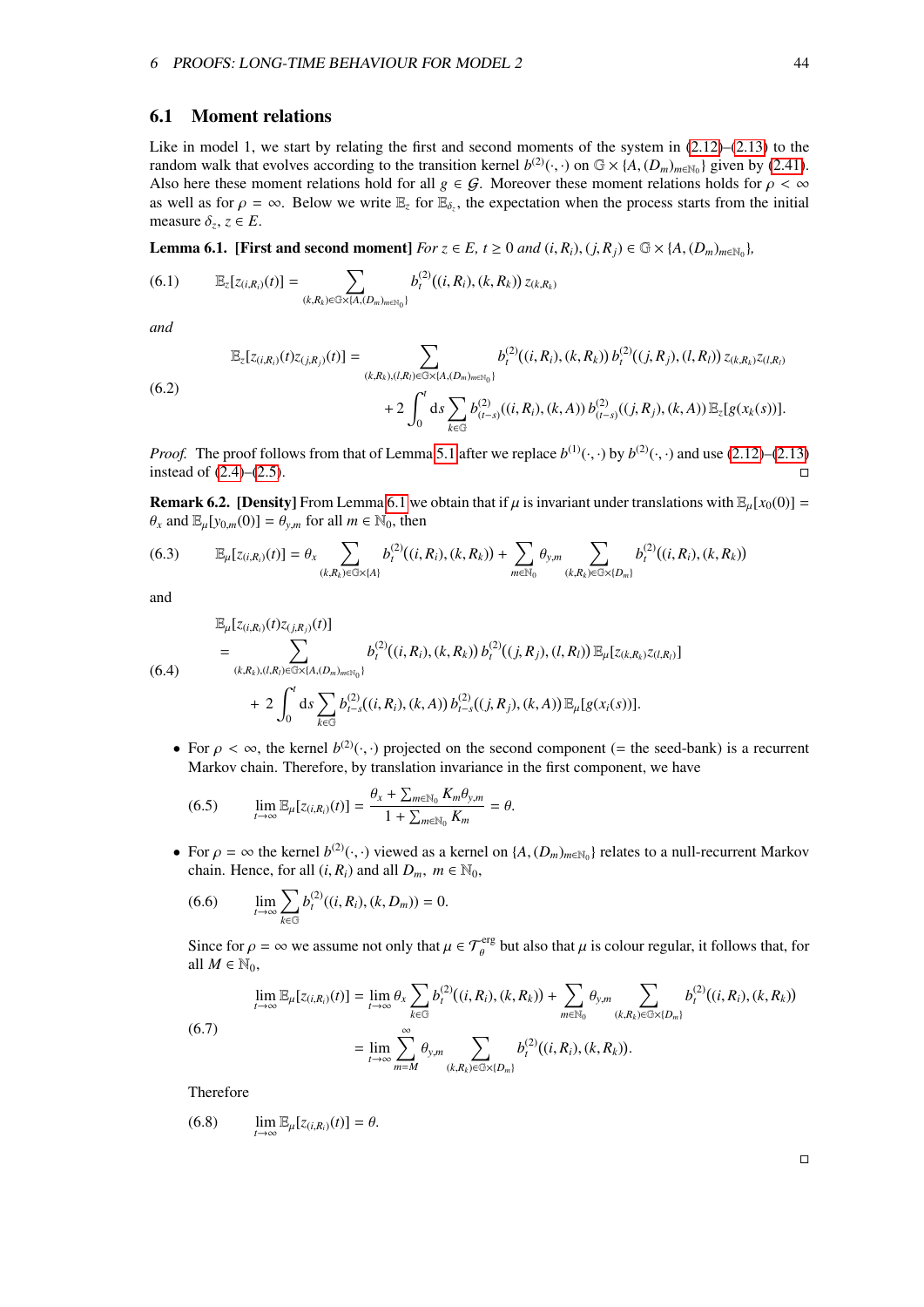## 6.1 Moment relations

Like in model 1, we start by relating the first and second moments of the system in (2.12)–(2.13) to the random walk that evolves according to the transition kernel $b^{(2)}(\cdot,\cdot)$ on $\mathbb{G}\times\{A,(D_m)_{m\in\mathbb{N}_0}\}$ given by (2.41). Also here these moment relations hold for all $g\in\mathcal{G}$. Moreover these moment relations holds for $\rho<\infty$ as well as for $\rho=\infty$. Below we write $\mathbb{E}_z$ for $\mathbb{E}_{\delta_z}$, the expectation when the process starts from the initial measure $\delta_z$, $z\in E$.

**Lemma 6.1. [First and second moment]** *For $z\in E$, $t\geq 0$ and $(i,R_i),(j,R_j)\in\mathbb{G}\times\{A,(D_m)_{m\in\mathbb{N}_0}\}$,*

$$\mathbb{E}_z[z_{(i,R_i)}(t)] = \sum_{(k,R_k)\in\mathbb{G}\times\{A,(D_m)_{m\in\mathbb{N}_0}\}} b^{(2)}_t((i,R_i),(k,R_k))\, z_{(k,R_k)} \tag{6.1}$$

*and*

$$\begin{aligned}\mathbb{E}_z[z_{(i,R_i)}(t)z_{(j,R_j)}(t)] &= \sum_{(k,R_k),(l,R_l)\in\mathbb{G}\times\{A,(D_m)_{m\in\mathbb{N}_0}\}} b^{(2)}_t((i,R_i),(k,R_k))\, b^{(2)}_t((j,R_j),(l,R_l))\, z_{(k,R_k)}z_{(l,R_l)}\\ &\quad + 2\int_0^t \mathrm{d}s \sum_{k\in\mathbb{G}} b^{(2)}_{(t-s)}((i,R_i),(k,A))\, b^{(2)}_{(t-s)}((j,R_j),(k,A))\,\mathbb{E}_z[g(x_k(s))].\end{aligned} \tag{6.2}$$

*Proof.* The proof follows from that of Lemma 5.1 after we replace $b^{(1)}(\cdot,\cdot)$ by $b^{(2)}(\cdot,\cdot)$ and use (2.12)–(2.13) instead of (2.4)–(2.5). □

**Remark 6.2. [Density]** From Lemma 6.1 we obtain that if $\mu$ is invariant under translations with $\mathbb{E}_\mu[x_0(0)]=\theta_x$ and $\mathbb{E}_\mu[y_{0,m}(0)]=\theta_{y,m}$ for all $m\in\mathbb{N}_0$, then

$$\mathbb{E}_\mu[z_{(i,R_i)}(t)] = \theta_x \sum_{(k,R_k)\in\mathbb{G}\times\{A\}} b^{(2)}_t((i,R_i),(k,R_k)) + \sum_{m\in\mathbb{N}_0}\theta_{y,m}\sum_{(k,R_k)\in\mathbb{G}\times\{D_m\}} b^{(2)}_t((i,R_i),(k,R_k)) \tag{6.3}$$

and

$$\begin{aligned}&\mathbb{E}_\mu[z_{(i,R_i)}(t)z_{(j,R_j)}(t)]\\ &= \sum_{(k,R_k),(l,R_l)\in\mathbb{G}\times\{A,(D_m)_{m\in\mathbb{N}_0}\}} b^{(2)}_t((i,R_i),(k,R_k))\, b^{(2)}_t((j,R_j),(l,R_l))\,\mathbb{E}_\mu[z_{(k,R_k)}z_{(l,R_l)}]\\ &\quad + 2\int_0^t \mathrm{d}s\sum_{k\in\mathbb{G}} b^{(2)}_{t-s}((i,R_i),(k,A))\, b^{(2)}_{t-s}((j,R_j),(k,A))\,\mathbb{E}_\mu[g(x_i(s))].\end{aligned} \tag{6.4}$$

- For $\rho<\infty$, the kernel $b^{(2)}(\cdot,\cdot)$ projected on the second component (= the seed-bank) is a recurrent Markov chain. Therefore, by translation invariance in the first component, we have

$$\lim_{t\to\infty}\mathbb{E}_\mu[z_{(i,R_i)}(t)] = \frac{\theta_x+\sum_{m\in\mathbb{N}_0}K_m\theta_{y,m}}{1+\sum_{m\in\mathbb{N}_0}K_m} = \theta. \tag{6.5}$$

- For $\rho=\infty$ the kernel $b^{(2)}(\cdot,\cdot)$ viewed as a kernel on $\{A,(D_m)_{m\in\mathbb{N}_0}\}$ relates to a null-recurrent Markov chain. Hence, for all $(i,R_i)$ and all $D_m$, $m\in\mathbb{N}_0$,

$$\lim_{t\to\infty}\sum_{k\in\mathbb{G}} b^{(2)}_t((i,R_i),(k,D_m)) = 0. \tag{6.6}$$

  Since for $\rho=\infty$ we assume not only that $\mu\in\mathcal{T}^{\mathrm{erg}}_\theta$ but also that $\mu$ is colour regular, it follows that, for all $M\in\mathbb{N}_0$,

$$\begin{aligned}\lim_{t\to\infty}\mathbb{E}_\mu[z_{(i,R_i)}(t)] &= \lim_{t\to\infty}\theta_x\sum_{k\in\mathbb{G}} b^{(2)}_t((i,R_i),(k,R_k)) + \sum_{m\in\mathbb{N}_0}\theta_{y,m}\sum_{(k,R_k)\in\mathbb{G}\times\{D_m\}} b^{(2)}_t((i,R_i),(k,R_k))\\ &= \lim_{t\to\infty}\sum_{m=M}^{\infty}\theta_{y,m}\sum_{(k,R_k)\in\mathbb{G}\times\{D_m\}} b^{(2)}_t((i,R_i),(k,R_k)).\end{aligned} \tag{6.7}$$

  Therefore

$$\lim_{t\to\infty}\mathbb{E}_\mu[z_{(i,R_i)}(t)] = \theta. \tag{6.8}$$

□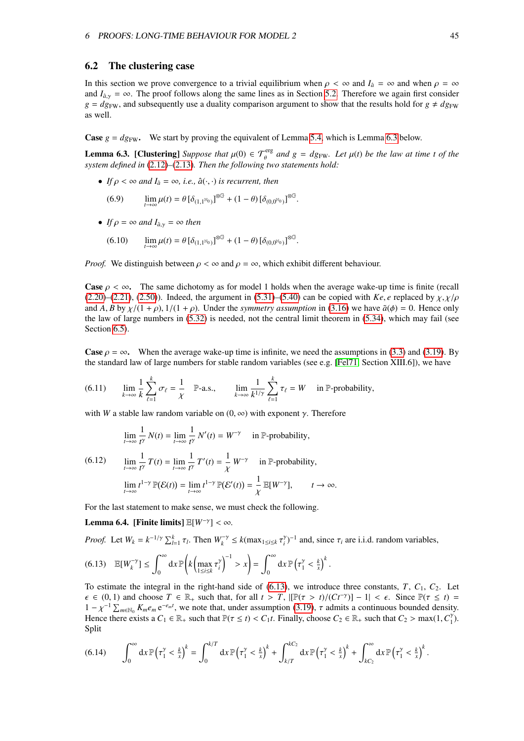## 6.2 The clustering case

In this section we prove convergence to a trivial equilibrium when $\rho < \infty$ and $I_{\hat{a}} = \infty$ and when $\rho = \infty$ and $I_{\hat{a},\gamma} = \infty$. The proof follows along the same lines as in Section 5.2. Therefore we again first consider $g = dg_{\rm FW}$, and subsequently use a duality comparison argument to show that the results hold for $g \neq dg_{\rm FW}$ as well.

**Case $g = dg_{\rm FW}$.** We start by proving the equivalent of Lemma 5.4, which is Lemma 6.3 below.

**Lemma 6.3. [Clustering]** *Suppose that $\mu(0) \in \mathcal{T}_\theta^{\rm erg}$ and $g = dg_{\rm FW}$. Let $\mu(t)$ be the law at time $t$ of the system defined in (2.12)–(2.13). Then the following two statements hold:*

- *If $\rho < \infty$ and $I_{\hat{a}} = \infty$, i.e., $\hat{a}(\cdot,\cdot)$ is recurrent, then*

$$\lim_{t\to\infty} \mu(t) = \theta\,[\delta_{(1,1^{\mathbb{N}_0})}]^{\otimes\mathbb{G}} + (1-\theta)\,[\delta_{(0,0^{\mathbb{N}_0})}]^{\otimes\mathbb{G}}. \tag{6.9}$$

- *If $\rho = \infty$ and $I_{\hat{a},\gamma} = \infty$ then*

$$\lim_{t\to\infty} \mu(t) = \theta\,[\delta_{(1,1^{\mathbb{N}_0})}]^{\otimes\mathbb{G}} + (1-\theta)\,[\delta_{(0,0^{\mathbb{N}_0})}]^{\otimes\mathbb{G}}. \tag{6.10}$$

*Proof.* We distinguish between $\rho < \infty$ and $\rho = \infty$, which exhibit different behaviour.

**Case $\rho < \infty$.** The same dichotomy as for model 1 holds when the average wake-up time is finite (recall (2.20)–(2.21), (2.50)). Indeed, the argument in (5.31)–(5.40) can be copied with $Ke, e$ replaced by $\chi, \chi/\rho$ and $A, B$ by $\chi/(1+\rho)$, $1/(1+\rho)$. Under the *symmetry assumption* in (3.16) we have $\tilde{a}(\phi) = 0$. Hence only the law of large numbers in (5.32) is needed, not the central limit theorem in (5.34), which may fail (see Section 6.5).

**Case $\rho = \infty$.** When the average wake-up time is infinite, we need the assumptions in (3.3) and (3.19). By the standard law of large numbers for stable random variables (see e.g. [Fel71, Section XIII.6]), we have

$$\lim_{k\to\infty} \frac{1}{k}\sum_{\ell=1}^k \sigma_\ell = \frac{1}{\chi} \quad \mathbb{P}\text{-a.s.}, \qquad \lim_{k\to\infty} \frac{1}{k^{1/\gamma}}\sum_{\ell=1}^k \tau_\ell = W \quad \text{in } \mathbb{P}\text{-probability}, \tag{6.11}$$

with $W$ a stable law random variable on $(0,\infty)$ with exponent $\gamma$. Therefore

$$\begin{aligned}
&\lim_{t\to\infty} \frac{1}{t^\gamma} N(t) = \lim_{t\to\infty} \frac{1}{t^\gamma} N'(t) = W^{-\gamma} \quad \text{in } \mathbb{P}\text{-probability},\\
&\lim_{t\to\infty} \frac{1}{t^\gamma} T(t) = \lim_{t\to\infty} \frac{1}{t^\gamma} T'(t) = \frac{1}{\chi}\, W^{-\gamma} \quad \text{in } \mathbb{P}\text{-probability},\\
&\lim_{t\to\infty} t^{1-\gamma}\,\mathbb{P}(\mathcal{E}(t)) = \lim_{t\to\infty} t^{1-\gamma}\,\mathbb{P}(\mathcal{E}'(t)) = \frac{1}{\chi}\,\mathbb{E}[W^{-\gamma}], \qquad t\to\infty.
\end{aligned} \tag{6.12}$$

For the last statement to make sense, we must check the following.

**Lemma 6.4. [Finite limits]** $\mathbb{E}[W^{-\gamma}] < \infty$.

*Proof.* Let $W_k = k^{-1/\gamma}\sum_{l=1}^k \tau_l$. Then $W_k^{-\gamma} \leq k(\max_{1\leq i\leq k} \tau_i^\gamma)^{-1}$ and, since $\tau_i$ are i.i.d. random variables,

$$\mathbb{E}[W_k^{-\gamma}] \leq \int_0^\infty \mathrm{d}x\, \mathbb{P}\left(k\left(\max_{1\leq i\leq k} \tau_i^\gamma\right)^{-1} > x\right) = \int_0^\infty \mathrm{d}x\, \mathbb{P}\left(\tau_1^\gamma < \tfrac{k}{x}\right)^k. \tag{6.13}$$

To estimate the integral in the right-hand side of (6.13), we introduce three constants, $T$, $C_1$, $C_2$. Let $\epsilon \in (0,1)$ and choose $T \in \mathbb{R}_+$ such that, for all $t > T$, $|[\mathbb{P}(\tau > t)/(Ct^{-\gamma})] - 1| < \epsilon$. Since $\mathbb{P}(\tau \leq t) = 1 - \chi^{-1}\sum_{m\in\mathbb{N}_0} K_m e_m\, \mathrm{e}^{-e_m t}$, we note that, under assumption (3.19), $\tau$ admits a continuous bounded density. Hence there exists a $C_1 \in \mathbb{R}_+$ such that $\mathbb{P}(\tau \leq t) < C_1 t$. Finally, choose $C_2 \in \mathbb{R}_+$ such that $C_2 > \max(1, C_1^\gamma)$. Split

$$\int_0^\infty \mathrm{d}x\, \mathbb{P}\left(\tau_1^\gamma < \tfrac{k}{x}\right)^k = \int_0^{k/T} \mathrm{d}x\, \mathbb{P}\left(\tau_1^\gamma < \tfrac{k}{x}\right)^k + \int_{k/T}^{kC_2} \mathrm{d}x\, \mathbb{P}\left(\tau_1^\gamma < \tfrac{k}{x}\right)^k + \int_{kC_2}^\infty \mathrm{d}x\, \mathbb{P}\left(\tau_1^\gamma < \tfrac{k}{x}\right)^k. \tag{6.14}$$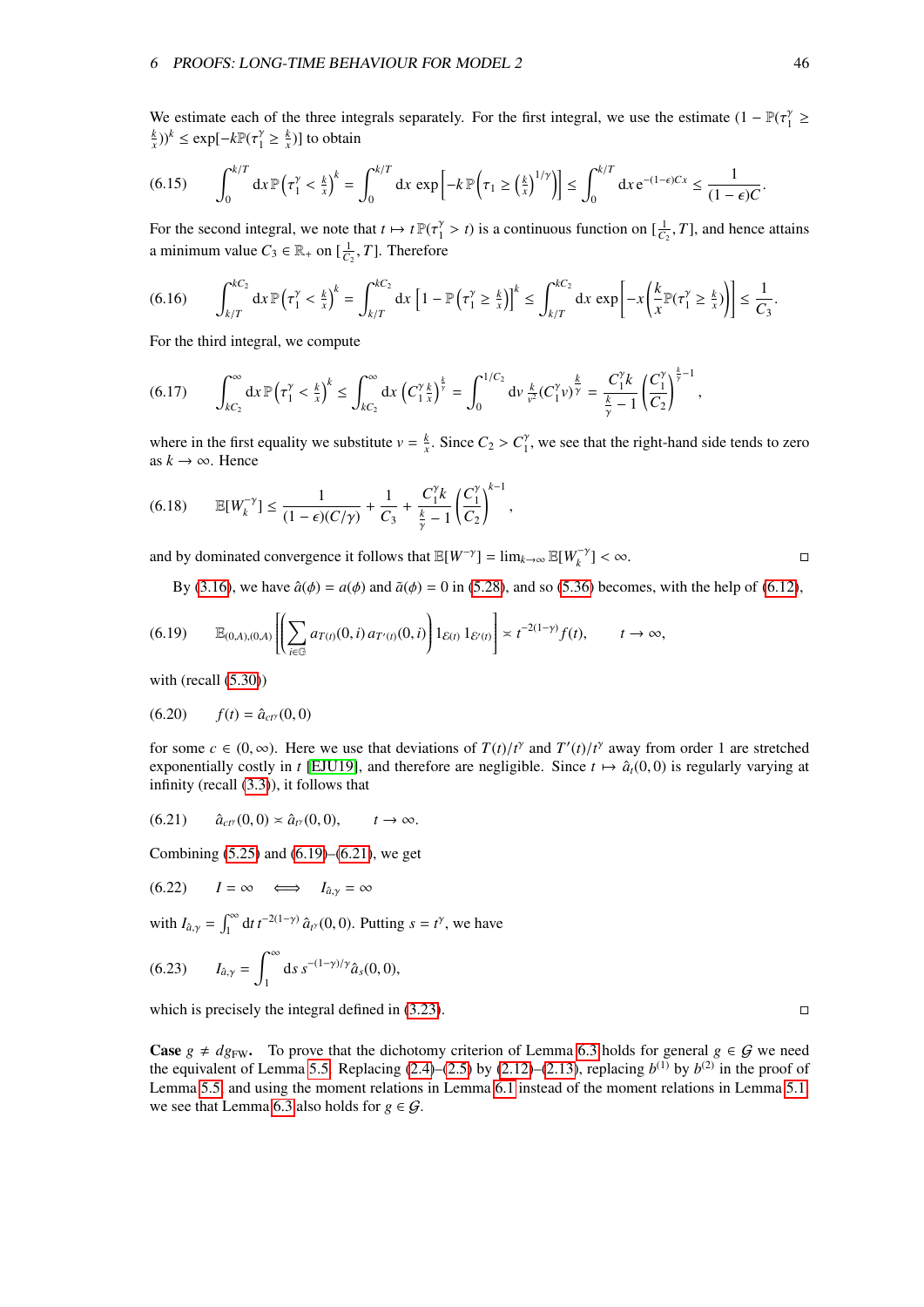We estimate each of the three integrals separately. For the first integral, we use the estimate $(1 - \mathbb{P}(\tau_1^\gamma \geq \frac{k}{x}))^k \leq \exp[-k\mathbb{P}(\tau_1^\gamma \geq \frac{k}{x})]$ to obtain

$$\text{(6.15)} \qquad \int_0^{k/T} \mathrm{d}x \, \mathbb{P}\left(\tau_1^\gamma < \tfrac{k}{x}\right)^k = \int_0^{k/T} \mathrm{d}x \, \exp\left[-k\,\mathbb{P}\left(\tau_1 \geq \left(\tfrac{k}{x}\right)^{1/\gamma}\right)\right] \leq \int_0^{k/T} \mathrm{d}x \, \mathrm{e}^{-(1-\epsilon)Cx} \leq \frac{1}{(1-\epsilon)C}.$$

For the second integral, we note that $t \mapsto t\,\mathbb{P}(\tau_1^\gamma > t)$ is a continuous function on $[\frac{1}{C_2}, T]$, and hence attains a minimum value $C_3 \in \mathbb{R}_+$ on $[\frac{1}{C_2}, T]$. Therefore

$$\text{(6.16)} \qquad \int_{k/T}^{kC_2} \mathrm{d}x \, \mathbb{P}\left(\tau_1^\gamma < \tfrac{k}{x}\right)^k = \int_{k/T}^{kC_2} \mathrm{d}x \, \left[1 - \mathbb{P}\left(\tau_1^\gamma \geq \tfrac{k}{x}\right)\right]^k \leq \int_{k/T}^{kC_2} \mathrm{d}x \, \exp\left[-x\left(\frac{k}{x}\mathbb{P}(\tau_1^\gamma \geq \tfrac{k}{x})\right)\right] \leq \frac{1}{C_3}.$$

For the third integral, we compute

$$\text{(6.17)} \qquad \int_{kC_2}^{\infty} \mathrm{d}x \, \mathbb{P}\left(\tau_1^\gamma < \tfrac{k}{x}\right)^k \leq \int_{kC_2}^{\infty} \mathrm{d}x \, \left(C_1^\gamma \tfrac{k}{x}\right)^{\frac{k}{\gamma}} = \int_0^{1/C_2} \mathrm{d}v \, \tfrac{k}{v^2}(C_1^\gamma v)^{\frac{k}{\gamma}} = \frac{C_1^\gamma k}{\frac{k}{\gamma} - 1}\left(\frac{C_1^\gamma}{C_2}\right)^{\frac{k}{\gamma}-1},$$

where in the first equality we substitute $v = \frac{k}{x}$. Since $C_2 > C_1^\gamma$, we see that the right-hand side tends to zero as $k \to \infty$. Hence

$$\text{(6.18)} \qquad \mathbb{E}[W_k^{-\gamma}] \leq \frac{1}{(1-\epsilon)(C/\gamma)} + \frac{1}{C_3} + \frac{C_1^\gamma k}{\frac{k}{\gamma} - 1}\left(\frac{C_1^\gamma}{C_2}\right)^{k-1},$$

and by dominated convergence it follows that $\mathbb{E}[W^{-\gamma}] = \lim_{k\to\infty} \mathbb{E}[W_k^{-\gamma}] < \infty$. □

By (3.16), we have $\hat{a}(\phi) = a(\phi)$ and $\tilde{a}(\phi) = 0$ in (5.28), and so (5.36) becomes, with the help of (6.12),

$$\text{(6.19)} \qquad \mathbb{E}_{(0,A),(0,A)}\left[\left(\sum_{i\in\mathbb{G}} a_{T(t)}(0,i)\, a_{T'(t)}(0,i)\right) 1_{\mathcal{E}(t)}\, 1_{\mathcal{E}'(t)}\right] \asymp t^{-2(1-\gamma)} f(t), \qquad t \to \infty,$$

with (recall (5.30))

$$\text{(6.20)} \qquad f(t) = \hat{a}_{ct^\gamma}(0,0)$$

for some $c \in (0,\infty)$. Here we use that deviations of $T(t)/t^\gamma$ and $T'(t)/t^\gamma$ away from order 1 are stretched exponentially costly in $t$ [EJU19], and therefore are negligible. Since $t \mapsto \hat{a}_t(0,0)$ is regularly varying at infinity (recall (3.3)), it follows that

$$\text{(6.21)} \qquad \hat{a}_{ct^\gamma}(0,0) \asymp \hat{a}_{t^\gamma}(0,0), \qquad t \to \infty.$$

Combining (5.25) and (6.19)–(6.21), we get

$$\text{(6.22)} \qquad I = \infty \quad \Longleftrightarrow \quad I_{\hat{a},\gamma} = \infty$$

with $I_{\hat{a},\gamma} = \int_1^\infty \mathrm{d}t\, t^{-2(1-\gamma)}\, \hat{a}_{t^\gamma}(0,0)$. Putting $s = t^\gamma$, we have

$$\text{(6.23)} \qquad I_{\hat{a},\gamma} = \int_1^\infty \mathrm{d}s\, s^{-(1-\gamma)/\gamma} \hat{a}_s(0,0),$$

which is precisely the integral defined in (3.23). □

**Case** $g \neq dg_{\mathrm{FW}}$**.** To prove that the dichotomy criterion of Lemma 6.3 holds for general $g \in \mathcal{G}$ we need the equivalent of Lemma 5.5. Replacing (2.4)–(2.5) by (2.12)–(2.13), replacing $b^{(1)}$ by $b^{(2)}$ in the proof of Lemma 5.5, and using the moment relations in Lemma 6.1 instead of the moment relations in Lemma 5.1 we see that Lemma 6.3 also holds for $g \in \mathcal{G}$.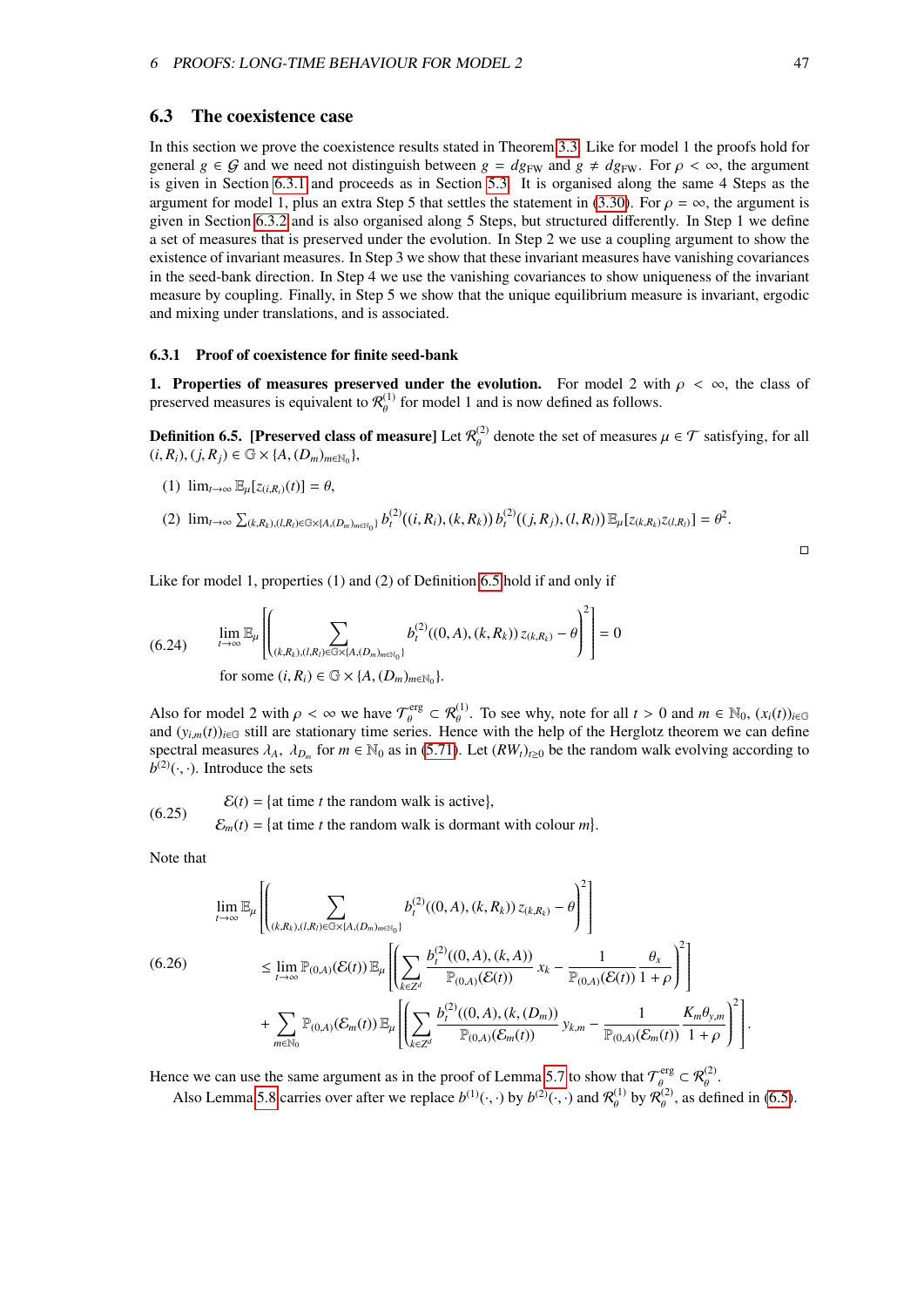## 6.3 The coexistence case

In this section we prove the coexistence results stated in Theorem 3.3. Like for model 1 the proofs hold for general $g \in \mathcal{G}$ and we need not distinguish between $g = dg_{\mathrm{FW}}$ and $g \neq dg_{\mathrm{FW}}$. For $\rho < \infty$, the argument is given in Section 6.3.1 and proceeds as in Section 5.3. It is organised along the same 4 Steps as the argument for model 1, plus an extra Step 5 that settles the statement in (3.30). For $\rho = \infty$, the argument is given in Section 6.3.2 and is also organised along 5 Steps, but structured differently. In Step 1 we define a set of measures that is preserved under the evolution. In Step 2 we use a coupling argument to show the existence of invariant measures. In Step 3 we show that these invariant measures have vanishing covariances in the seed-bank direction. In Step 4 we use the vanishing covariances to show uniqueness of the invariant measure by coupling. Finally, in Step 5 we show that the unique equilibrium measure is invariant, ergodic and mixing under translations, and is associated.

### 6.3.1 Proof of coexistence for finite seed-bank

**1. Properties of measures preserved under the evolution.** For model 2 with $\rho < \infty$, the class of preserved measures is equivalent to $\mathcal{R}^{(1)}_\theta$ for model 1 and is now defined as follows.

**Definition 6.5. [Preserved class of measure]** Let $\mathcal{R}^{(2)}_\theta$ denote the set of measures $\mu \in \mathcal{T}$ satisfying, for all $(i, R_i), (j, R_j) \in \mathbb{G} \times \{A, (D_m)_{m\in\mathbb{N}_0}\}$,

(1) $\lim_{t\to\infty} \mathbb{E}_\mu[z_{(i,R_i)}(t)] = \theta$,

(2) $\lim_{t\to\infty} \sum_{(k,R_k),(l,R_l)\in\mathbb{G}\times\{A,(D_m)_{m\in\mathbb{N}_0}\}} b^{(2)}_t((i,R_i),(k,R_k))\, b^{(2)}_t((j,R_j),(l,R_l))\, \mathbb{E}_\mu[z_{(k,R_k)} z_{(l,R_l)}] = \theta^2$.

□

Like for model 1, properties (1) and (2) of Definition 6.5 hold if and only if

$$
\lim_{t\to\infty} \mathbb{E}_\mu\left[\left(\sum_{(k,R_k),(l,R_l)\in\mathbb{G}\times\{A,(D_m)_{m\in\mathbb{N}_0}\}} b^{(2)}_t((0,A),(k,R_k))\, z_{(k,R_k)} - \theta\right)^2\right] = 0 \tag{6.24}
$$

for some $(i, R_i) \in \mathbb{G} \times \{A, (D_m)_{m\in\mathbb{N}_0}\}$.

Also for model 2 with $\rho < \infty$ we have $\mathcal{T}^{\mathrm{erg}}_\theta \subset \mathcal{R}^{(1)}_\theta$. To see why, note for all $t > 0$ and $m \in \mathbb{N}_0$, $(x_i(t))_{i\in\mathbb{G}}$ and $(y_{i,m}(t))_{i\in\mathbb{G}}$ still are stationary time series. Hence with the help of the Herglotz theorem we can define spectral measures $\lambda_A$, $\lambda_{D_m}$ for $m \in \mathbb{N}_0$ as in (5.71). Let $(RW_t)_{t\geq 0}$ be the random walk evolving according to $b^{(2)}(\cdot,\cdot)$. Introduce the sets

$$
\begin{aligned}
\mathcal{E}(t) &= \{\text{at time } t \text{ the random walk is active}\},\\
\mathcal{E}_m(t) &= \{\text{at time } t \text{ the random walk is dormant with colour } m\}.
\end{aligned} \tag{6.25}
$$

Note that

$$
\begin{aligned}
&\lim_{t\to\infty} \mathbb{E}_\mu\left[\left(\sum_{(k,R_k),(l,R_l)\in\mathbb{G}\times\{A,(D_m)_{m\in\mathbb{N}_0}\}} b^{(2)}_t((0,A),(k,R_k))\, z_{(k,R_k)} - \theta\right)^2\right]\\
&\quad\leq \lim_{t\to\infty} \mathbb{P}_{(0,A)}(\mathcal{E}(t))\, \mathbb{E}_\mu\left[\left(\sum_{k\in Z^d} \frac{b^{(2)}_t((0,A),(k,A))}{\mathbb{P}_{(0,A)}(\mathcal{E}(t))}\, x_k - \frac{1}{\mathbb{P}_{(0,A)}(\mathcal{E}(t))} \frac{\theta_x}{1+\rho}\right)^2\right]\\
&\qquad + \sum_{m\in\mathbb{N}_0} \mathbb{P}_{(0,A)}(\mathcal{E}_m(t))\, \mathbb{E}_\mu\left[\left(\sum_{k\in Z^d} \frac{b^{(2)}_t((0,A),(k,(D_m))}{\mathbb{P}_{(0,A)}(\mathcal{E}_m(t))}\, y_{k,m} - \frac{1}{\mathbb{P}_{(0,A)}(\mathcal{E}_m(t))} \frac{K_m\theta_{y,m}}{1+\rho}\right)^2\right].
\end{aligned} \tag{6.26}
$$

Hence we can use the same argument as in the proof of Lemma 5.7 to show that $\mathcal{T}^{\mathrm{erg}}_\theta \subset \mathcal{R}^{(2)}_\theta$.

Also Lemma 5.8 carries over after we replace $b^{(1)}(\cdot,\cdot)$ by $b^{(2)}(\cdot,\cdot)$ and $\mathcal{R}^{(1)}_\theta$ by $\mathcal{R}^{(2)}_\theta$, as defined in (6.5).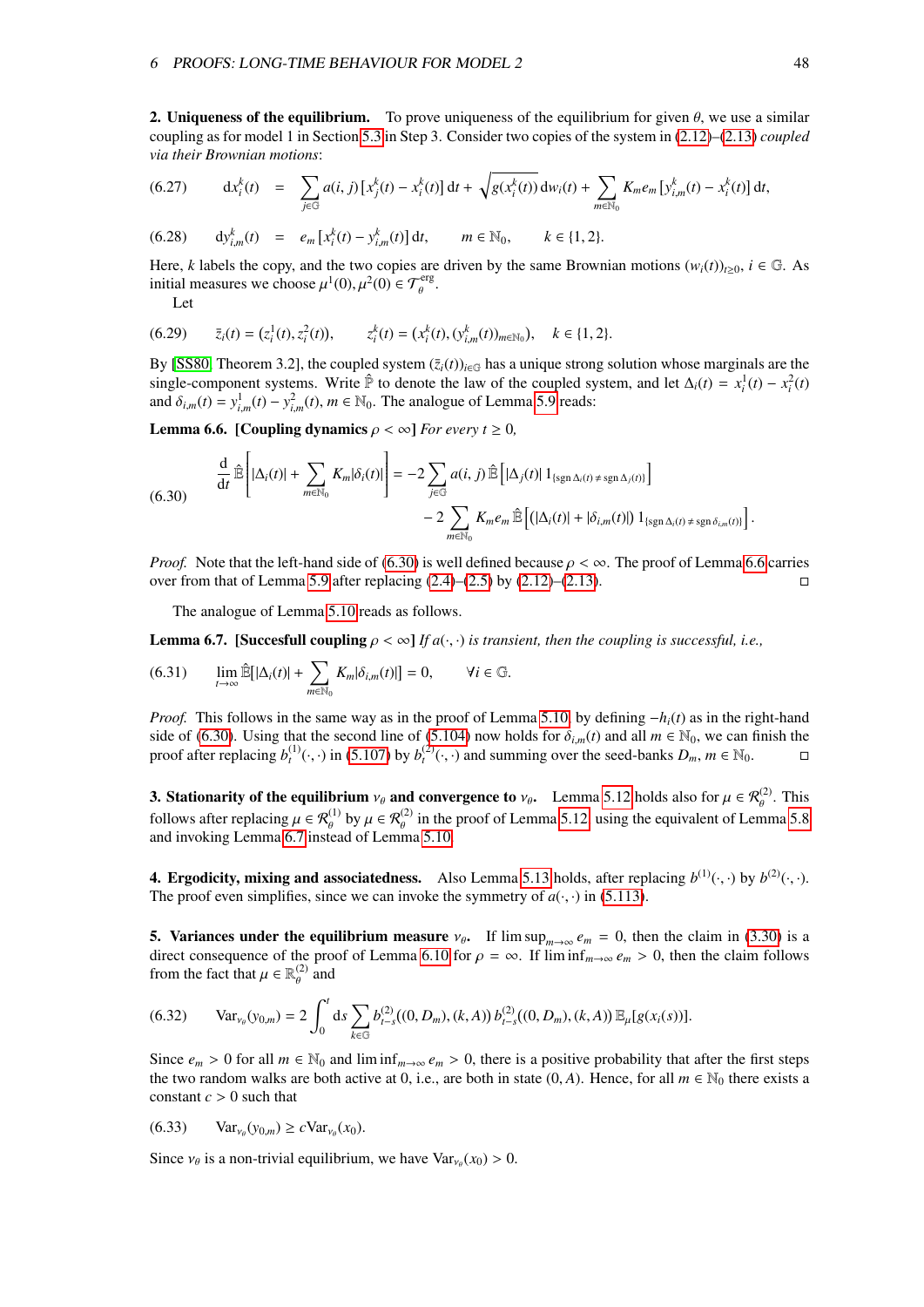**2. Uniqueness of the equilibrium.** To prove uniqueness of the equilibrium for given $\theta$, we use a similar coupling as for model 1 in Section 5.3 in Step 3. Consider two copies of the system in (2.12)–(2.13) *coupled via their Brownian motions*:

$$
\text{(6.27)} \qquad \mathrm{d}x_i^k(t) = \sum_{j\in\mathbb{G}} a(i,j)\,[x_j^k(t) - x_i^k(t)]\,\mathrm{d}t + \sqrt{g(x_i^k(t))}\,\mathrm{d}w_i(t) + \sum_{m\in\mathbb{N}_0} K_m e_m\,[y_{i,m}^k(t) - x_i^k(t)]\,\mathrm{d}t,
$$

$$
\text{(6.28)} \qquad \mathrm{d}y_{i,m}^k(t) = e_m\,[x_i^k(t) - y_{i,m}^k(t)]\,\mathrm{d}t, \qquad m \in \mathbb{N}_0, \qquad k \in \{1,2\}.
$$

Here, $k$ labels the copy, and the two copies are driven by the same Brownian motions $(w_i(t))_{t\geq 0}$, $i \in \mathbb{G}$. As initial measures we choose $\mu^1(0), \mu^2(0) \in \mathcal{T}_\theta^{\mathrm{erg}}$.

Let

$$
\text{(6.29)} \qquad \bar{z}_i(t) = (z_i^1(t), z_i^2(t)), \qquad z_i^k(t) = (x_i^k(t), (y_{i,m}^k(t))_{m\in\mathbb{N}_0}), \quad k \in \{1,2\}.
$$

By [SS80, Theorem 3.2], the coupled system $(\bar{z}_i(t))_{i\in\mathbb{G}}$ has a unique strong solution whose marginals are the single-component systems. Write $\hat{\mathbb{P}}$ to denote the law of the coupled system, and let $\Delta_i(t) = x_i^1(t) - x_i^2(t)$ and $\delta_{i,m}(t) = y_{i,m}^1(t) - y_{i,m}^2(t)$, $m \in \mathbb{N}_0$. The analogue of Lemma 5.9 reads:

**Lemma 6.6. [Coupling dynamics $\rho < \infty$]** *For every $t \geq 0$,*

$$
\text{(6.30)} \qquad
\begin{aligned}
\frac{\mathrm{d}}{\mathrm{d}t}\hat{\mathbb{E}}\left[|\Delta_i(t)| + \sum_{m\in\mathbb{N}_0} K_m|\delta_i(t)|\right] &= -2\sum_{j\in\mathbb{G}} a(i,j)\,\hat{\mathbb{E}}\left[|\Delta_j(t)|\,1_{\{\operatorname{sgn}\Delta_i(t)\neq\operatorname{sgn}\Delta_j(t)\}}\right] \\
&\quad -2\sum_{m\in\mathbb{N}_0} K_m e_m\,\hat{\mathbb{E}}\left[(|\Delta_i(t)| + |\delta_{i,m}(t)|)\,1_{\{\operatorname{sgn}\Delta_i(t)\neq\operatorname{sgn}\delta_{i,m}(t)\}}\right].
\end{aligned}
$$

*Proof.* Note that the left-hand side of (6.30) is well defined because $\rho < \infty$. The proof of Lemma 6.6 carries over from that of Lemma 5.9 after replacing (2.4)–(2.5) by (2.12)–(2.13). □

The analogue of Lemma 5.10 reads as follows.

**Lemma 6.7. [Succesfull coupling $\rho < \infty$]** *If $a(\cdot,\cdot)$ is transient, then the coupling is successful, i.e.,*

$$
\text{(6.31)} \qquad \lim_{t\to\infty}\hat{\mathbb{E}}[|\Delta_i(t)| + \sum_{m\in\mathbb{N}_0} K_m|\delta_{i,m}(t)|] = 0, \qquad \forall i \in \mathbb{G}.
$$

*Proof.* This follows in the same way as in the proof of Lemma 5.10, by defining $-h_i(t)$ as in the right-hand side of (6.30). Using that the second line of (5.104) now holds for $\delta_{i,m}(t)$ and all $m \in \mathbb{N}_0$, we can finish the proof after replacing $b_t^{(1)}(\cdot,\cdot)$ in (5.107) by $b_t^{(2)}(\cdot,\cdot)$ and summing over the seed-banks $D_m$, $m \in \mathbb{N}_0$. □

**3. Stationarity of the equilibrium $\nu_\theta$ and convergence to $\nu_\theta$.** Lemma 5.12 holds also for $\mu \in \mathcal{R}_\theta^{(2)}$. This follows after replacing $\mu \in \mathcal{R}_\theta^{(1)}$ by $\mu \in \mathcal{R}_\theta^{(2)}$ in the proof of Lemma 5.12, using the equivalent of Lemma 5.8 and invoking Lemma 6.7 instead of Lemma 5.10.

**4. Ergodicity, mixing and associatedness.** Also Lemma 5.13 holds, after replacing $b^{(1)}(\cdot,\cdot)$ by $b^{(2)}(\cdot,\cdot)$. The proof even simplifies, since we can invoke the symmetry of $a(\cdot,\cdot)$ in (5.113).

**5. Variances under the equilibrium measure $\nu_\theta$.** If $\limsup_{m\to\infty} e_m = 0$, then the claim in (3.30) is a direct consequence of the proof of Lemma 6.10 for $\rho = \infty$. If $\liminf_{m\to\infty} e_m > 0$, then the claim follows from the fact that $\mu \in \mathbb{R}_\theta^{(2)}$ and

$$
\text{(6.32)} \qquad \operatorname{Var}_{\nu_\theta}(y_{0,m}) = 2\int_0^t \mathrm{d}s \sum_{k\in\mathbb{G}} b_{t-s}^{(2)}((0,D_m),(k,A))\,b_{t-s}^{(2)}((0,D_m),(k,A))\,\mathbb{E}_\mu[g(x_i(s))].
$$

Since $e_m > 0$ for all $m \in \mathbb{N}_0$ and $\liminf_{m\to\infty} e_m > 0$, there is a positive probability that after the first steps the two random walks are both active at 0, i.e., are both in state $(0,A)$. Hence, for all $m \in \mathbb{N}_0$ there exists a constant $c > 0$ such that

$$
\text{(6.33)} \qquad \operatorname{Var}_{\nu_\theta}(y_{0,m}) \geq c\operatorname{Var}_{\nu_\theta}(x_0).
$$

Since $\nu_\theta$ is a non-trivial equilibrium, we have $\operatorname{Var}_{\nu_\theta}(x_0) > 0$.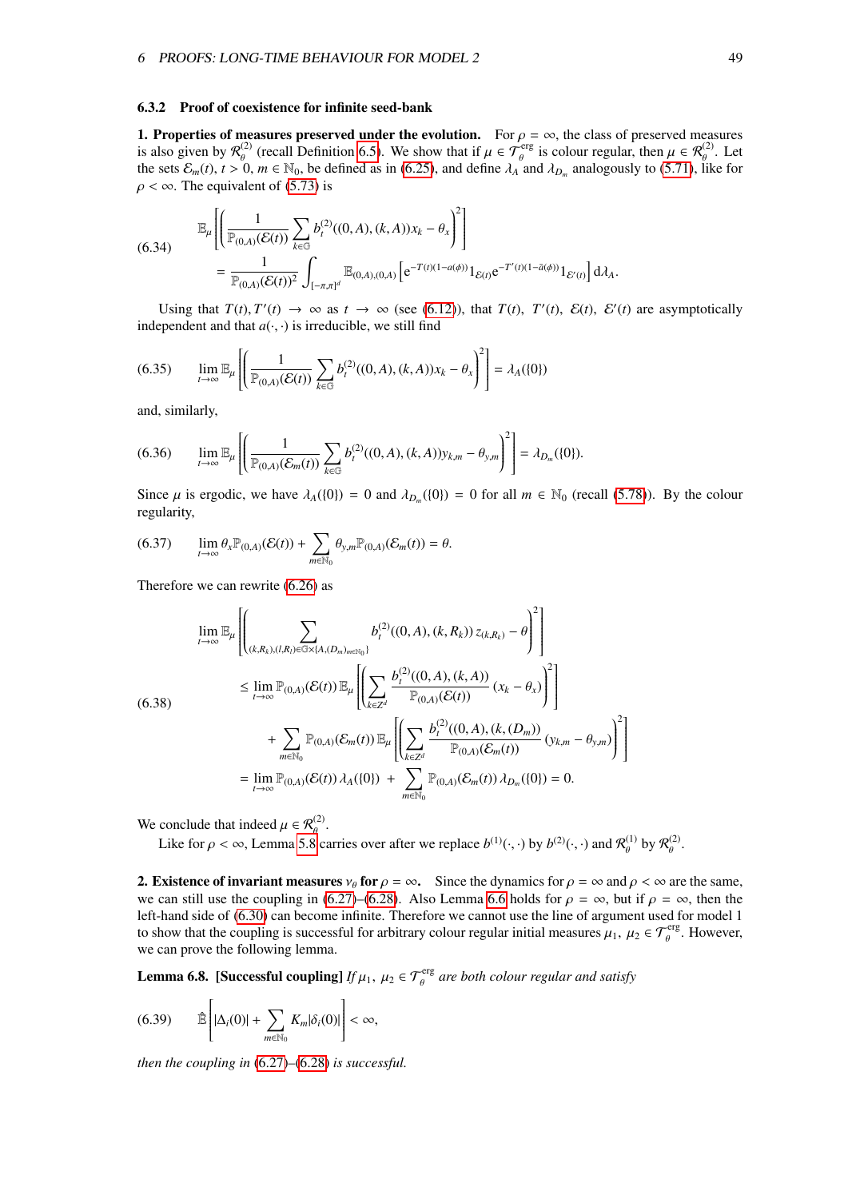### 6.3.2 Proof of coexistence for infinite seed-bank

**1. Properties of measures preserved under the evolution.** For $\rho = \infty$, the class of preserved measures is also given by $\mathcal{R}_\theta^{(2)}$ (recall Definition 6.5). We show that if $\mu \in \mathcal{T}_\theta^{\rm erg}$ is colour regular, then $\mu \in \mathcal{R}_\theta^{(2)}$. Let the sets $\mathcal{E}_m(t)$, $t > 0$, $m \in \mathbb{N}_0$, be defined as in (6.25), and define $\lambda_A$ and $\lambda_{D_m}$ analogously to (5.71), like for $\rho < \infty$. The equivalent of (5.73) is

$$
\begin{aligned}
&\mathbb{E}_\mu\left[\left(\frac{1}{\mathbb{P}_{(0,A)}(\mathcal{E}(t))}\sum_{k\in\mathbb{G}} b_t^{(2)}((0,A),(k,A))x_k - \theta_x\right)^2\right] \\
&= \frac{1}{\mathbb{P}_{(0,A)}(\mathcal{E}(t))^2}\int_{[-\pi,\pi]^d} \mathbb{E}_{(0,A),(0,A)}\left[\mathrm{e}^{-T(t)(1-a(\phi))}1_{\mathcal{E}(t)}\mathrm{e}^{-T'(t)(1-\bar{a}(\phi))}1_{\mathcal{E}'(t)}\right]\mathrm{d}\lambda_A.
\end{aligned} \tag{6.34}
$$

Using that $T(t), T'(t) \to \infty$ as $t \to \infty$ (see (6.12)), that $T(t)$, $T'(t)$, $\mathcal{E}(t)$, $\mathcal{E}'(t)$ are asymptotically independent and that $a(\cdot,\cdot)$ is irreducible, we still find

$$
\lim_{t\to\infty}\mathbb{E}_\mu\left[\left(\frac{1}{\mathbb{P}_{(0,A)}(\mathcal{E}(t))}\sum_{k\in\mathbb{G}} b_t^{(2)}((0,A),(k,A))x_k - \theta_x\right)^2\right] = \lambda_A(\{0\}) \tag{6.35}
$$

and, similarly,

$$
\lim_{t\to\infty}\mathbb{E}_\mu\left[\left(\frac{1}{\mathbb{P}_{(0,A)}(\mathcal{E}_m(t))}\sum_{k\in\mathbb{G}} b_t^{(2)}((0,A),(k,A))y_{k,m} - \theta_{y,m}\right)^2\right] = \lambda_{D_m}(\{0\}). \tag{6.36}
$$

Since $\mu$ is ergodic, we have $\lambda_A(\{0\}) = 0$ and $\lambda_{D_m}(\{0\}) = 0$ for all $m \in \mathbb{N}_0$ (recall (5.78)). By the colour regularity,

$$
\lim_{t\to\infty}\theta_x\mathbb{P}_{(0,A)}(\mathcal{E}(t)) + \sum_{m\in\mathbb{N}_0}\theta_{y,m}\mathbb{P}_{(0,A)}(\mathcal{E}_m(t)) = \theta. \tag{6.37}
$$

Therefore we can rewrite (6.26) as

$$
\begin{aligned}
&\lim_{t\to\infty}\mathbb{E}_\mu\left[\left(\sum_{(k,R_k),(l,R_l)\in\mathbb{G}\times\{A,(D_m)_{m\in\mathbb{N}_0}\}} b_t^{(2)}((0,A),(k,R_k))\,z_{(k,R_k)} - \theta\right)^2\right] \\
&\leq \lim_{t\to\infty}\mathbb{P}_{(0,A)}(\mathcal{E}(t))\,\mathbb{E}_\mu\left[\left(\sum_{k\in Z^d}\frac{b_t^{(2)}((0,A),(k,A))}{\mathbb{P}_{(0,A)}(\mathcal{E}(t))}\,(x_k-\theta_x)\right)^2\right] \\
&\quad + \sum_{m\in\mathbb{N}_0}\mathbb{P}_{(0,A)}(\mathcal{E}_m(t))\,\mathbb{E}_\mu\left[\left(\sum_{k\in Z^d}\frac{b_t^{(2)}((0,A),(k,(D_m))}{\mathbb{P}_{(0,A)}(\mathcal{E}_m(t))}\,(y_{k,m}-\theta_{y,m})\right)^2\right] \\
&= \lim_{t\to\infty}\mathbb{P}_{(0,A)}(\mathcal{E}(t))\,\lambda_A(\{0\}) + \sum_{m\in\mathbb{N}_0}\mathbb{P}_{(0,A)}(\mathcal{E}_m(t))\,\lambda_{D_m}(\{0\}) = 0.
\end{aligned} \tag{6.38}
$$

We conclude that indeed $\mu \in \mathcal{R}_\theta^{(2)}$.

Like for $\rho < \infty$, Lemma 5.8 carries over after we replace $b^{(1)}(\cdot,\cdot)$ by $b^{(2)}(\cdot,\cdot)$ and $\mathcal{R}_\theta^{(1)}$ by $\mathcal{R}_\theta^{(2)}$.

**2. Existence of invariant measures $\nu_\theta$ for $\rho = \infty$.** Since the dynamics for $\rho = \infty$ and $\rho < \infty$ are the same, we can still use the coupling in (6.27)–(6.28). Also Lemma 6.6 holds for $\rho = \infty$, but if $\rho = \infty$, then the left-hand side of (6.30) can become infinite. Therefore we cannot use the line of argument used for model 1 to show that the coupling is successful for arbitrary colour regular initial measures $\mu_1$, $\mu_2 \in \mathcal{T}_\theta^{\rm erg}$. However, we can prove the following lemma.

**Lemma 6.8. [Successful coupling]** *If $\mu_1$, $\mu_2 \in \mathcal{T}_\theta^{\rm erg}$ are both colour regular and satisfy*

$$
\hat{\mathbb{E}}\left[|\Delta_i(0)| + \sum_{m\in\mathbb{N}_0} K_m|\delta_i(0)|\right] < \infty, \tag{6.39}
$$

*then the coupling in (6.27)–(6.28) is successful.*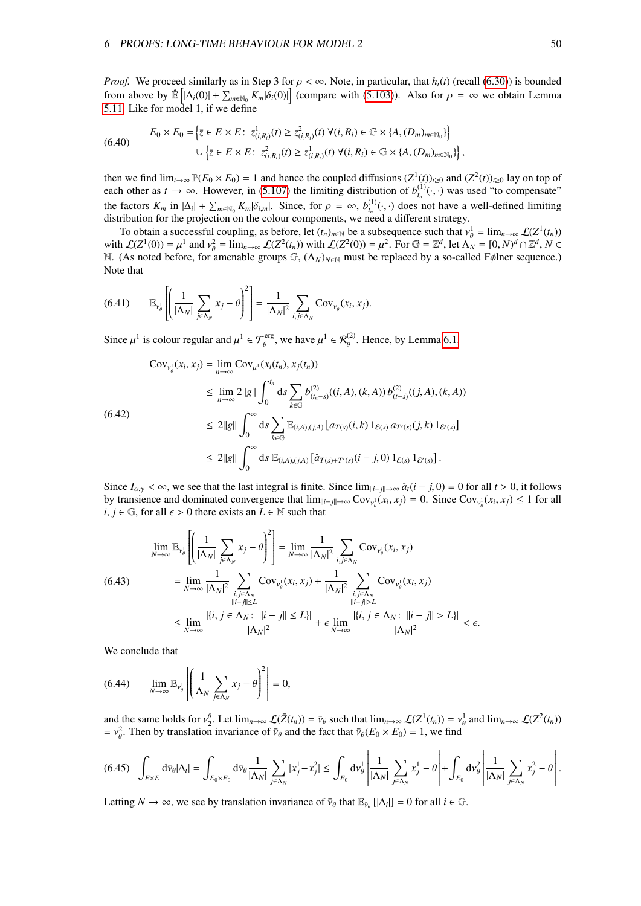*Proof.* We proceed similarly as in Step 3 for $\rho < \infty$. Note, in particular, that $h_i(t)$ (recall (6.30)) is bounded from above by $\hat{\mathbb{E}}\left[|\Delta_i(0)| + \sum_{m\in\mathbb{N}_0} K_m |\delta_i(0)|\right]$ (compare with (5.103)). Also for $\rho = \infty$ we obtain Lemma 5.11. Like for model 1, if we define

$$
\begin{aligned}
E_0 \times E_0 = &\left\{ \bar{z} \in E \times E \colon\ z^1_{(i,R_i)}(t) \geq z^2_{(i,R_i)}(t)\ \forall (i, R_i) \in \mathbb{G} \times \{A, (D_m)_{m\in\mathbb{N}_0}\} \right\} \\
&\cup \left\{ \bar{z} \in E \times E \colon\ z^2_{(i,R_i)}(t) \geq z^1_{(i,R_i)}(t)\ \forall (i, R_i) \in \mathbb{G} \times \{A, (D_m)_{m\in\mathbb{N}_0}\} \right\},
\end{aligned} \tag{6.40}
$$

then we find $\lim_{t\to\infty} \mathbb{P}(E_0 \times E_0) = 1$ and hence the coupled diffusions $(Z^1(t))_{t\geq 0}$ and $(Z^2(t))_{t\geq 0}$ lay on top of each other as $t \to \infty$. However, in (5.107) the limiting distribution of $b^{(1)}_{t_n}(\cdot,\cdot)$ was used "to compensate" the factors $K_m$ in $|\Delta_i| + \sum_{m\in\mathbb{N}_0} K_m |\delta_{i,m}|$. Since, for $\rho = \infty$, $b^{(1)}_{t_n}(\cdot,\cdot)$ does not have a well-defined limiting distribution for the projection on the colour components, we need a different strategy.

To obtain a successful coupling, as before, let $(t_n)_{n\in\mathbb{N}}$ be a subsequence such that $\nu^1_\theta = \lim_{n\to\infty} \mathcal{L}(Z^1(t_n))$ with $\mathcal{L}(Z^1(0)) = \mu^1$ and $\nu^2_\theta = \lim_{n\to\infty} \mathcal{L}(Z^2(t_n))$ with $\mathcal{L}(Z^2(0)) = \mu^2$. For $\mathbb{G} = \mathbb{Z}^d$, let $\Lambda_N = [0, N)^d \cap \mathbb{Z}^d$, $N \in \mathbb{N}$. (As noted before, for amenable groups $\mathbb{G}$, $(\Lambda_N)_{N\in\mathbb{N}}$ must be replaced by a so-called Følner sequence.) Note that

$$
\mathbb{E}_{\nu^1_\theta}\left[\left(\frac{1}{|\Lambda_N|}\sum_{j\in\Lambda_N} x_j - \theta\right)^2\right] = \frac{1}{|\Lambda_N|^2}\sum_{i,j\in\Lambda_N} \mathrm{Cov}_{\nu^1_\theta}(x_i, x_j). \tag{6.41}
$$

Since $\mu^1$ is colour regular and $\mu^1 \in \mathcal{T}^{\mathrm{erg}}_\theta$, we have $\mu^1 \in \mathcal{R}^{(2)}_\theta$. Hence, by Lemma 6.1,

$$
\begin{aligned}
\mathrm{Cov}_{\nu^1_\theta}(x_i, x_j) &= \lim_{n\to\infty} \mathrm{Cov}_{\mu^1}(x_i(t_n), x_j(t_n)) \\
&\leq \lim_{n\to\infty} 2\|g\| \int_0^{t_n} \mathrm{d}s \sum_{k\in\mathbb{G}} b^{(2)}_{(t_n-s)}((i,A),(k,A))\, b^{(2)}_{(t-s)}((j,A),(k,A)) \\
&\leq 2\|g\| \int_0^\infty \mathrm{d}s \sum_{k\in\mathbb{G}} \mathbb{E}_{(i,A),(j,A)}\left[a_{T(s)}(i,k)\, 1_{\mathcal{E}(s)}\, a_{T'(s)}(j,k)\, 1_{\mathcal{E}'(s)}\right] \\
&\leq 2\|g\| \int_0^\infty \mathrm{d}s\, \mathbb{E}_{(i,A),(j,A)}\left[\hat{a}_{T(s)+T'(s)}(i-j,0)\, 1_{\mathcal{E}(s)}\, 1_{\mathcal{E}'(s)}\right].
\end{aligned} \tag{6.42}
$$

Since $I_{\alpha,\gamma} < \infty$, we see that the last integral is finite. Since $\lim_{\|i-j\|\to\infty} \hat{a}_t(i-j,0) = 0$ for all $t > 0$, it follows by transience and dominated convergence that $\lim_{\|i-j\|\to\infty} \mathrm{Cov}_{\nu^1_\theta}(x_i, x_j) = 0$. Since $\mathrm{Cov}_{\nu^1_\theta}(x_i, x_j) \leq 1$ for all $i, j \in \mathbb{G}$, for all $\epsilon > 0$ there exists an $L \in \mathbb{N}$ such that

$$
\begin{aligned}
\lim_{N\to\infty} \mathbb{E}_{\nu^1_\theta}\left[\left(\frac{1}{|\Lambda_N|}\sum_{j\in\Lambda_N} x_j - \theta\right)^2\right] &= \lim_{N\to\infty} \frac{1}{|\Lambda_N|^2} \sum_{i,j\in\Lambda_N} \mathrm{Cov}_{\nu^1_\theta}(x_i, x_j) \\
&= \lim_{N\to\infty} \frac{1}{|\Lambda_N|^2} \sum_{\substack{i,j\in\Lambda_N \\ \|i-j\|\leq L}} \mathrm{Cov}_{\nu^1_\theta}(x_i, x_j) + \frac{1}{|\Lambda_N|^2} \sum_{\substack{i,j\in\Lambda_N \\ \|i-j\|>L}} \mathrm{Cov}_{\nu^1_\theta}(x_i, x_j) \\
&\leq \lim_{N\to\infty} \frac{|\{i,j \in \Lambda_N \colon \|i-j\| \leq L\}|}{|\Lambda_N|^2} + \epsilon \lim_{N\to\infty} \frac{|\{i,j \in \Lambda_N \colon \|i-j\| > L\}|}{|\Lambda_N|^2} < \epsilon.
\end{aligned} \tag{6.43}
$$

We conclude that

$$
\lim_{N\to\infty} \mathbb{E}_{\nu^1_\theta}\left[\left(\frac{1}{\Lambda_N}\sum_{j\in\Lambda_N} x_j - \theta\right)^2\right] = 0, \tag{6.44}
$$

and the same holds for $\nu^\theta_2$. Let $\lim_{n\to\infty} \mathcal{L}(\bar{Z}(t_n)) = \bar{\nu}_\theta$ such that $\lim_{n\to\infty} \mathcal{L}(Z^1(t_n)) = \nu^1_\theta$ and $\lim_{n\to\infty} \mathcal{L}(Z^2(t_n)) = \nu^2_\theta$. Then by translation invariance of $\bar{\nu}_\theta$ and the fact that $\bar{\nu}_\theta(E_0 \times E_0) = 1$, we find

$$
\int_{E\times E} \mathrm{d}\bar{\nu}_\theta |\Delta_i| = \int_{E_0\times E_0} \mathrm{d}\bar{\nu}_\theta \frac{1}{|\Lambda_N|}\sum_{j\in\Lambda_N} |x^1_j - x^2_j| \leq \int_{E_0} \mathrm{d}\nu^1_\theta \left|\frac{1}{|\Lambda_N|}\sum_{j\in\Lambda_N} x^1_j - \theta\right| + \int_{E_0} \mathrm{d}\nu^2_\theta \left|\frac{1}{|\Lambda_N|}\sum_{j\in\Lambda_N} x^2_j - \theta\right|. \tag{6.45}
$$

Letting $N \to \infty$, we see by translation invariance of $\bar{\nu}_\theta$ that $\mathbb{E}_{\bar{\nu}_\theta}[|\Delta_i|] = 0$ for all $i \in \mathbb{G}$.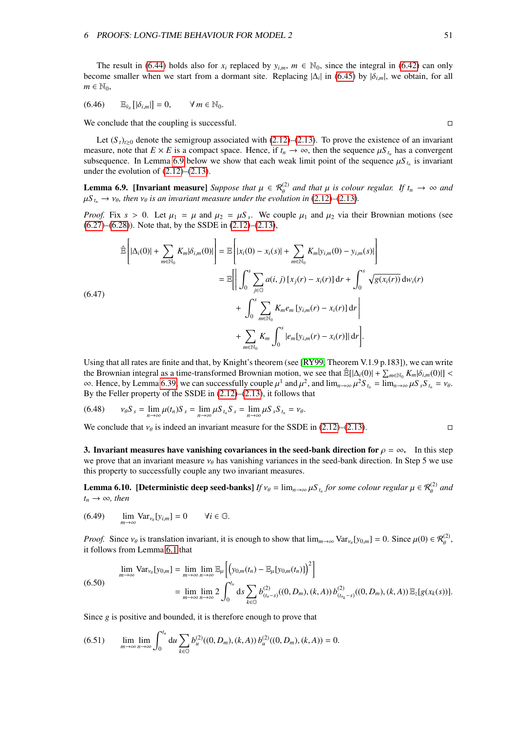The result in (6.44) holds also for $x_i$ replaced by $y_{i,m}$, $m \in \mathbb{N}_0$, since the integral in (6.42) can only become smaller when we start from a dormant site. Replacing $|\Delta_i|$ in (6.45) by $|\delta_{i,m}|$, we obtain, for all $m \in \mathbb{N}_0$,

$$
\mathbb{E}_{\bar{\nu}_\theta}[|\delta_{i,m}|] = 0, \qquad \forall\, m \in \mathbb{N}_0. \tag{6.46}
$$

We conclude that the coupling is successful. □

Let $(S_t)_{t\geq 0}$ denote the semigroup associated with (2.12)–(2.13). To prove the existence of an invariant measure, note that $E \times E$ is a compact space. Hence, if $t_n \to \infty$, then the sequence $\mu S_{t_n}$ has a convergent subsequence. In Lemma 6.9 below we show that each weak limit point of the sequence $\mu S_{t_n}$ is invariant under the evolution of (2.12)–(2.13).

**Lemma 6.9. [Invariant measure]** *Suppose that $\mu \in \mathcal{R}^{(2)}_\theta$ and that $\mu$ is colour regular. If $t_n \to \infty$ and $\mu S_{t_n} \to \nu_\theta$, then $\nu_\theta$ is an invariant measure under the evolution in (2.12)–(2.13).*

*Proof.* Fix $s > 0$. Let $\mu_1 = \mu$ and $\mu_2 = \mu S_s$. We couple $\mu_1$ and $\mu_2$ via their Brownian motions (see (6.27)–(6.28)). Note that, by the SSDE in (2.12)–(2.13),

$$
\begin{aligned}
\hat{\mathbb{E}}\left[|\Delta_i(0)| + \sum_{m\in\mathbb{N}_0} K_m|\delta_{i,m}(0)|\right] &= \mathbb{E}\left[|x_i(0) - x_i(s)| + \sum_{m\in\mathbb{N}_0} K_m|y_{i,m}(0) - y_{i,m}(s)|\right]\\
&= \mathbb{E}\Bigg[\Bigg|\int_0^s \sum_{j\in\mathbb{G}} a(i,j)\,[x_j(r) - x_i(r)]\,\mathrm{d}r + \int_0^s \sqrt{g(x_i(r))}\,\mathrm{d}w_i(r)\\
&\qquad + \int_0^s \sum_{m\in\mathbb{N}_0} K_m e_m\,[y_{i,m}(r) - x_i(r)]\,\mathrm{d}r\Bigg|\\
&\qquad + \sum_{m\in\mathbb{N}_0} K_m \int_0^s |e_m[y_{i,m}(r) - x_i(r)]|\,\mathrm{d}r\Bigg].
\end{aligned} \tag{6.47}
$$

Using that all rates are finite and that, by Knight's theorem (see [RY99, Theorem V.1.9 p.183]), we can write the Brownian integral as a time-transformed Brownian motion, we see that $\hat{\mathbb{E}}[|\Delta_i(0)| + \sum_{m\in\mathbb{N}_0} K_m|\delta_{i,m}(0)|] < \infty$. Hence, by Lemma 6.39, we can successfully couple $\mu^1$ and $\mu^2$, and $\lim_{n\to\infty} \mu^2 S_{t_n} = \lim_{n\to\infty} \mu S_s S_{t_n} = \nu_\theta$. By the Feller property of the SSDE in (2.12)–(2.13), it follows that

$$
\nu_\theta S_s = \lim_{n\to\infty} \mu(t_n) S_s = \lim_{n\to\infty} \mu S_{t_n} S_s = \lim_{n\to\infty} \mu S_s S_{t_n} = \nu_\theta. \tag{6.48}
$$

We conclude that $\nu_\theta$ is indeed an invariant measure for the SSDE in (2.12)–(2.13). □

**3. Invariant measures have vanishing covariances in the seed-bank direction for $\rho = \infty$.** In this step we prove that an invariant measure $\nu_\theta$ has vanishing variances in the seed-bank direction. In Step 5 we use this property to successfully couple any two invariant measures.

**Lemma 6.10. [Deterministic deep seed-banks]** *If $\nu_\theta = \lim_{n\to\infty} \mu S_{t_n}$ for some colour regular $\mu \in \mathcal{R}^{(2)}_\theta$ and $t_n \to \infty$, then*

$$
\lim_{m\to\infty} \mathrm{Var}_{\nu_\theta}[y_{i,m}] = 0 \qquad \forall i \in \mathbb{G}. \tag{6.49}
$$

*Proof.* Since $\nu_\theta$ is translation invariant, it is enough to show that $\lim_{m\to\infty} \mathrm{Var}_{\nu_\theta}[y_{0,m}] = 0$. Since $\mu(0) \in \mathcal{R}^{(2)}_\theta$, it follows from Lemma 6.1 that

$$
\begin{aligned}
\lim_{m\to\infty} \mathrm{Var}_{\nu_\theta}[y_{0,m}] &= \lim_{m\to\infty}\lim_{n\to\infty} \mathbb{E}_\mu\left[\left(y_{0,m}(t_n) - \mathbb{E}_\mu[y_{0,m}(t_n)]\right)^2\right]\\
&= \lim_{m\to\infty}\lim_{n\to\infty} 2\int_0^{t_n} \mathrm{d}s \sum_{k\in\mathbb{G}} b^{(2)}_{(t_n-s)}((0,D_m),(k,A))\, b^{(2)}_{(t_{n_k}-s)}((0,D_m),(k,A))\,\mathbb{E}_z[g(x_k(s))].
\end{aligned} \tag{6.50}
$$

Since $g$ is positive and bounded, it is therefore enough to prove that

$$
\lim_{m\to\infty}\lim_{n\to\infty} \int_0^{t_n} \mathrm{d}u \sum_{k\in\mathbb{G}} b^{(2)}_u((0,D_m),(k,A))\, b^{(2)}_u((0,D_m),(k,A)) = 0. \tag{6.51}
$$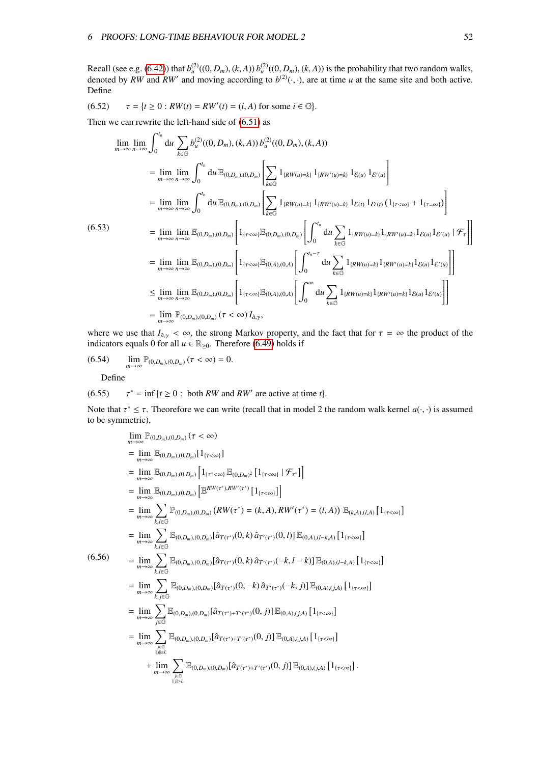Recall (see e.g. (6.42)) that $b_u^{(2)}((0,D_m),(k,A))\,b_u^{(2)}((0,D_m),(k,A))$ is the probability that two random walks, denoted by $RW$ and $RW'$ and moving according to $b^{(2)}(\cdot,\cdot)$, are at time $u$ at the same site and both active. Define

$$\tau = \{t \geq 0 : RW(t) = RW'(t) = (i,A) \text{ for some } i \in \mathbb{G}\}. \tag{6.52}$$

Then we can rewrite the left-hand side of (6.51) as

$$\begin{aligned}
&\lim_{m\to\infty}\lim_{n\to\infty}\int_0^{t_n} \mathrm{d}u \sum_{k\in\mathbb{G}} b_u^{(2)}((0,D_m),(k,A))\,b_u^{(2)}((0,D_m),(k,A))\\
&= \lim_{m\to\infty}\lim_{n\to\infty}\int_0^{t_n} \mathrm{d}u\, \mathbb{E}_{(0,D_m),(0,D_m)}\left[\sum_{k\in\mathbb{G}} 1_{\{RW(u)=k\}}\,1_{\{RW'(u)=k\}}\,1_{\mathcal{E}(u)}\,1_{\mathcal{E}'(u)}\right]\\
&= \lim_{m\to\infty}\lim_{n\to\infty}\int_0^{t_n} \mathrm{d}u\, \mathbb{E}_{(0,D_m),(0,D_m)}\left[\sum_{k\in\mathbb{G}} 1_{\{RW(u)=k\}}\,1_{\{RW'(u)=k\}}\,1_{\mathcal{E}(t)}\,1_{\mathcal{E}'(t)}\left(1_{\{\tau<\infty\}}+1_{\{\tau=\infty\}}\right)\right]\\
&= \lim_{m\to\infty}\lim_{n\to\infty}\mathbb{E}_{(0,D_m),(0,D_m)}\left[1_{\{\tau<\infty\}}\mathbb{E}_{(0,D_m),(0,D_m)}\left[\int_0^{t_n}\mathrm{d}u\sum_{k\in\mathbb{G}} 1_{\{RW(u)=k\}}1_{\{RW'(u)=k\}}1_{\mathcal{E}(u)}1_{\mathcal{E}'(u)}\mid \mathcal{F}_\tau\right]\right]\\
&= \lim_{m\to\infty}\lim_{n\to\infty}\mathbb{E}_{(0,D_m),(0,D_m)}\left[1_{\{\tau<\infty\}}\mathbb{E}_{(0,A),(0,A)}\left[\int_0^{t_n-\tau}\mathrm{d}u\sum_{k\in\mathbb{G}} 1_{\{RW(u)=k\}}1_{\{RW'(u)=k\}}1_{\mathcal{E}(u)}1_{\mathcal{E}'(u)}\right]\right]\\
&\leq \lim_{m\to\infty}\lim_{n\to\infty}\mathbb{E}_{(0,D_m),(0,D_m)}\left[1_{\{\tau<\infty\}}\mathbb{E}_{(0,A),(0,A)}\left[\int_0^{\infty}\mathrm{d}u\sum_{k\in\mathbb{G}} 1_{\{RW(u)=k\}}1_{\{RW'(u)=k\}}1_{\mathcal{E}(u)}1_{\mathcal{E}'(u)}\right]\right]\\
&= \lim_{m\to\infty}\mathbb{P}_{(0,D_m),(0,D_m)}(\tau<\infty)\,I_{\hat{a},\gamma},
\end{aligned}\tag{6.53}$$

where we use that $I_{\hat{a},\gamma} < \infty$, the strong Markov property, and the fact that for $\tau = \infty$ the product of the indicators equals 0 for all $u \in \mathbb{R}_{\geq 0}$. Therefore (6.49) holds if

$$\lim_{m\to\infty}\mathbb{P}_{(0,D_m),(0,D_m)}(\tau<\infty) = 0. \tag{6.54}$$

Define

$$\tau^* = \inf\{t \geq 0 : \text{ both } RW \text{ and } RW' \text{ are active at time } t\}. \tag{6.55}$$

Note that $\tau^* \leq \tau$. Theorefore we can write (recall that in model 2 the random walk kernel $a(\cdot,\cdot)$ is assumed to be symmetric),

$$\begin{aligned}
&\lim_{m\to\infty}\mathbb{P}_{(0,D_m),(0,D_m)}(\tau<\infty)\\
&= \lim_{m\to\infty}\mathbb{E}_{(0,D_m),(0,D_m)}[1_{\{\tau<\infty\}}]\\
&= \lim_{m\to\infty}\mathbb{E}_{(0,D_m),(0,D_m)}\left[1_{\{\tau^*<\infty\}}\,\mathbb{E}_{(0,D_m)^2}\left[1_{\{\tau<\infty\}}\mid\mathcal{F}_{\tau^*}\right]\right]\\
&= \lim_{m\to\infty}\mathbb{E}_{(0,D_m),(0,D_m)}\left[\mathbb{E}^{RW(\tau^*),RW'(\tau^*)}\left[1_{\{\tau<\infty\}}\right]\right]\\
&= \lim_{m\to\infty}\sum_{k,l\in\mathbb{G}}\mathbb{P}_{(0,D_m),(0,D_m)}(RW(\tau^*)=(k,A),RW'(\tau^*)=(l,A))\;\mathbb{E}_{(k,A),(l,A)}\left[1_{\{\tau<\infty\}}\right]\\
&= \lim_{m\to\infty}\sum_{k,l\in\mathbb{G}}\mathbb{E}_{(0,D_m),(0,D_m)}[\hat{a}_{T(\tau^*)}(0,k)\,\hat{a}_{T'(\tau^*)}(0,l)]\,\mathbb{E}_{(0,A),(l-k,A)}\left[1_{\{\tau<\infty\}}\right]\\
&= \lim_{m\to\infty}\sum_{k,l\in\mathbb{G}}\mathbb{E}_{(0,D_m),(0,D_m)}[\hat{a}_{T(\tau^*)}(0,k)\,\hat{a}_{T'(\tau^*)}(-k,l-k)]\,\mathbb{E}_{(0,A),(l-k,A)}\left[1_{\{\tau<\infty\}}\right]\\
&= \lim_{m\to\infty}\sum_{k,j\in\mathbb{G}}\mathbb{E}_{(0,D_m),(0,D_m)}[\hat{a}_{T(\tau^*)}(0,-k)\,\hat{a}_{T'(\tau^*)}(-k,j)]\,\mathbb{E}_{(0,A),(j,A)}\left[1_{\{\tau<\infty\}}\right]\\
&= \lim_{m\to\infty}\sum_{j\in\mathbb{G}}\mathbb{E}_{(0,D_m),(0,D_m)}[\hat{a}_{T(\tau^*)+T'(\tau^*)}(0,j)]\,\mathbb{E}_{(0,A),(j,A)}\left[1_{\{\tau<\infty\}}\right]\\
&= \lim_{m\to\infty}\sum_{\substack{j\in\mathbb{G}\\ \|j\|\leq L}}\mathbb{E}_{(0,D_m),(0,D_m)}[\hat{a}_{T(\tau^*)+T'(\tau^*)}(0,j)]\,\mathbb{E}_{(0,A),(j,A)}\left[1_{\{\tau<\infty\}}\right]\\
&\quad+\lim_{m\to\infty}\sum_{\substack{j\in\mathbb{G}\\ \|j\|>L}}\mathbb{E}_{(0,D_m),(0,D_m)}[\hat{a}_{T(\tau^*)+T'(\tau^*)}(0,j)]\,\mathbb{E}_{(0,A),(j,A)}\left[1_{\{\tau<\infty\}}\right].
\end{aligned}\tag{6.56}$$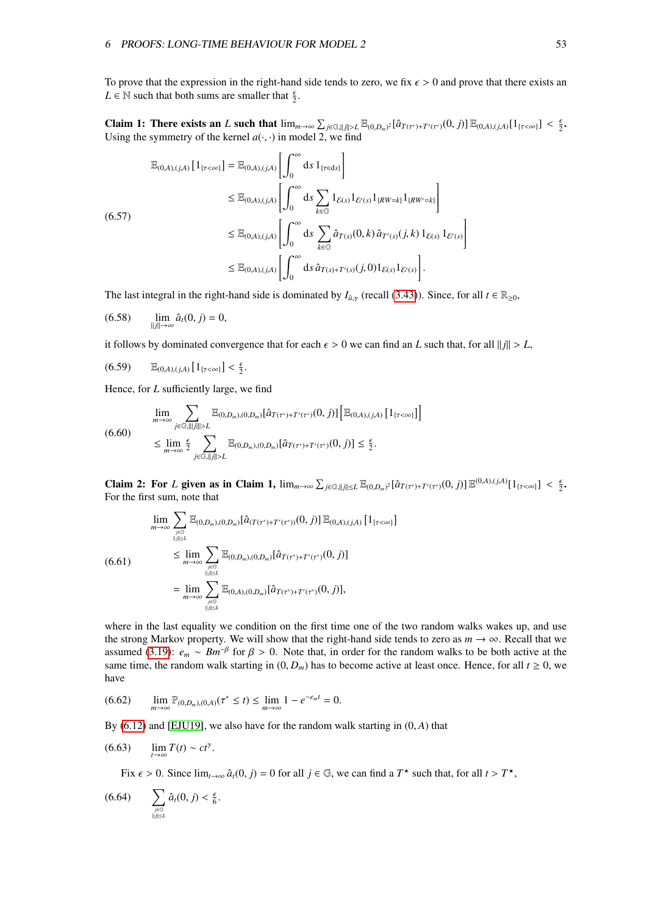To prove that the expression in the right-hand side tends to zero, we fix $\epsilon > 0$ and prove that there exists an $L \in \mathbb{N}$ such that both sums are smaller that $\frac{\epsilon}{2}$.

**Claim 1: There exists an $L$ such that $\lim_{m\to\infty}\sum_{j\in\mathbb{G},\|j\|>L}\mathbb{E}_{(0,D_m)^2}[\hat{a}_{T(\tau^*)+T'(\tau^*)}(0,j)]\,\mathbb{E}_{(0,A),(j,A)}[1_{\{\tau<\infty\}}] < \frac{\epsilon}{2}$.** Using the symmetry of the kernel $a(\cdot,\cdot)$ in model 2, we find

$$
\begin{aligned}
\mathbb{E}_{(0,A),(j,A)}\left[1_{\{\tau<\infty\}}\right] &= \mathbb{E}_{(0,A),(j,A)}\left[\int_0^\infty \mathrm{d}s\, 1_{\{\tau\in\mathrm{d}s\}}\right]\\
&\le \mathbb{E}_{(0,A),(j,A)}\left[\int_0^\infty \mathrm{d}s \sum_{k\in\mathbb{G}} 1_{\mathcal{E}(s)}1_{\mathcal{E}'(s)}1_{\{RW=k\}}1_{\{RW'=k\}}\right]\\
&\le \mathbb{E}_{(0,A),(j,A)}\left[\int_0^\infty \mathrm{d}s \sum_{k\in\mathbb{G}} \hat{a}_{T(s)}(0,k)\,\hat{a}_{T'(s)}(j,k)\,1_{\mathcal{E}(s)}\,1_{\mathcal{E}'(s)}\right]\\
&\le \mathbb{E}_{(0,A),(j,A)}\left[\int_0^\infty \mathrm{d}s\,\hat{a}_{T(s)+T'(s)}(j,0)1_{\mathcal{E}(s)}1_{\mathcal{E}'(s)}\right].
\end{aligned}
\tag{6.57}
$$

The last integral in the right-hand side is dominated by $I_{\hat{a},\gamma}$ (recall (3.43)). Since, for all $t\in\mathbb{R}_{\ge 0}$,

$$
\lim_{\|j\|\to\infty}\hat{a}_t(0,j) = 0,
\tag{6.58}
$$

it follows by dominated convergence that for each $\epsilon > 0$ we can find an $L$ such that, for all $\|j\| > L$,

$$
\mathbb{E}_{(0,A),(j,A)}\left[1_{\{\tau<\infty\}}\right] < \tfrac{\epsilon}{2}.
\tag{6.59}
$$

Hence, for $L$ sufficiently large, we find

$$
\begin{aligned}
&\lim_{m\to\infty}\sum_{j\in\mathbb{G},\|\|j\|\|>L}\mathbb{E}_{(0,D_m),(0,D_m)}[\hat{a}_{T(\tau^*)+T'(\tau^*)}(0,j)]\left[\mathbb{E}_{(0,A),(j,A)}\left[1_{\{\tau<\infty\}}\right]\right]\\
&\le \lim_{m\to\infty}\tfrac{\epsilon}{2}\sum_{j\in\mathbb{G},\|j\|>L}\mathbb{E}_{(0,D_m),(0,D_m)}[\hat{a}_{T(\tau^*)+T'(\tau^*)}(0,j)] \le \tfrac{\epsilon}{2}.
\end{aligned}
\tag{6.60}
$$

**Claim 2: For $L$ given as in Claim 1, $\lim_{m\to\infty}\sum_{j\in\mathbb{G},\|j\|\le L}\mathbb{E}_{(0,D_m)^2}[\hat{a}_{T(\tau^*)+T'(\tau^*)}(0,j)]\,\mathbb{E}^{(0,A),(j,A)}[1_{\{\tau<\infty\}}] < \frac{\epsilon}{2}$.** For the first sum, note that

$$
\begin{aligned}
&\lim_{m\to\infty}\sum_{\substack{j\in\mathbb{G}\\ \|j\|\le L}}\mathbb{E}_{(0,D_m),(0,D_m)}[\hat{a}_{(T(\tau^*)+T'(\tau^*))}(0,j)]\,\mathbb{E}_{(0,A),(j,A)}\left[1_{\{\tau<\infty\}}\right]\\
&\le \lim_{m\to\infty}\sum_{\substack{j\in\mathbb{G}\\ \|j\|\le L}}\mathbb{E}_{(0,D_m),(0,D_m)}[\hat{a}_{T(\tau^*)+T'(\tau^*)}(0,j)]\\
&= \lim_{m\to\infty}\sum_{\substack{j\in\mathbb{G}\\ \|j\|\le L}}\mathbb{E}_{(0,A),(0,D_m)}[\hat{a}_{T(\tau^*)+T'(\tau^*)}(0,j)],
\end{aligned}
\tag{6.61}
$$

where in the last equality we condition on the first time one of the two random walks wakes up, and use the strong Markov property. We will show that the right-hand side tends to zero as $m\to\infty$. Recall that we assumed (3.19): $e_m \sim Bm^{-\beta}$ for $\beta > 0$. Note that, in order for the random walks to be both active at the same time, the random walk starting in $(0,D_m)$ has to become active at least once. Hence, for all $t \ge 0$, we have

$$
\lim_{m\to\infty}\mathbb{P}_{(0,D_m),(0,A)}(\tau^*\le t) \le \lim_{m\to\infty} 1 - e^{-e_m t} = 0.
\tag{6.62}
$$

By (6.12) and [EJU19], we also have for the random walk starting in $(0,A)$ that

$$
\lim_{t\to\infty} T(t) \sim ct^{\gamma}.
\tag{6.63}
$$

Fix $\epsilon > 0$. Since $\lim_{t\to\infty}\hat{a}_t(0,j) = 0$ for all $j\in\mathbb{G}$, we can find a $T^\star$ such that, for all $t > T^\star$,

$$
\sum_{\substack{j\in\mathbb{G}\\ \|j\|\le L}}\hat{a}_t(0,j) < \tfrac{\epsilon}{6}.
\tag{6.64}
$$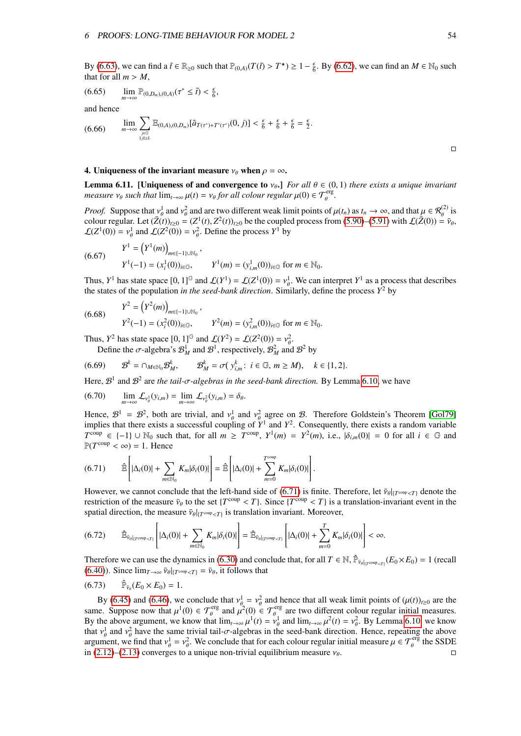By (6.63), we can find a $\tilde{t} \in \mathbb{R}_{\geq 0}$ such that $\mathbb{P}_{(0,A)}(T(\tilde{t}) > T^\star) \geq 1 - \frac{\epsilon}{6}$. By (6.62), we can find an $M \in \mathbb{N}_0$ such that for all $m > M$,

$$\lim_{m\to\infty} \mathbb{P}_{(0,D_m),(0,A)}(\tau^* \leq \tilde{t}) < \tfrac{\epsilon}{6}, \tag{6.65}$$

and hence

$$\lim_{m\to\infty} \sum_{\substack{j\in\mathbb{G}\\ \|j\|\leq L}} \mathbb{E}_{(0,A),(0,D_m)}[\hat{a}_{T(\tau^*)+T'(\tau^*)}(0,j)] < \tfrac{\epsilon}{6} + \tfrac{\epsilon}{6} + \tfrac{\epsilon}{6} = \tfrac{\epsilon}{2}. \tag{6.66}$$

□

**4. Uniqueness of the invariant measure $\nu_\theta$ when $\rho = \infty$.**

**Lemma 6.11. [Uniqueness of and convergence to $\nu_\theta$.]** *For all $\theta \in (0,1)$ there exists a unique invariant measure $\nu_\theta$ such that $\lim_{t\to\infty} \mu(t) = \nu_\theta$ for all colour regular $\mu(0) \in \mathcal{T}_\theta^{\text{erg}}$.*

*Proof.* Suppose that $\nu_\theta^1$ and $\nu_\theta^2$ and are two different weak limit points of $\mu(t_n)$ as $t_n \to \infty$, and that $\mu \in \mathcal{R}_\theta^{(2)}$ is colour regular. Let $(\bar{Z}(t))_{t\geq 0} = (Z^1(t), Z^2(t))_{t\geq 0}$ be the coupled process from (5.90)–(5.91) with $\mathcal{L}(\bar{Z}(0)) = \bar{\nu}_\theta$, $\mathcal{L}(Z^1(0)) = \nu_\theta^1$ and $\mathcal{L}(Z^2(0)) = \nu_\theta^2$. Define the process $Y^1$ by

$$\begin{aligned} &Y^1 = \left(Y^1(m)\right)_{m\in\{-1\}\cup\mathbb{N}_0}, \\ &Y^1(-1) = (x_i^1(0))_{i\in\mathbb{G}}, \qquad Y^1(m) = (y_{i,m}^1(0))_{i\in\mathbb{G}} \text{ for } m \in \mathbb{N}_0. \end{aligned} \tag{6.67}$$

Thus, $Y^1$ has state space $[0,1]^{\mathbb{G}}$ and $\mathcal{L}(Y^1) = \mathcal{L}(Z^1(0)) = \nu_\theta^1$. We can interpret $Y^1$ as a process that describes the states of the population *in the seed-bank direction*. Similarly, define the process $Y^2$ by

$$\begin{aligned} &Y^2 = \left(Y^2(m)\right)_{m\in\{-1\}\cup\mathbb{N}_0}, \\ &Y^2(-1) = (x_i^2(0))_{i\in\mathbb{G}}, \qquad Y^2(m) = (y_{i,m}^2(0))_{i\in\mathbb{G}} \text{ for } m \in \mathbb{N}_0. \end{aligned} \tag{6.68}$$

Thus, $Y^2$ has state space $[0,1]^{\mathbb{G}}$ and $\mathcal{L}(Y^2) = \mathcal{L}(Z^2(0)) = \nu_\theta^2$.

Define the $\sigma$-algebra's $\mathcal{B}_M^1$ and $\mathcal{B}^1$, respectively, $\mathcal{B}_M^2$ and $\mathcal{B}^2$ by

$$\mathcal{B}^k = \cap_{M\in\mathbb{N}_0}\mathcal{B}_M^k, \qquad \mathcal{B}_M^k = \sigma(\,y_{i,m}^k\colon\, i \in \mathbb{G},\, m \geq M), \qquad k \in \{1,2\}. \tag{6.69}$$

Here, $\mathcal{B}^1$ and $\mathcal{B}^2$ are *the tail-$\sigma$-algebras in the seed-bank direction*. By Lemma 6.10, we have

$$\lim_{m\to\infty} \mathcal{L}_{\nu_\theta^1}(y_{i,m}) = \lim_{m\to\infty} \mathcal{L}_{\nu_\theta^2}(y_{i,m}) = \delta_\theta. \tag{6.70}$$

Hence, $\mathcal{B}^1 = \mathcal{B}^2$, both are trivial, and $\nu_\theta^1$ and $\nu_\theta^2$ agree on $\mathcal{B}$. Therefore Goldstein's Theorem [Gol79] implies that there exists a successful coupling of $Y^1$ and $Y^2$. Consequently, there exists a random variable $T^{\text{coup}} \in \{-1\} \cup \mathbb{N}_0$ such that, for all $m \geq T^{\text{coup}}$, $Y^1(m) = Y^2(m)$, i.e., $|\delta_{i,m}(0)| = 0$ for all $i \in \mathbb{G}$ and $\mathbb{P}(T^{\text{coup}} < \infty) = 1$. Hence

$$\hat{\mathbb{E}}\left[|\Delta_i(0)| + \sum_{m\in\mathbb{N}_0} K_m|\delta_i(0)|\right] = \hat{\mathbb{E}}\left[|\Delta_i(0)| + \sum_{m=0}^{T^{\text{coup}}} K_m|\delta_i(0)|\right]. \tag{6.71}$$

However, we cannot conclude that the left-hand side of (6.71) is finite. Therefore, let $\bar{\nu}_\theta|_{\{T^{\text{coup}}<T\}}$ denote the restriction of the measure $\bar{\nu}_\theta$ to the set $\{T^{\text{coup}} < T\}$. Since $\{T^{\text{coup}} < T\}$ is a translation-invariant event in the spatial direction, the measure $\bar{\nu}_\theta|_{\{T^{\text{coup}}<T\}}$ is translation invariant. Moreover,

$$\hat{\mathbb{E}}_{\bar{\nu}_\theta|_{\{T^{\text{coup}}<T\}}}\left[|\Delta_i(0)| + \sum_{m\in\mathbb{N}_0} K_m|\delta_i(0)|\right] = \hat{\mathbb{E}}_{\bar{\nu}_\theta|_{\{T^{\text{coup}}<T\}}}\left[|\Delta_i(0)| + \sum_{m=0}^{T} K_m|\delta_i(0)|\right] < \infty. \tag{6.72}$$

Therefore we can use the dynamics in (6.30) and conclude that, for all $T \in \mathbb{N}$, $\hat{\mathbb{P}}_{\bar{\nu}_\theta|_{\{T^{\text{coup}}<T\}}}(E_0 \times E_0) = 1$ (recall (6.40)). Since $\lim_{T\to\infty} \bar{\nu}_\theta|_{\{T^{\text{coup}}<T\}} = \bar{\nu}_\theta$, it follows that

$$\hat{\mathbb{P}}_{\bar{\nu}_\theta}(E_0 \times E_0) = 1. \tag{6.73}$$

By (6.45) and (6.46), we conclude that $\nu_\theta^1 = \nu_\theta^2$ and hence that all weak limit points of $(\mu(t))_{t\geq 0}$ are the same. Suppose now that $\mu^1(0) \in \mathcal{T}_\theta^{\text{erg}}$ and $\mu^2(0) \in \mathcal{T}_\theta^{\text{erg}}$ are two different colour regular initial measures. By the above argument, we know that $\lim_{t\to\infty} \mu^1(t) = \nu_\theta^1$ and $\lim_{t\to\infty} \mu^2(t) = \nu_\theta^2$. By Lemma 6.10, we know that $\nu_\theta^1$ and $\nu_\theta^2$ have the same trivial tail-$\sigma$-algebras in the seed-bank direction. Hence, repeating the above argument, we find that $\nu_\theta^1 = \nu_\theta^2$. We conclude that for each colour regular initial measure $\mu \in \mathcal{T}_\theta^{\text{erg}}$ the SSDE in (2.12)–(2.13) converges to a unique non-trivial equilibrium measure $\nu_\theta$. □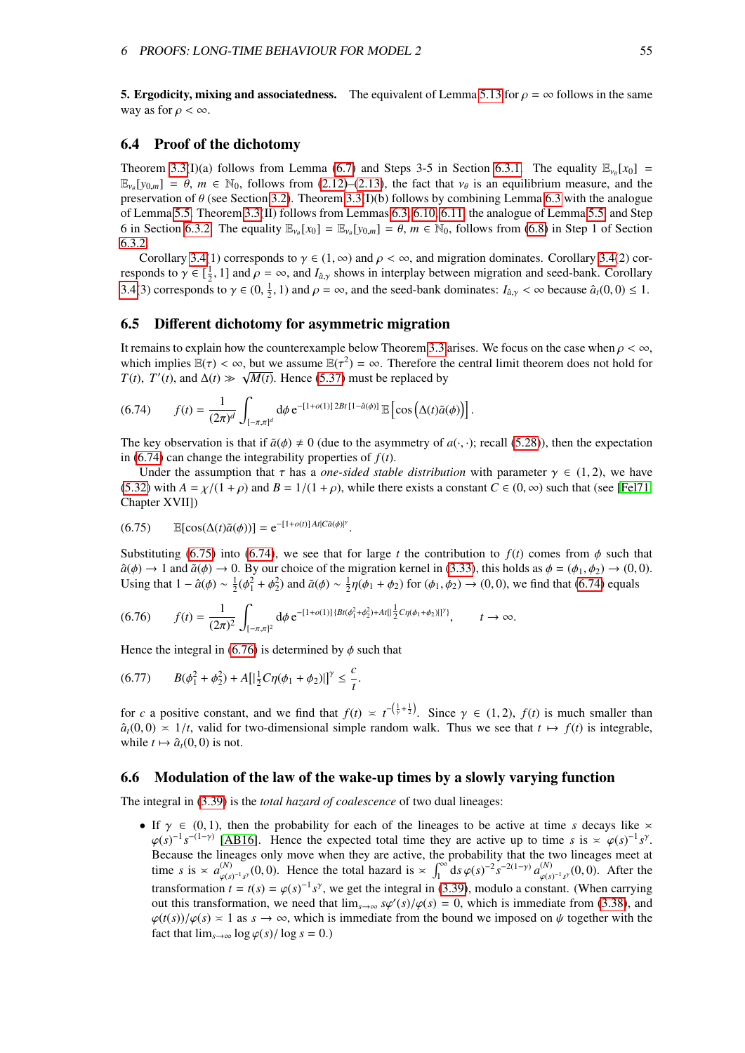**5. Ergodicity, mixing and associatedness.** The equivalent of Lemma 5.13 for $\rho = \infty$ follows in the same way as for $\rho < \infty$.

## 6.4 Proof of the dichotomy

Theorem 3.3(I)(a) follows from Lemma (6.7) and Steps 3-5 in Section 6.3.1. The equality $\mathbb{E}_{\nu_\theta}[x_0] = \mathbb{E}_{\nu_\theta}[y_{0,m}] = \theta$, $m \in \mathbb{N}_0$, follows from (2.12)–(2.13), the fact that $\nu_\theta$ is an equilibrium measure, and the preservation of $\theta$ (see Section 3.2). Theorem 3.3(I)(b) follows by combining Lemma 6.3 with the analogue of Lemma 5.5. Theorem 3.3(II) follows from Lemmas 6.3, 6.10, 6.11, the analogue of Lemma 5.5 and Step 6 in Section 6.3.2. The equality $\mathbb{E}_{\nu_\theta}[x_0] = \mathbb{E}_{\nu_\theta}[y_{0,m}] = \theta$, $m \in \mathbb{N}_0$, follows from (6.8) in Step 1 of Section 6.3.2.

Corollary 3.4(1) corresponds to $\gamma \in (1, \infty)$ and $\rho < \infty$, and migration dominates. Corollary 3.4(2) corresponds to $\gamma \in [\frac{1}{2}, 1]$ and $\rho = \infty$, and $I_{\hat{a},\gamma}$ shows in interplay between migration and seed-bank. Corollary 3.4(3) corresponds to $\gamma \in (0, \frac{1}{2}, 1)$ and $\rho = \infty$, and the seed-bank dominates: $I_{\hat{a},\gamma} < \infty$ because $\hat{a}_t(0,0) \le 1$.

## 6.5 Different dichotomy for asymmetric migration

It remains to explain how the counterexample below Theorem 3.3 arises. We focus on the case when $\rho < \infty$, which implies $\mathbb{E}(\tau) < \infty$, but we assume $\mathbb{E}(\tau^2) = \infty$. Therefore the central limit theorem does not hold for $T(t)$, $T'(t)$, and $\Delta(t) \gg \sqrt{M(t)}$. Hence (5.37) must be replaced by

$$(6.74) \qquad f(t) = \frac{1}{(2\pi)^d} \int_{[-\pi,\pi]^d} \mathrm{d}\phi\, \mathrm{e}^{-[1+o(1)]\, 2Bt\, [1-\hat{a}(\phi)]}\, \mathbb{E}\left[\cos\left(\Delta(t)\tilde{a}(\phi)\right)\right].$$

The key observation is that if $\tilde{a}(\phi) \neq 0$ (due to the asymmetry of $a(\cdot,\cdot)$; recall (5.28)), then the expectation in (6.74) can change the integrability properties of $f(t)$.

Under the assumption that $\tau$ has a *one-sided stable distribution* with parameter $\gamma \in (1,2)$, we have (5.32) with $A = \chi/(1+\rho)$ and $B = 1/(1+\rho)$, while there exists a constant $C \in (0,\infty)$ such that (see [Fel71, Chapter XVII])

$$(6.75) \qquad \mathbb{E}[\cos(\Delta(t)\tilde{a}(\phi))] = \mathrm{e}^{-[1+o(1)]\, At |C\tilde{a}(\phi)|^\gamma}.$$

Substituting (6.75) into (6.74), we see that for large $t$ the contribution to $f(t)$ comes from $\phi$ such that $\hat{a}(\phi) \to 1$ and $\tilde{a}(\phi) \to 0$. By our choice of the migration kernel in (3.33), this holds as $\phi = (\phi_1, \phi_2) \to (0,0)$. Using that $1 - \hat{a}(\phi) \sim \frac{1}{2}(\phi_1^2 + \phi_2^2)$ and $\tilde{a}(\phi) \sim \frac{1}{2}\eta(\phi_1 + \phi_2)$ for $(\phi_1,\phi_2) \to (0,0)$, we find that (6.74) equals

$$(6.76) \qquad f(t) = \frac{1}{(2\pi)^2} \int_{[-\pi,\pi]^2} \mathrm{d}\phi\, \mathrm{e}^{-[1+o(1)]\,\{Bt(\phi_1^2+\phi_2^2) + At[|\frac{1}{2}C\eta(\phi_1+\phi_2)|]^\gamma\}}, \qquad t \to \infty.$$

Hence the integral in (6.76) is determined by $\phi$ such that

$$(6.77) \qquad B(\phi_1^2 + \phi_2^2) + A[|\tfrac{1}{2}C\eta(\phi_1+\phi_2)|]^\gamma \le \frac{c}{t}.$$

for $c$ a positive constant, and we find that $f(t) \asymp t^{-\left(\frac{1}{\gamma}+\frac{1}{2}\right)}$. Since $\gamma \in (1,2)$, $f(t)$ is much smaller than $\hat{a}_t(0,0) \asymp 1/t$, valid for two-dimensional simple random walk. Thus we see that $t \mapsto f(t)$ is integrable, while $t \mapsto \hat{a}_t(0,0)$ is not.

## 6.6 Modulation of the law of the wake-up times by a slowly varying function

The integral in (3.39) is the *total hazard of coalescence* of two dual lineages:

- If $\gamma \in (0,1)$, then the probability for each of the lineages to be active at time $s$ decays like $\asymp \varphi(s)^{-1} s^{-(1-\gamma)}$ [AB16]. Hence the expected total time they are active up to time $s$ is $\asymp \varphi(s)^{-1} s^\gamma$. Because the lineages only move when they are active, the probability that the two lineages meet at time $s$ is $\asymp a^{(N)}_{\varphi(s)^{-1}s^\gamma}(0,0)$. Hence the total hazard is $\asymp \int_1^\infty \mathrm{d}s\, \varphi(s)^{-2} s^{-2(1-\gamma)}\, a^{(N)}_{\varphi(s)^{-1}s^\gamma}(0,0)$. After the transformation $t = t(s) = \varphi(s)^{-1}s^\gamma$, we get the integral in (3.39), modulo a constant. (When carrying out this transformation, we need that $\lim_{s\to\infty} s\varphi'(s)/\varphi(s) = 0$, which is immediate from (3.38), and $\varphi(t(s))/\varphi(s) \asymp 1$ as $s \to \infty$, which is immediate from the bound we imposed on $\psi$ together with the fact that $\lim_{s\to\infty} \log\varphi(s)/\log s = 0$.)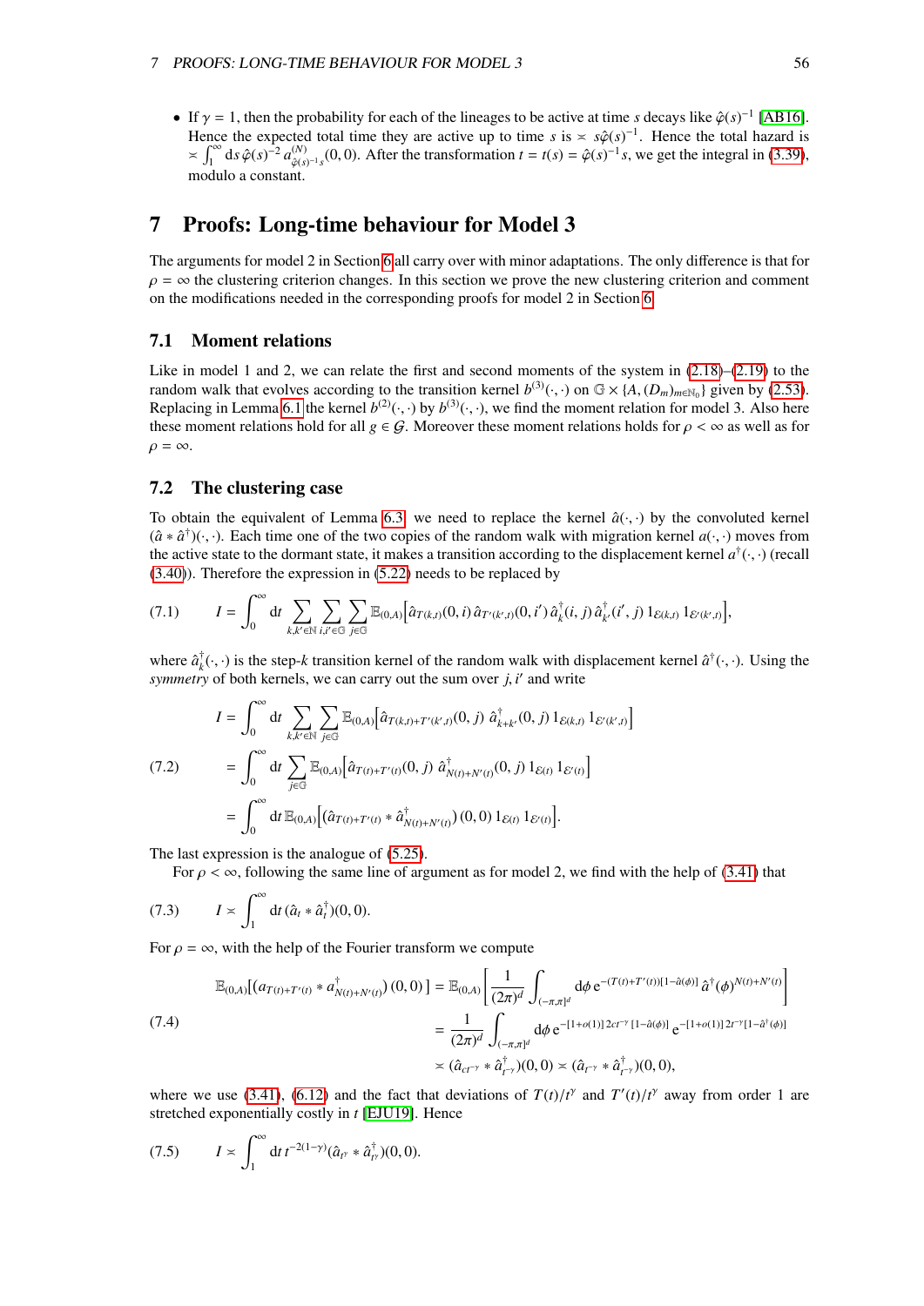- If $\gamma = 1$, then the probability for each of the lineages to be active at time $s$ decays like $\hat{\varphi}(s)^{-1}$ [AB16]. Hence the expected total time they are active up to time $s$ is $\asymp s\hat{\varphi}(s)^{-1}$. Hence the total hazard is $\asymp \int_1^\infty \mathrm{d}s\, \hat{\varphi}(s)^{-2}\, a^{(N)}_{\hat{\varphi}(s)^{-1}s}(0,0)$. After the transformation $t = t(s) = \hat{\varphi}(s)^{-1}s$, we get the integral in (3.39), modulo a constant.

# 7 Proofs: Long-time behaviour for Model 3

The arguments for model 2 in Section 6 all carry over with minor adaptations. The only difference is that for $\rho = \infty$ the clustering criterion changes. In this section we prove the new clustering criterion and comment on the modifications needed in the corresponding proofs for model 2 in Section 6.

## 7.1 Moment relations

Like in model 1 and 2, we can relate the first and second moments of the system in (2.18)–(2.19) to the random walk that evolves according to the transition kernel $b^{(3)}(\cdot,\cdot)$ on $\mathbb{G} \times \{A, (D_m)_{m\in\mathbb{N}_0}\}$ given by (2.53). Replacing in Lemma 6.1 the kernel $b^{(2)}(\cdot,\cdot)$ by $b^{(3)}(\cdot,\cdot)$, we find the moment relation for model 3. Also here these moment relations hold for all $g \in \mathcal{G}$. Moreover these moment relations holds for $\rho < \infty$ as well as for $\rho = \infty$.

## 7.2 The clustering case

To obtain the equivalent of Lemma 6.3, we need to replace the kernel $\hat{a}(\cdot,\cdot)$ by the convoluted kernel $(\hat{a} * \hat{a}^\dagger)(\cdot,\cdot)$. Each time one of the two copies of the random walk with migration kernel $a(\cdot,\cdot)$ moves from the active state to the dormant state, it makes a transition according to the displacement kernel $a^\dagger(\cdot,\cdot)$ (recall (3.40)). Therefore the expression in (5.22) needs to be replaced by

$$
(7.1) \qquad I = \int_0^\infty \mathrm{d}t \sum_{k,k'\in\mathbb{N}} \sum_{i,i'\in\mathbb{G}} \sum_{j\in\mathbb{G}} \mathbb{E}_{(0,A)}\Big[\hat{a}_{T(k,t)}(0,i)\,\hat{a}_{T'(k',t)}(0,i')\,\hat{a}^\dagger_k(i,j)\,\hat{a}^\dagger_{k'}(i',j)\,1_{\mathcal{E}(k,t)}\,1_{\mathcal{E}'(k',t)}\Big],
$$

where $\hat{a}^\dagger_k(\cdot,\cdot)$ is the step-$k$ transition kernel of the random walk with displacement kernel $\hat{a}^\dagger(\cdot,\cdot)$. Using the *symmetry* of both kernels, we can carry out the sum over $j, i'$ and write

$$
(7.2) \qquad
\begin{aligned}
I &= \int_0^\infty \mathrm{d}t \sum_{k,k'\in\mathbb{N}} \sum_{j\in\mathbb{G}} \mathbb{E}_{(0,A)}\Big[\hat{a}_{T(k,t)+T'(k',t)}(0,j)\;\hat{a}^\dagger_{k+k'}(0,j)\,1_{\mathcal{E}(k,t)}\,1_{\mathcal{E}'(k',t)}\Big]\\
&= \int_0^\infty \mathrm{d}t \sum_{j\in\mathbb{G}} \mathbb{E}_{(0,A)}\Big[\hat{a}_{T(t)+T'(t)}(0,j)\;\hat{a}^\dagger_{N(t)+N'(t)}(0,j)\,1_{\mathcal{E}(t)}\,1_{\mathcal{E}'(t)}\Big]\\
&= \int_0^\infty \mathrm{d}t\, \mathbb{E}_{(0,A)}\Big[\big(\hat{a}_{T(t)+T'(t)} * \hat{a}^\dagger_{N(t)+N'(t)}\big)(0,0)\,1_{\mathcal{E}(t)}\,1_{\mathcal{E}'(t)}\Big].
\end{aligned}
$$

The last expression is the analogue of (5.25).

For $\rho < \infty$, following the same line of argument as for model 2, we find with the help of (3.41) that

$$
(7.3) \qquad I \asymp \int_1^\infty \mathrm{d}t\,(\hat{a}_t * \hat{a}^\dagger_t)(0,0).
$$

For $\rho = \infty$, with the help of the Fourier transform we compute

$$
(7.4) \qquad
\begin{aligned}
\mathbb{E}_{(0,A)}\big[\big(a_{T(t)+T'(t)} * a^\dagger_{N(t)+N'(t)}\big)(0,0)\big] &= \mathbb{E}_{(0,A)}\left[\frac{1}{(2\pi)^d}\int_{(-\pi,\pi]^d} \mathrm{d}\phi\, \mathrm{e}^{-(T(t)+T'(t))[1-\hat{a}(\phi)]}\,\hat{a}^\dagger(\phi)^{N(t)+N'(t)}\right]\\
&= \frac{1}{(2\pi)^d}\int_{(-\pi,\pi]^d} \mathrm{d}\phi\, \mathrm{e}^{-[1+o(1)]\,2ct^{-\gamma}\,[1-\hat{a}(\phi)]}\,\mathrm{e}^{-[1+o(1)]\,2t^{-\gamma}[1-\hat{a}^\dagger(\phi)]}\\
&\asymp (\hat{a}_{ct^{-\gamma}} * \hat{a}^\dagger_{t^{-\gamma}})(0,0) \asymp (\hat{a}_{t^{-\gamma}} * \hat{a}^\dagger_{t^{-\gamma}})(0,0),
\end{aligned}
$$

where we use (3.41), (6.12) and the fact that deviations of $T(t)/t^\gamma$ and $T'(t)/t^\gamma$ away from order 1 are stretched exponentially costly in $t$ [EJU19]. Hence

$$
(7.5) \qquad I \asymp \int_1^\infty \mathrm{d}t\, t^{-2(1-\gamma)}(\hat{a}_{t^\gamma} * \hat{a}^\dagger_{t^\gamma})(0,0).
$$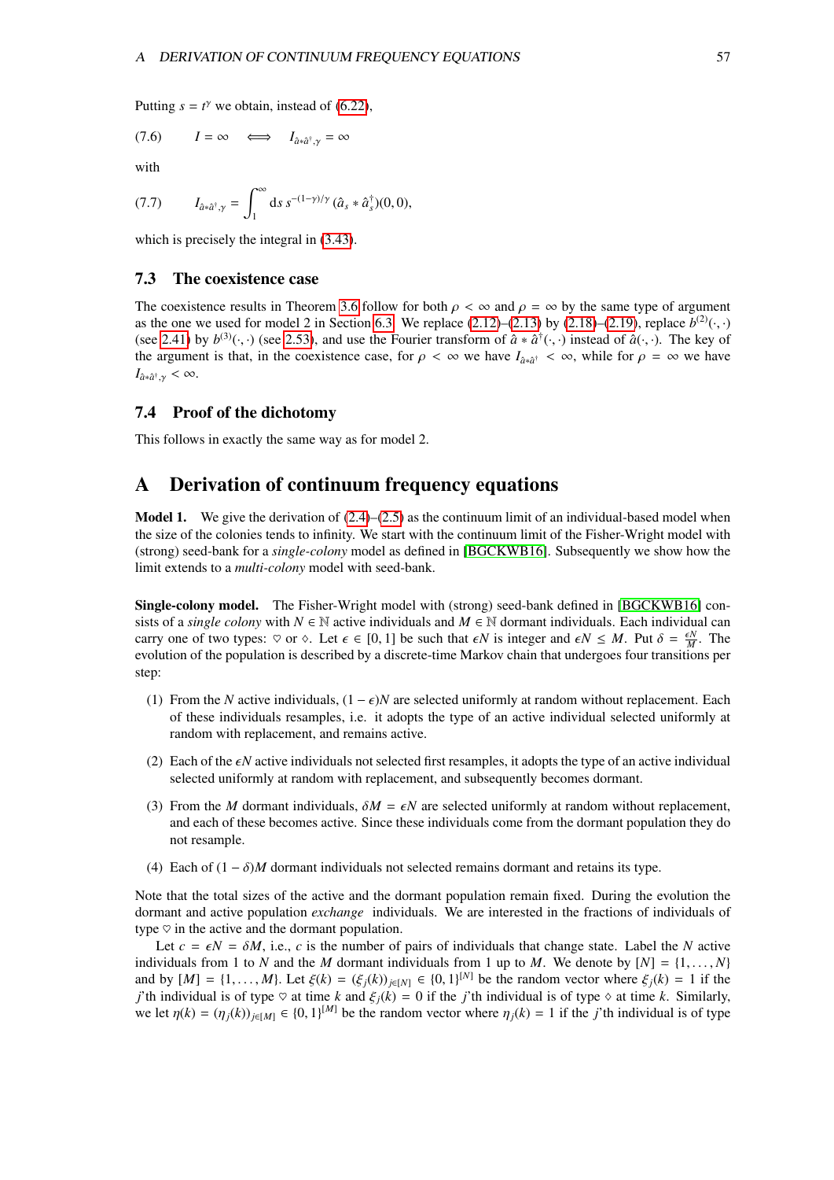Putting $s = t^\gamma$ we obtain, instead of (6.22),

$$
(7.6) \qquad I = \infty \quad \Longleftrightarrow \quad I_{\hat{a}*\hat{a}^\dagger,\gamma} = \infty
$$

with

$$
(7.7) \qquad I_{\hat{a}*\hat{a}^\dagger,\gamma} = \int_1^\infty \mathrm{d}s\, s^{-(1-\gamma)/\gamma} \, (\hat{a}_s * \hat{a}_s^\dagger)(0,0),
$$

which is precisely the integral in (3.43).

### 7.3 The coexistence case

The coexistence results in Theorem 3.6 follow for both $\rho < \infty$ and $\rho = \infty$ by the same type of argument as the one we used for model 2 in Section 6.3. We replace (2.12)–(2.13) by (2.18)–(2.19), replace $b^{(2)}(\cdot,\cdot)$ (see 2.41) by $b^{(3)}(\cdot,\cdot)$ (see 2.53), and use the Fourier transform of $\hat{a} * \hat{a}^\dagger(\cdot,\cdot)$ instead of $\hat{a}(\cdot,\cdot)$. The key of the argument is that, in the coexistence case, for $\rho < \infty$ we have $I_{\hat{a}*\hat{a}^\dagger} < \infty$, while for $\rho = \infty$ we have $I_{\hat{a}*\hat{a}^\dagger,\gamma} < \infty$.

### 7.4 Proof of the dichotomy

This follows in exactly the same way as for model 2.

## A Derivation of continuum frequency equations

**Model 1.** We give the derivation of (2.4)–(2.5) as the continuum limit of an individual-based model when the size of the colonies tends to infinity. We start with the continuum limit of the Fisher-Wright model with (strong) seed-bank for a *single-colony* model as defined in [BGCKWB16]. Subsequently we show how the limit extends to a *multi-colony* model with seed-bank.

**Single-colony model.** The Fisher-Wright model with (strong) seed-bank defined in [BGCKWB16] consists of a *single colony* with $N \in \mathbb{N}$ active individuals and $M \in \mathbb{N}$ dormant individuals. Each individual can carry one of two types: $\heartsuit$ or $\diamond$. Let $\epsilon \in [0,1]$ be such that $\epsilon N$ is integer and $\epsilon N \leq M$. Put $\delta = \frac{\epsilon N}{M}$. The evolution of the population is described by a discrete-time Markov chain that undergoes four transitions per step:

1. From the $N$ active individuals, $(1-\epsilon)N$ are selected uniformly at random without replacement. Each of these individuals resamples, i.e. it adopts the type of an active individual selected uniformly at random with replacement, and remains active.
2. Each of the $\epsilon N$ active individuals not selected first resamples, it adopts the type of an active individual selected uniformly at random with replacement, and subsequently becomes dormant.
3. From the $M$ dormant individuals, $\delta M = \epsilon N$ are selected uniformly at random without replacement, and each of these becomes active. Since these individuals come from the dormant population they do not resample.
4. Each of $(1-\delta)M$ dormant individuals not selected remains dormant and retains its type.

Note that the total sizes of the active and the dormant population remain fixed. During the evolution the dormant and active population *exchange* individuals. We are interested in the fractions of individuals of type $\heartsuit$ in the active and the dormant population.

Let $c = \epsilon N = \delta M$, i.e., $c$ is the number of pairs of individuals that change state. Label the $N$ active individuals from 1 to $N$ and the $M$ dormant individuals from 1 up to $M$. We denote by $[N] = \{1,\ldots,N\}$ and by $[M] = \{1,\ldots,M\}$. Let $\xi(k) = (\xi_j(k))_{j\in[N]} \in \{0,1\}^{[N]}$ be the random vector where $\xi_j(k) = 1$ if the $j$'th individual is of type $\heartsuit$ at time $k$ and $\xi_j(k) = 0$ if the $j$'th individual is of type $\diamond$ at time $k$. Similarly, we let $\eta(k) = (\eta_j(k))_{j\in[M]} \in \{0,1\}^{[M]}$ be the random vector where $\eta_j(k) = 1$ if the $j$'th individual is of type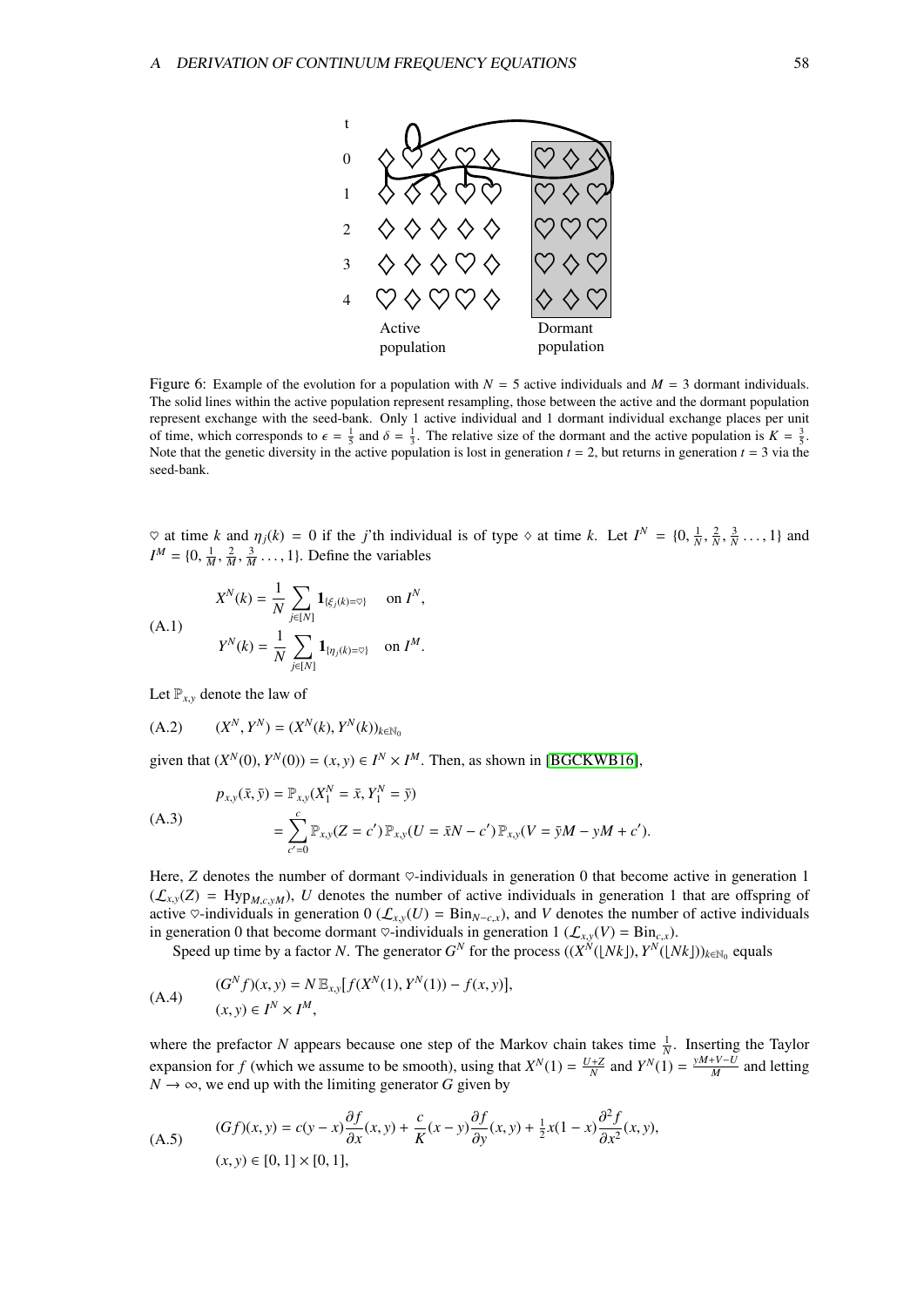Figure 6: Example of the evolution for a population with $N = 5$ active individuals and $M = 3$ dormant individuals. The solid lines within the active population represent resampling, those between the active and the dormant population represent exchange with the seed-bank. Only 1 active individual and 1 dormant individual exchange places per unit of time, which corresponds to $\epsilon = \frac{1}{5}$ and $\delta = \frac{1}{3}$. The relative size of the dormant and the active population is $K = \frac{3}{5}$. Note that the genetic diversity in the active population is lost in generation $t = 2$, but returns in generation $t = 3$ via the seed-bank.

$\heartsuit$ at time $k$ and $\eta_j(k) = 0$ if the $j$'th individual is of type $\diamond$ at time $k$. Let $I^N = \{0, \frac{1}{N}, \frac{2}{N}, \frac{3}{N} \dots, 1\}$ and $I^M = \{0, \frac{1}{M}, \frac{2}{M}, \frac{3}{M} \dots, 1\}$. Define the variables

$$
\begin{aligned}
X^N(k) &= \frac{1}{N} \sum_{j \in [N]} \mathbf{1}_{\{\xi_j(k) = \heartsuit\}} \quad \text{on } I^N, \\
Y^N(k) &= \frac{1}{N} \sum_{j \in [N]} \mathbf{1}_{\{\eta_j(k) = \heartsuit\}} \quad \text{on } I^M.
\end{aligned}
\tag{A.1}
$$

Let $\mathbb{P}_{x,y}$ denote the law of

$$
(X^N, Y^N) = (X^N(k), Y^N(k))_{k \in \mathbb{N}_0} \tag{A.2}
$$

given that $(X^N(0), Y^N(0)) = (x, y) \in I^N \times I^M$. Then, as shown in [BGCKWB16],

$$
\begin{aligned}
p_{x,y}(\bar{x}, \bar{y}) &= \mathbb{P}_{x,y}(X_1^N = \bar{x}, Y_1^N = \bar{y}) \\
&= \sum_{c'=0}^{c} \mathbb{P}_{x,y}(Z = c')\, \mathbb{P}_{x,y}(U = \bar{x}N - c')\, \mathbb{P}_{x,y}(V = \bar{y}M - yM + c').
\end{aligned}
\tag{A.3}
$$

Here, $Z$ denotes the number of dormant $\heartsuit$-individuals in generation 0 that become active in generation 1 ($\mathcal{L}_{x,y}(Z) = \mathrm{Hyp}_{M,c,yM}$), $U$ denotes the number of active individuals in generation 1 that are offspring of active $\heartsuit$-individuals in generation 0 ($\mathcal{L}_{x,y}(U) = \mathrm{Bin}_{N-c,x}$), and $V$ denotes the number of active individuals in generation 0 that become dormant $\heartsuit$-individuals in generation 1 ($\mathcal{L}_{x,y}(V) = \mathrm{Bin}_{c,x}$).

Speed up time by a factor $N$. The generator $G^N$ for the process $((X^N(\lfloor Nk \rfloor), Y^N(\lfloor Nk \rfloor))_{k \in \mathbb{N}_0}$ equals

$$
\begin{aligned}
&(G^N f)(x, y) = N\, \mathbb{E}_{x,y}[f(X^N(1), Y^N(1)) - f(x, y)], \\
&(x, y) \in I^N \times I^M,
\end{aligned}
\tag{A.4}
$$

where the prefactor $N$ appears because one step of the Markov chain takes time $\frac{1}{N}$. Inserting the Taylor expansion for $f$ (which we assume to be smooth), using that $X^N(1) = \frac{U+Z}{N}$ and $Y^N(1) = \frac{yM+V-U}{M}$ and letting $N \to \infty$, we end up with the limiting generator $G$ given by

$$
\begin{aligned}
&(Gf)(x, y) = c(y - x)\frac{\partial f}{\partial x}(x, y) + \frac{c}{K}(x - y)\frac{\partial f}{\partial y}(x, y) + \tfrac{1}{2}x(1 - x)\frac{\partial^2 f}{\partial x^2}(x, y), \\
&(x, y) \in [0, 1] \times [0, 1],
\end{aligned}
\tag{A.5}
$$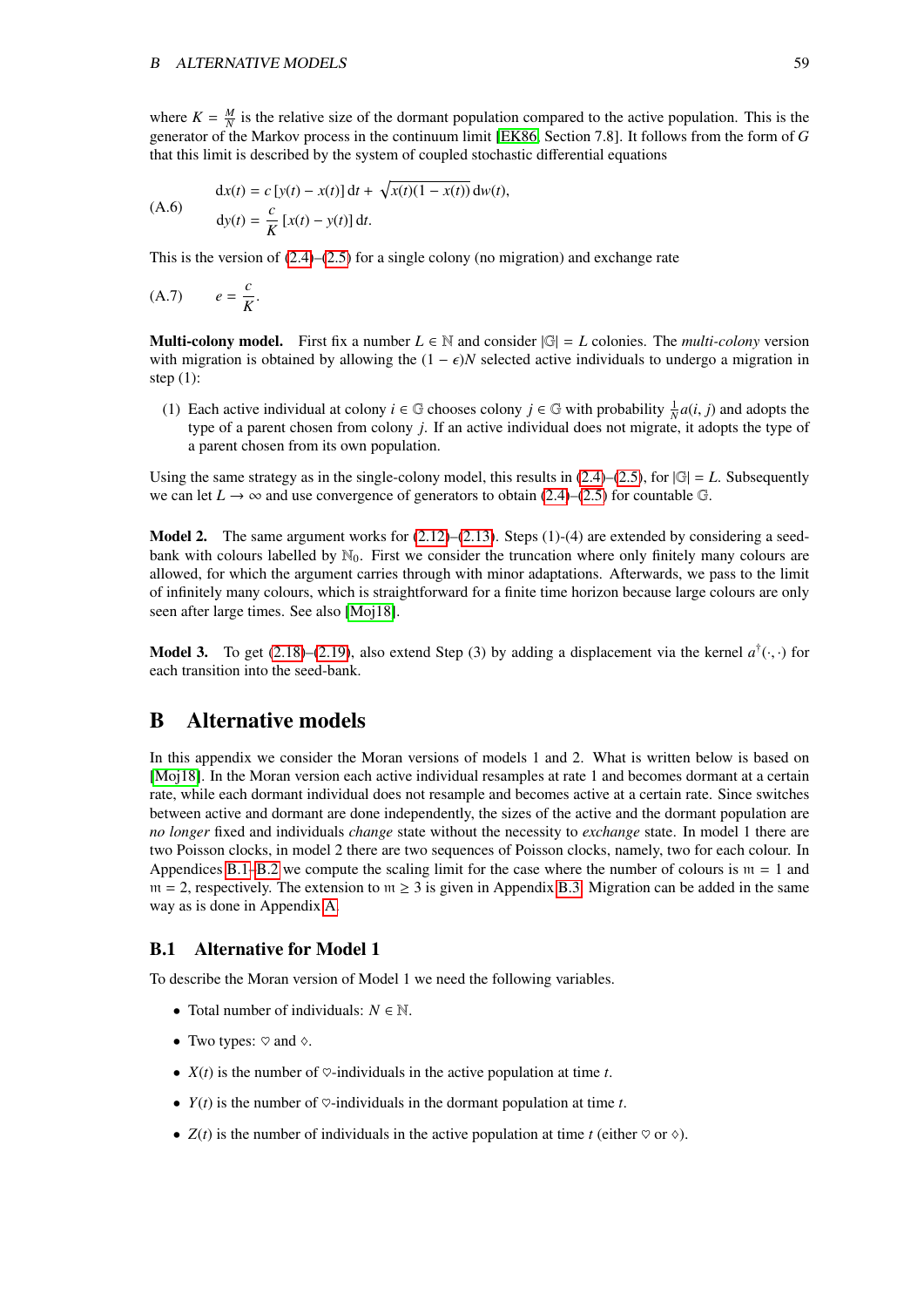where $K = \frac{M}{N}$ is the relative size of the dormant population compared to the active population. This is the generator of the Markov process in the continuum limit [EK86, Section 7.8]. It follows from the form of $G$ that this limit is described by the system of coupled stochastic differential equations

$$
\begin{aligned}
\mathrm{d}x(t) &= c\,[y(t) - x(t)]\,\mathrm{d}t + \sqrt{x(t)(1 - x(t))}\,\mathrm{d}w(t), \\
\mathrm{d}y(t) &= \frac{c}{K}\,[x(t) - y(t)]\,\mathrm{d}t.
\end{aligned} \tag{A.6}
$$

This is the version of (2.4)–(2.5) for a single colony (no migration) and exchange rate

$$
e = \frac{c}{K}. \tag{A.7}
$$

**Multi-colony model.** First fix a number $L \in \mathbb{N}$ and consider $|\mathbb{G}| = L$ colonies. The *multi-colony* version with migration is obtained by allowing the $(1-\epsilon)N$ selected active individuals to undergo a migration in step (1):

(1) Each active individual at colony $i \in \mathbb{G}$ chooses colony $j \in \mathbb{G}$ with probability $\frac{1}{N}a(i,j)$ and adopts the type of a parent chosen from colony $j$. If an active individual does not migrate, it adopts the type of a parent chosen from its own population.

Using the same strategy as in the single-colony model, this results in (2.4)–(2.5), for $|\mathbb{G}| = L$. Subsequently we can let $L \to \infty$ and use convergence of generators to obtain (2.4)–(2.5) for countable $\mathbb{G}$.

**Model 2.** The same argument works for (2.12)–(2.13). Steps (1)-(4) are extended by considering a seed-bank with colours labelled by $\mathbb{N}_0$. First we consider the truncation where only finitely many colours are allowed, for which the argument carries through with minor adaptations. Afterwards, we pass to the limit of infinitely many colours, which is straightforward for a finite time horizon because large colours are only seen after large times. See also [Moj18].

**Model 3.** To get (2.18)–(2.19), also extend Step (3) by adding a displacement via the kernel $a^{\dagger}(\cdot,\cdot)$ for each transition into the seed-bank.

# B Alternative models

In this appendix we consider the Moran versions of models 1 and 2. What is written below is based on [Moj18]. In the Moran version each active individual resamples at rate 1 and becomes dormant at a certain rate, while each dormant individual does not resample and becomes active at a certain rate. Since switches between active and dormant are done independently, the sizes of the active and the dormant population are *no longer* fixed and individuals *change* state without the necessity to *exchange* state. In model 1 there are two Poisson clocks, in model 2 there are two sequences of Poisson clocks, namely, two for each colour. In Appendices B.1–B.2 we compute the scaling limit for the case where the number of colours is $\mathfrak{m} = 1$ and $\mathfrak{m} = 2$, respectively. The extension to $\mathfrak{m} \geq 3$ is given in Appendix B.3. Migration can be added in the same way as is done in Appendix A.

## B.1 Alternative for Model 1

To describe the Moran version of Model 1 we need the following variables.

- Total number of individuals: $N \in \mathbb{N}$.
- Two types: $\heartsuit$ and $\diamondsuit$.
- $X(t)$ is the number of $\heartsuit$-individuals in the active population at time $t$.
- $Y(t)$ is the number of $\heartsuit$-individuals in the dormant population at time $t$.
- $Z(t)$ is the number of individuals in the active population at time $t$ (either $\heartsuit$ or $\diamondsuit$).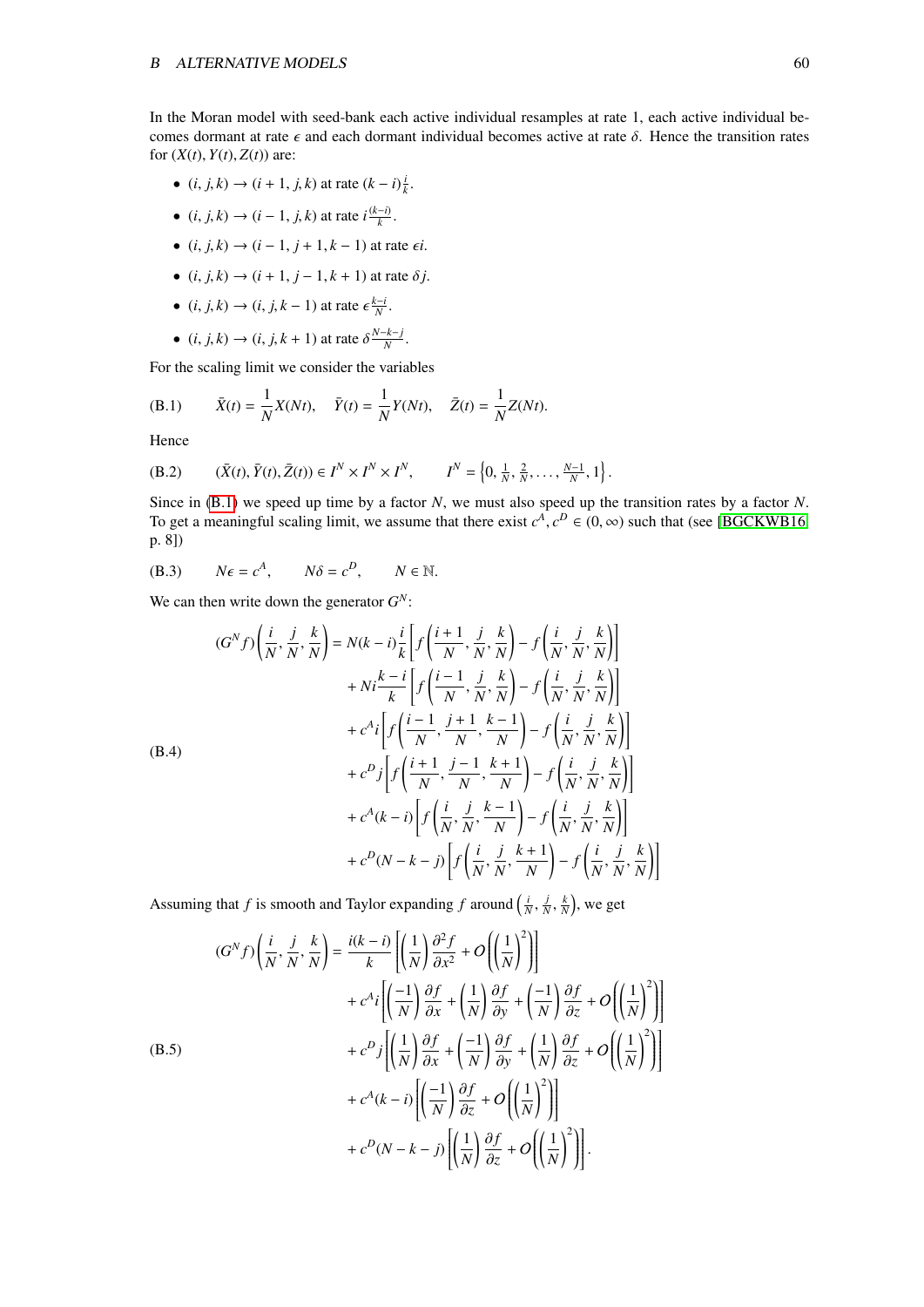In the Moran model with seed-bank each active individual resamples at rate 1, each active individual becomes dormant at rate $\epsilon$ and each dormant individual becomes active at rate $\delta$. Hence the transition rates for $(X(t), Y(t), Z(t))$ are:

- $(i, j, k) \to (i + 1, j, k)$ at rate $(k - i)\frac{i}{k}$.
- $(i, j, k) \to (i - 1, j, k)$ at rate $i\frac{(k-i)}{k}$.
- $(i, j, k) \to (i - 1, j + 1, k - 1)$ at rate $\epsilon i$.
- $(i, j, k) \to (i + 1, j - 1, k + 1)$ at rate $\delta j$.
- $(i, j, k) \to (i, j, k - 1)$ at rate $\epsilon \frac{k-i}{N}$.
- $(i, j, k) \to (i, j, k + 1)$ at rate $\delta \frac{N-k-j}{N}$.

For the scaling limit we consider the variables

$$\text{(B.1)} \qquad \bar{X}(t) = \frac{1}{N}X(Nt), \quad \bar{Y}(t) = \frac{1}{N}Y(Nt), \quad \bar{Z}(t) = \frac{1}{N}Z(Nt).$$

Hence

$$\text{(B.2)} \qquad (\bar{X}(t), \bar{Y}(t), \bar{Z}(t)) \in I^N \times I^N \times I^N, \qquad I^N = \left\{0, \tfrac{1}{N}, \tfrac{2}{N}, \ldots, \tfrac{N-1}{N}, 1\right\}.$$

Since in (B.1) we speed up time by a factor $N$, we must also speed up the transition rates by a factor $N$. To get a meaningful scaling limit, we assume that there exist $c^A, c^D \in (0, \infty)$ such that (see [BGCKWB16, p. 8])

$$\text{(B.3)} \qquad N\epsilon = c^A, \qquad N\delta = c^D, \qquad N \in \mathbb{N}.$$

We can then write down the generator $G^N$:

$$\text{(B.4)} \qquad
\begin{aligned}
(G^N f)\left(\frac{i}{N}, \frac{j}{N}, \frac{k}{N}\right) = {} & N(k - i)\frac{i}{k}\left[f\left(\frac{i+1}{N}, \frac{j}{N}, \frac{k}{N}\right) - f\left(\frac{i}{N}, \frac{j}{N}, \frac{k}{N}\right)\right] \\
& + Ni\frac{k-i}{k}\left[f\left(\frac{i-1}{N}, \frac{j}{N}, \frac{k}{N}\right) - f\left(\frac{i}{N}, \frac{j}{N}, \frac{k}{N}\right)\right] \\
& + c^A i\left[f\left(\frac{i-1}{N}, \frac{j+1}{N}, \frac{k-1}{N}\right) - f\left(\frac{i}{N}, \frac{j}{N}, \frac{k}{N}\right)\right] \\
& + c^D j\left[f\left(\frac{i+1}{N}, \frac{j-1}{N}, \frac{k+1}{N}\right) - f\left(\frac{i}{N}, \frac{j}{N}, \frac{k}{N}\right)\right] \\
& + c^A(k - i)\left[f\left(\frac{i}{N}, \frac{j}{N}, \frac{k-1}{N}\right) - f\left(\frac{i}{N}, \frac{j}{N}, \frac{k}{N}\right)\right] \\
& + c^D(N - k - j)\left[f\left(\frac{i}{N}, \frac{j}{N}, \frac{k+1}{N}\right) - f\left(\frac{i}{N}, \frac{j}{N}, \frac{k}{N}\right)\right]
\end{aligned}$$

Assuming that $f$ is smooth and Taylor expanding $f$ around $\left(\frac{i}{N}, \frac{j}{N}, \frac{k}{N}\right)$, we get

$$\text{(B.5)} \qquad
\begin{aligned}
(G^N f)\left(\frac{i}{N}, \frac{j}{N}, \frac{k}{N}\right) = {} & \frac{i(k-i)}{k}\left[\left(\frac{1}{N}\right)\frac{\partial^2 f}{\partial x^2} + O\left(\left(\frac{1}{N}\right)^2\right)\right] \\
& + c^A i\left[\left(\frac{-1}{N}\right)\frac{\partial f}{\partial x} + \left(\frac{1}{N}\right)\frac{\partial f}{\partial y} + \left(\frac{-1}{N}\right)\frac{\partial f}{\partial z} + O\left(\left(\frac{1}{N}\right)^2\right)\right] \\
& + c^D j\left[\left(\frac{1}{N}\right)\frac{\partial f}{\partial x} + \left(\frac{-1}{N}\right)\frac{\partial f}{\partial y} + \left(\frac{1}{N}\right)\frac{\partial f}{\partial z} + O\left(\left(\frac{1}{N}\right)^2\right)\right] \\
& + c^A(k - i)\left[\left(\frac{-1}{N}\right)\frac{\partial f}{\partial z} + O\left(\left(\frac{1}{N}\right)^2\right)\right] \\
& + c^D(N - k - j)\left[\left(\frac{1}{N}\right)\frac{\partial f}{\partial z} + O\left(\left(\frac{1}{N}\right)^2\right)\right].
\end{aligned}$$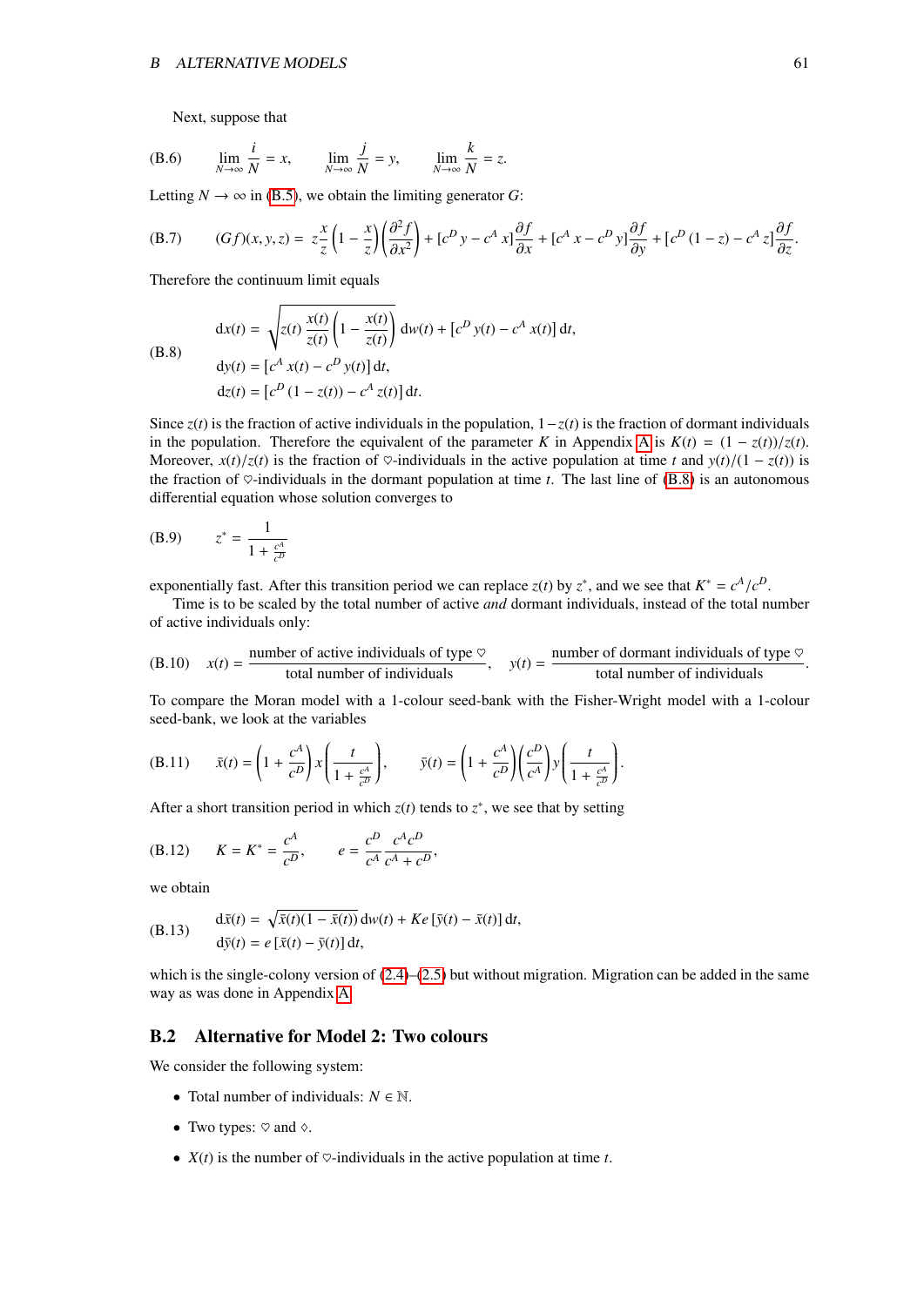Next, suppose that

$$\text{(B.6)} \qquad \lim_{N\to\infty} \frac{i}{N} = x, \qquad \lim_{N\to\infty} \frac{j}{N} = y, \qquad \lim_{N\to\infty} \frac{k}{N} = z.$$

Letting $N \to \infty$ in (B.5), we obtain the limiting generator $G$:

$$\text{(B.7)} \qquad (Gf)(x,y,z) = z\frac{x}{z}\left(1-\frac{x}{z}\right)\left(\frac{\partial^2 f}{\partial x^2}\right) + [c^D\,y - c^A\,x]\frac{\partial f}{\partial x} + [c^A\,x - c^D\,y]\frac{\partial f}{\partial y} + [c^D\,(1-z) - c^A\,z]\frac{\partial f}{\partial z}.$$

Therefore the continuum limit equals

$$\text{(B.8)} \qquad \begin{aligned} \mathrm{d}x(t) &= \sqrt{z(t)\,\frac{x(t)}{z(t)}\left(1-\frac{x(t)}{z(t)}\right)}\,\mathrm{d}w(t) + [c^D\,y(t) - c^A\,x(t)]\,\mathrm{d}t,\\ \mathrm{d}y(t) &= [c^A\,x(t) - c^D\,y(t)]\,\mathrm{d}t,\\ \mathrm{d}z(t) &= [c^D\,(1-z(t)) - c^A\,z(t)]\,\mathrm{d}t. \end{aligned}$$

Since $z(t)$ is the fraction of active individuals in the population, $1-z(t)$ is the fraction of dormant individuals in the population. Therefore the equivalent of the parameter $K$ in Appendix A is $K(t) = (1-z(t))/z(t)$. Moreover, $x(t)/z(t)$ is the fraction of $\heartsuit$-individuals in the active population at time $t$ and $y(t)/(1-z(t))$ is the fraction of $\heartsuit$-individuals in the dormant population at time $t$. The last line of (B.8) is an autonomous differential equation whose solution converges to

$$\text{(B.9)} \qquad z^* = \frac{1}{1+\frac{c^A}{c^D}}$$

exponentially fast. After this transition period we can replace $z(t)$ by $z^*$, and we see that $K^* = c^A/c^D$.

Time is to be scaled by the total number of active *and* dormant individuals, instead of the total number of active individuals only:

$$\text{(B.10)} \quad x(t) = \frac{\text{number of active individuals of type } \heartsuit}{\text{total number of individuals}}, \quad y(t) = \frac{\text{number of dormant individuals of type } \heartsuit}{\text{total number of individuals}}.$$

To compare the Moran model with a 1-colour seed-bank with the Fisher-Wright model with a 1-colour seed-bank, we look at the variables

$$\text{(B.11)} \qquad \bar{x}(t) = \left(1+\frac{c^A}{c^D}\right)x\left(\frac{t}{1+\frac{c^A}{c^D}}\right), \qquad \bar{y}(t) = \left(1+\frac{c^A}{c^D}\right)\left(\frac{c^D}{c^A}\right)y\left(\frac{t}{1+\frac{c^A}{c^D}}\right).$$

After a short transition period in which $z(t)$ tends to $z^*$, we see that by setting

$$\text{(B.12)} \qquad K = K^* = \frac{c^A}{c^D}, \qquad e = \frac{c^D}{c^A}\,\frac{c^A c^D}{c^A + c^D},$$

we obtain

$$\text{(B.13)} \qquad \begin{aligned} \mathrm{d}\bar{x}(t) &= \sqrt{\bar{x}(t)(1-\bar{x}(t))}\,\mathrm{d}w(t) + Ke\,[\bar{y}(t) - \bar{x}(t)]\,\mathrm{d}t,\\ \mathrm{d}\bar{y}(t) &= e\,[\bar{x}(t) - \bar{y}(t)]\,\mathrm{d}t, \end{aligned}$$

which is the single-colony version of (2.4)–(2.5) but without migration. Migration can be added in the same way as was done in Appendix A.

## B.2 Alternative for Model 2: Two colours

We consider the following system:

- Total number of individuals: $N \in \mathbb{N}$.
- Two types: $\heartsuit$ and $\diamondsuit$.
- $X(t)$ is the number of $\heartsuit$-individuals in the active population at time $t$.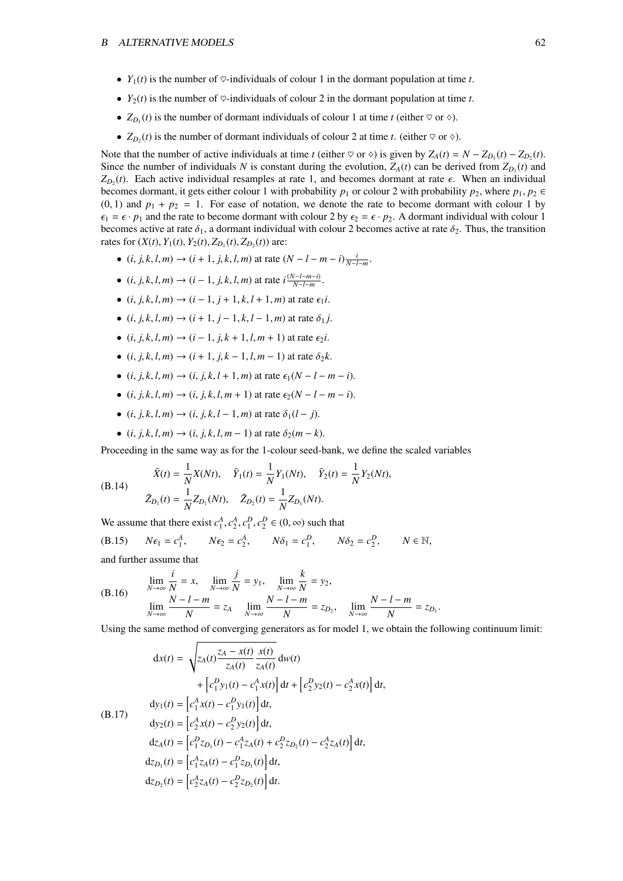- $Y_1(t)$ is the number of $\heartsuit$-individuals of colour 1 in the dormant population at time $t$.
- $Y_2(t)$ is the number of $\heartsuit$-individuals of colour 2 in the dormant population at time $t$.
- $Z_{D_1}(t)$ is the number of dormant individuals of colour 1 at time $t$ (either $\heartsuit$ or $\diamondsuit$).
- $Z_{D_2}(t)$ is the number of dormant individuals of colour 2 at time $t$. (either $\heartsuit$ or $\diamondsuit$).

Note that the number of active individuals at time $t$ (either $\heartsuit$ or $\diamondsuit$) is given by $Z_A(t) = N - Z_{D_1}(t) - Z_{D_2}(t)$. Since the number of individuals $N$ is constant during the evolution, $Z_A(t)$ can be derived from $Z_{D_1}(t)$ and $Z_{D_2}(t)$. Each active individual resamples at rate 1, and becomes dormant at rate $\epsilon$. When an individual becomes dormant, it gets either colour 1 with probability $p_1$ or colour 2 with probability $p_2$, where $p_1, p_2 \in (0,1)$ and $p_1 + p_2 = 1$. For ease of notation, we denote the rate to become dormant with colour 1 by $\epsilon_1 = \epsilon \cdot p_1$ and the rate to become dormant with colour 2 by $\epsilon_2 = \epsilon \cdot p_2$. A dormant individual with colour 1 becomes active at rate $\delta_1$, a dormant individual with colour 2 becomes active at rate $\delta_2$. Thus, the transition rates for $(X(t), Y_1(t), Y_2(t), Z_{D_1}(t), Z_{D_2}(t))$ are:

- $(i, j, k, l, m) \to (i+1, j, k, l, m)$ at rate $(N - l - m - i)\frac{i}{N-l-m}$.
- $(i, j, k, l, m) \to (i-1, j, k, l, m)$ at rate $i\frac{(N-l-m-i)}{N-l-m}$.
- $(i, j, k, l, m) \to (i-1, j+1, k, l+1, m)$ at rate $\epsilon_1 i$.
- $(i, j, k, l, m) \to (i+1, j-1, k, l-1, m)$ at rate $\delta_1 j$.
- $(i, j, k, l, m) \to (i-1, j, k+1, l, m+1)$ at rate $\epsilon_2 i$.
- $(i, j, k, l, m) \to (i+1, j, k-1, l, m-1)$ at rate $\delta_2 k$.
- $(i, j, k, l, m) \to (i, j, k, l+1, m)$ at rate $\epsilon_1(N - l - m - i)$.
- $(i, j, k, l, m) \to (i, j, k, l, m+1)$ at rate $\epsilon_2(N - l - m - i)$.
- $(i, j, k, l, m) \to (i, j, k, l-1, m)$ at rate $\delta_1(l - j)$.
- $(i, j, k, l, m) \to (i, j, k, l, m-1)$ at rate $\delta_2(m - k)$.

Proceeding in the same way as for the 1-colour seed-bank, we define the scaled variables

$$
\begin{aligned}
&\bar{X}(t) = \frac{1}{N}X(Nt), \quad \bar{Y}_1(t) = \frac{1}{N}Y_1(Nt), \quad \bar{Y}_2(t) = \frac{1}{N}Y_2(Nt), \\
&\bar{Z}_{D_1}(t) = \frac{1}{N}Z_{D_1}(Nt), \quad \bar{Z}_{D_2}(t) = \frac{1}{N}Z_{D_1}(Nt).
\end{aligned} \tag{B.14}
$$

We assume that there exist $c_1^A, c_2^A, c_1^D, c_2^D \in (0, \infty)$ such that

$$
N\epsilon_1 = c_1^A, \qquad N\epsilon_2 = c_2^A, \qquad N\delta_1 = c_1^D, \qquad N\delta_2 = c_2^D, \qquad N \in \mathbb{N}, \tag{B.15}
$$

and further assume that

$$
\begin{aligned}
&\lim_{N\to\infty} \frac{i}{N} = x, \quad \lim_{N\to\infty} \frac{j}{N} = y_1, \quad \lim_{N\to\infty} \frac{k}{N} = y_2, \\
&\lim_{N\to\infty} \frac{N-l-m}{N} = z_A \quad \lim_{N\to\infty} \frac{N-l-m}{N} = z_{D_2}, \quad \lim_{N\to\infty} \frac{N-l-m}{N} = z_{D_1}.
\end{aligned} \tag{B.16}
$$

Using the same method of converging generators as for model 1, we obtain the following continuum limit:

$$
\begin{aligned}
\mathrm{d}x(t) &= \sqrt{z_A(t)\frac{z_A - x(t)}{z_A(t)}\frac{x(t)}{z_A(t)}}\,\mathrm{d}w(t) \\
&\qquad + \left[c_1^D y_1(t) - c_1^A x(t)\right]\mathrm{d}t + \left[c_2^D y_2(t) - c_2^A x(t)\right]\mathrm{d}t, \\
\mathrm{d}y_1(t) &= \left[c_1^A x(t) - c_1^D y_1(t)\right]\mathrm{d}t, \\
\mathrm{d}y_2(t) &= \left[c_2^A x(t) - c_2^D y_2(t)\right]\mathrm{d}t, \\
\mathrm{d}z_A(t) &= \left[c_1^D z_{D_1}(t) - c_1^A z_A(t) + c_2^D z_{D_2}(t) - c_2^A z_A(t)\right]\mathrm{d}t, \\
\mathrm{d}z_{D_1}(t) &= \left[c_1^A z_A(t) - c_1^D z_{D_1}(t)\right]\mathrm{d}t, \\
\mathrm{d}z_{D_2}(t) &= \left[c_2^A z_A(t) - c_2^D z_{D_2}(t)\right]\mathrm{d}t.
\end{aligned} \tag{B.17}
$$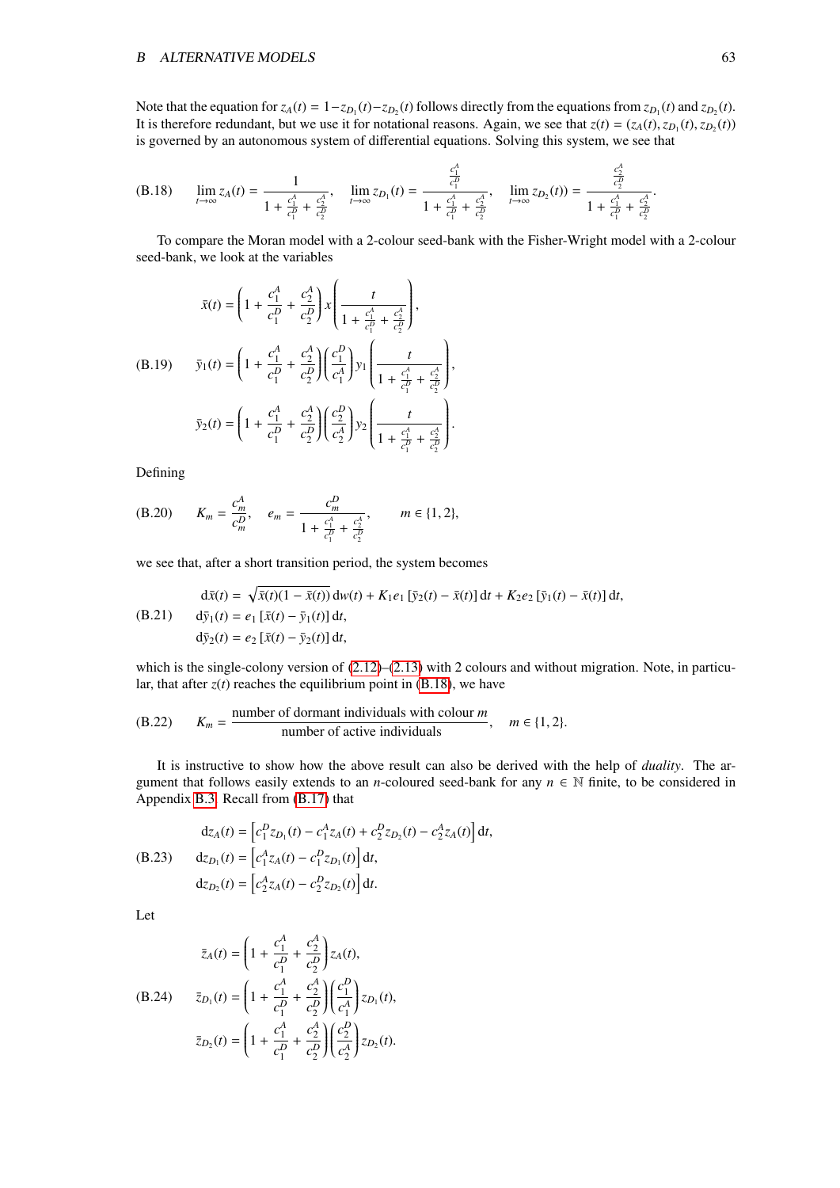Note that the equation for $z_A(t) = 1 - z_{D_1}(t) - z_{D_2}(t)$ follows directly from the equations from $z_{D_1}(t)$ and $z_{D_2}(t)$. It is therefore redundant, but we use it for notational reasons. Again, we see that $z(t) = (z_A(t), z_{D_1}(t), z_{D_2}(t))$ is governed by an autonomous system of differential equations. Solving this system, we see that

$$\text{(B.18)} \qquad \lim_{t\to\infty} z_A(t) = \frac{1}{1 + \frac{c_1^A}{c_1^D} + \frac{c_2^A}{c_2^D}}, \quad \lim_{t\to\infty} z_{D_1}(t) = \frac{\frac{c_1^A}{c_1^D}}{1 + \frac{c_1^A}{c_1^D} + \frac{c_2^A}{c_2^D}}, \quad \lim_{t\to\infty} z_{D_2}(t)) = \frac{\frac{c_2^A}{c_2^D}}{1 + \frac{c_1^A}{c_1^D} + \frac{c_2^A}{c_2^D}}.$$

To compare the Moran model with a 2-colour seed-bank with the Fisher-Wright model with a 2-colour seed-bank, we look at the variables

$$\text{(B.19)} \qquad \begin{aligned}
\bar{x}(t) &= \left(1 + \frac{c_1^A}{c_1^D} + \frac{c_2^A}{c_2^D}\right) x\left(\frac{t}{1 + \frac{c_1^A}{c_1^D} + \frac{c_2^A}{c_2^D}}\right), \\
\bar{y}_1(t) &= \left(1 + \frac{c_1^A}{c_1^D} + \frac{c_2^A}{c_2^D}\right)\left(\frac{c_1^D}{c_1^A}\right) y_1\left(\frac{t}{1 + \frac{c_1^A}{c_1^D} + \frac{c_2^A}{c_2^D}}\right), \\
\bar{y}_2(t) &= \left(1 + \frac{c_1^A}{c_1^D} + \frac{c_2^A}{c_2^D}\right)\left(\frac{c_2^D}{c_2^A}\right) y_2\left(\frac{t}{1 + \frac{c_1^A}{c_1^D} + \frac{c_2^A}{c_2^D}}\right).
\end{aligned}$$

Defining

$$\text{(B.20)} \qquad K_m = \frac{c_m^A}{c_m^D}, \quad e_m = \frac{c_m^D}{1 + \frac{c_1^A}{c_1^D} + \frac{c_2^A}{c_2^D}}, \qquad m \in \{1, 2\},$$

we see that, after a short transition period, the system becomes

$$\text{(B.21)} \qquad \begin{aligned}
d\bar{x}(t) &= \sqrt{\bar{x}(t)(1 - \bar{x}(t))}\, dw(t) + K_1 e_1 \left[\bar{y}_2(t) - \bar{x}(t)\right] dt + K_2 e_2 \left[\bar{y}_1(t) - \bar{x}(t)\right] dt, \\
d\bar{y}_1(t) &= e_1 \left[\bar{x}(t) - \bar{y}_1(t)\right] dt, \\
d\bar{y}_2(t) &= e_2 \left[\bar{x}(t) - \bar{y}_2(t)\right] dt,
\end{aligned}$$

which is the single-colony version of (2.12)–(2.13) with 2 colours and without migration. Note, in particular, that after $z(t)$ reaches the equilibrium point in (B.18), we have

$$\text{(B.22)} \qquad K_m = \frac{\text{number of dormant individuals with colour } m}{\text{number of active individuals}}, \quad m \in \{1, 2\}.$$

It is instructive to show how the above result can also be derived with the help of *duality*. The argument that follows easily extends to an $n$-coloured seed-bank for any $n \in \mathbb{N}$ finite, to be considered in Appendix B.3. Recall from (B.17) that

$$\text{(B.23)} \qquad \begin{aligned}
dz_A(t) &= \left[c_1^D z_{D_1}(t) - c_1^A z_A(t) + c_2^D z_{D_2}(t) - c_2^A z_A(t)\right] dt, \\
dz_{D_1}(t) &= \left[c_1^A z_A(t) - c_1^D z_{D_1}(t)\right] dt, \\
dz_{D_2}(t) &= \left[c_2^A z_A(t) - c_2^D z_{D_2}(t)\right] dt.
\end{aligned}$$

Let

$$\text{(B.24)} \qquad \begin{aligned}
\bar{z}_A(t) &= \left(1 + \frac{c_1^A}{c_1^D} + \frac{c_2^A}{c_2^D}\right) z_A(t), \\
\bar{z}_{D_1}(t) &= \left(1 + \frac{c_1^A}{c_1^D} + \frac{c_2^A}{c_2^D}\right)\left(\frac{c_1^D}{c_1^A}\right) z_{D_1}(t), \\
\bar{z}_{D_2}(t) &= \left(1 + \frac{c_1^A}{c_1^D} + \frac{c_2^A}{c_2^D}\right)\left(\frac{c_2^D}{c_2^A}\right) z_{D_2}(t).
\end{aligned}$$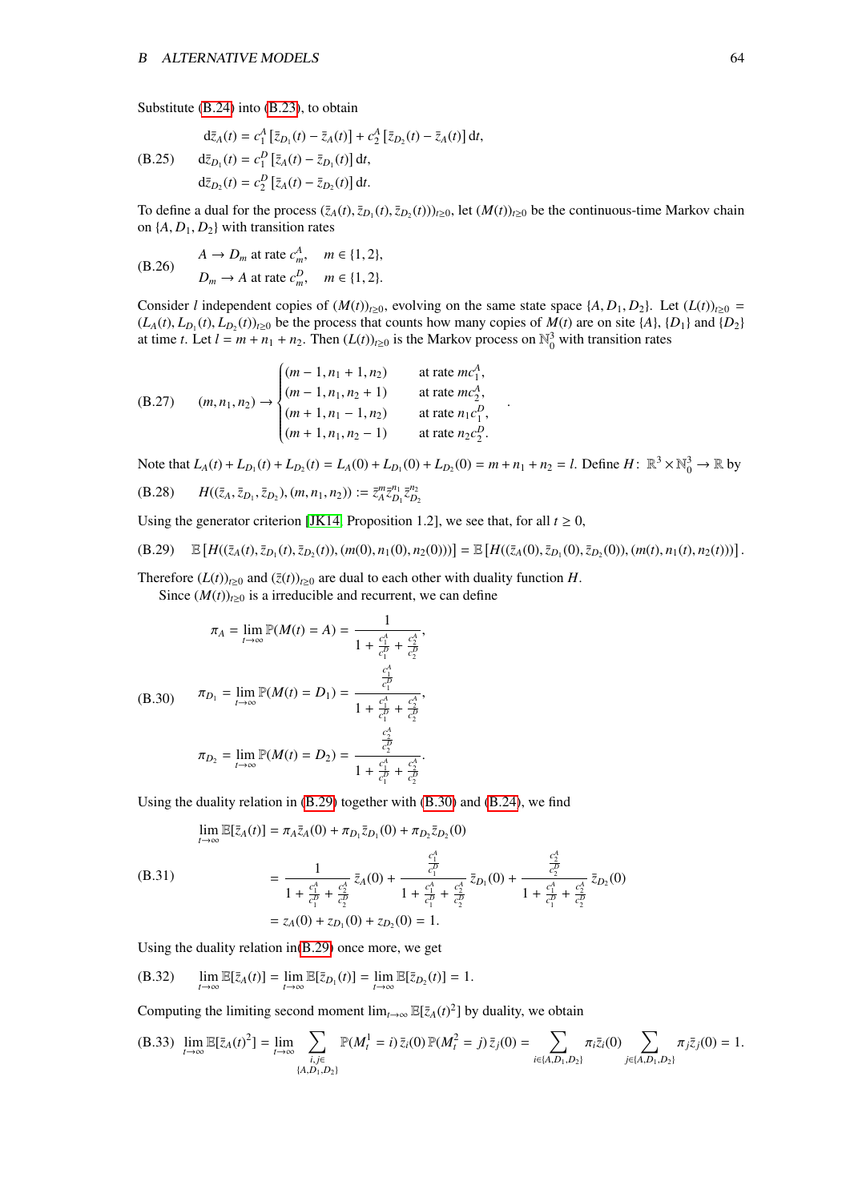Substitute (B.24) into (B.23), to obtain

$$
\begin{aligned}
\mathrm{d}\bar{z}_A(t) &= c_1^A\left[\bar{z}_{D_1}(t) - \bar{z}_A(t)\right] + c_2^A\left[\bar{z}_{D_2}(t) - \bar{z}_A(t)\right]\mathrm{d}t,\\
\mathrm{d}\bar{z}_{D_1}(t) &= c_1^D\left[\bar{z}_A(t) - \bar{z}_{D_1}(t)\right]\mathrm{d}t,\\
\mathrm{d}\bar{z}_{D_2}(t) &= c_2^D\left[\bar{z}_A(t) - \bar{z}_{D_2}(t)\right]\mathrm{d}t.
\end{aligned}
\tag{B.25}
$$

To define a dual for the process $(\bar{z}_A(t), \bar{z}_{D_1}(t), \bar{z}_{D_2}(t))_{t\geq 0}$, let $(M(t))_{t\geq 0}$ be the continuous-time Markov chain on $\{A, D_1, D_2\}$ with transition rates

$$
\begin{aligned}
&A \to D_m \text{ at rate } c_m^A, \quad m \in \{1,2\},\\
&D_m \to A \text{ at rate } c_m^D, \quad m \in \{1,2\}.
\end{aligned}
\tag{B.26}
$$

Consider $l$ independent copies of $(M(t))_{t\geq 0}$, evolving on the same state space $\{A, D_1, D_2\}$. Let $(L(t))_{t\geq 0} = (L_A(t), L_{D_1}(t), L_{D_2}(t))_{t\geq 0}$ be the process that counts how many copies of $M(t)$ are on site $\{A\}$, $\{D_1\}$ and $\{D_2\}$ at time $t$. Let $l = m + n_1 + n_2$. Then $(L(t))_{t\geq 0}$ is the Markov process on $\mathbb{N}_0^3$ with transition rates

$$
(m, n_1, n_2) \to
\begin{cases}
(m-1, n_1+1, n_2) & \text{at rate } mc_1^A,\\
(m-1, n_1, n_2+1) & \text{at rate } mc_2^A,\\
(m+1, n_1-1, n_2) & \text{at rate } n_1 c_1^D,\\
(m+1, n_1, n_2-1) & \text{at rate } n_2 c_2^D.
\end{cases}
\tag{B.27}
$$

Note that $L_A(t) + L_{D_1}(t) + L_{D_2}(t) = L_A(0) + L_{D_1}(0) + L_{D_2}(0) = m + n_1 + n_2 = l$. Define $H\colon \mathbb{R}^3 \times \mathbb{N}_0^3 \to \mathbb{R}$ by

$$
H((\bar{z}_A, \bar{z}_{D_1}, \bar{z}_{D_2}), (m, n_1, n_2)) := \bar{z}_A^m \bar{z}_{D_1}^{n_1} \bar{z}_{D_2}^{n_2}
\tag{B.28}
$$

Using the generator criterion [JK14, Proposition 1.2], we see that, for all $t \geq 0$,

$$
\mathbb{E}\left[H((\bar{z}_A(t), \bar{z}_{D_1}(t), \bar{z}_{D_2}(t)), (m(0), n_1(0), n_2(0)))\right] = \mathbb{E}\left[H((\bar{z}_A(0), \bar{z}_{D_1}(0), \bar{z}_{D_2}(0)), (m(t), n_1(t), n_2(t)))\right].
\tag{B.29}
$$

Therefore $(L(t))_{t\geq 0}$ and $(\bar{z}(t))_{t\geq 0}$ are dual to each other with duality function $H$.

Since $(M(t))_{t\geq 0}$ is a irreducible and recurrent, we can define

$$
\begin{aligned}
\pi_A &= \lim_{t\to\infty} \mathbb{P}(M(t) = A) = \frac{1}{1 + \frac{c_1^A}{c_1^D} + \frac{c_2^A}{c_2^D}},\\
\pi_{D_1} &= \lim_{t\to\infty} \mathbb{P}(M(t) = D_1) = \frac{\frac{c_1^A}{c_1^D}}{1 + \frac{c_1^A}{c_1^D} + \frac{c_2^A}{c_2^D}},\\
\pi_{D_2} &= \lim_{t\to\infty} \mathbb{P}(M(t) = D_2) = \frac{\frac{c_2^A}{c_2^D}}{1 + \frac{c_1^A}{c_1^D} + \frac{c_2^A}{c_2^D}}.
\end{aligned}
\tag{B.30}
$$

Using the duality relation in (B.29) together with (B.30) and (B.24), we find

$$
\begin{aligned}
\lim_{t\to\infty} \mathbb{E}[\bar{z}_A(t)] &= \pi_A \bar{z}_A(0) + \pi_{D_1}\bar{z}_{D_1}(0) + \pi_{D_2}\bar{z}_{D_2}(0)\\
&= \frac{1}{1 + \frac{c_1^A}{c_1^D} + \frac{c_2^A}{c_2^D}}\,\bar{z}_A(0) + \frac{\frac{c_1^A}{c_1^D}}{1 + \frac{c_1^A}{c_1^D} + \frac{c_2^A}{c_2^D}}\,\bar{z}_{D_1}(0) + \frac{\frac{c_2^A}{c_2^D}}{1 + \frac{c_1^A}{c_1^D} + \frac{c_2^A}{c_2^D}}\,\bar{z}_{D_2}(0)\\
&= z_A(0) + z_{D_1}(0) + z_{D_2}(0) = 1.
\end{aligned}
\tag{B.31}
$$

Using the duality relation in(B.29) once more, we get

$$
\lim_{t\to\infty} \mathbb{E}[\bar{z}_A(t)] = \lim_{t\to\infty} \mathbb{E}[\bar{z}_{D_1}(t)] = \lim_{t\to\infty} \mathbb{E}[\bar{z}_{D_2}(t)] = 1.
\tag{B.32}
$$

Computing the limiting second moment $\lim_{t\to\infty} \mathbb{E}[\bar{z}_A(t)^2]$ by duality, we obtain

$$
\lim_{t\to\infty} \mathbb{E}[\bar{z}_A(t)^2] = \lim_{t\to\infty} \sum_{\substack{i,j\in\\ \{A,D_1,D_2\}}} \mathbb{P}(M_t^1 = i)\,\bar{z}_i(0)\,\mathbb{P}(M_t^2 = j)\,\bar{z}_j(0) = \sum_{i\in\{A,D_1,D_2\}} \pi_i \bar{z}_i(0) \sum_{j\in\{A,D_1,D_2\}} \pi_j \bar{z}_j(0) = 1.
\tag{B.33}
$$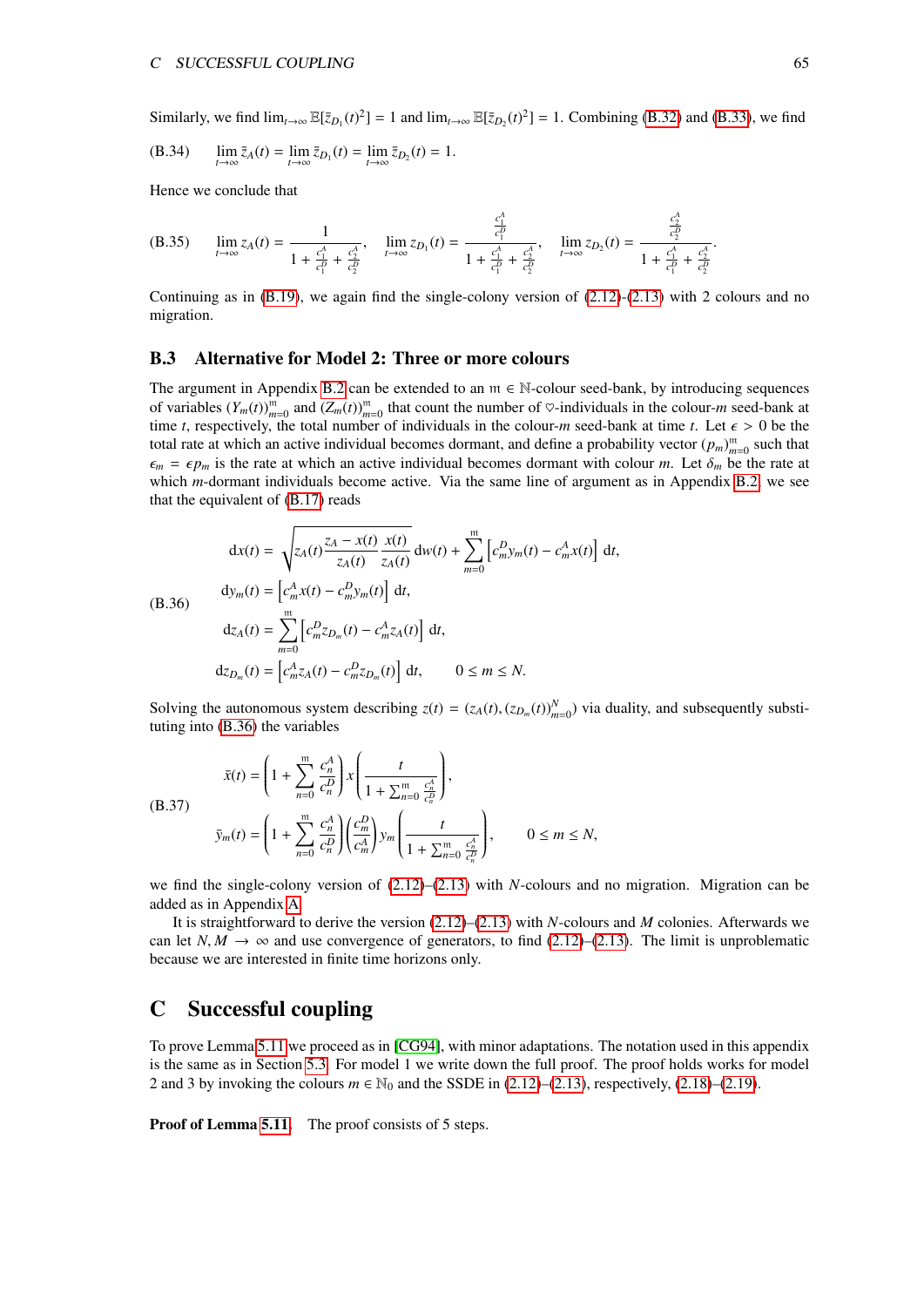Similarly, we find $\lim_{t\to\infty} \mathbb{E}[\bar{z}_{D_1}(t)^2] = 1$ and $\lim_{t\to\infty} \mathbb{E}[\bar{z}_{D_2}(t)^2] = 1$. Combining (B.32) and (B.33), we find

$$\text{(B.34)} \qquad \lim_{t\to\infty} \bar{z}_A(t) = \lim_{t\to\infty} \bar{z}_{D_1}(t) = \lim_{t\to\infty} \bar{z}_{D_2}(t) = 1.$$

Hence we conclude that

$$\text{(B.35)} \qquad \lim_{t\to\infty} z_A(t) = \frac{1}{1 + \frac{c_1^A}{c_1^D} + \frac{c_2^A}{c_2^D}}, \qquad \lim_{t\to\infty} z_{D_1}(t) = \frac{\frac{c_1^A}{c_1^D}}{1 + \frac{c_1^A}{c_1^D} + \frac{c_2^A}{c_2^D}}, \qquad \lim_{t\to\infty} z_{D_2}(t) = \frac{\frac{c_2^A}{c_2^D}}{1 + \frac{c_1^A}{c_1^D} + \frac{c_2^A}{c_2^D}}.$$

Continuing as in (B.19), we again find the single-colony version of (2.12)-(2.13) with 2 colours and no migration.

### B.3 Alternative for Model 2: Three or more colours

The argument in Appendix B.2 can be extended to an $\mathfrak{m} \in \mathbb{N}$-colour seed-bank, by introducing sequences of variables $(Y_m(t))_{m=0}^{\mathfrak{m}}$ and $(Z_m(t))_{m=0}^{\mathfrak{m}}$ that count the number of $\heartsuit$-individuals in the colour-$m$ seed-bank at time $t$, respectively, the total number of individuals in the colour-$m$ seed-bank at time $t$. Let $\epsilon > 0$ be the total rate at which an active individual becomes dormant, and define a probability vector $(p_m)_{m=0}^{\mathfrak{m}}$ such that $\epsilon_m = \epsilon p_m$ is the rate at which an active individual becomes dormant with colour $m$. Let $\delta_m$ be the rate at which $m$-dormant individuals become active. Via the same line of argument as in Appendix B.2, we see that the equivalent of (B.17) reads

$$\text{(B.36)} \qquad \begin{aligned} \mathrm{d}x(t) &= \sqrt{z_A(t)\frac{z_A - x(t)}{z_A(t)}\frac{x(t)}{z_A(t)}}\,\mathrm{d}w(t) + \sum_{m=0}^{\mathfrak{m}} \left[c_m^D y_m(t) - c_m^A x(t)\right] \mathrm{d}t,\\ \mathrm{d}y_m(t) &= \left[c_m^A x(t) - c_m^D y_m(t)\right] \mathrm{d}t,\\ \mathrm{d}z_A(t) &= \sum_{m=0}^{\mathfrak{m}} \left[c_m^D z_{D_m}(t) - c_m^A z_A(t)\right] \mathrm{d}t,\\ \mathrm{d}z_{D_m}(t) &= \left[c_m^A z_A(t) - c_m^D z_{D_m}(t)\right] \mathrm{d}t, \qquad 0 \le m \le N. \end{aligned}$$

Solving the autonomous system describing $z(t) = (z_A(t), (z_{D_m}(t))_{m=0}^N)$ via duality, and subsequently substituting into (B.36) the variables

$$\text{(B.37)} \qquad \begin{aligned} \bar{x}(t) &= \left(1 + \sum_{n=0}^{\mathfrak{m}} \frac{c_n^A}{c_n^D}\right) x\left(\frac{t}{1 + \sum_{n=0}^{\mathfrak{m}} \frac{c_n^A}{c_n^D}}\right),\\ \bar{y}_m(t) &= \left(1 + \sum_{n=0}^{\mathfrak{m}} \frac{c_n^A}{c_n^D}\right)\left(\frac{c_m^D}{c_m^A}\right) y_m\left(\frac{t}{1 + \sum_{n=0}^{\mathfrak{m}} \frac{c_n^A}{c_n^D}}\right), \qquad 0 \le m \le N, \end{aligned}$$

we find the single-colony version of (2.12)–(2.13) with $N$-colours and no migration. Migration can be added as in Appendix A.

It is straightforward to derive the version (2.12)–(2.13) with $N$-colours and $M$ colonies. Afterwards we can let $N, M \to \infty$ and use convergence of generators, to find (2.12)–(2.13). The limit is unproblematic because we are interested in finite time horizons only.

## C Successful coupling

To prove Lemma 5.11 we proceed as in [CG94], with minor adaptations. The notation used in this appendix is the same as in Section 5.3. For model 1 we write down the full proof. The proof holds works for model 2 and 3 by invoking the colours $m \in \mathbb{N}_0$ and the SSDE in (2.12)–(2.13), respectively, (2.18)–(2.19).

**Proof of Lemma 5.11.** The proof consists of 5 steps.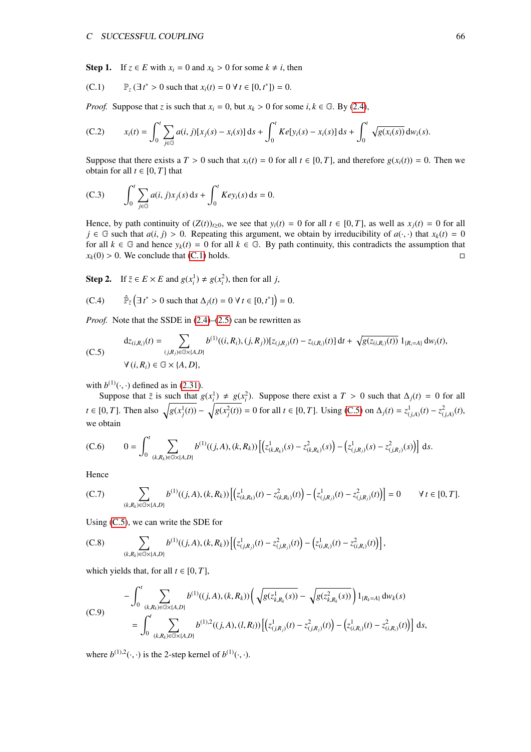**Step 1.** If $z \in E$ with $x_i = 0$ and $x_k > 0$ for some $k \neq i$, then

$$\mathbb{P}_z\,(\exists\, t^* > 0 \text{ such that } x_i(t) = 0 \;\forall\, t \in [0, t^*]) = 0. \tag{C.1}$$

*Proof.* Suppose that $z$ is such that $x_i = 0$, but $x_k > 0$ for some $i, k \in \mathbb{G}$. By (2.4),

$$x_i(t) = \int_0^t \sum_{j \in \mathbb{G}} a(i,j)[x_j(s) - x_i(s)]\,\mathrm{d}s + \int_0^t Ke[y_i(s) - x_i(s)]\,\mathrm{d}s + \int_0^t \sqrt{g(x_i(s))}\,\mathrm{d}w_i(s). \tag{C.2}$$

Suppose that there exists a $T > 0$ such that $x_i(t) = 0$ for all $t \in [0, T]$, and therefore $g(x_i(t)) = 0$. Then we obtain for all $t \in [0, T]$ that

$$\int_0^t \sum_{j \in \mathbb{G}} a(i,j) x_j(s)\,\mathrm{d}s + \int_0^t Ke y_i(s)\,\mathrm{d}s = 0. \tag{C.3}$$

Hence, by path continuity of $(Z(t))_{t \geq 0}$, we see that $y_i(t) = 0$ for all $t \in [0, T]$, as well as $x_j(t) = 0$ for all $j \in \mathbb{G}$ such that $a(i, j) > 0$. Repeating this argument, we obtain by irreducibility of $a(\cdot, \cdot)$ that $x_k(t) = 0$ for all $k \in \mathbb{G}$ and hence $y_k(t) = 0$ for all $k \in \mathbb{G}$. By path continuity, this contradicts the assumption that $x_k(0) > 0$. We conclude that (C.1) holds. □

**Step 2.** If $\bar{z} \in E \times E$ and $g(x_i^1) \neq g(x_i^2)$, then for all $j$,

$$\hat{\mathbb{P}}_{\bar{z}}\left(\exists\, t^* > 0 \text{ such that } \Delta_j(t) = 0 \;\forall\, t \in [0, t^*]\right) = 0. \tag{C.4}$$

*Proof.* Note that the SSDE in (2.4)–(2.5) can be rewritten as

$$\begin{aligned} \mathrm{d}z_{(i,R_i)}(t) &= \sum_{(j,R_j) \in \mathbb{G} \times \{A,D\}} b^{(1)}((i, R_i), (j, R_j))[z_{(j,R_j)}(t) - z_{(i,R_i)}(t)]\,\mathrm{d}t + \sqrt{g(z_{(i,R_i)}(t))}\,1_{\{R_i = A\}}\,\mathrm{d}w_i(t), \\ &\forall\, (i, R_i) \in \mathbb{G} \times \{A, D\}, \end{aligned} \tag{C.5}$$

with $b^{(1)}(\cdot, \cdot)$ defined as in (2.31).

Suppose that $\bar{z}$ is such that $g(x_i^1) \neq g(x_i^2)$. Suppose there exist a $T > 0$ such that $\Delta_j(t) = 0$ for all $t \in [0, T]$. Then also $\sqrt{g(x_j^1(t))} - \sqrt{g(x_j^2(t))} = 0$ for all $t \in [0, T]$. Using (C.5) on $\Delta_j(t) = z^1_{(j,A)}(t) - z^2_{(j,A)}(t)$, we obtain

$$0 = \int_0^t \sum_{(k,R_k) \in \mathbb{G} \times \{A,D\}} b^{(1)}((j, A), (k, R_k)) \left[\left(z^1_{(k,R_k)}(s) - z^2_{(k,R_k)}(s)\right) - \left(z^1_{(j,R_j)}(s) - z^2_{(j,R_j)}(s)\right)\right]\mathrm{d}s. \tag{C.6}$$

Hence

$$\sum_{(k,R_k) \in \mathbb{G} \times \{A,D\}} b^{(1)}((j, A), (k, R_k)) \left[\left(z^1_{(k,R_k)}(t) - z^2_{(k,R_k)}(t)\right) - \left(z^1_{(j,R_j)}(t) - z^2_{(j,R_j)}(t)\right)\right] = 0 \qquad \forall\, t \in [0, T]. \tag{C.7}$$

Using (C.5), we can write the SDE for

$$\sum_{(k,R_k) \in \mathbb{G} \times \{A,D\}} b^{(1)}((j, A), (k, R_k)) \left[\left(z^1_{(j,R_j)}(t) - z^2_{(j,R_j)}(t)\right) - \left(z^1_{(i,R_i)}(t) - z^2_{(i,R_i)}(t)\right)\right], \tag{C.8}$$

which yields that, for all $t \in [0, T]$,

$$\begin{aligned} &-\int_0^t \sum_{(k,R_k) \in \mathbb{G} \times \{A,D\}} b^{(1)}((j, A), (k, R_k)) \left(\sqrt{g(z^1_{k,R_k}(s))} - \sqrt{g(z^2_{k,R_k}(s))}\right) 1_{\{R_k = A\}}\,\mathrm{d}w_k(s) \\ &= \int_0^t \sum_{(k,R_k) \in \mathbb{G} \times \{A,D\}} b^{(1),2}((j, A), (l, R_l)) \left[\left(z^1_{(j,R_j)}(t) - z^2_{(j,R_j)}(t)\right) - \left(z^1_{(i,R_i)}(t) - z^2_{(i,R_i)}(t)\right)\right]\mathrm{d}s, \end{aligned} \tag{C.9}$$

where $b^{(1),2}(\cdot, \cdot)$ is the 2-step kernel of $b^{(1)}(\cdot, \cdot)$.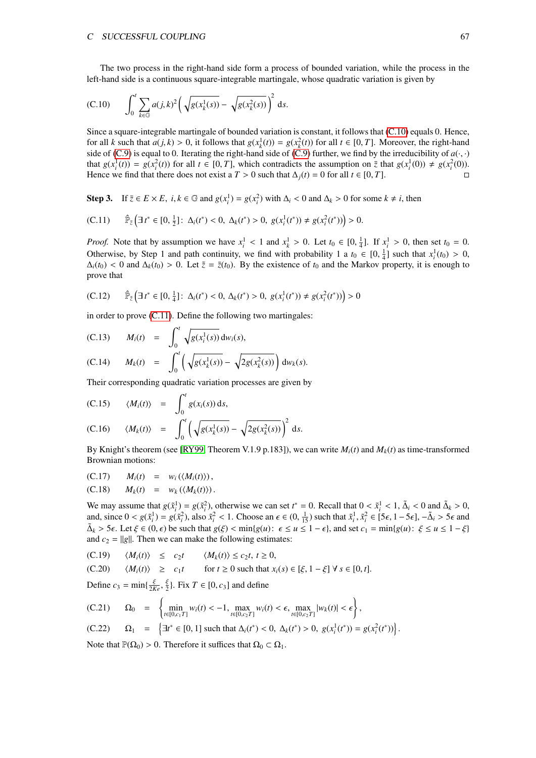The two process in the right-hand side form a process of bounded variation, while the process in the left-hand side is a continuous square-integrable martingale, whose quadratic variation is given by

$$\text{(C.10)} \qquad \int_0^t \sum_{k \in \mathbb{G}} a(j,k)^2 \Big( \sqrt{g(x_k^1(s))} - \sqrt{g(x_k^2(s))} \Big)^2 \, \mathrm{d}s.$$

Since a square-integrable martingale of bounded variation is constant, it follows that (C.10) equals 0. Hence, for all $k$ such that $a(j,k) > 0$, it follows that $g(x_k^1(t)) = g(x_k^2(t))$ for all $t \in [0,T]$. Moreover, the right-hand side of (C.9) is equal to 0. Iterating the right-hand side of (C.9) further, we find by the irreducibility of $a(\cdot,\cdot)$ that $g(x_i^1(t)) = g(x_i^2(t))$ for all $t \in [0,T]$, which contradicts the assumption on $\bar{z}$ that $g(x_i^1(0)) \neq g(x_i^2(0))$. Hence we find that there does not exist a $T > 0$ such that $\Delta_j(t) = 0$ for all $t \in [0,T]$. □

**Step 3.** If $\bar{z} \in E \times E$, $i,k \in \mathbb{G}$ and $g(x_i^1) = g(x_i^2)$ with $\Delta_i < 0$ and $\Delta_k > 0$ for some $k \neq i$, then

$$\text{(C.11)} \qquad \hat{\mathbb{P}}_{\bar{z}} \Big( \exists\, t^* \in [0, \tfrac{1}{2}] \colon \Delta_i(t^*) < 0,\ \Delta_k(t^*) > 0,\ g(x_i^1(t^*)) \neq g(x_i^2(t^*)) \Big) > 0.$$

*Proof.* Note that by assumption we have $x_i^1 < 1$ and $x_k^1 > 0$. Let $t_0 \in [0, \frac{1}{4}]$. If $x_i^1 > 0$, then set $t_0 = 0$. Otherwise, by Step 1 and path continuity, we find with probability 1 a $t_0 \in [0, \frac{1}{4}]$ such that $x_i^1(t_0) > 0$, $\Delta_i(t_0) < 0$ and $\Delta_k(t_0) > 0$. Let $\tilde{z} = \bar{z}(t_0)$. By the existence of $t_0$ and the Markov property, it is enough to prove that

$$\text{(C.12)} \qquad \hat{\mathbb{P}}_{\tilde{z}} \Big( \exists\, t^* \in [0, \tfrac{1}{4}] \colon \Delta_i(t^*) < 0,\ \Delta_k(t^*) > 0,\ g(x_i^1(t^*)) \neq g(x_i^2(t^*)) \Big) > 0$$

in order to prove (C.11). Define the following two martingales:

$$\text{(C.13)} \qquad M_i(t) = \int_0^t \sqrt{g(x_i^1(s))} \, \mathrm{d}w_i(s),$$

$$\text{(C.14)} \qquad M_k(t) = \int_0^t \Big( \sqrt{g(x_k^1(s))} - \sqrt{2g(x_k^2(s))} \Big) \, \mathrm{d}w_k(s).$$

Their corresponding quadratic variation processes are given by

$$\text{(C.15)} \qquad \langle M_i(t) \rangle = \int_0^t g(x_i(s)) \, \mathrm{d}s,$$

$$\text{(C.16)} \qquad \langle M_k(t) \rangle = \int_0^t \Big( \sqrt{g(x_k^1(s))} - \sqrt{2g(x_k^2(s))} \Big)^2 \, \mathrm{d}s.$$

By Knight's theorem (see [RY99, Theorem V.1.9 p.183]), we can write $M_i(t)$ and $M_k(t)$ as time-transformed Brownian motions:

$$\text{(C.17)} \qquad M_i(t) = w_i(\langle M_i(t) \rangle),$$

$$\text{(C.18)} \qquad M_k(t) = w_k(\langle M_k(t) \rangle).$$

We may assume that $g(\tilde{x}_i^1) = g(\tilde{x}_i^2)$, otherwise we can set $t^* = 0$. Recall that $0 < \tilde{x}_i^1 < 1$, $\tilde{\Delta}_i < 0$ and $\tilde{\Delta}_k > 0$, and, since $0 < g(\tilde{x}_i^1) = g(\tilde{x}_i^2)$, also $\tilde{x}_i^2 < 1$. Choose an $\epsilon \in (0, \frac{1}{15})$ such that $\tilde{x}_i^1, \tilde{x}_i^2 \in [5\epsilon, 1 - 5\epsilon]$, $-\tilde{\Delta}_i > 5\epsilon$ and $\tilde{\Delta}_k > 5\epsilon$. Let $\xi \in (0, \epsilon)$ be such that $g(\xi) < \min\{g(u) \colon \epsilon \le u \le 1 - \epsilon\}$, and set $c_1 = \min\{g(u) \colon \xi \le u \le 1 - \xi\}$ and $c_2 = \|g\|$. Then we can make the following estimates:

$$\text{(C.19)} \qquad \langle M_i(t) \rangle \le c_2 t \qquad \langle M_k(t) \rangle \le c_2 t,\ t \ge 0,$$

$$\text{(C.20)} \qquad \langle M_i(t) \rangle \ge c_1 t \qquad \text{for } t \ge 0 \text{ such that } x_i(s) \in [\xi, 1 - \xi]\ \forall\, s \in [0,t].$$

Define $c_3 = \min\{\frac{\xi}{2K\epsilon}, \frac{\xi}{2}\}$. Fix $T \in [0, c_3]$ and define

$$\text{(C.21)} \qquad \Omega_0 = \Big\{ \min_{t \in [0, c_1 T]} w_i(t) < -1,\ \max_{t \in [0, c_2 T]} w_i(t) < \epsilon,\ \max_{t \in [0, c_2 T]} |w_k(t)| < \epsilon \Big\},$$

$$\text{(C.22)} \qquad \Omega_1 = \Big\{ \exists t^* \in [0,1] \text{ such that } \Delta_i(t^*) < 0,\ \Delta_k(t^*) > 0,\ g(x_i^1(t^*)) = g(x_i^2(t^*)) \Big\}.$$

Note that $\mathbb{P}(\Omega_0) > 0$. Therefore it suffices that $\Omega_0 \subset \Omega_1$.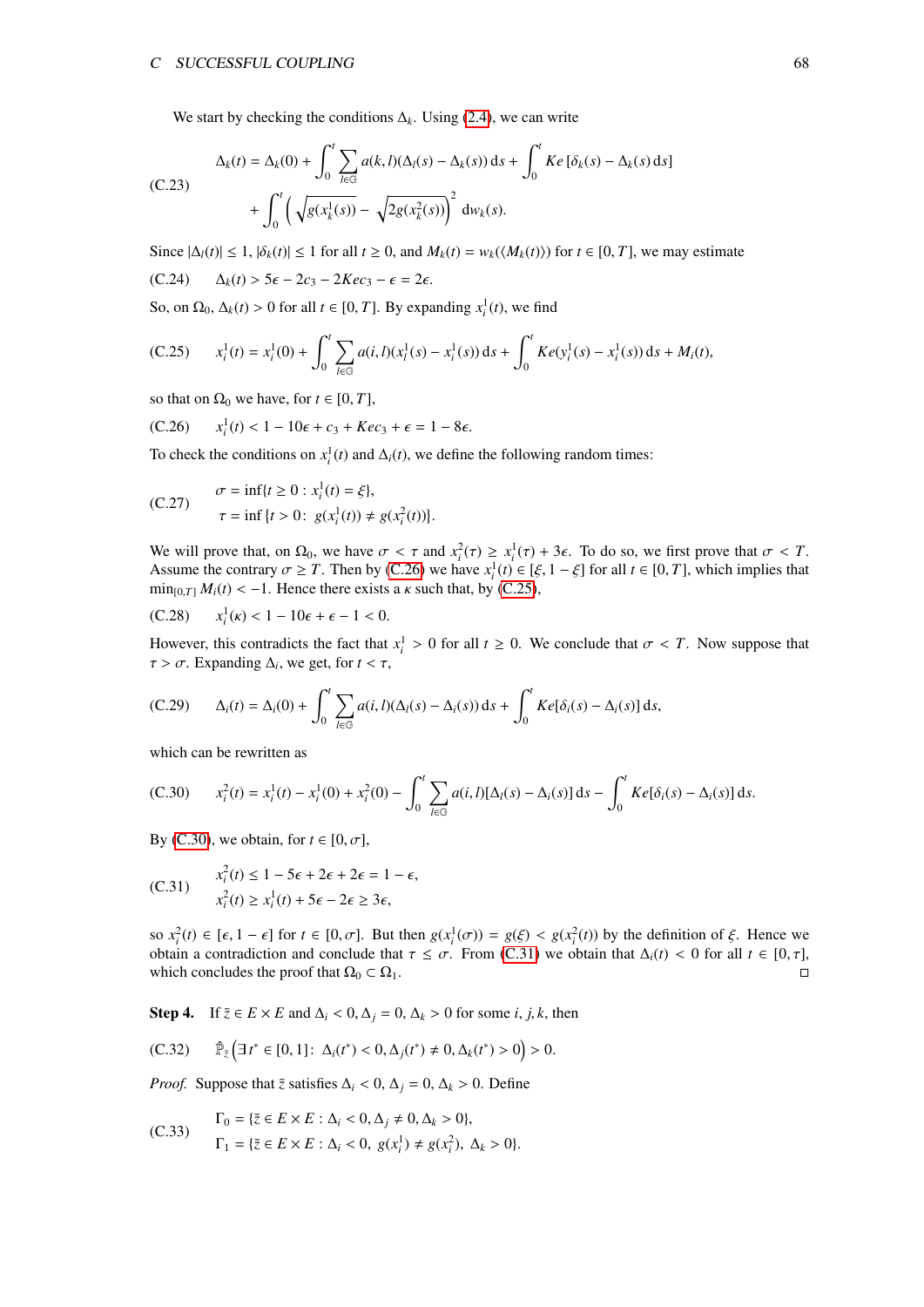We start by checking the conditions $\Delta_k$. Using (2.4), we can write

$$\text{(C.23)}\qquad \begin{aligned}\Delta_k(t) &= \Delta_k(0) + \int_0^t \sum_{l\in\mathbb{G}} a(k,l)(\Delta_l(s) - \Delta_k(s))\,\mathrm{d}s + \int_0^t Ke\,[\delta_k(s) - \Delta_k(s)\,\mathrm{d}s] \\ &\quad + \int_0^t \left(\sqrt{g(x_k^1(s))} - \sqrt{2g(x_k^2(s))}\right)^2 \mathrm{d}w_k(s).\end{aligned}$$

Since $|\Delta_l(t)| \le 1$, $|\delta_k(t)| \le 1$ for all $t \ge 0$, and $M_k(t) = w_k(\langle M_k(t)\rangle)$ for $t \in [0,T]$, we may estimate

$$\text{(C.24)}\qquad \Delta_k(t) > 5\epsilon - 2c_3 - 2Kec_3 - \epsilon = 2\epsilon.$$

So, on $\Omega_0$, $\Delta_k(t) > 0$ for all $t \in [0,T]$. By expanding $x_i^1(t)$, we find

$$\text{(C.25)}\qquad x_i^1(t) = x_i^1(0) + \int_0^t \sum_{l\in\mathbb{G}} a(i,l)(x_l^1(s) - x_i^1(s))\,\mathrm{d}s + \int_0^t Ke(y_i^1(s) - x_i^1(s))\,\mathrm{d}s + M_i(t),$$

so that on $\Omega_0$ we have, for $t \in [0,T]$,

$$\text{(C.26)}\qquad x_i^1(t) < 1 - 10\epsilon + c_3 + Kec_3 + \epsilon = 1 - 8\epsilon.$$

To check the conditions on $x_i^1(t)$ and $\Delta_i(t)$, we define the following random times:

$$\text{(C.27)}\qquad \begin{aligned}\sigma &= \inf\{t \ge 0 : x_i^1(t) = \xi\}, \\ \tau &= \inf\{t > 0 :\ g(x_i^1(t)) \ne g(x_i^2(t))\}.\end{aligned}$$

We will prove that, on $\Omega_0$, we have $\sigma < \tau$ and $x_i^2(\tau) \ge x_i^1(\tau) + 3\epsilon$. To do so, we first prove that $\sigma < T$. Assume the contrary $\sigma \ge T$. Then by (C.26) we have $x_i^1(t) \in [\xi, 1-\xi]$ for all $t \in [0,T]$, which implies that $\min_{[0,T]} M_i(t) < -1$. Hence there exists a $\kappa$ such that, by (C.25),

$$\text{(C.28)}\qquad x_i^1(\kappa) < 1 - 10\epsilon + \epsilon - 1 < 0.$$

However, this contradicts the fact that $x_i^1 > 0$ for all $t \ge 0$. We conclude that $\sigma < T$. Now suppose that $\tau > \sigma$. Expanding $\Delta_i$, we get, for $t < \tau$,

$$\text{(C.29)}\qquad \Delta_i(t) = \Delta_i(0) + \int_0^t \sum_{l\in\mathbb{G}} a(i,l)(\Delta_l(s) - \Delta_i(s))\,\mathrm{d}s + \int_0^t Ke[\delta_i(s) - \Delta_i(s)]\,\mathrm{d}s,$$

which can be rewritten as

$$\text{(C.30)}\qquad x_i^2(t) = x_i^1(t) - x_i^1(0) + x_i^2(0) - \int_0^t \sum_{l\in\mathbb{G}} a(i,l)[\Delta_l(s) - \Delta_i(s)]\,\mathrm{d}s - \int_0^t Ke[\delta_i(s) - \Delta_i(s)]\,\mathrm{d}s.$$

By (C.30), we obtain, for $t \in [0,\sigma]$,

$$\text{(C.31)}\qquad \begin{aligned}x_i^2(t) &\le 1 - 5\epsilon + 2\epsilon + 2\epsilon = 1 - \epsilon, \\ x_i^2(t) &\ge x_i^1(t) + 5\epsilon - 2\epsilon \ge 3\epsilon,\end{aligned}$$

so $x_i^2(t) \in [\epsilon, 1-\epsilon]$ for $t \in [0,\sigma]$. But then $g(x_i^1(\sigma)) = g(\xi) < g(x_i^2(t))$ by the definition of $\xi$. Hence we obtain a contradiction and conclude that $\tau \le \sigma$. From (C.31) we obtain that $\Delta_i(t) < 0$ for all $t \in [0,\tau]$, which concludes the proof that $\Omega_0 \subset \Omega_1$. □

**Step 4.** If $\bar{z} \in E \times E$ and $\Delta_i < 0, \Delta_j = 0, \Delta_k > 0$ for some $i,j,k$, then

$$\text{(C.32)}\qquad \hat{\mathbb{P}}_{\bar{z}}\left(\exists\, t^* \in [0,1] :\ \Delta_i(t^*) < 0, \Delta_j(t^*) \ne 0, \Delta_k(t^*) > 0\right) > 0.$$

*Proof.* Suppose that $\bar{z}$ satisfies $\Delta_i < 0, \Delta_j = 0, \Delta_k > 0$. Define

$$\text{(C.33)}\qquad \begin{aligned}\Gamma_0 &= \{\bar{z} \in E \times E : \Delta_i < 0, \Delta_j \ne 0, \Delta_k > 0\}, \\ \Gamma_1 &= \{\bar{z} \in E \times E : \Delta_i < 0,\ g(x_i^1) \ne g(x_i^2),\ \Delta_k > 0\}.\end{aligned}$$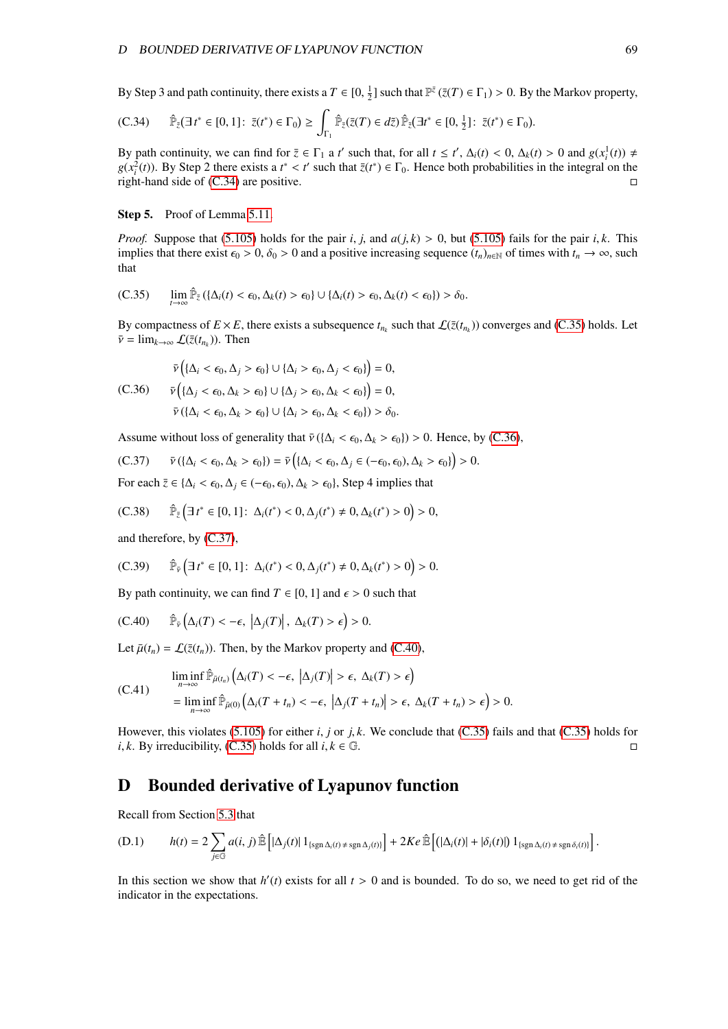By Step 3 and path continuity, there exists a $T \in [0, \frac{1}{2}]$ such that $\mathbb{P}^{\bar{z}}(\bar{z}(T) \in \Gamma_1) > 0$. By the Markov property,

$$
\text{(C.34)} \qquad \hat{\mathbb{P}}_{\bar{z}}(\exists\, t^* \in [0,1]\colon\ \bar{z}(t^*) \in \Gamma_0) \geq \int_{\Gamma_1} \hat{\mathbb{P}}_{\bar{z}}(\bar{z}(T) \in d\tilde{z})\, \hat{\mathbb{P}}_{\tilde{z}}(\exists t^* \in [0, \tfrac{1}{2}]\colon\ \bar{z}(t^*) \in \Gamma_0).
$$

By path continuity, we can find for $\bar{z} \in \Gamma_1$ a $t'$ such that, for all $t \leq t'$, $\Delta_i(t) < 0$, $\Delta_k(t) > 0$ and $g(x_i^1(t)) \neq g(x_i^2(t))$. By Step 2 there exists a $t^* < t'$ such that $\bar{z}(t^*) \in \Gamma_0$. Hence both probabilities in the integral on the right-hand side of (C.34) are positive. □

**Step 5.** Proof of Lemma 5.11.

*Proof.* Suppose that (5.105) holds for the pair $i, j$, and $a(j,k) > 0$, but (5.105) fails for the pair $i, k$. This implies that there exist $\epsilon_0 > 0$, $\delta_0 > 0$ and a positive increasing sequence $(t_n)_{n\in\mathbb{N}}$ of times with $t_n \to \infty$, such that

$$
\text{(C.35)} \qquad \lim_{t\to\infty} \hat{\mathbb{P}}_{\bar{z}}\left(\{\Delta_i(t) < \epsilon_0, \Delta_k(t) > \epsilon_0\} \cup \{\Delta_i(t) > \epsilon_0, \Delta_k(t) < \epsilon_0\}\right) > \delta_0.
$$

By compactness of $E \times E$, there exists a subsequence $t_{n_k}$ such that $\mathcal{L}(\bar{z}(t_{n_k}))$ converges and (C.35) holds. Let $\bar{\nu} = \lim_{k\to\infty} \mathcal{L}(\bar{z}(t_{n_k}))$. Then

$$
\text{(C.36)} \qquad
\begin{aligned}
&\bar{\nu}\Big(\{\Delta_i < \epsilon_0, \Delta_j > \epsilon_0\} \cup \{\Delta_i > \epsilon_0, \Delta_j < \epsilon_0\}\Big) = 0,\\
&\bar{\nu}\Big(\{\Delta_j < \epsilon_0, \Delta_k > \epsilon_0\} \cup \{\Delta_j > \epsilon_0, \Delta_k < \epsilon_0\}\Big) = 0,\\
&\bar{\nu}\left(\{\Delta_i < \epsilon_0, \Delta_k > \epsilon_0\} \cup \{\Delta_i > \epsilon_0, \Delta_k < \epsilon_0\}\right) > \delta_0.
\end{aligned}
$$

Assume without loss of generality that $\bar{\nu}(\{\Delta_i < \epsilon_0, \Delta_k > \epsilon_0\}) > 0$. Hence, by (C.36),

$$
\text{(C.37)} \qquad \bar{\nu}\left(\{\Delta_i < \epsilon_0, \Delta_k > \epsilon_0\}\right) = \bar{\nu}\Big(\{\Delta_i < \epsilon_0, \Delta_j \in (-\epsilon_0, \epsilon_0), \Delta_k > \epsilon_0\}\Big) > 0.
$$

For each $\bar{z} \in \{\Delta_i < \epsilon_0, \Delta_j \in (-\epsilon_0, \epsilon_0), \Delta_k > \epsilon_0\}$, Step 4 implies that

$$
\text{(C.38)} \qquad \hat{\mathbb{P}}_{\bar{z}}\Big(\exists\, t^* \in [0,1]\colon\ \Delta_i(t^*) < 0, \Delta_j(t^*) \neq 0, \Delta_k(t^*) > 0\Big) > 0,
$$

and therefore, by (C.37),

$$
\text{(C.39)} \qquad \hat{\mathbb{P}}_{\bar{\nu}}\Big(\exists\, t^* \in [0,1]\colon\ \Delta_i(t^*) < 0, \Delta_j(t^*) \neq 0, \Delta_k(t^*) > 0\Big) > 0.
$$

By path continuity, we can find $T \in [0,1]$ and $\epsilon > 0$ such that

$$
\text{(C.40)} \qquad \hat{\mathbb{P}}_{\bar{\nu}}\Big(\Delta_i(T) < -\epsilon,\ \left|\Delta_j(T)\right|,\ \Delta_k(T) > \epsilon\Big) > 0.
$$

Let $\bar{\mu}(t_n) = \mathcal{L}(\bar{z}(t_n))$. Then, by the Markov property and (C.40),

$$
\text{(C.41)} \qquad
\begin{aligned}
&\liminf_{n\to\infty} \hat{\mathbb{P}}_{\bar{\mu}(t_n)}\Big(\Delta_i(T) < -\epsilon,\ \left|\Delta_j(T)\right| > \epsilon,\ \Delta_k(T) > \epsilon\Big)\\
&= \liminf_{n\to\infty} \hat{\mathbb{P}}_{\bar{\mu}(0)}\Big(\Delta_i(T + t_n) < -\epsilon,\ \left|\Delta_j(T + t_n)\right| > \epsilon,\ \Delta_k(T + t_n) > \epsilon\Big) > 0.
\end{aligned}
$$

However, this violates (5.105) for either $i, j$ or $j, k$. We conclude that (C.35) fails and that (C.35) holds for $i, k$. By irreducibility, (C.35) holds for all $i, k \in \mathbb{G}$. □

# D Bounded derivative of Lyapunov function

Recall from Section 5.3 that

$$
\text{(D.1)} \qquad h(t) = 2 \sum_{j\in\mathbb{G}} a(i,j)\, \hat{\mathbb{E}}\left[|\Delta_j(t)|\, 1_{\{\operatorname{sgn}\Delta_i(t) \neq \operatorname{sgn}\Delta_j(t)\}}\right] + 2Ke\, \hat{\mathbb{E}}\left[(|\Delta_i(t)| + |\delta_i(t)|)\, 1_{\{\operatorname{sgn}\Delta_i(t) \neq \operatorname{sgn}\delta_i(t)\}}\right].
$$

In this section we show that $h'(t)$ exists for all $t > 0$ and is bounded. To do so, we need to get rid of the indicator in the expectations.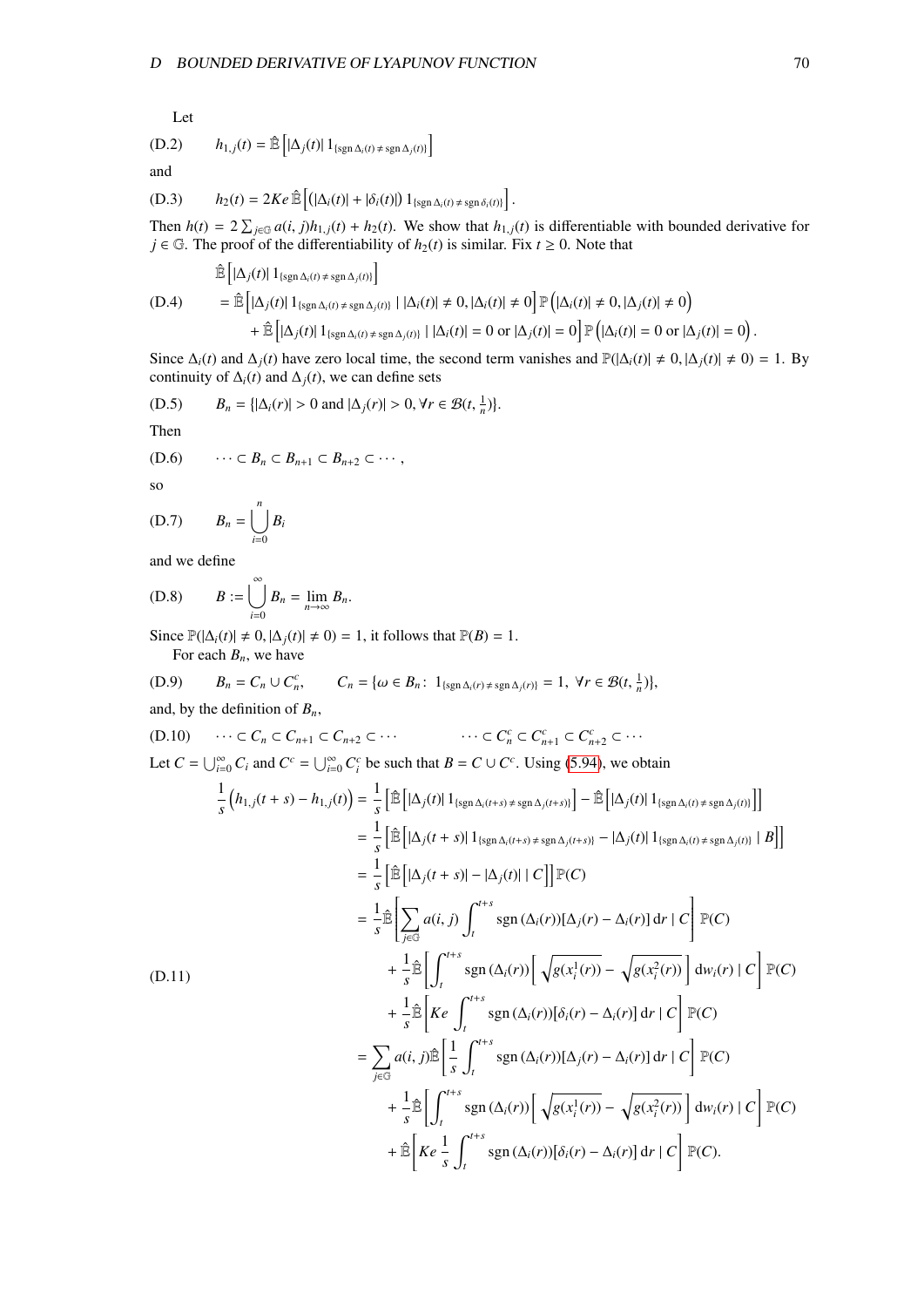Let

$$h_{1,j}(t) = \hat{\mathbb{E}}\left[|\Delta_j(t)|\, 1_{\{\operatorname{sgn}\Delta_i(t)\neq \operatorname{sgn}\Delta_j(t)\}}\right] \tag{D.2}$$

and

$$h_2(t) = 2Ke\,\hat{\mathbb{E}}\left[\left(|\Delta_i(t)| + |\delta_i(t)|\right) 1_{\{\operatorname{sgn}\Delta_i(t)\neq \operatorname{sgn}\delta_i(t)\}}\right]. \tag{D.3}$$

Then $h(t) = 2\sum_{j\in\mathbb{G}} a(i,j)h_{1,j}(t) + h_2(t)$. We show that $h_{1,j}(t)$ is differentiable with bounded derivative for $j \in \mathbb{G}$. The proof of the differentiability of $h_2(t)$ is similar. Fix $t \geq 0$. Note that

$$\begin{aligned}
&\hat{\mathbb{E}}\left[|\Delta_j(t)|\, 1_{\{\operatorname{sgn}\Delta_i(t)\neq \operatorname{sgn}\Delta_j(t)\}}\right] \\
&= \hat{\mathbb{E}}\left[|\Delta_j(t)|\, 1_{\{\operatorname{sgn}\Delta_i(t)\neq \operatorname{sgn}\Delta_j(t)\}} \mid |\Delta_i(t)| \neq 0, |\Delta_i(t)| \neq 0\right] \mathbb{P}\left(|\Delta_i(t)| \neq 0, |\Delta_j(t)| \neq 0\right) \\
&\quad + \hat{\mathbb{E}}\left[|\Delta_j(t)|\, 1_{\{\operatorname{sgn}\Delta_i(t)\neq \operatorname{sgn}\Delta_j(t)\}} \mid |\Delta_i(t)| = 0 \text{ or } |\Delta_j(t)| = 0\right] \mathbb{P}\left(|\Delta_i(t)| = 0 \text{ or } |\Delta_j(t)| = 0\right).
\end{aligned} \tag{D.4}$$

Since $\Delta_i(t)$ and $\Delta_j(t)$ have zero local time, the second term vanishes and $\mathbb{P}(|\Delta_i(t)| \neq 0, |\Delta_j(t)| \neq 0) = 1$. By continuity of $\Delta_i(t)$ and $\Delta_j(t)$, we can define sets

$$B_n = \{|\Delta_i(r)| > 0 \text{ and } |\Delta_j(r)| > 0, \forall r \in \mathcal{B}(t, \tfrac{1}{n})\}. \tag{D.5}$$

Then

$$\cdots \subset B_n \subset B_{n+1} \subset B_{n+2} \subset \cdots, \tag{D.6}$$

so

$$B_n = \bigcup_{i=0}^{n} B_i \tag{D.7}$$

and we define

$$B := \bigcup_{i=0}^{\infty} B_n = \lim_{n\to\infty} B_n. \tag{D.8}$$

Since $\mathbb{P}(|\Delta_i(t)| \neq 0, |\Delta_j(t)| \neq 0) = 1$, it follows that $\mathbb{P}(B) = 1$.

For each $B_n$, we have

$$B_n = C_n \cup C_n^c, \qquad C_n = \{\omega \in B_n \colon 1_{\{\operatorname{sgn}\Delta_i(r)\neq \operatorname{sgn}\Delta_j(r)\}} = 1,\ \forall r \in \mathcal{B}(t, \tfrac{1}{n})\}, \tag{D.9}$$

and, by the definition of $B_n$,

$$\cdots \subset C_n \subset C_{n+1} \subset C_{n+2} \subset \cdots \qquad\qquad \cdots \subset C_n^c \subset C_{n+1}^c \subset C_{n+2}^c \subset \cdots \tag{D.10}$$

Let $C = \bigcup_{i=0}^{\infty} C_i$ and $C^c = \bigcup_{i=0}^{\infty} C_i^c$ be such that $B = C \cup C^c$. Using (5.94), we obtain

$$\begin{aligned}
\frac{1}{s}\left(h_{1,j}(t+s) - h_{1,j}(t)\right) &= \frac{1}{s}\left[\hat{\mathbb{E}}\left[|\Delta_j(t)|\, 1_{\{\operatorname{sgn}\Delta_i(t+s)\neq \operatorname{sgn}\Delta_j(t+s)\}}\right] - \hat{\mathbb{E}}\left[|\Delta_j(t)|\, 1_{\{\operatorname{sgn}\Delta_i(t)\neq \operatorname{sgn}\Delta_j(t)\}}\right]\right] \\
&= \frac{1}{s}\left[\hat{\mathbb{E}}\left[|\Delta_j(t+s)|\, 1_{\{\operatorname{sgn}\Delta_i(t+s)\neq \operatorname{sgn}\Delta_j(t+s)\}} - |\Delta_j(t)|\, 1_{\{\operatorname{sgn}\Delta_i(t)\neq \operatorname{sgn}\Delta_j(t)\}} \mid B\right]\right] \\
&= \frac{1}{s}\left[\hat{\mathbb{E}}\left[|\Delta_j(t+s)| - |\Delta_j(t)| \mid C\right]\right]\mathbb{P}(C) \\
&= \frac{1}{s}\hat{\mathbb{E}}\left[\sum_{j\in\mathbb{G}} a(i,j) \int_t^{t+s} \operatorname{sgn}(\Delta_i(r))[\Delta_j(r) - \Delta_i(r)]\,\mathrm{d}r \mid C\right]\mathbb{P}(C) \\
&\quad + \frac{1}{s}\hat{\mathbb{E}}\left[\int_t^{t+s} \operatorname{sgn}(\Delta_i(r))\left[\sqrt{g(x_i^1(r))} - \sqrt{g(x_i^2(r))}\right]\mathrm{d}w_i(r) \mid C\right]\mathbb{P}(C) \\
&\quad + \frac{1}{s}\hat{\mathbb{E}}\left[Ke\int_t^{t+s} \operatorname{sgn}(\Delta_i(r))[\delta_i(r) - \Delta_i(r)]\,\mathrm{d}r \mid C\right]\mathbb{P}(C) \\
&= \sum_{j\in\mathbb{G}} a(i,j)\hat{\mathbb{E}}\left[\frac{1}{s}\int_t^{t+s} \operatorname{sgn}(\Delta_i(r))[\Delta_j(r) - \Delta_i(r)]\,\mathrm{d}r \mid C\right]\mathbb{P}(C) \\
&\quad + \frac{1}{s}\hat{\mathbb{E}}\left[\int_t^{t+s} \operatorname{sgn}(\Delta_i(r))\left[\sqrt{g(x_i^1(r))} - \sqrt{g(x_i^2(r))}\right]\mathrm{d}w_i(r) \mid C\right]\mathbb{P}(C) \\
&\quad + \hat{\mathbb{E}}\left[Ke\,\frac{1}{s}\int_t^{t+s} \operatorname{sgn}(\Delta_i(r))[\delta_i(r) - \Delta_i(r)]\,\mathrm{d}r \mid C\right]\mathbb{P}(C).
\end{aligned} \tag{D.11}$$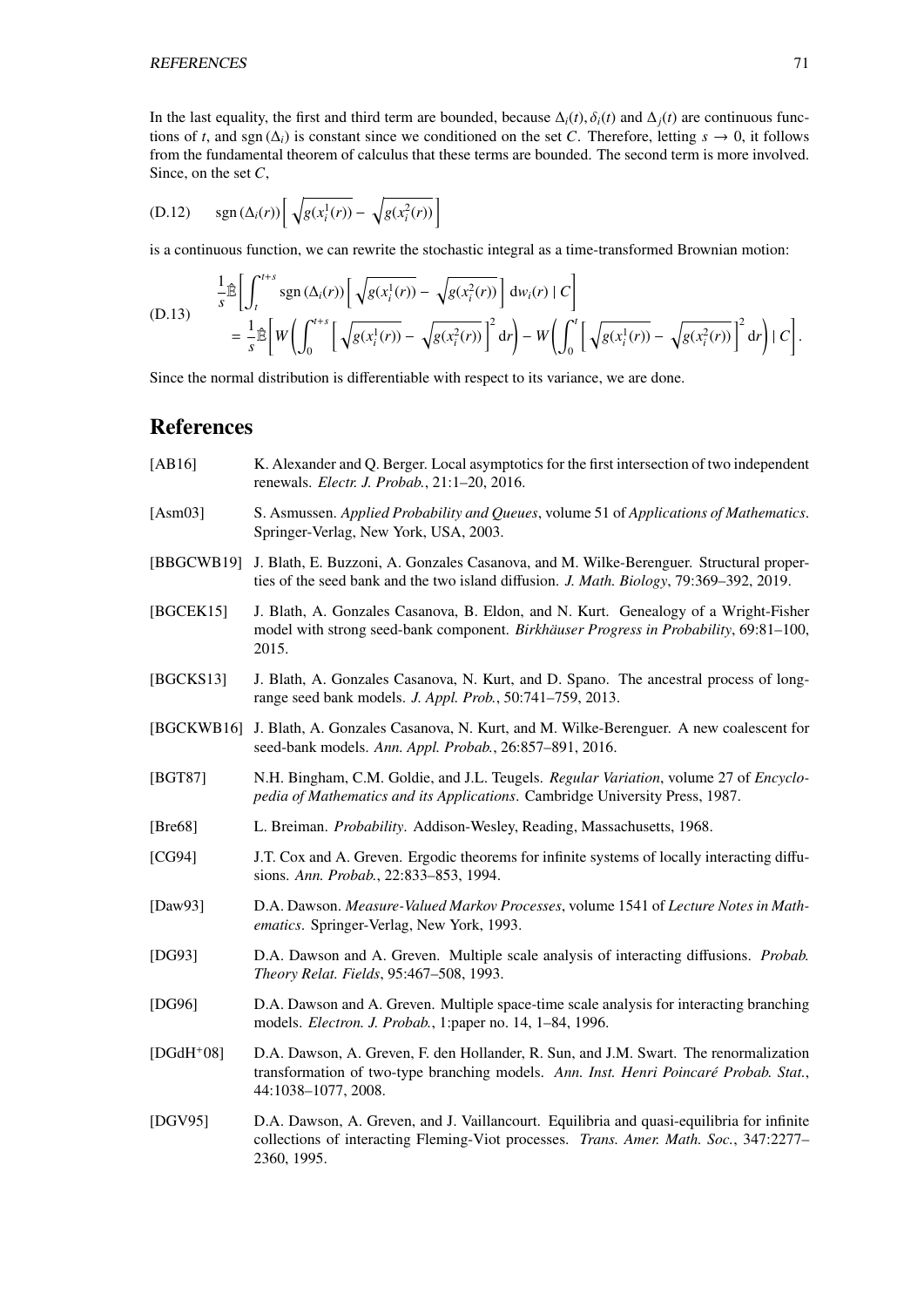In the last equality, the first and third term are bounded, because $\Delta_i(t), \delta_i(t)$ and $\Delta_j(t)$ are continuous functions of $t$, and $\operatorname{sgn}(\Delta_i)$ is constant since we conditioned on the set $C$. Therefore, letting $s \to 0$, it follows from the fundamental theorem of calculus that these terms are bounded. The second term is more involved. Since, on the set $C$,

$$\operatorname{sgn}(\Delta_i(r))\Big[\sqrt{g(x_i^1(r))} - \sqrt{g(x_i^2(r))}\Big] \tag{D.12}$$

is a continuous function, we can rewrite the stochastic integral as a time-transformed Brownian motion:

$$\begin{aligned}
&\frac{1}{s}\hat{\mathbb{E}}\left[\int_t^{t+s} \operatorname{sgn}(\Delta_i(r))\Big[\sqrt{g(x_i^1(r))} - \sqrt{g(x_i^2(r))}\Big]\,\mathrm{d}w_i(r) \mid C\right] \\
&= \frac{1}{s}\hat{\mathbb{E}}\left[W\left(\int_0^{t+s}\Big[\sqrt{g(x_i^1(r))} - \sqrt{g(x_i^2(r))}\Big]^2\mathrm{d}r\right) - W\left(\int_0^{t}\Big[\sqrt{g(x_i^1(r))} - \sqrt{g(x_i^2(r))}\Big]^2\mathrm{d}r\right) \mid C\right].
\end{aligned} \tag{D.13}$$

Since the normal distribution is differentiable with respect to its variance, we are done.

# References

[AB16] K. Alexander and Q. Berger. Local asymptotics for the first intersection of two independent renewals. *Electr. J. Probab.*, 21:1–20, 2016.

[Asm03] S. Asmussen. *Applied Probability and Queues*, volume 51 of *Applications of Mathematics*. Springer-Verlag, New York, USA, 2003.

[BBGCWB19] J. Blath, E. Buzzoni, A. Gonzales Casanova, and M. Wilke-Berenguer. Structural properties of the seed bank and the two island diffusion. *J. Math. Biology*, 79:369–392, 2019.

[BGCEK15] J. Blath, A. Gonzales Casanova, B. Eldon, and N. Kurt. Genealogy of a Wright-Fisher model with strong seed-bank component. *Birkhäuser Progress in Probability*, 69:81–100, 2015.

[BGCKS13] J. Blath, A. Gonzales Casanova, N. Kurt, and D. Spano. The ancestral process of long-range seed bank models. *J. Appl. Prob.*, 50:741–759, 2013.

[BGCKWB16] J. Blath, A. Gonzales Casanova, N. Kurt, and M. Wilke-Berenguer. A new coalescent for seed-bank models. *Ann. Appl. Probab.*, 26:857–891, 2016.

[BGT87] N.H. Bingham, C.M. Goldie, and J.L. Teugels. *Regular Variation*, volume 27 of *Encyclopedia of Mathematics and its Applications*. Cambridge University Press, 1987.

[Bre68] L. Breiman. *Probability*. Addison-Wesley, Reading, Massachusetts, 1968.

[CG94] J.T. Cox and A. Greven. Ergodic theorems for infinite systems of locally interacting diffusions. *Ann. Probab.*, 22:833–853, 1994.

[Daw93] D.A. Dawson. *Measure-Valued Markov Processes*, volume 1541 of *Lecture Notes in Mathematics*. Springer-Verlag, New York, 1993.

[DG93] D.A. Dawson and A. Greven. Multiple scale analysis of interacting diffusions. *Probab. Theory Relat. Fields*, 95:467–508, 1993.

[DG96] D.A. Dawson and A. Greven. Multiple space-time scale analysis for interacting branching models. *Electron. J. Probab.*, 1:paper no. 14, 1–84, 1996.

[DGdH+08] D.A. Dawson, A. Greven, F. den Hollander, R. Sun, and J.M. Swart. The renormalization transformation of two-type branching models. *Ann. Inst. Henri Poincaré Probab. Stat.*, 44:1038–1077, 2008.

[DGV95] D.A. Dawson, A. Greven, and J. Vaillancourt. Equilibria and quasi-equilibria for infinite collections of interacting Fleming-Viot processes. *Trans. Amer. Math. Soc.*, 347:2277–2360, 1995.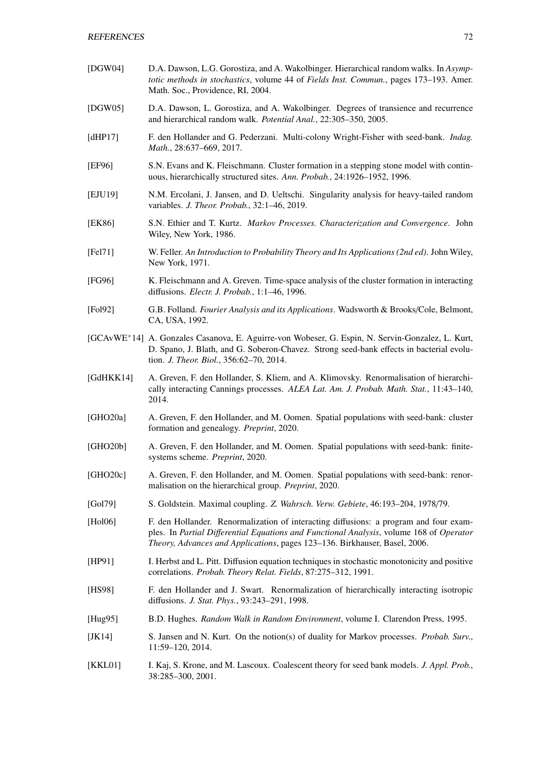[DGW04] D.A. Dawson, L.G. Gorostiza, and A. Wakolbinger. Hierarchical random walks. In *Asymptotic methods in stochastics*, volume 44 of *Fields Inst. Commun.*, pages 173–193. Amer. Math. Soc., Providence, RI, 2004.

[DGW05] D.A. Dawson, L. Gorostiza, and A. Wakolbinger. Degrees of transience and recurrence and hierarchical random walk. *Potential Anal.*, 22:305–350, 2005.

[dHP17] F. den Hollander and G. Pederzani. Multi-colony Wright-Fisher with seed-bank. *Indag. Math.*, 28:637–669, 2017.

[EF96] S.N. Evans and K. Fleischmann. Cluster formation in a stepping stone model with continuous, hierarchically structured sites. *Ann. Probab.*, 24:1926–1952, 1996.

[EJU19] N.M. Ercolani, J. Jansen, and D. Ueltschi. Singularity analysis for heavy-tailed random variables. *J. Theor. Probab.*, 32:1–46, 2019.

[EK86] S.N. Ethier and T. Kurtz. *Markov Processes. Characterization and Convergence*. John Wiley, New York, 1986.

[Fel71] W. Feller. *An Introduction to Probability Theory and Its Applications (2nd ed)*. John Wiley, New York, 1971.

[FG96] K. Fleischmann and A. Greven. Time-space analysis of the cluster formation in interacting diffusions. *Electr. J. Probab.*, 1:1–46, 1996.

[Fol92] G.B. Folland. *Fourier Analysis and its Applications*. Wadsworth & Brooks/Cole, Belmont, CA, USA, 1992.

[GCAvWE+14] A. Gonzales Casanova, E. Aguirre-von Wobeser, G. Espin, N. Servin-Gonzalez, L. Kurt, D. Spano, J. Blath, and G. Soberon-Chavez. Strong seed-bank effects in bacterial evolution. *J. Theor. Biol.*, 356:62–70, 2014.

[GdHKK14] A. Greven, F. den Hollander, S. Kliem, and A. Klimovsky. Renormalisation of hierarchically interacting Cannings processes. *ALEA Lat. Am. J. Probab. Math. Stat.*, 11:43–140, 2014.

[GHO20a] A. Greven, F. den Hollander, and M. Oomen. Spatial populations with seed-bank: cluster formation and genealogy. *Preprint*, 2020.

[GHO20b] A. Greven, F. den Hollander, and M. Oomen. Spatial populations with seed-bank: finite-systems scheme. *Preprint*, 2020.

[GHO20c] A. Greven, F. den Hollander, and M. Oomen. Spatial populations with seed-bank: renormalisation on the hierarchical group. *Preprint*, 2020.

[Gol79] S. Goldstein. Maximal coupling. *Z. Wahrsch. Verw. Gebiete*, 46:193–204, 1978/79.

[Hol06] F. den Hollander. Renormalization of interacting diffusions: a program and four examples. In *Partial Differential Equations and Functional Analysis*, volume 168 of *Operator Theory, Advances and Applications*, pages 123–136. Birkhauser, Basel, 2006.

[HP91] I. Herbst and L. Pitt. Diffusion equation techniques in stochastic monotonicity and positive correlations. *Probab. Theory Relat. Fields*, 87:275–312, 1991.

[HS98] F. den Hollander and J. Swart. Renormalization of hierarchically interacting isotropic diffusions. *J. Stat. Phys.*, 93:243–291, 1998.

[Hug95] B.D. Hughes. *Random Walk in Random Environment*, volume I. Clarendon Press, 1995.

[JK14] S. Jansen and N. Kurt. On the notion(s) of duality for Markov processes. *Probab. Surv.*, 11:59–120, 2014.

[KKL01] I. Kaj, S. Krone, and M. Lascoux. Coalescent theory for seed bank models. *J. Appl. Prob.*, 38:285–300, 2001.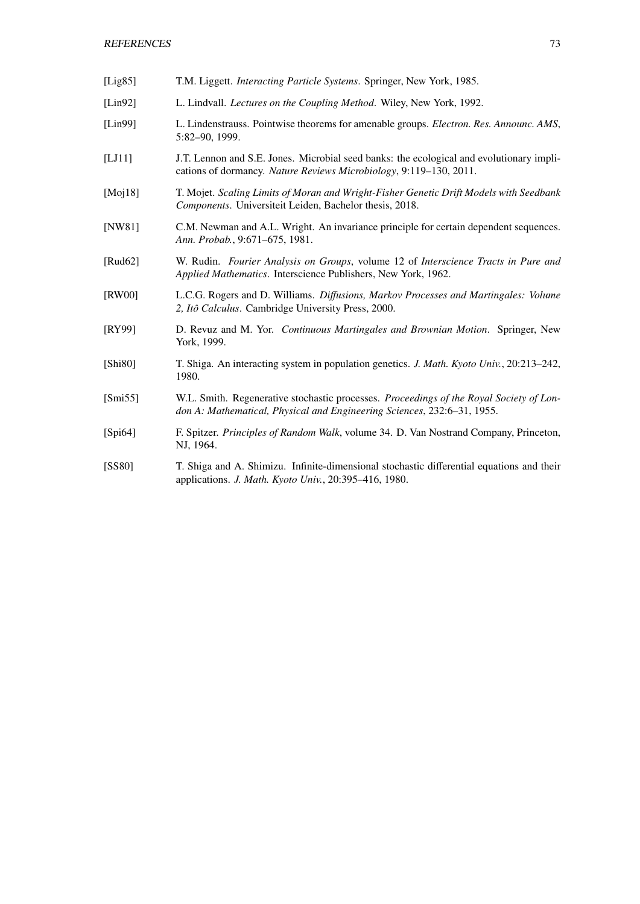[Lig85] T.M. Liggett. *Interacting Particle Systems*. Springer, New York, 1985.

[Lin92] L. Lindvall. *Lectures on the Coupling Method*. Wiley, New York, 1992.

[Lin99] L. Lindenstrauss. Pointwise theorems for amenable groups. *Electron. Res. Announc. AMS*, 5:82–90, 1999.

[LJ11] J.T. Lennon and S.E. Jones. Microbial seed banks: the ecological and evolutionary implications of dormancy. *Nature Reviews Microbiology*, 9:119–130, 2011.

[Moj18] T. Mojet. *Scaling Limits of Moran and Wright-Fisher Genetic Drift Models with Seedbank Components*. Universiteit Leiden, Bachelor thesis, 2018.

[NW81] C.M. Newman and A.L. Wright. An invariance principle for certain dependent sequences. *Ann. Probab.*, 9:671–675, 1981.

[Rud62] W. Rudin. *Fourier Analysis on Groups*, volume 12 of *Interscience Tracts in Pure and Applied Mathematics*. Interscience Publishers, New York, 1962.

[RW00] L.C.G. Rogers and D. Williams. *Diffusions, Markov Processes and Martingales: Volume 2, Itô Calculus*. Cambridge University Press, 2000.

[RY99] D. Revuz and M. Yor. *Continuous Martingales and Brownian Motion*. Springer, New York, 1999.

[Shi80] T. Shiga. An interacting system in population genetics. *J. Math. Kyoto Univ.*, 20:213–242, 1980.

[Smi55] W.L. Smith. Regenerative stochastic processes. *Proceedings of the Royal Society of London A: Mathematical, Physical and Engineering Sciences*, 232:6–31, 1955.

[Spi64] F. Spitzer. *Principles of Random Walk*, volume 34. D. Van Nostrand Company, Princeton, NJ, 1964.

[SS80] T. Shiga and A. Shimizu. Infinite-dimensional stochastic differential equations and their applications. *J. Math. Kyoto Univ.*, 20:395–416, 1980.